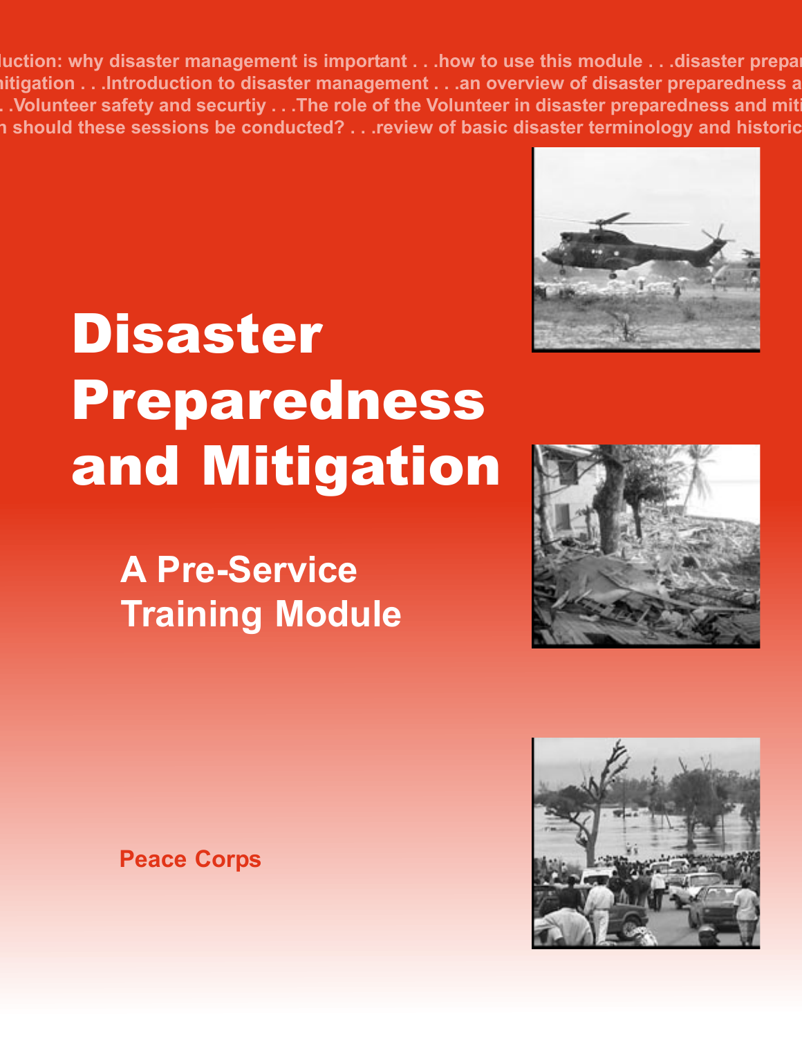luction: why disaster management is important . . .how to use this module . . .disaster prepar
nitigation . . .Introduction to disaster management . . .an overview of disaster preparedness a
. .Volunteer safety and securtiy . . .The role of the Volunteer in disaster preparedness and miti
n should these sessions be conducted? . . .review of basic disaster terminology and historic

# Disaster Preparedness and Mitigation

## A Pre-Service Training Module

**Peace Corps**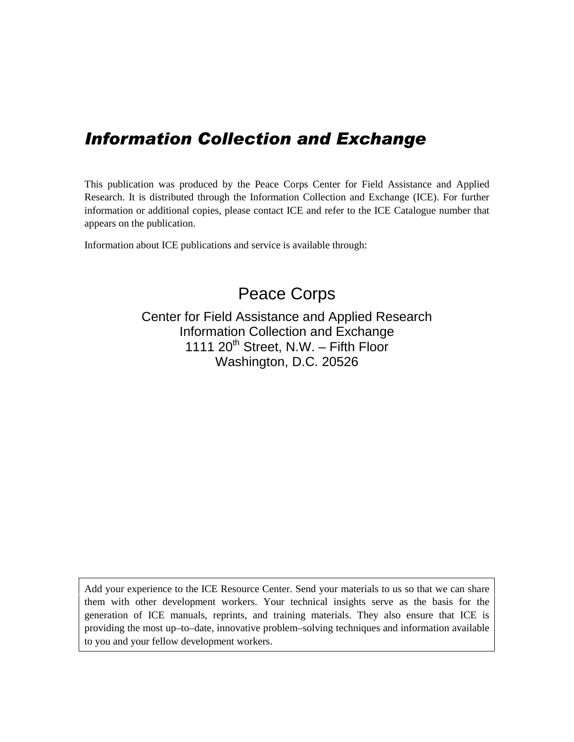# *Information Collection and Exchange*

This publication was produced by the Peace Corps Center for Field Assistance and Applied Research. It is distributed through the Information Collection and Exchange (ICE). For further information or additional copies, please contact ICE and refer to the ICE Catalogue number that appears on the publication.

Information about ICE publications and service is available through:

Peace Corps

Center for Field Assistance and Applied Research
Information Collection and Exchange
1111 20th Street, N.W. – Fifth Floor
Washington, D.C. 20526

Add your experience to the ICE Resource Center. Send your materials to us so that we can share them with other development workers. Your technical insights serve as the basis for the generation of ICE manuals, reprints, and training materials. They also ensure that ICE is providing the most up–to–date, innovative problem–solving techniques and information available to you and your fellow development workers.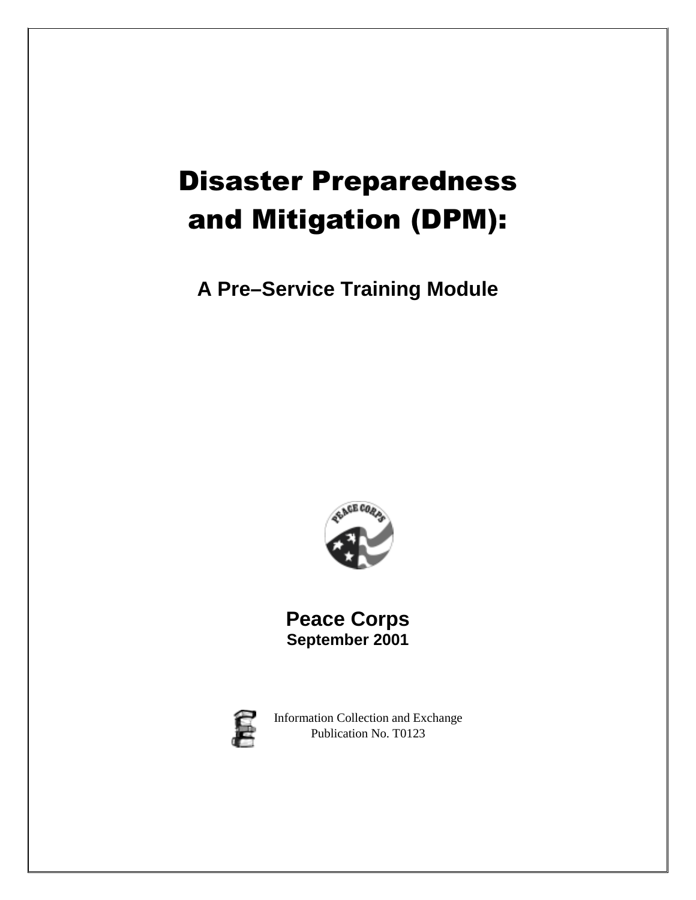# Disaster Preparedness and Mitigation (DPM):

## A Pre–Service Training Module

**Peace Corps**
**September 2001**

Information Collection and Exchange
Publication No. T0123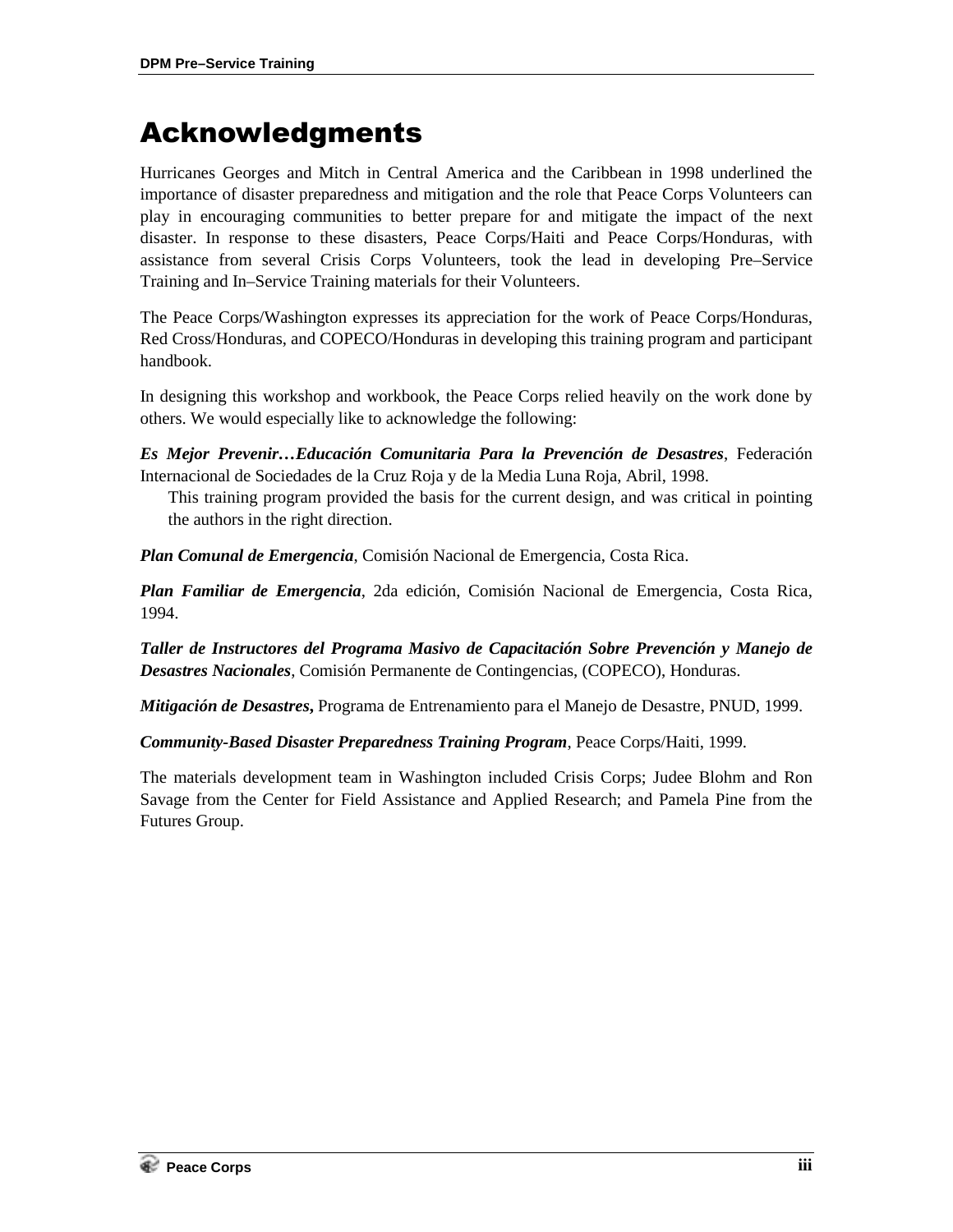# Acknowledgments

Hurricanes Georges and Mitch in Central America and the Caribbean in 1998 underlined the importance of disaster preparedness and mitigation and the role that Peace Corps Volunteers can play in encouraging communities to better prepare for and mitigate the impact of the next disaster. In response to these disasters, Peace Corps/Haiti and Peace Corps/Honduras, with assistance from several Crisis Corps Volunteers, took the lead in developing Pre–Service Training and In–Service Training materials for their Volunteers.

The Peace Corps/Washington expresses its appreciation for the work of Peace Corps/Honduras, Red Cross/Honduras, and COPECO/Honduras in developing this training program and participant handbook.

In designing this workshop and workbook, the Peace Corps relied heavily on the work done by others. We would especially like to acknowledge the following:

***Es Mejor Prevenir…Educación Comunitaria Para la Prevención de Desastres***, Federación Internacional de Sociedades de la Cruz Roja y de la Media Luna Roja, Abril, 1998.

> This training program provided the basis for the current design, and was critical in pointing the authors in the right direction.

***Plan Comunal de Emergencia***, Comisión Nacional de Emergencia, Costa Rica.

***Plan Familiar de Emergencia***, 2da edición, Comisión Nacional de Emergencia, Costa Rica, 1994.

***Taller de Instructores del Programa Masivo de Capacitación Sobre Prevención y Manejo de Desastres Nacionales***, Comisión Permanente de Contingencias, (COPECO), Honduras.

***Mitigación de Desastres*****,** Programa de Entrenamiento para el Manejo de Desastre, PNUD, 1999.

***Community-Based Disaster Preparedness Training Program***, Peace Corps/Haiti, 1999.

The materials development team in Washington included Crisis Corps; Judee Blohm and Ron Savage from the Center for Field Assistance and Applied Research; and Pamela Pine from the Futures Group.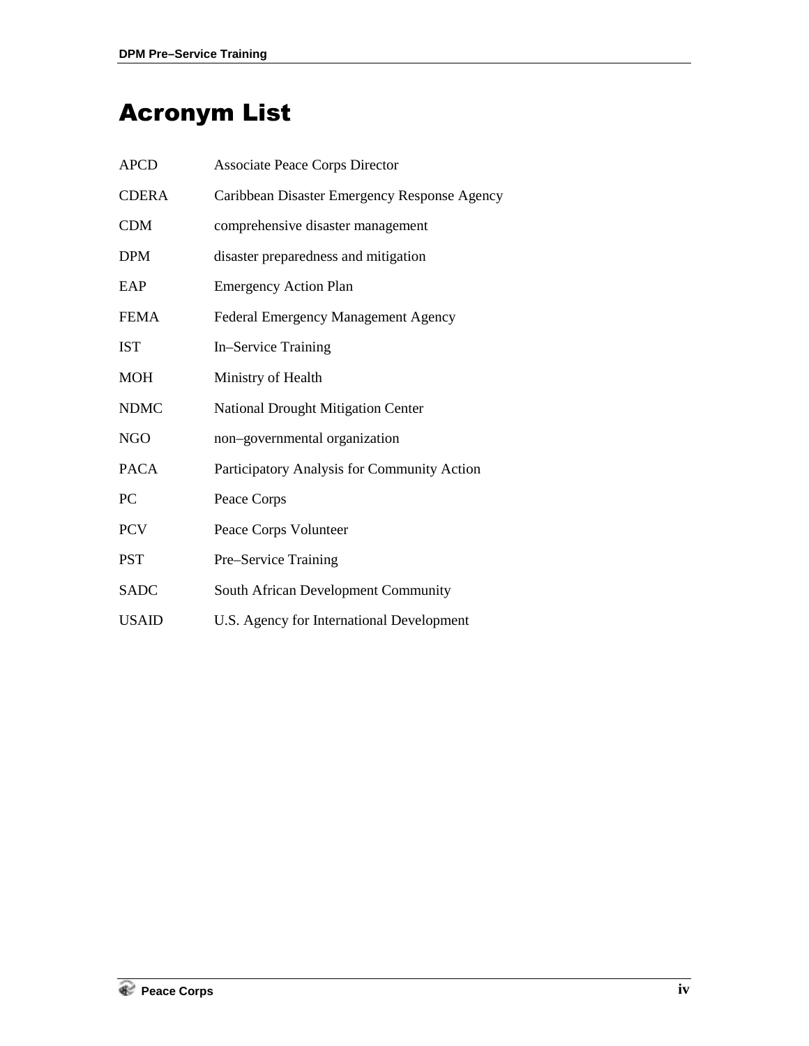# Acronym List

| | |
|---|---|
| APCD | Associate Peace Corps Director |
| CDERA | Caribbean Disaster Emergency Response Agency |
| CDM | comprehensive disaster management |
| DPM | disaster preparedness and mitigation |
| EAP | Emergency Action Plan |
| FEMA | Federal Emergency Management Agency |
| IST | In–Service Training |
| MOH | Ministry of Health |
| NDMC | National Drought Mitigation Center |
| NGO | non–governmental organization |
| PACA | Participatory Analysis for Community Action |
| PC | Peace Corps |
| PCV | Peace Corps Volunteer |
| PST | Pre–Service Training |
| SADC | South African Development Community |
| USAID | U.S. Agency for International Development |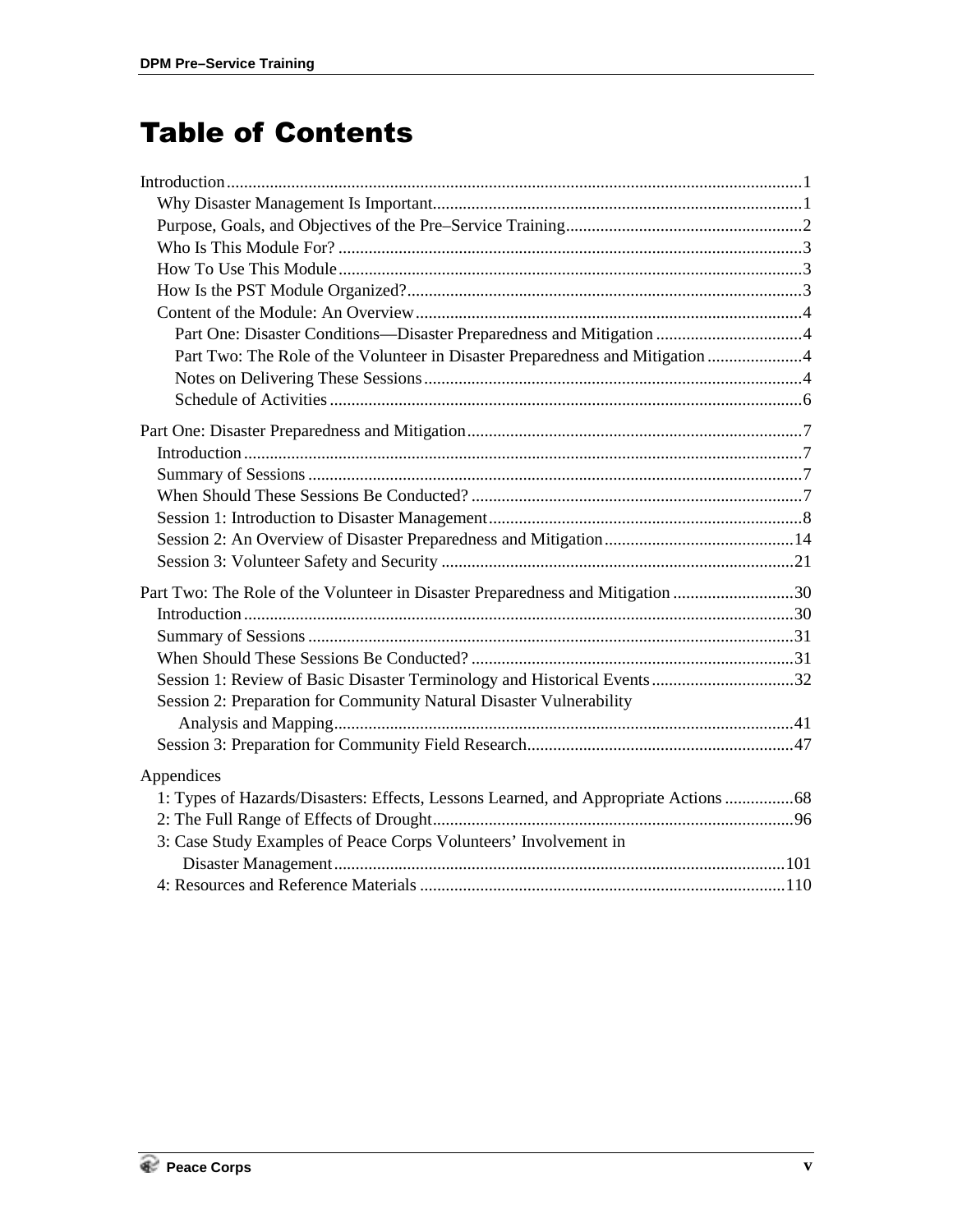# Table of Contents

Introduction .....1
- Why Disaster Management Is Important .....1
- Purpose, Goals, and Objectives of the Pre–Service Training .....2
- Who Is This Module For? .....3
- How To Use This Module .....3
- How Is the PST Module Organized? .....3
- Content of the Module: An Overview .....4
  - Part One: Disaster Conditions—Disaster Preparedness and Mitigation .....4
  - Part Two: The Role of the Volunteer in Disaster Preparedness and Mitigation .....4
  - Notes on Delivering These Sessions .....4
  - Schedule of Activities .....6

Part One: Disaster Preparedness and Mitigation .....7
- Introduction .....7
- Summary of Sessions .....7
- When Should These Sessions Be Conducted? .....7
- Session 1: Introduction to Disaster Management .....8
- Session 2: An Overview of Disaster Preparedness and Mitigation .....14
- Session 3: Volunteer Safety and Security .....21

Part Two: The Role of the Volunteer in Disaster Preparedness and Mitigation .....30
- Introduction .....30
- Summary of Sessions .....31
- When Should These Sessions Be Conducted? .....31
- Session 1: Review of Basic Disaster Terminology and Historical Events .....32
- Session 2: Preparation for Community Natural Disaster Vulnerability Analysis and Mapping .....41
- Session 3: Preparation for Community Field Research .....47

Appendices
- 1: Types of Hazards/Disasters: Effects, Lessons Learned, and Appropriate Actions .....68
- 2: The Full Range of Effects of Drought .....96
- 3: Case Study Examples of Peace Corps Volunteers' Involvement in Disaster Management .....101
- 4: Resources and Reference Materials .....110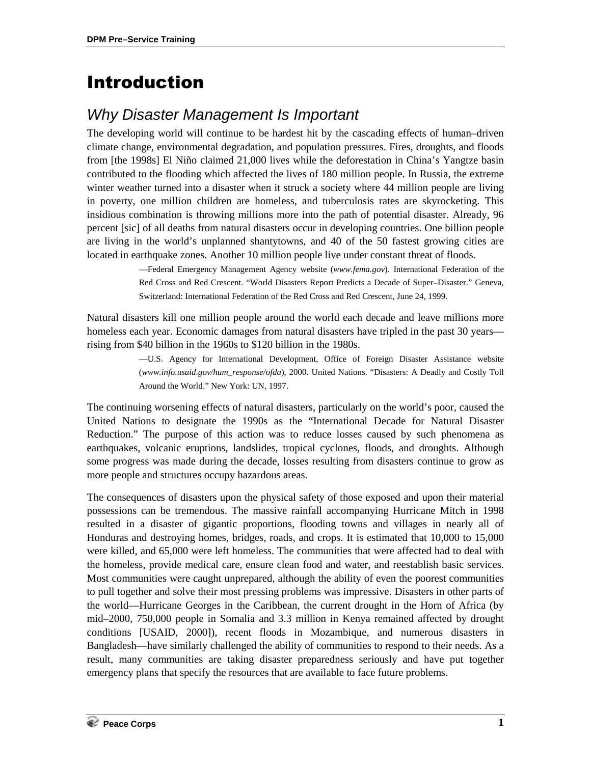# Introduction

## *Why Disaster Management Is Important*

The developing world will continue to be hardest hit by the cascading effects of human–driven climate change, environmental degradation, and population pressures. Fires, droughts, and floods from [the 1998s] El Niño claimed 21,000 lives while the deforestation in China's Yangtze basin contributed to the flooding which affected the lives of 180 million people. In Russia, the extreme winter weather turned into a disaster when it struck a society where 44 million people are living in poverty, one million children are homeless, and tuberculosis rates are skyrocketing. This insidious combination is throwing millions more into the path of potential disaster. Already, 96 percent [sic] of all deaths from natural disasters occur in developing countries. One billion people are living in the world's unplanned shantytowns, and 40 of the 50 fastest growing cities are located in earthquake zones. Another 10 million people live under constant threat of floods.

> —Federal Emergency Management Agency website (*www.fema.gov*). International Federation of the Red Cross and Red Crescent. "World Disasters Report Predicts a Decade of Super–Disaster." Geneva, Switzerland: International Federation of the Red Cross and Red Crescent, June 24, 1999.

Natural disasters kill one million people around the world each decade and leave millions more homeless each year. Economic damages from natural disasters have tripled in the past 30 years—rising from $40 billion in the 1960s to $120 billion in the 1980s.

> —U.S. Agency for International Development, Office of Foreign Disaster Assistance website (*www.info.usaid.gov/hum_response/ofda*), 2000. United Nations. "Disasters: A Deadly and Costly Toll Around the World." New York: UN, 1997.

The continuing worsening effects of natural disasters, particularly on the world's poor, caused the United Nations to designate the 1990s as the "International Decade for Natural Disaster Reduction." The purpose of this action was to reduce losses caused by such phenomena as earthquakes, volcanic eruptions, landslides, tropical cyclones, floods, and droughts. Although some progress was made during the decade, losses resulting from disasters continue to grow as more people and structures occupy hazardous areas.

The consequences of disasters upon the physical safety of those exposed and upon their material possessions can be tremendous. The massive rainfall accompanying Hurricane Mitch in 1998 resulted in a disaster of gigantic proportions, flooding towns and villages in nearly all of Honduras and destroying homes, bridges, roads, and crops. It is estimated that 10,000 to 15,000 were killed, and 65,000 were left homeless. The communities that were affected had to deal with the homeless, provide medical care, ensure clean food and water, and reestablish basic services. Most communities were caught unprepared, although the ability of even the poorest communities to pull together and solve their most pressing problems was impressive. Disasters in other parts of the world—Hurricane Georges in the Caribbean, the current drought in the Horn of Africa (by mid–2000, 750,000 people in Somalia and 3.3 million in Kenya remained affected by drought conditions [USAID, 2000]), recent floods in Mozambique, and numerous disasters in Bangladesh—have similarly challenged the ability of communities to respond to their needs. As a result, many communities are taking disaster preparedness seriously and have put together emergency plans that specify the resources that are available to face future problems.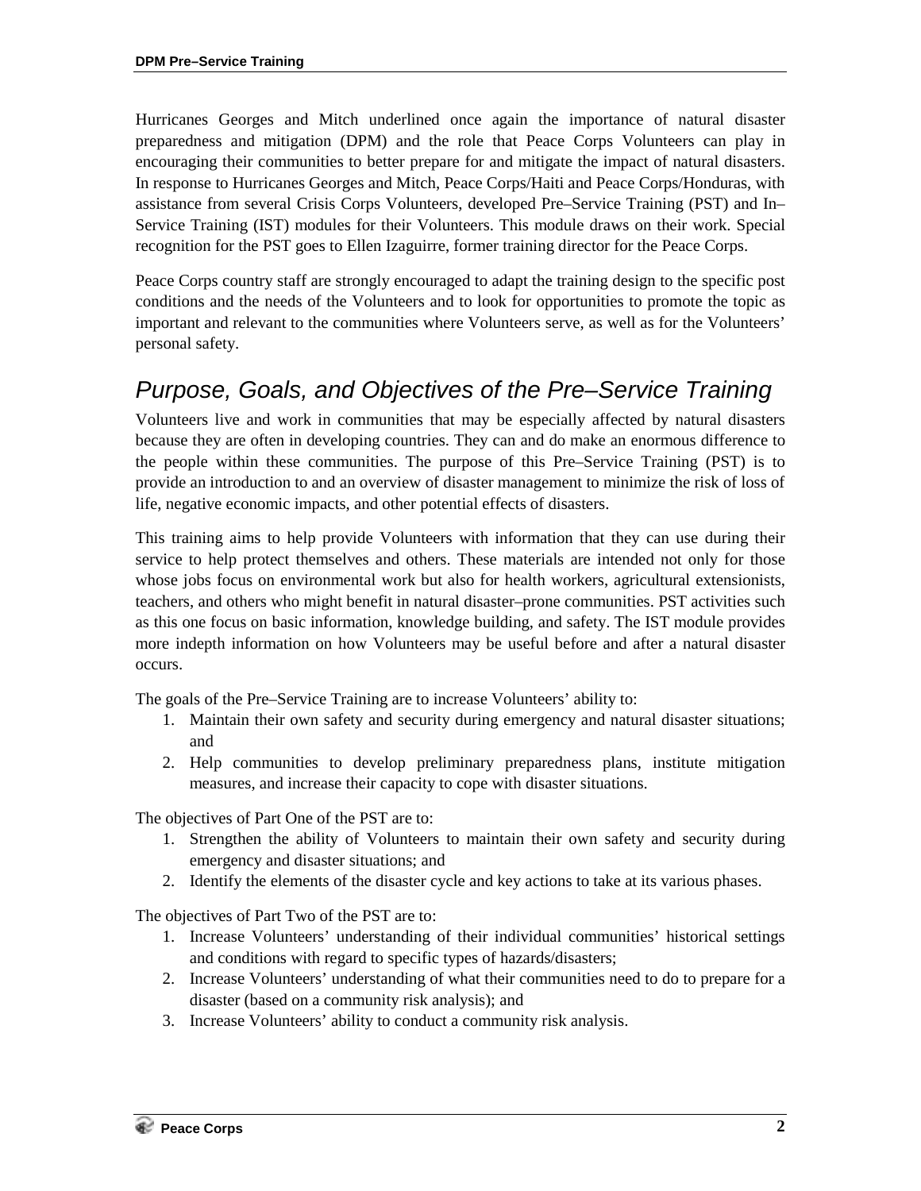Hurricanes Georges and Mitch underlined once again the importance of natural disaster preparedness and mitigation (DPM) and the role that Peace Corps Volunteers can play in encouraging their communities to better prepare for and mitigate the impact of natural disasters. In response to Hurricanes Georges and Mitch, Peace Corps/Haiti and Peace Corps/Honduras, with assistance from several Crisis Corps Volunteers, developed Pre–Service Training (PST) and In–Service Training (IST) modules for their Volunteers. This module draws on their work. Special recognition for the PST goes to Ellen Izaguirre, former training director for the Peace Corps.

Peace Corps country staff are strongly encouraged to adapt the training design to the specific post conditions and the needs of the Volunteers and to look for opportunities to promote the topic as important and relevant to the communities where Volunteers serve, as well as for the Volunteers' personal safety.

## *Purpose, Goals, and Objectives of the Pre–Service Training*

Volunteers live and work in communities that may be especially affected by natural disasters because they are often in developing countries. They can and do make an enormous difference to the people within these communities. The purpose of this Pre–Service Training (PST) is to provide an introduction to and an overview of disaster management to minimize the risk of loss of life, negative economic impacts, and other potential effects of disasters.

This training aims to help provide Volunteers with information that they can use during their service to help protect themselves and others. These materials are intended not only for those whose jobs focus on environmental work but also for health workers, agricultural extensionists, teachers, and others who might benefit in natural disaster–prone communities. PST activities such as this one focus on basic information, knowledge building, and safety. The IST module provides more indepth information on how Volunteers may be useful before and after a natural disaster occurs.

The goals of the Pre–Service Training are to increase Volunteers' ability to:

1. Maintain their own safety and security during emergency and natural disaster situations; and
2. Help communities to develop preliminary preparedness plans, institute mitigation measures, and increase their capacity to cope with disaster situations.

The objectives of Part One of the PST are to:

1. Strengthen the ability of Volunteers to maintain their own safety and security during emergency and disaster situations; and
2. Identify the elements of the disaster cycle and key actions to take at its various phases.

The objectives of Part Two of the PST are to:

1. Increase Volunteers' understanding of their individual communities' historical settings and conditions with regard to specific types of hazards/disasters;
2. Increase Volunteers' understanding of what their communities need to do to prepare for a disaster (based on a community risk analysis); and
3. Increase Volunteers' ability to conduct a community risk analysis.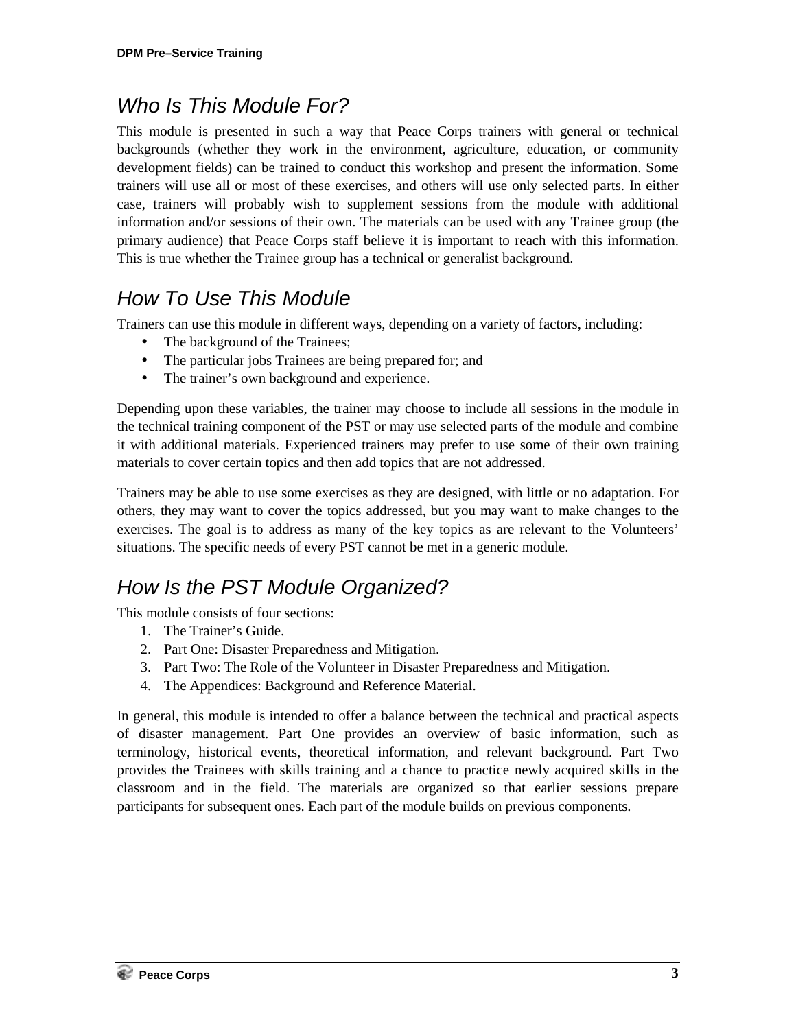## *Who Is This Module For?*

This module is presented in such a way that Peace Corps trainers with general or technical backgrounds (whether they work in the environment, agriculture, education, or community development fields) can be trained to conduct this workshop and present the information. Some trainers will use all or most of these exercises, and others will use only selected parts. In either case, trainers will probably wish to supplement sessions from the module with additional information and/or sessions of their own. The materials can be used with any Trainee group (the primary audience) that Peace Corps staff believe it is important to reach with this information. This is true whether the Trainee group has a technical or generalist background.

## *How To Use This Module*

Trainers can use this module in different ways, depending on a variety of factors, including:

- The background of the Trainees;
- The particular jobs Trainees are being prepared for; and
- The trainer's own background and experience.

Depending upon these variables, the trainer may choose to include all sessions in the module in the technical training component of the PST or may use selected parts of the module and combine it with additional materials. Experienced trainers may prefer to use some of their own training materials to cover certain topics and then add topics that are not addressed.

Trainers may be able to use some exercises as they are designed, with little or no adaptation. For others, they may want to cover the topics addressed, but you may want to make changes to the exercises. The goal is to address as many of the key topics as are relevant to the Volunteers' situations. The specific needs of every PST cannot be met in a generic module.

## *How Is the PST Module Organized?*

This module consists of four sections:

1. The Trainer's Guide.
2. Part One: Disaster Preparedness and Mitigation.
3. Part Two: The Role of the Volunteer in Disaster Preparedness and Mitigation.
4. The Appendices: Background and Reference Material.

In general, this module is intended to offer a balance between the technical and practical aspects of disaster management. Part One provides an overview of basic information, such as terminology, historical events, theoretical information, and relevant background. Part Two provides the Trainees with skills training and a chance to practice newly acquired skills in the classroom and in the field. The materials are organized so that earlier sessions prepare participants for subsequent ones. Each part of the module builds on previous components.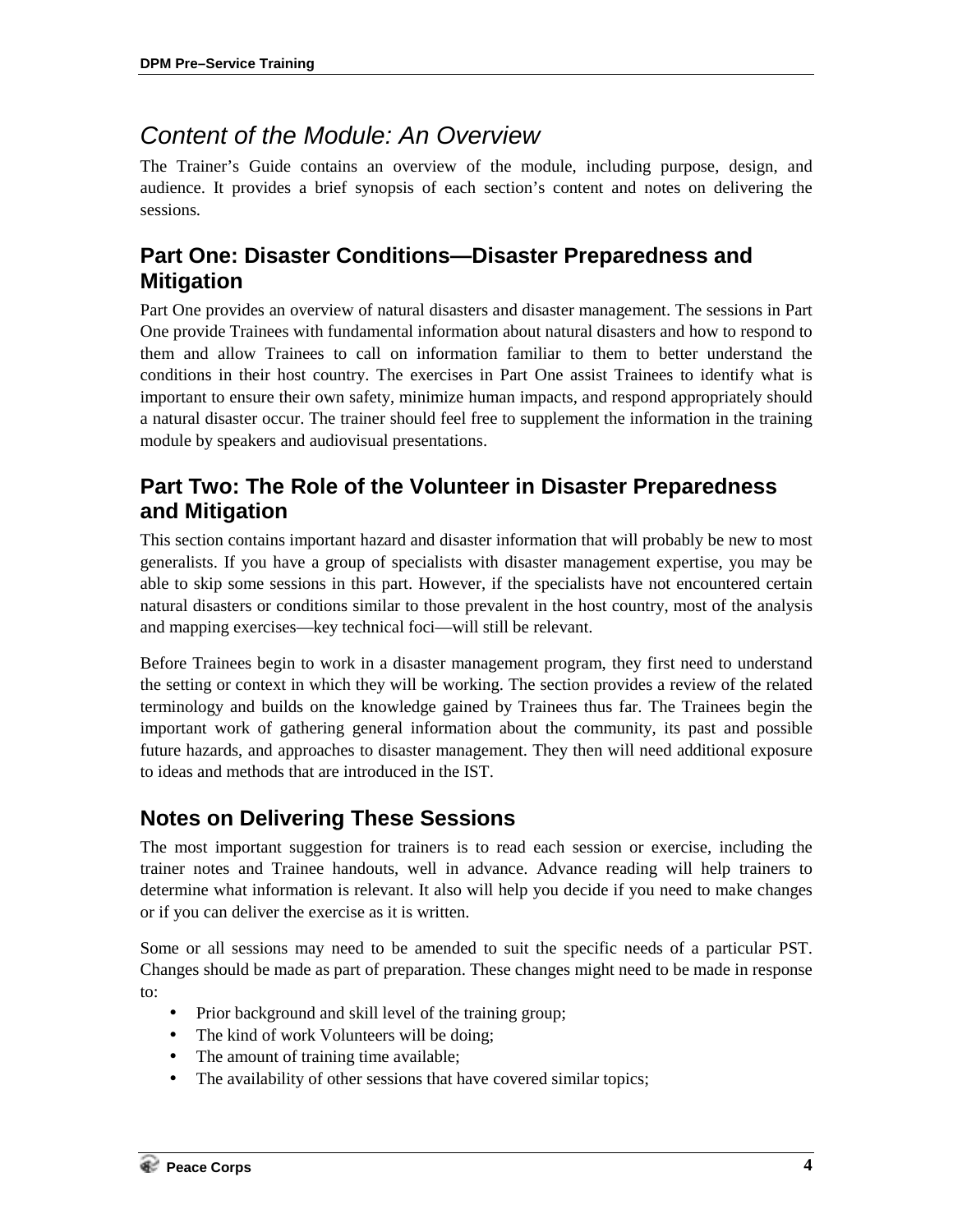## *Content of the Module: An Overview*

The Trainer's Guide contains an overview of the module, including purpose, design, and audience. It provides a brief synopsis of each section's content and notes on delivering the sessions.

### Part One: Disaster Conditions—Disaster Preparedness and Mitigation

Part One provides an overview of natural disasters and disaster management. The sessions in Part One provide Trainees with fundamental information about natural disasters and how to respond to them and allow Trainees to call on information familiar to them to better understand the conditions in their host country. The exercises in Part One assist Trainees to identify what is important to ensure their own safety, minimize human impacts, and respond appropriately should a natural disaster occur. The trainer should feel free to supplement the information in the training module by speakers and audiovisual presentations.

### Part Two: The Role of the Volunteer in Disaster Preparedness and Mitigation

This section contains important hazard and disaster information that will probably be new to most generalists. If you have a group of specialists with disaster management expertise, you may be able to skip some sessions in this part. However, if the specialists have not encountered certain natural disasters or conditions similar to those prevalent in the host country, most of the analysis and mapping exercises—key technical foci—will still be relevant.

Before Trainees begin to work in a disaster management program, they first need to understand the setting or context in which they will be working. The section provides a review of the related terminology and builds on the knowledge gained by Trainees thus far. The Trainees begin the important work of gathering general information about the community, its past and possible future hazards, and approaches to disaster management. They then will need additional exposure to ideas and methods that are introduced in the IST.

### Notes on Delivering These Sessions

The most important suggestion for trainers is to read each session or exercise, including the trainer notes and Trainee handouts, well in advance. Advance reading will help trainers to determine what information is relevant. It also will help you decide if you need to make changes or if you can deliver the exercise as it is written.

Some or all sessions may need to be amended to suit the specific needs of a particular PST. Changes should be made as part of preparation. These changes might need to be made in response to:

- Prior background and skill level of the training group;
- The kind of work Volunteers will be doing;
- The amount of training time available;
- The availability of other sessions that have covered similar topics;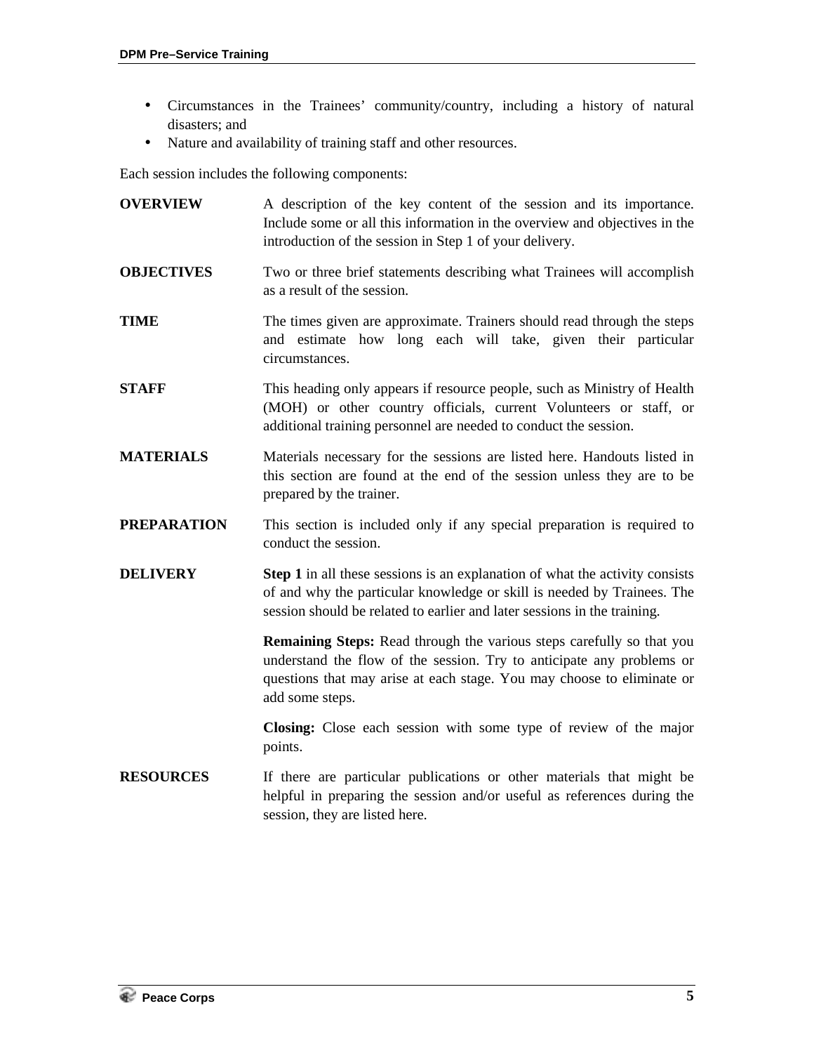- Circumstances in the Trainees' community/country, including a history of natural disasters; and
- Nature and availability of training staff and other resources.

Each session includes the following components:

**OVERVIEW** A description of the key content of the session and its importance. Include some or all this information in the overview and objectives in the introduction of the session in Step 1 of your delivery.

**OBJECTIVES** Two or three brief statements describing what Trainees will accomplish as a result of the session.

**TIME** The times given are approximate. Trainers should read through the steps and estimate how long each will take, given their particular circumstances.

**STAFF** This heading only appears if resource people, such as Ministry of Health (MOH) or other country officials, current Volunteers or staff, or additional training personnel are needed to conduct the session.

**MATERIALS** Materials necessary for the sessions are listed here. Handouts listed in this section are found at the end of the session unless they are to be prepared by the trainer.

**PREPARATION** This section is included only if any special preparation is required to conduct the session.

**DELIVERY** **Step 1** in all these sessions is an explanation of what the activity consists of and why the particular knowledge or skill is needed by Trainees. The session should be related to earlier and later sessions in the training.

**Remaining Steps:** Read through the various steps carefully so that you understand the flow of the session. Try to anticipate any problems or questions that may arise at each stage. You may choose to eliminate or add some steps.

**Closing:** Close each session with some type of review of the major points.

**RESOURCES** If there are particular publications or other materials that might be helpful in preparing the session and/or useful as references during the session, they are listed here.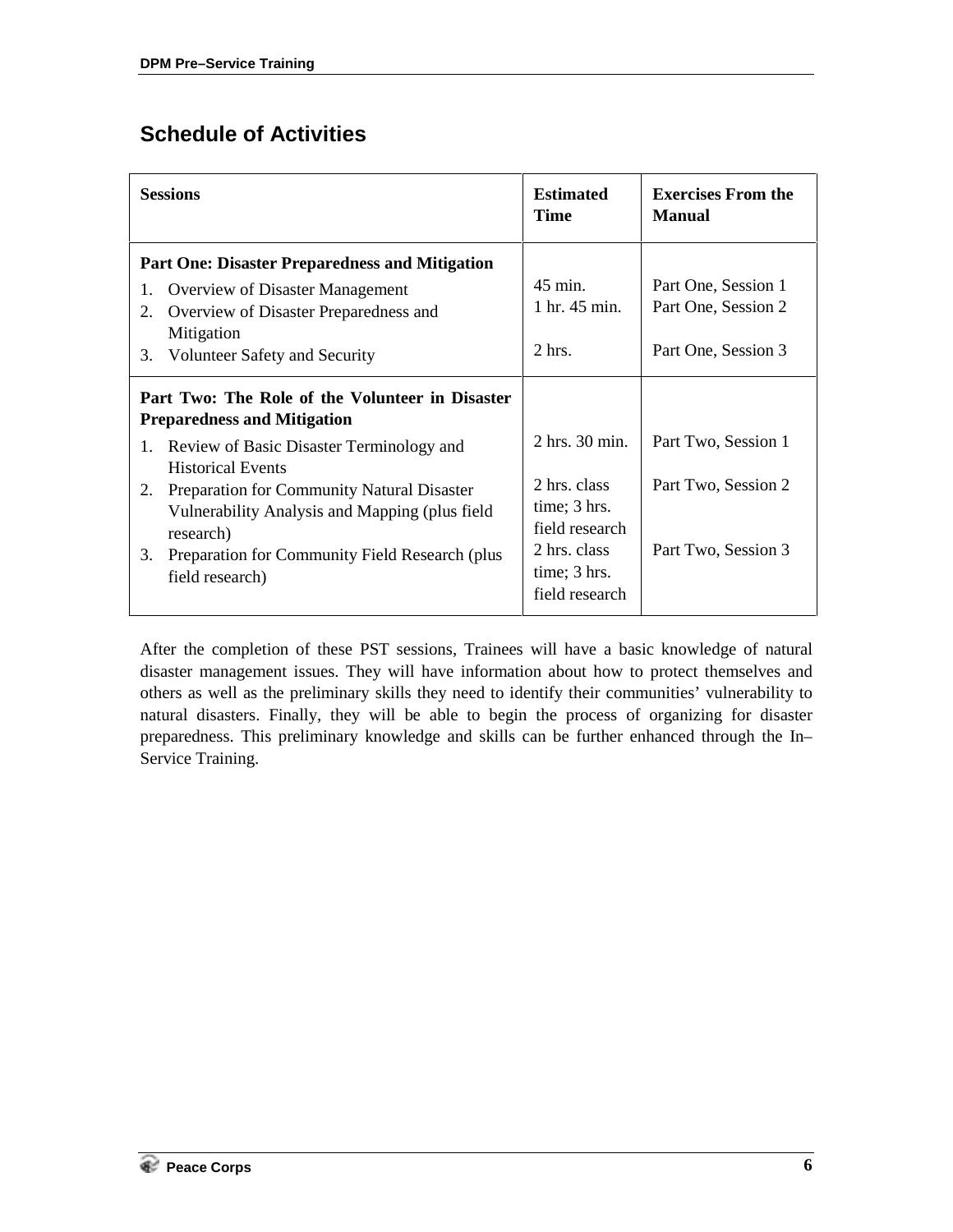## Schedule of Activities

| Sessions | Estimated Time | Exercises From the Manual |
|---|---|---|
| **Part One: Disaster Preparedness and Mitigation** | | |
| 1. Overview of Disaster Management | 45 min. | Part One, Session 1 |
| 2. Overview of Disaster Preparedness and Mitigation | 1 hr. 45 min. | Part One, Session 2 |
| 3. Volunteer Safety and Security | 2 hrs. | Part One, Session 3 |
| **Part Two: The Role of the Volunteer in Disaster Preparedness and Mitigation** | | |
| 1. Review of Basic Disaster Terminology and Historical Events | 2 hrs. 30 min. | Part Two, Session 1 |
| 2. Preparation for Community Natural Disaster Vulnerability Analysis and Mapping (plus field research) | 2 hrs. class time; 3 hrs. field research | Part Two, Session 2 |
| 3. Preparation for Community Field Research (plus field research) | 2 hrs. class time; 3 hrs. field research | Part Two, Session 3 |

After the completion of these PST sessions, Trainees will have a basic knowledge of natural disaster management issues. They will have information about how to protect themselves and others as well as the preliminary skills they need to identify their communities' vulnerability to natural disasters. Finally, they will be able to begin the process of organizing for disaster preparedness. This preliminary knowledge and skills can be further enhanced through the In–Service Training.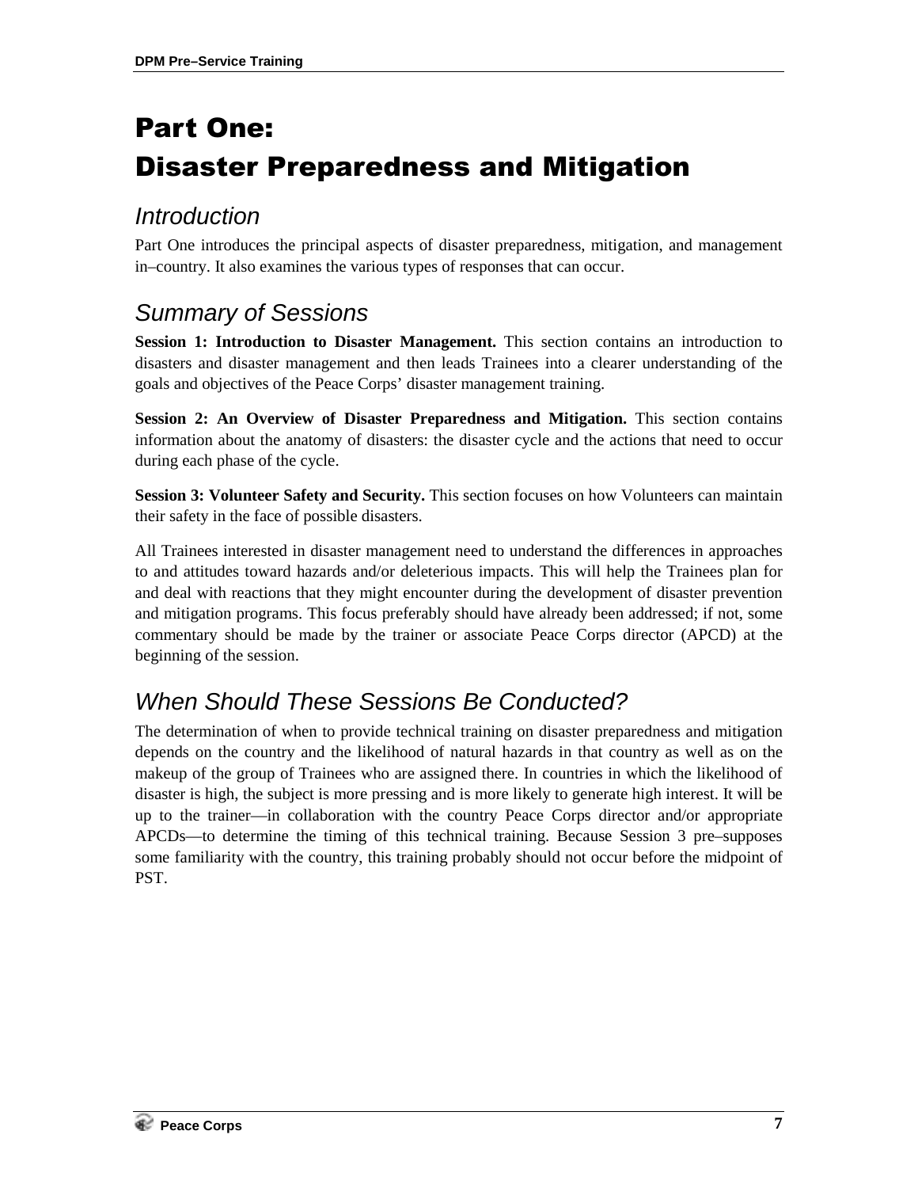# Part One: Disaster Preparedness and Mitigation

## *Introduction*

Part One introduces the principal aspects of disaster preparedness, mitigation, and management in–country. It also examines the various types of responses that can occur.

## *Summary of Sessions*

**Session 1: Introduction to Disaster Management.** This section contains an introduction to disasters and disaster management and then leads Trainees into a clearer understanding of the goals and objectives of the Peace Corps' disaster management training.

**Session 2: An Overview of Disaster Preparedness and Mitigation.** This section contains information about the anatomy of disasters: the disaster cycle and the actions that need to occur during each phase of the cycle.

**Session 3: Volunteer Safety and Security.** This section focuses on how Volunteers can maintain their safety in the face of possible disasters.

All Trainees interested in disaster management need to understand the differences in approaches to and attitudes toward hazards and/or deleterious impacts. This will help the Trainees plan for and deal with reactions that they might encounter during the development of disaster prevention and mitigation programs. This focus preferably should have already been addressed; if not, some commentary should be made by the trainer or associate Peace Corps director (APCD) at the beginning of the session.

## *When Should These Sessions Be Conducted?*

The determination of when to provide technical training on disaster preparedness and mitigation depends on the country and the likelihood of natural hazards in that country as well as on the makeup of the group of Trainees who are assigned there. In countries in which the likelihood of disaster is high, the subject is more pressing and is more likely to generate high interest. It will be up to the trainer—in collaboration with the country Peace Corps director and/or appropriate APCDs—to determine the timing of this technical training. Because Session 3 pre–supposes some familiarity with the country, this training probably should not occur before the midpoint of PST.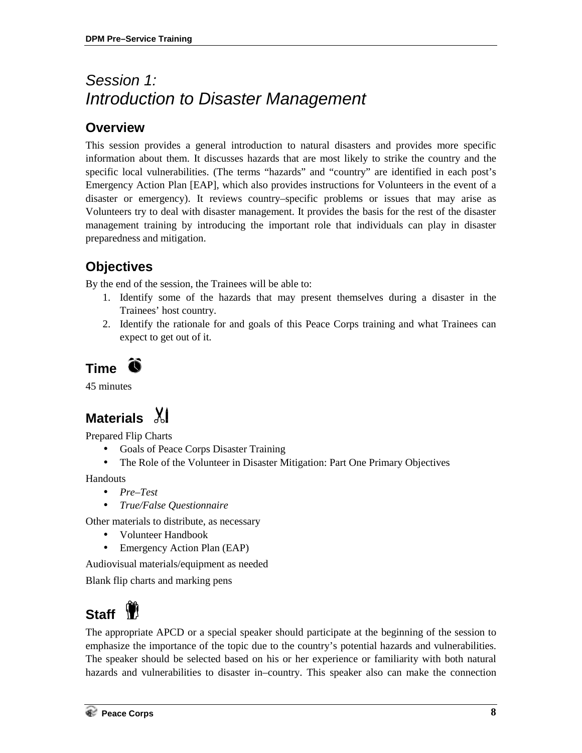# *Session 1: Introduction to Disaster Management*

## Overview

This session provides a general introduction to natural disasters and provides more specific information about them. It discusses hazards that are most likely to strike the country and the specific local vulnerabilities. (The terms "hazards" and "country" are identified in each post's Emergency Action Plan [EAP], which also provides instructions for Volunteers in the event of a disaster or emergency). It reviews country–specific problems or issues that may arise as Volunteers try to deal with disaster management. It provides the basis for the rest of the disaster management training by introducing the important role that individuals can play in disaster preparedness and mitigation.

## Objectives

By the end of the session, the Trainees will be able to:

1. Identify some of the hazards that may present themselves during a disaster in the Trainees' host country.
2. Identify the rationale for and goals of this Peace Corps training and what Trainees can expect to get out of it.

## Time

45 minutes

## Materials

Prepared Flip Charts

- Goals of Peace Corps Disaster Training
- The Role of the Volunteer in Disaster Mitigation: Part One Primary Objectives

Handouts

- *Pre–Test*
- *True/False Questionnaire*

Other materials to distribute, as necessary

- Volunteer Handbook
- Emergency Action Plan (EAP)

Audiovisual materials/equipment as needed

Blank flip charts and marking pens

## Staff

The appropriate APCD or a special speaker should participate at the beginning of the session to emphasize the importance of the topic due to the country's potential hazards and vulnerabilities. The speaker should be selected based on his or her experience or familiarity with both natural hazards and vulnerabilities to disaster in–country. This speaker also can make the connection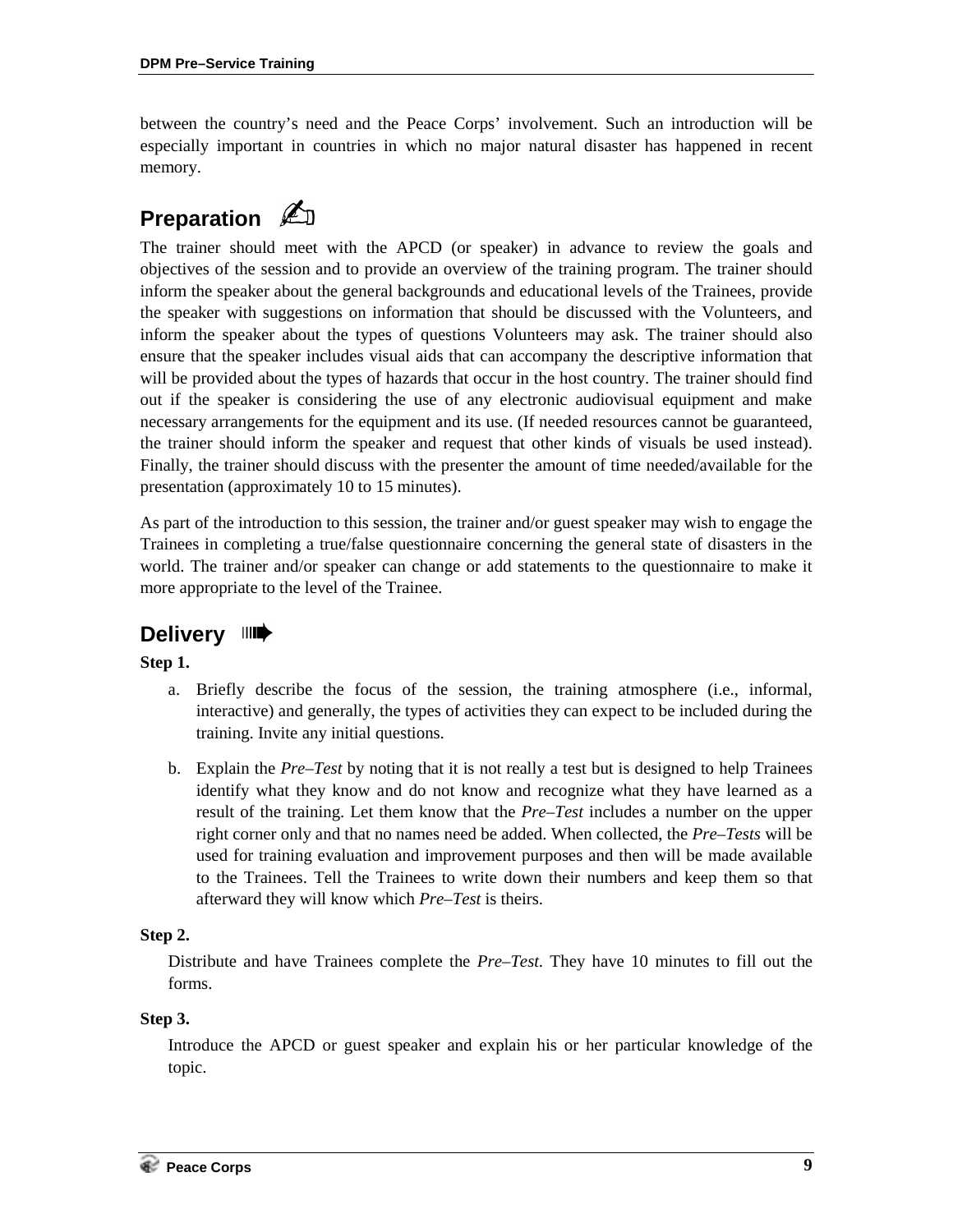between the country's need and the Peace Corps' involvement. Such an introduction will be especially important in countries in which no major natural disaster has happened in recent memory.

## Preparation

The trainer should meet with the APCD (or speaker) in advance to review the goals and objectives of the session and to provide an overview of the training program. The trainer should inform the speaker about the general backgrounds and educational levels of the Trainees, provide the speaker with suggestions on information that should be discussed with the Volunteers, and inform the speaker about the types of questions Volunteers may ask. The trainer should also ensure that the speaker includes visual aids that can accompany the descriptive information that will be provided about the types of hazards that occur in the host country. The trainer should find out if the speaker is considering the use of any electronic audiovisual equipment and make necessary arrangements for the equipment and its use. (If needed resources cannot be guaranteed, the trainer should inform the speaker and request that other kinds of visuals be used instead). Finally, the trainer should discuss with the presenter the amount of time needed/available for the presentation (approximately 10 to 15 minutes).

As part of the introduction to this session, the trainer and/or guest speaker may wish to engage the Trainees in completing a true/false questionnaire concerning the general state of disasters in the world. The trainer and/or speaker can change or add statements to the questionnaire to make it more appropriate to the level of the Trainee.

## Delivery

**Step 1.**

a. Briefly describe the focus of the session, the training atmosphere (i.e., informal, interactive) and generally, the types of activities they can expect to be included during the training. Invite any initial questions.

b. Explain the *Pre–Test* by noting that it is not really a test but is designed to help Trainees identify what they know and do not know and recognize what they have learned as a result of the training. Let them know that the *Pre–Test* includes a number on the upper right corner only and that no names need be added. When collected, the *Pre–Tests* will be used for training evaluation and improvement purposes and then will be made available to the Trainees. Tell the Trainees to write down their numbers and keep them so that afterward they will know which *Pre–Test* is theirs.

**Step 2.**

Distribute and have Trainees complete the *Pre–Test*. They have 10 minutes to fill out the forms.

**Step 3.**

Introduce the APCD or guest speaker and explain his or her particular knowledge of the topic.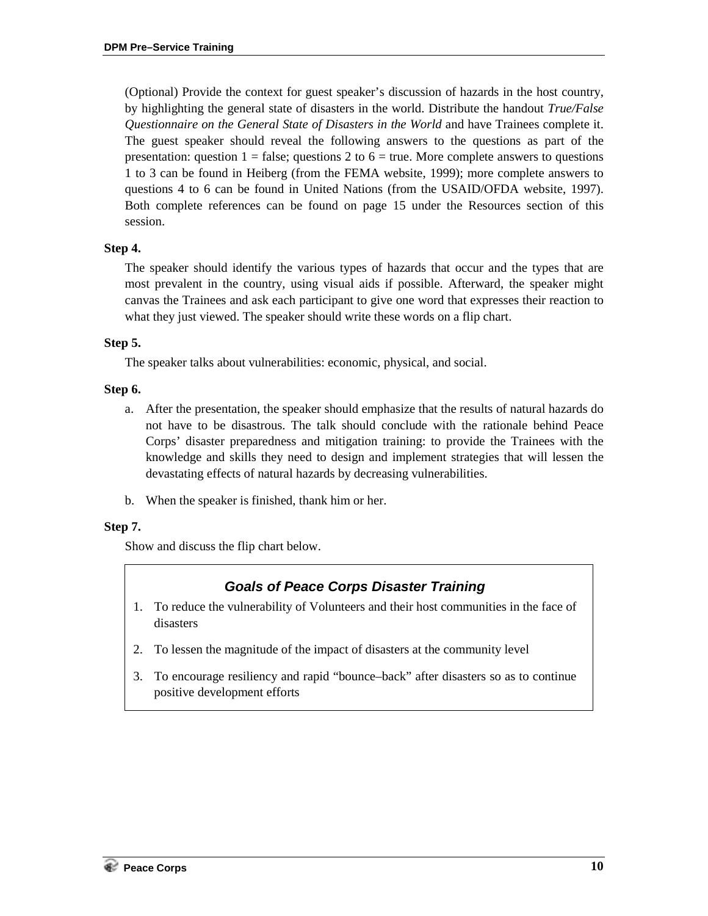(Optional) Provide the context for guest speaker's discussion of hazards in the host country, by highlighting the general state of disasters in the world. Distribute the handout *True/False Questionnaire on the General State of Disasters in the World* and have Trainees complete it. The guest speaker should reveal the following answers to the questions as part of the presentation: question 1 = false; questions 2 to 6 = true. More complete answers to questions 1 to 3 can be found in Heiberg (from the FEMA website, 1999); more complete answers to questions 4 to 6 can be found in United Nations (from the USAID/OFDA website, 1997). Both complete references can be found on page 15 under the Resources section of this session.

**Step 4.**

The speaker should identify the various types of hazards that occur and the types that are most prevalent in the country, using visual aids if possible. Afterward, the speaker might canvas the Trainees and ask each participant to give one word that expresses their reaction to what they just viewed. The speaker should write these words on a flip chart.

**Step 5.**

The speaker talks about vulnerabilities: economic, physical, and social.

**Step 6.**

a. After the presentation, the speaker should emphasize that the results of natural hazards do not have to be disastrous. The talk should conclude with the rationale behind Peace Corps' disaster preparedness and mitigation training: to provide the Trainees with the knowledge and skills they need to design and implement strategies that will lessen the devastating effects of natural hazards by decreasing vulnerabilities.

b. When the speaker is finished, thank him or her.

**Step 7.**

Show and discuss the flip chart below.

***Goals of Peace Corps Disaster Training***

1. To reduce the vulnerability of Volunteers and their host communities in the face of disasters
2. To lessen the magnitude of the impact of disasters at the community level
3. To encourage resiliency and rapid "bounce–back" after disasters so as to continue positive development efforts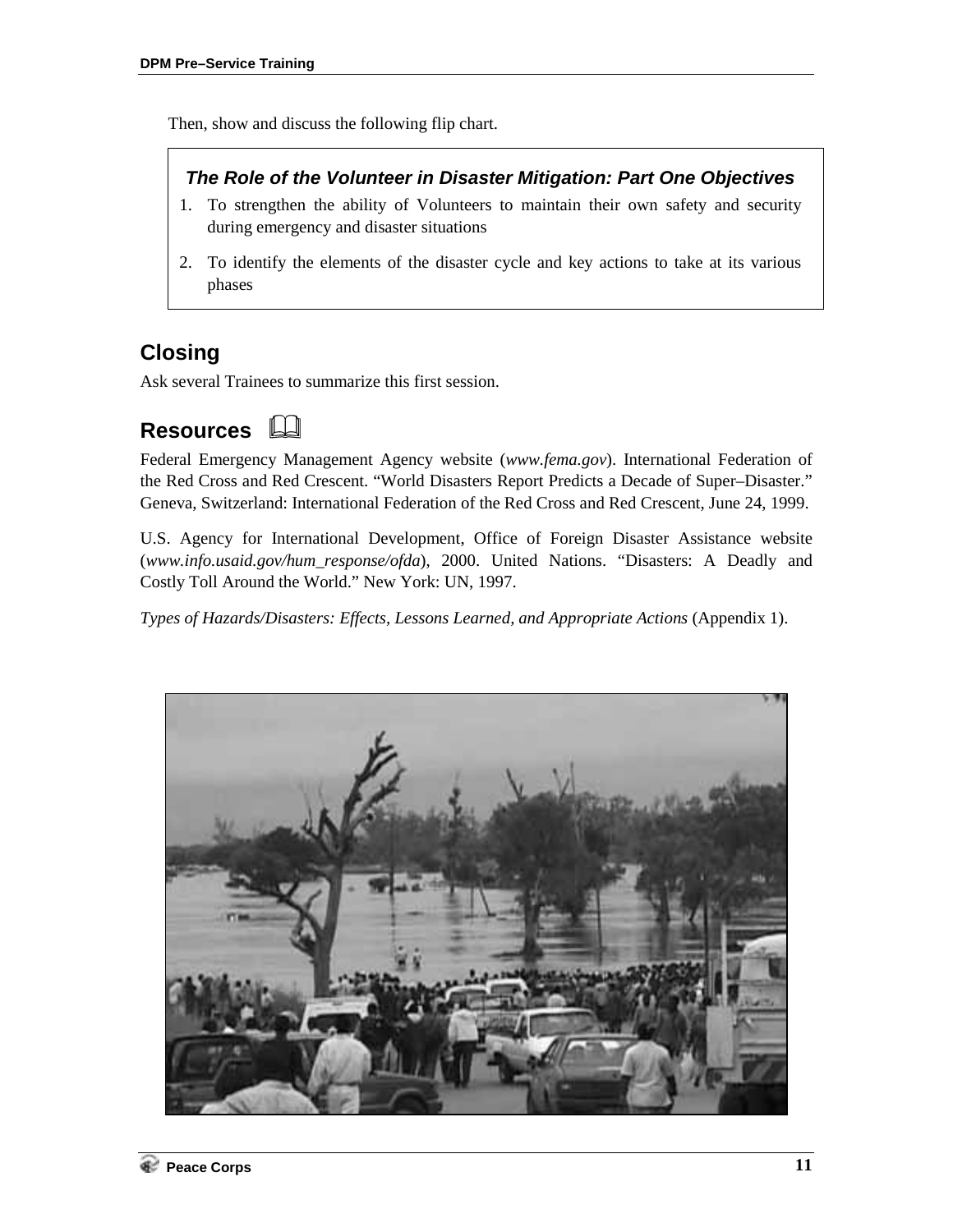Then, show and discuss the following flip chart.

> ***The Role of the Volunteer in Disaster Mitigation: Part One Objectives***
>
> 1. To strengthen the ability of Volunteers to maintain their own safety and security during emergency and disaster situations
> 2. To identify the elements of the disaster cycle and key actions to take at its various phases

## Closing

Ask several Trainees to summarize this first session.

## Resources

Federal Emergency Management Agency website (*www.fema.gov*). International Federation of the Red Cross and Red Crescent. "World Disasters Report Predicts a Decade of Super–Disaster." Geneva, Switzerland: International Federation of the Red Cross and Red Crescent, June 24, 1999.

U.S. Agency for International Development, Office of Foreign Disaster Assistance website (*www.info.usaid.gov/hum_response/ofda*), 2000. United Nations. "Disasters: A Deadly and Costly Toll Around the World." New York: UN, 1997.

*Types of Hazards/Disasters: Effects, Lessons Learned, and Appropriate Actions* (Appendix 1).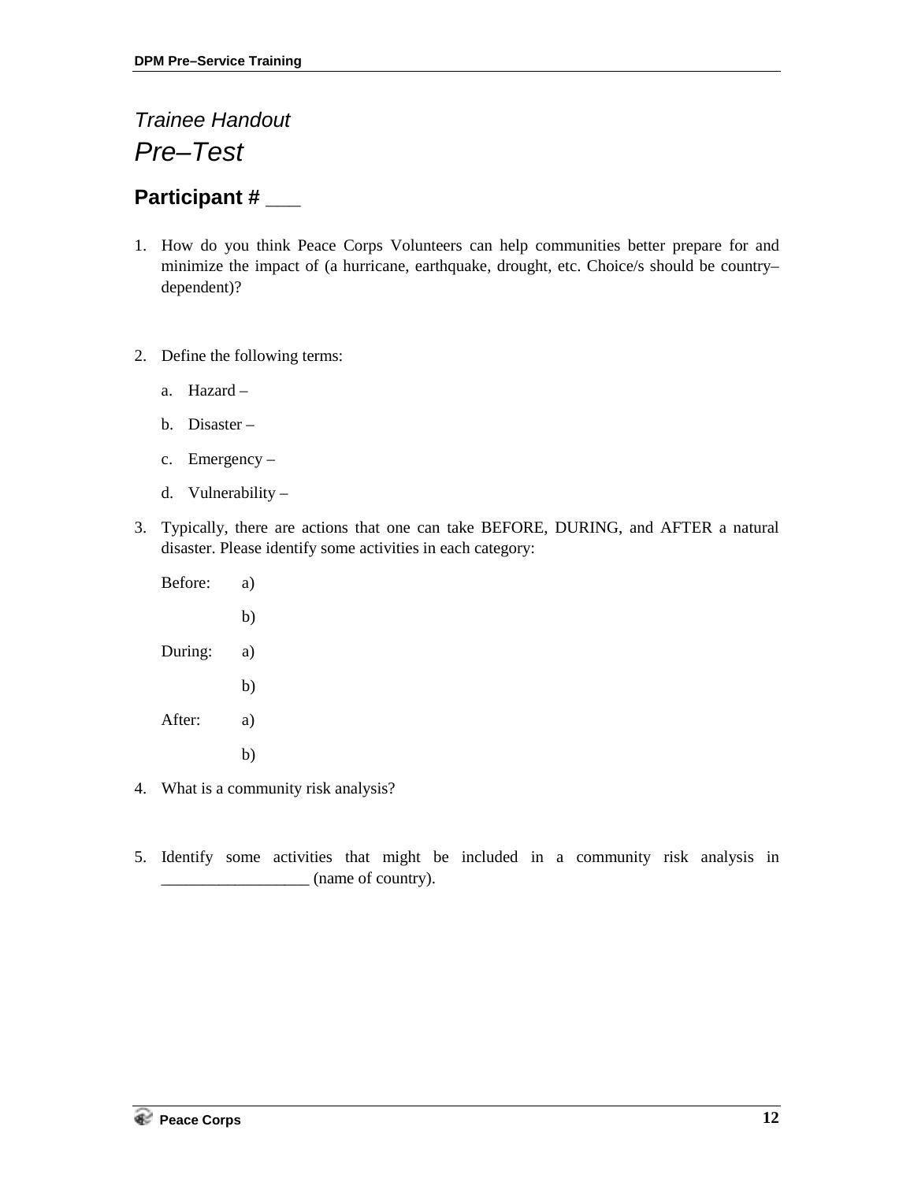*Trainee Handout*

# *Pre–Test*

## Participant # ___

1. How do you think Peace Corps Volunteers can help communities better prepare for and minimize the impact of (a hurricane, earthquake, drought, etc. Choice/s should be country–dependent)?

2. Define the following terms:

   a. Hazard –

   b. Disaster –

   c. Emergency –

   d. Vulnerability –

3. Typically, there are actions that one can take BEFORE, DURING, and AFTER a natural disaster. Please identify some activities in each category:

   Before: a)

   b)

   During: a)

   b)

   After: a)

   b)

4. What is a community risk analysis?

5. Identify some activities that might be included in a community risk analysis in __________________ (name of country).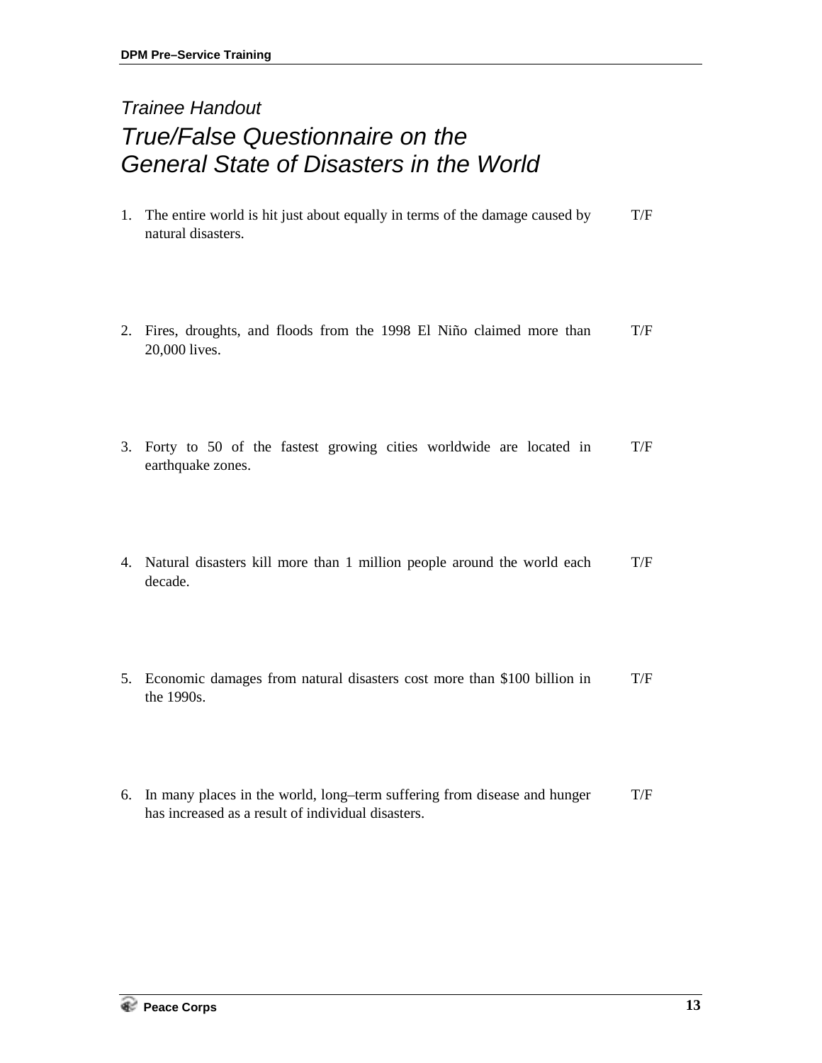*Trainee Handout*

# *True/False Questionnaire on the General State of Disasters in the World*

1. The entire world is hit just about equally in terms of the damage caused by natural disasters. T/F

2. Fires, droughts, and floods from the 1998 El Niño claimed more than 20,000 lives. T/F

3. Forty to 50 of the fastest growing cities worldwide are located in earthquake zones. T/F

4. Natural disasters kill more than 1 million people around the world each decade. T/F

5. Economic damages from natural disasters cost more than $100 billion in the 1990s. T/F

6. In many places in the world, long–term suffering from disease and hunger has increased as a result of individual disasters. T/F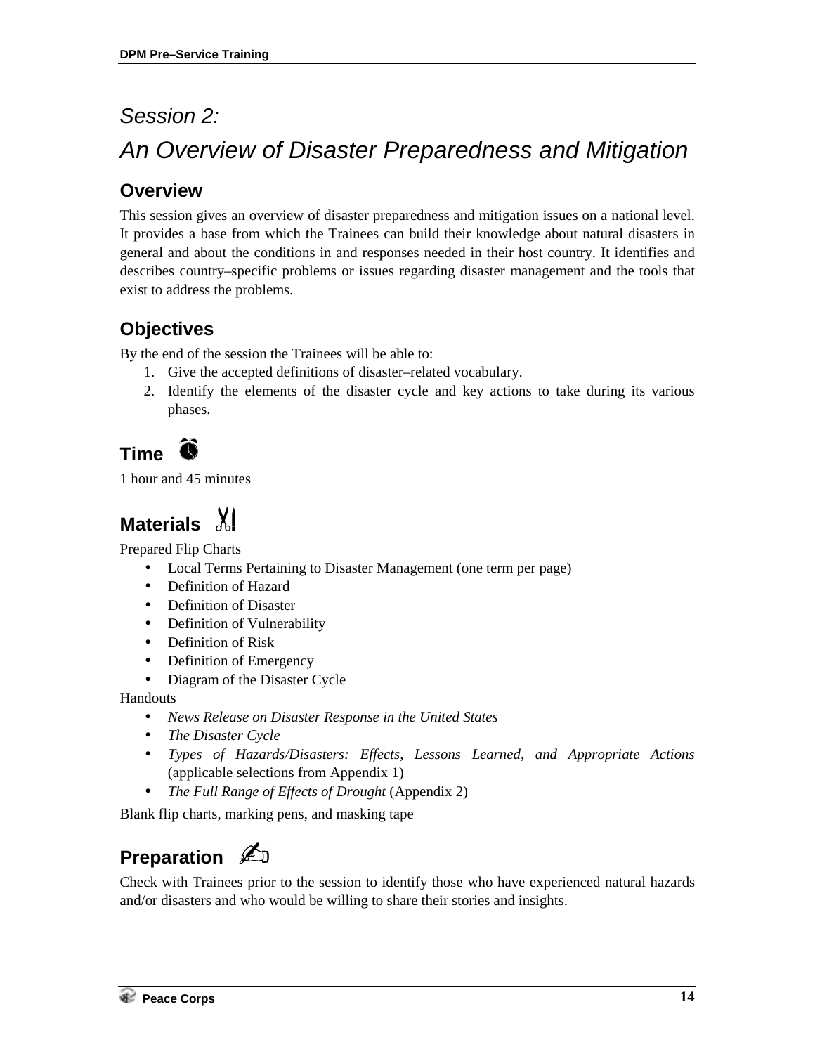# *Session 2:*
# *An Overview of Disaster Preparedness and Mitigation*

## Overview

This session gives an overview of disaster preparedness and mitigation issues on a national level. It provides a base from which the Trainees can build their knowledge about natural disasters in general and about the conditions in and responses needed in their host country. It identifies and describes country–specific problems or issues regarding disaster management and the tools that exist to address the problems.

## Objectives

By the end of the session the Trainees will be able to:

1. Give the accepted definitions of disaster–related vocabulary.
2. Identify the elements of the disaster cycle and key actions to take during its various phases.

## Time

1 hour and 45 minutes

## Materials

Prepared Flip Charts

- Local Terms Pertaining to Disaster Management (one term per page)
- Definition of Hazard
- Definition of Disaster
- Definition of Vulnerability
- Definition of Risk
- Definition of Emergency
- Diagram of the Disaster Cycle

Handouts

- *News Release on Disaster Response in the United States*
- *The Disaster Cycle*
- *Types of Hazards/Disasters: Effects, Lessons Learned, and Appropriate Actions* (applicable selections from Appendix 1)
- *The Full Range of Effects of Drought* (Appendix 2)

Blank flip charts, marking pens, and masking tape

## Preparation

Check with Trainees prior to the session to identify those who have experienced natural hazards and/or disasters and who would be willing to share their stories and insights.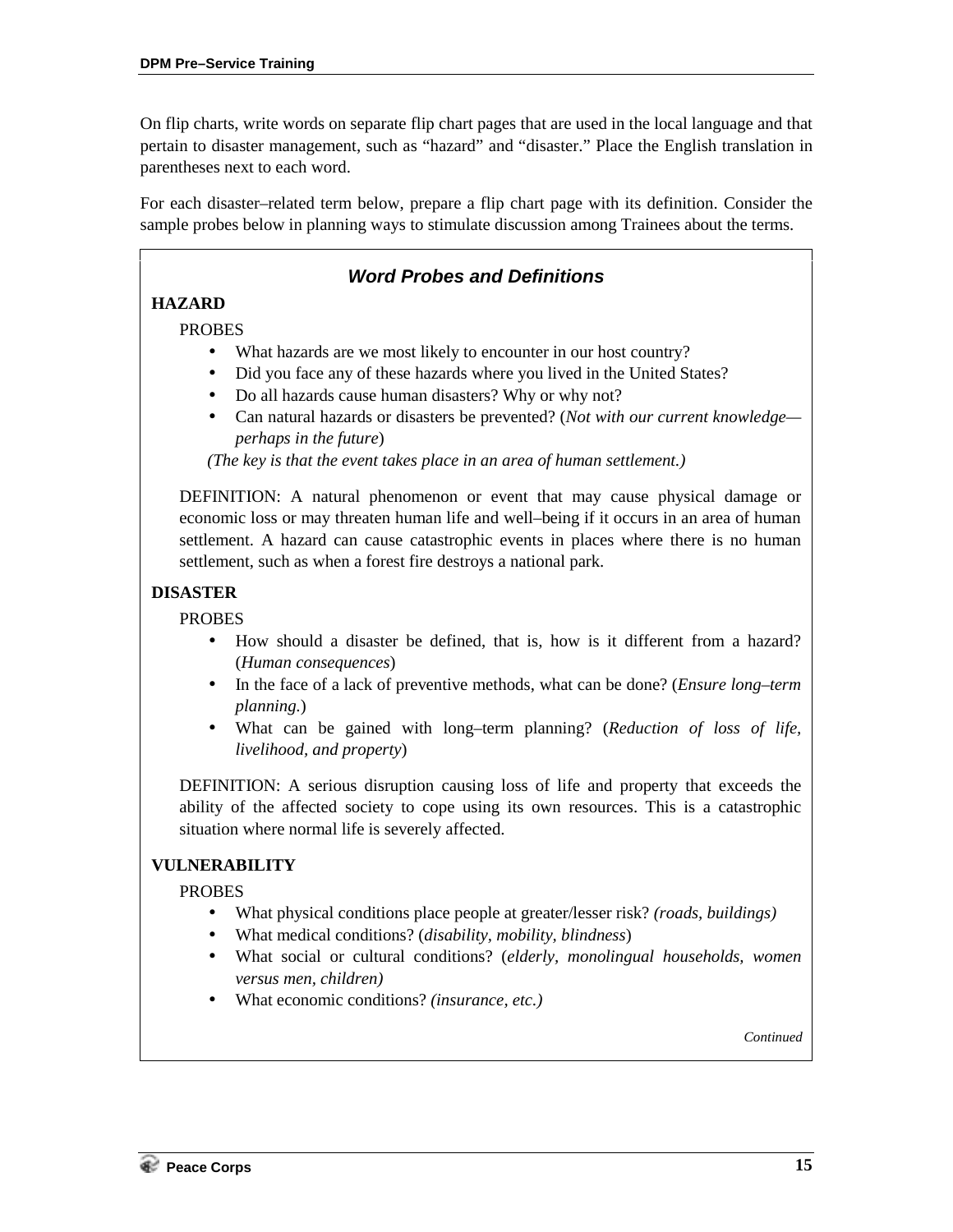On flip charts, write words on separate flip chart pages that are used in the local language and that pertain to disaster management, such as "hazard" and "disaster." Place the English translation in parentheses next to each word.

For each disaster–related term below, prepare a flip chart page with its definition. Consider the sample probes below in planning ways to stimulate discussion among Trainees about the terms.

### *Word Probes and Definitions*

**HAZARD**

PROBES

- What hazards are we most likely to encounter in our host country?
- Did you face any of these hazards where you lived in the United States?
- Do all hazards cause human disasters? Why or why not?
- Can natural hazards or disasters be prevented? (*Not with our current knowledge—perhaps in the future*)

*(The key is that the event takes place in an area of human settlement.)*

DEFINITION: A natural phenomenon or event that may cause physical damage or economic loss or may threaten human life and well–being if it occurs in an area of human settlement. A hazard can cause catastrophic events in places where there is no human settlement, such as when a forest fire destroys a national park.

**DISASTER**

PROBES

- How should a disaster be defined, that is, how is it different from a hazard? (*Human consequences*)
- In the face of a lack of preventive methods, what can be done? (*Ensure long–term planning.*)
- What can be gained with long–term planning? (*Reduction of loss of life, livelihood, and property*)

DEFINITION: A serious disruption causing loss of life and property that exceeds the ability of the affected society to cope using its own resources. This is a catastrophic situation where normal life is severely affected.

**VULNERABILITY**

PROBES

- What physical conditions place people at greater/lesser risk? *(roads, buildings)*
- What medical conditions? (*disability, mobility, blindness*)
- What social or cultural conditions? (*elderly, monolingual households, women versus men, children)*
- What economic conditions? *(insurance, etc.)*

*Continued*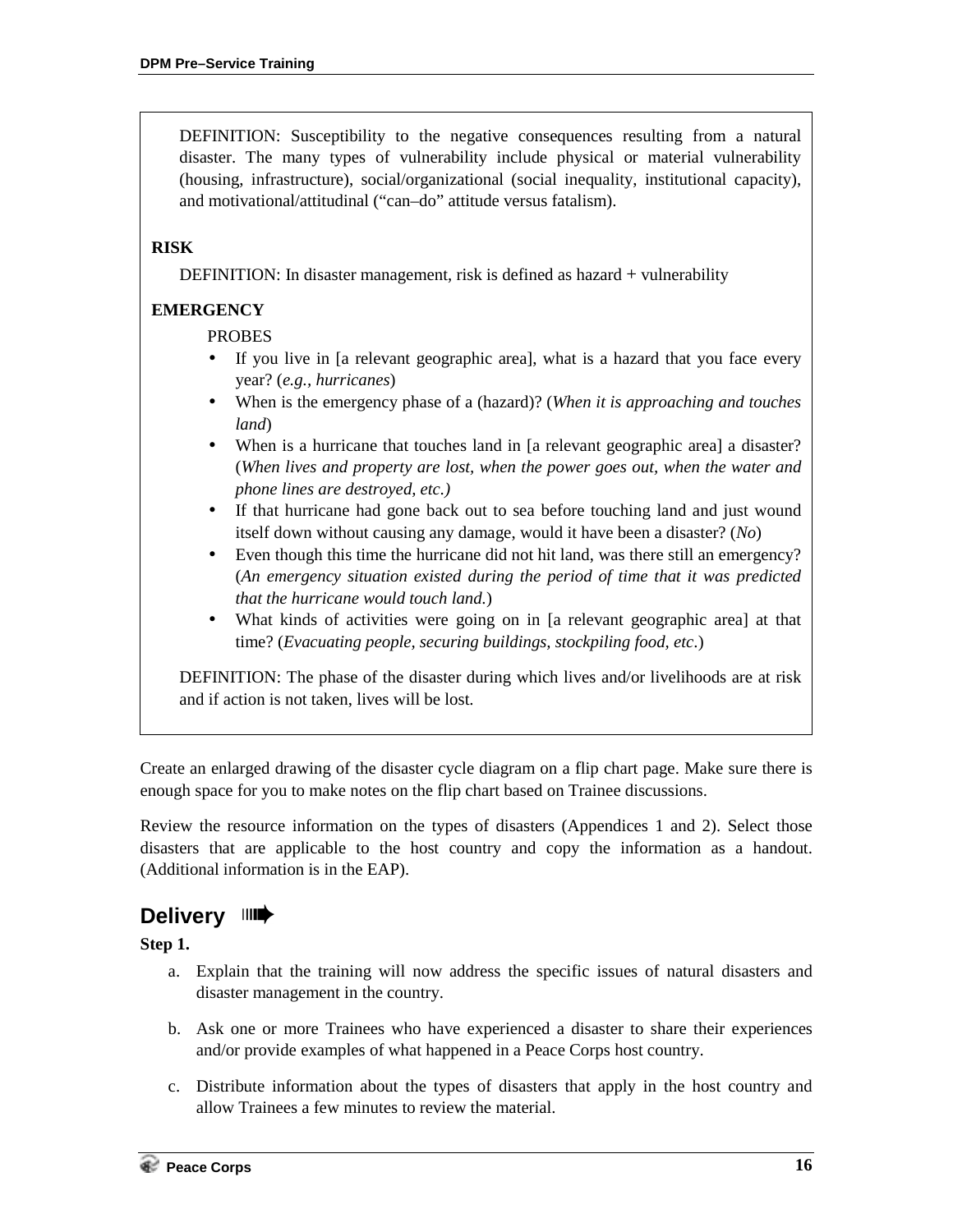DEFINITION: Susceptibility to the negative consequences resulting from a natural disaster. The many types of vulnerability include physical or material vulnerability (housing, infrastructure), social/organizational (social inequality, institutional capacity), and motivational/attitudinal ("can–do" attitude versus fatalism).

**RISK**

DEFINITION: In disaster management, risk is defined as hazard + vulnerability

**EMERGENCY**

PROBES

- If you live in [a relevant geographic area], what is a hazard that you face every year? (*e.g., hurricanes*)
- When is the emergency phase of a (hazard)? (*When it is approaching and touches land*)
- When is a hurricane that touches land in [a relevant geographic area] a disaster? (*When lives and property are lost, when the power goes out, when the water and phone lines are destroyed, etc.)*
- If that hurricane had gone back out to sea before touching land and just wound itself down without causing any damage, would it have been a disaster? (*No*)
- Even though this time the hurricane did not hit land, was there still an emergency? (*An emergency situation existed during the period of time that it was predicted that the hurricane would touch land.*)
- What kinds of activities were going on in [a relevant geographic area] at that time? (*Evacuating people, securing buildings, stockpiling food, etc.*)

DEFINITION: The phase of the disaster during which lives and/or livelihoods are at risk and if action is not taken, lives will be lost.

Create an enlarged drawing of the disaster cycle diagram on a flip chart page. Make sure there is enough space for you to make notes on the flip chart based on Trainee discussions.

Review the resource information on the types of disasters (Appendices 1 and 2). Select those disasters that are applicable to the host country and copy the information as a handout. (Additional information is in the EAP).

## Delivery

**Step 1.**

a. Explain that the training will now address the specific issues of natural disasters and disaster management in the country.

b. Ask one or more Trainees who have experienced a disaster to share their experiences and/or provide examples of what happened in a Peace Corps host country.

c. Distribute information about the types of disasters that apply in the host country and allow Trainees a few minutes to review the material.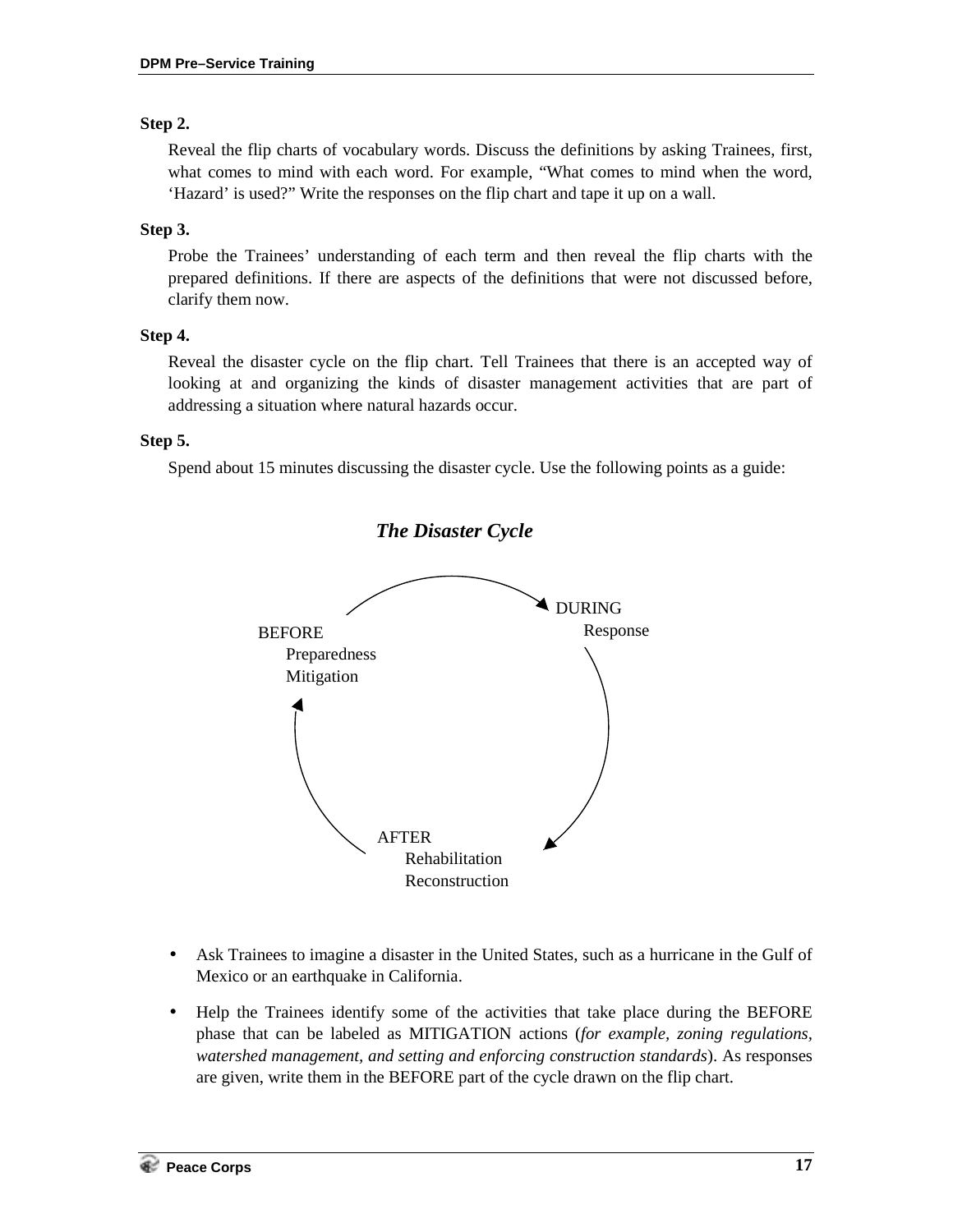**Step 2.**

Reveal the flip charts of vocabulary words. Discuss the definitions by asking Trainees, first, what comes to mind with each word. For example, "What comes to mind when the word, 'Hazard' is used?" Write the responses on the flip chart and tape it up on a wall.

**Step 3.**

Probe the Trainees' understanding of each term and then reveal the flip charts with the prepared definitions. If there are aspects of the definitions that were not discussed before, clarify them now.

**Step 4.**

Reveal the disaster cycle on the flip chart. Tell Trainees that there is an accepted way of looking at and organizing the kinds of disaster management activities that are part of addressing a situation where natural hazards occur.

**Step 5.**

Spend about 15 minutes discussing the disaster cycle. Use the following points as a guide:

***The Disaster Cycle***

BEFORE
- Preparedness
- Mitigation

DURING
- Response

AFTER
- Rehabilitation
- Reconstruction

- Ask Trainees to imagine a disaster in the United States, such as a hurricane in the Gulf of Mexico or an earthquake in California.
- Help the Trainees identify some of the activities that take place during the BEFORE phase that can be labeled as MITIGATION actions (*for example, zoning regulations, watershed management, and setting and enforcing construction standards*). As responses are given, write them in the BEFORE part of the cycle drawn on the flip chart.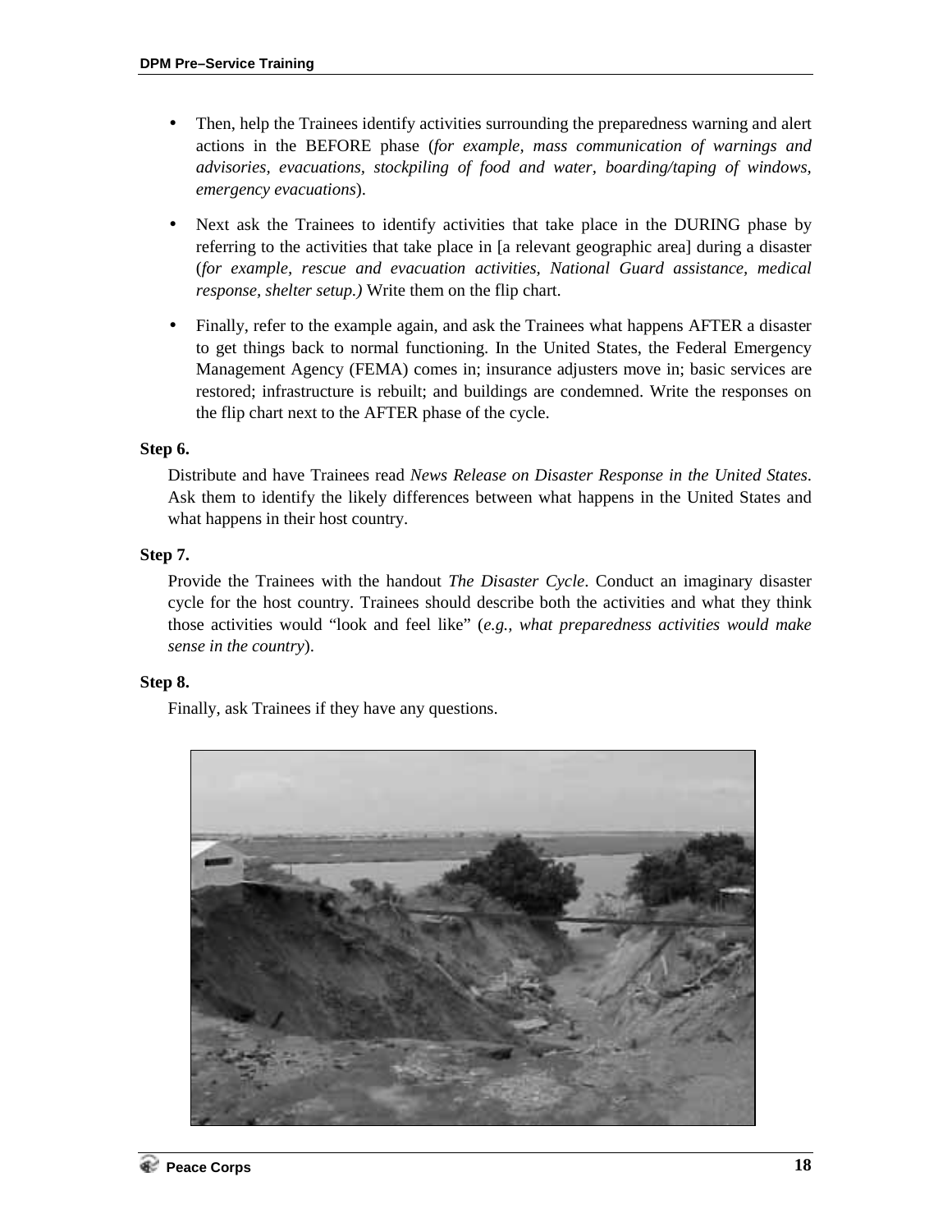- Then, help the Trainees identify activities surrounding the preparedness warning and alert actions in the BEFORE phase (*for example, mass communication of warnings and advisories, evacuations, stockpiling of food and water, boarding/taping of windows, emergency evacuations*).

- Next ask the Trainees to identify activities that take place in the DURING phase by referring to the activities that take place in [a relevant geographic area] during a disaster (*for example, rescue and evacuation activities, National Guard assistance, medical response, shelter setup.)* Write them on the flip chart.

- Finally, refer to the example again, and ask the Trainees what happens AFTER a disaster to get things back to normal functioning. In the United States, the Federal Emergency Management Agency (FEMA) comes in; insurance adjusters move in; basic services are restored; infrastructure is rebuilt; and buildings are condemned. Write the responses on the flip chart next to the AFTER phase of the cycle.

**Step 6.**

Distribute and have Trainees read *News Release on Disaster Response in the United States*. Ask them to identify the likely differences between what happens in the United States and what happens in their host country.

**Step 7.**

Provide the Trainees with the handout *The Disaster Cycle*. Conduct an imaginary disaster cycle for the host country. Trainees should describe both the activities and what they think those activities would "look and feel like" (*e.g., what preparedness activities would make sense in the country*).

**Step 8.**

Finally, ask Trainees if they have any questions.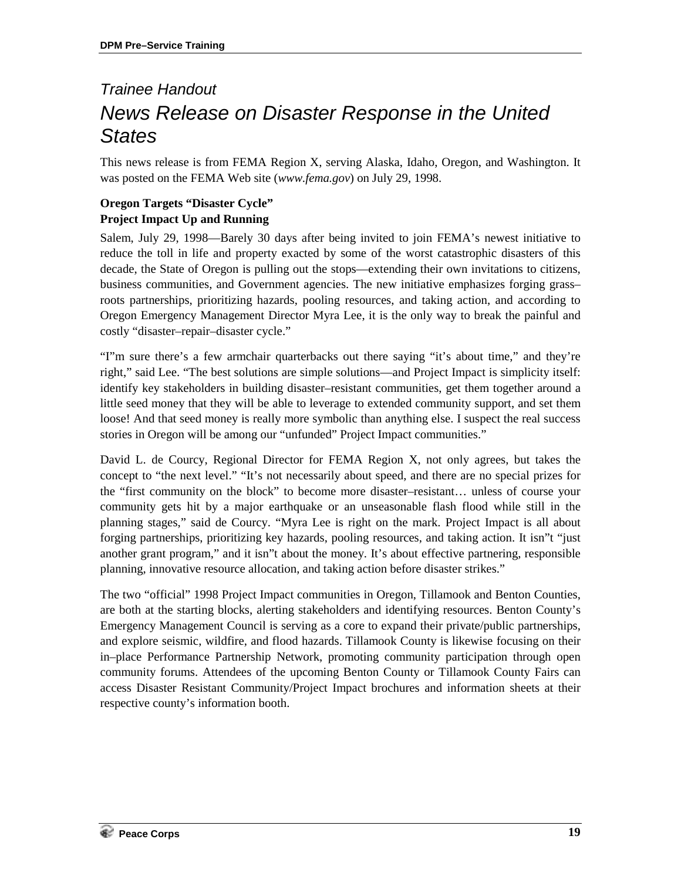*Trainee Handout*

# *News Release on Disaster Response in the United States*

This news release is from FEMA Region X, serving Alaska, Idaho, Oregon, and Washington. It was posted on the FEMA Web site (*www.fema.gov*) on July 29, 1998.

**Oregon Targets "Disaster Cycle"**
**Project Impact Up and Running**

Salem, July 29, 1998—Barely 30 days after being invited to join FEMA's newest initiative to reduce the toll in life and property exacted by some of the worst catastrophic disasters of this decade, the State of Oregon is pulling out the stops—extending their own invitations to citizens, business communities, and Government agencies. The new initiative emphasizes forging grass–roots partnerships, prioritizing hazards, pooling resources, and taking action, and according to Oregon Emergency Management Director Myra Lee, it is the only way to break the painful and costly "disaster–repair–disaster cycle."

"I"m sure there's a few armchair quarterbacks out there saying "it's about time," and they're right," said Lee. "The best solutions are simple solutions—and Project Impact is simplicity itself: identify key stakeholders in building disaster–resistant communities, get them together around a little seed money that they will be able to leverage to extended community support, and set them loose! And that seed money is really more symbolic than anything else. I suspect the real success stories in Oregon will be among our "unfunded" Project Impact communities."

David L. de Courcy, Regional Director for FEMA Region X, not only agrees, but takes the concept to "the next level." "It's not necessarily about speed, and there are no special prizes for the "first community on the block" to become more disaster–resistant… unless of course your community gets hit by a major earthquake or an unseasonable flash flood while still in the planning stages," said de Courcy. "Myra Lee is right on the mark. Project Impact is all about forging partnerships, prioritizing key hazards, pooling resources, and taking action. It isn"t "just another grant program," and it isn"t about the money. It's about effective partnering, responsible planning, innovative resource allocation, and taking action before disaster strikes."

The two "official" 1998 Project Impact communities in Oregon, Tillamook and Benton Counties, are both at the starting blocks, alerting stakeholders and identifying resources. Benton County's Emergency Management Council is serving as a core to expand their private/public partnerships, and explore seismic, wildfire, and flood hazards. Tillamook County is likewise focusing on their in–place Performance Partnership Network, promoting community participation through open community forums. Attendees of the upcoming Benton County or Tillamook County Fairs can access Disaster Resistant Community/Project Impact brochures and information sheets at their respective county's information booth.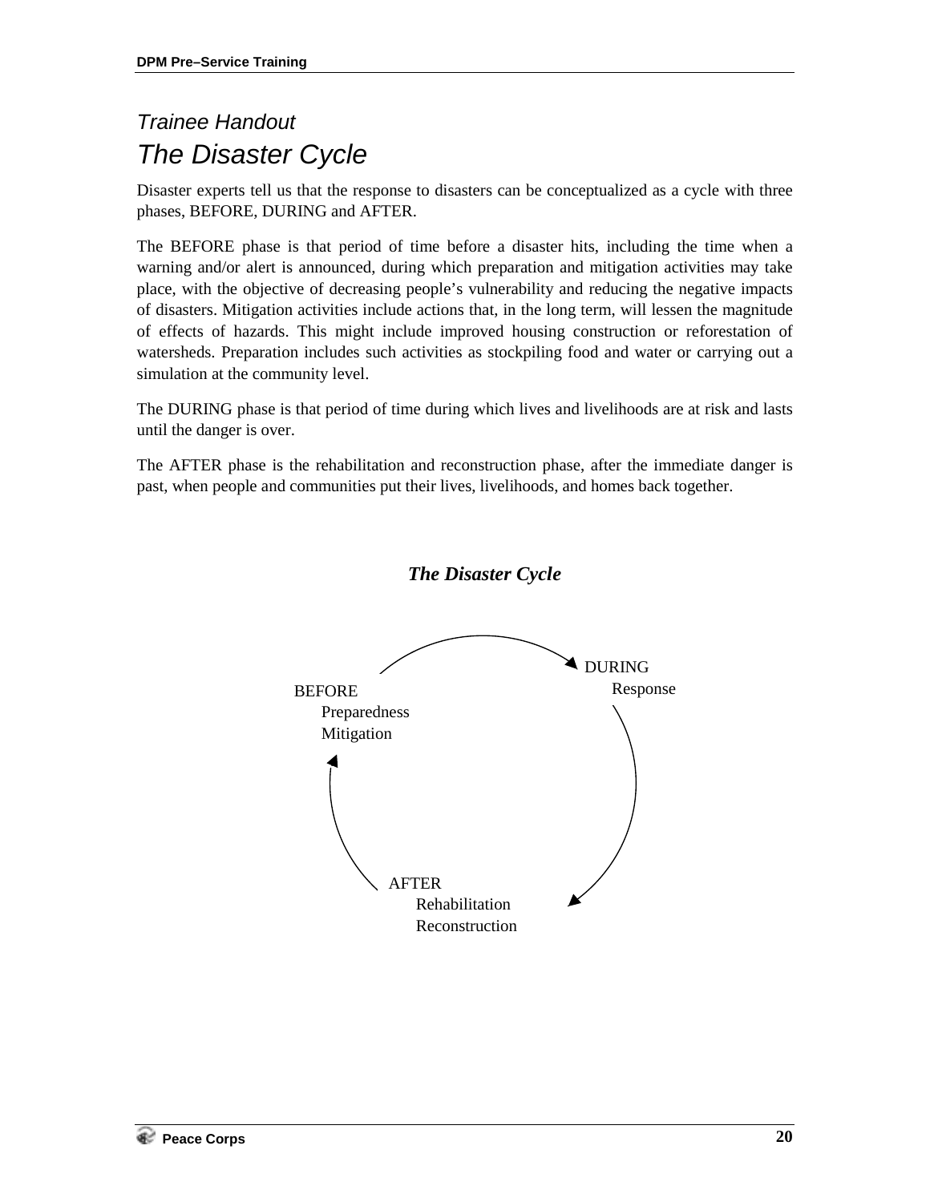*Trainee Handout*

# *The Disaster Cycle*

Disaster experts tell us that the response to disasters can be conceptualized as a cycle with three phases, BEFORE, DURING and AFTER.

The BEFORE phase is that period of time before a disaster hits, including the time when a warning and/or alert is announced, during which preparation and mitigation activities may take place, with the objective of decreasing people's vulnerability and reducing the negative impacts of disasters. Mitigation activities include actions that, in the long term, will lessen the magnitude of effects of hazards. This might include improved housing construction or reforestation of watersheds. Preparation includes such activities as stockpiling food and water or carrying out a simulation at the community level.

The DURING phase is that period of time during which lives and livelihoods are at risk and lasts until the danger is over.

The AFTER phase is the rehabilitation and reconstruction phase, after the immediate danger is past, when people and communities put their lives, livelihoods, and homes back together.

***The Disaster Cycle***

BEFORE
- Preparedness
- Mitigation

DURING
- Response

AFTER
- Rehabilitation
- Reconstruction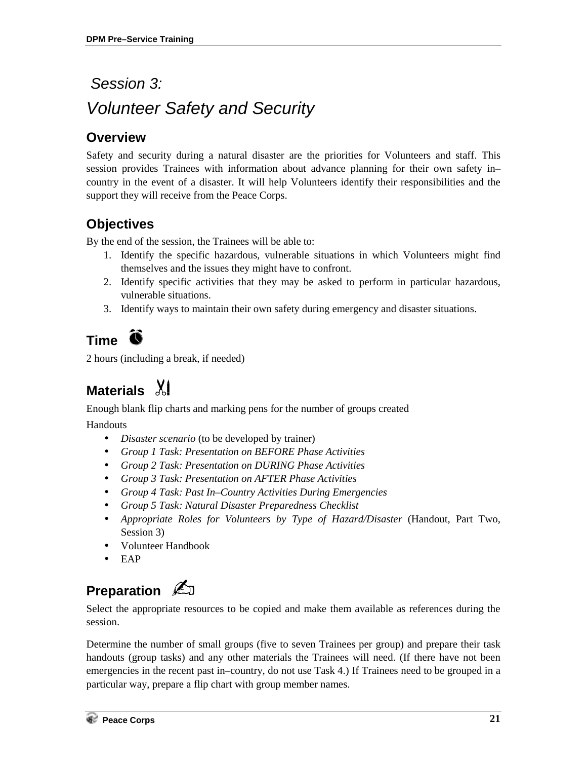# Session 3:
# Volunteer Safety and Security

## Overview

Safety and security during a natural disaster are the priorities for Volunteers and staff. This session provides Trainees with information about advance planning for their own safety in–country in the event of a disaster. It will help Volunteers identify their responsibilities and the support they will receive from the Peace Corps.

## Objectives

By the end of the session, the Trainees will be able to:

1. Identify the specific hazardous, vulnerable situations in which Volunteers might find themselves and the issues they might have to confront.
2. Identify specific activities that they may be asked to perform in particular hazardous, vulnerable situations.
3. Identify ways to maintain their own safety during emergency and disaster situations.

## Time

2 hours (including a break, if needed)

## Materials

Enough blank flip charts and marking pens for the number of groups created

Handouts

- *Disaster scenario* (to be developed by trainer)
- *Group 1 Task: Presentation on BEFORE Phase Activities*
- *Group 2 Task: Presentation on DURING Phase Activities*
- *Group 3 Task: Presentation on AFTER Phase Activities*
- *Group 4 Task: Past In–Country Activities During Emergencies*
- *Group 5 Task: Natural Disaster Preparedness Checklist*
- *Appropriate Roles for Volunteers by Type of Hazard/Disaster* (Handout, Part Two, Session 3)
- Volunteer Handbook
- EAP

## Preparation

Select the appropriate resources to be copied and make them available as references during the session.

Determine the number of small groups (five to seven Trainees per group) and prepare their task handouts (group tasks) and any other materials the Trainees will need. (If there have not been emergencies in the recent past in–country, do not use Task 4.) If Trainees need to be grouped in a particular way, prepare a flip chart with group member names.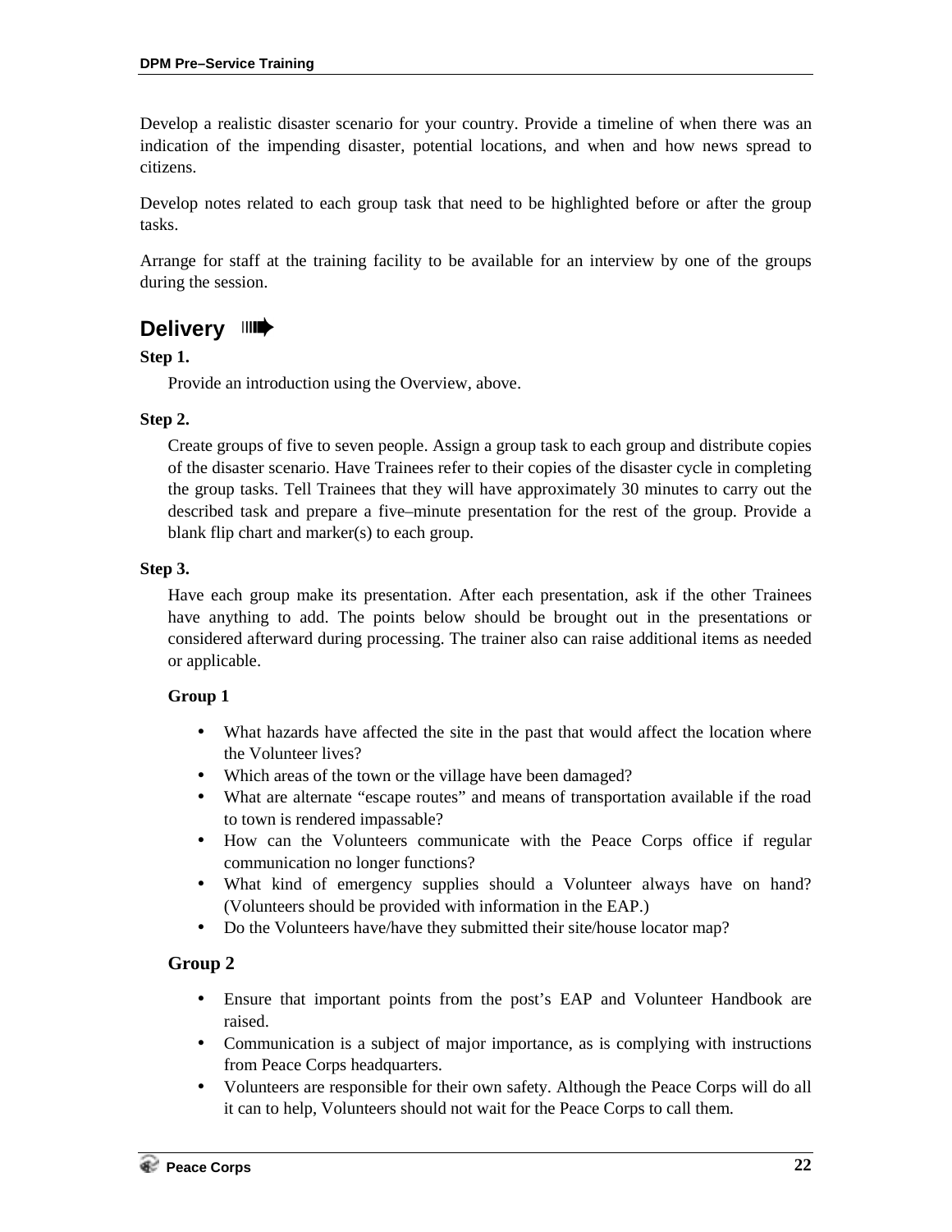Develop a realistic disaster scenario for your country. Provide a timeline of when there was an indication of the impending disaster, potential locations, and when and how news spread to citizens.

Develop notes related to each group task that need to be highlighted before or after the group tasks.

Arrange for staff at the training facility to be available for an interview by one of the groups during the session.

## Delivery

**Step 1.**

Provide an introduction using the Overview, above.

**Step 2.**

Create groups of five to seven people. Assign a group task to each group and distribute copies of the disaster scenario. Have Trainees refer to their copies of the disaster cycle in completing the group tasks. Tell Trainees that they will have approximately 30 minutes to carry out the described task and prepare a five–minute presentation for the rest of the group. Provide a blank flip chart and marker(s) to each group.

**Step 3.**

Have each group make its presentation. After each presentation, ask if the other Trainees have anything to add. The points below should be brought out in the presentations or considered afterward during processing. The trainer also can raise additional items as needed or applicable.

**Group 1**

- What hazards have affected the site in the past that would affect the location where the Volunteer lives?
- Which areas of the town or the village have been damaged?
- What are alternate "escape routes" and means of transportation available if the road to town is rendered impassable?
- How can the Volunteers communicate with the Peace Corps office if regular communication no longer functions?
- What kind of emergency supplies should a Volunteer always have on hand? (Volunteers should be provided with information in the EAP.)
- Do the Volunteers have/have they submitted their site/house locator map?

**Group 2**

- Ensure that important points from the post's EAP and Volunteer Handbook are raised.
- Communication is a subject of major importance, as is complying with instructions from Peace Corps headquarters.
- Volunteers are responsible for their own safety. Although the Peace Corps will do all it can to help, Volunteers should not wait for the Peace Corps to call them.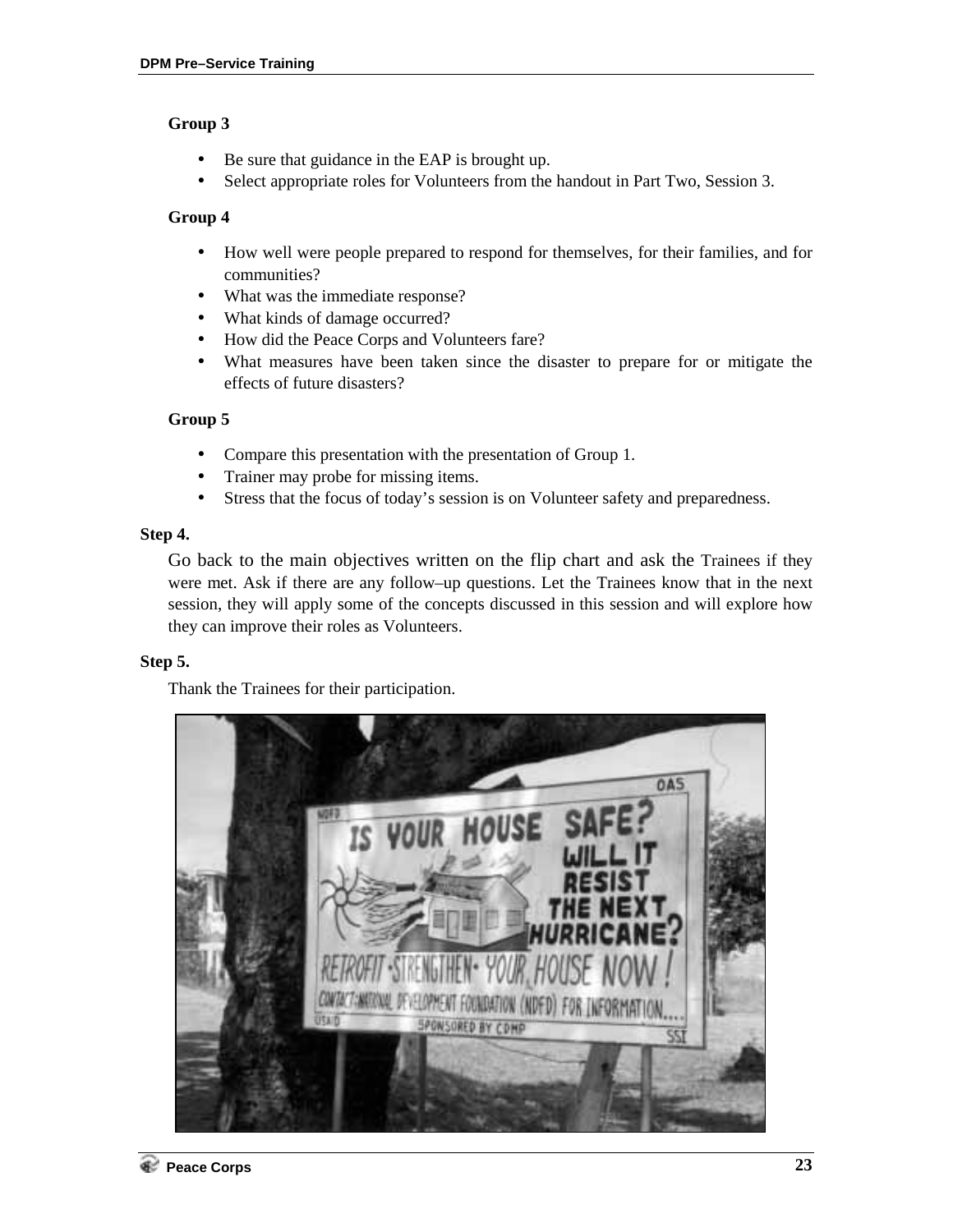**Group 3**

- Be sure that guidance in the EAP is brought up.
- Select appropriate roles for Volunteers from the handout in Part Two, Session 3.

**Group 4**

- How well were people prepared to respond for themselves, for their families, and for communities?
- What was the immediate response?
- What kinds of damage occurred?
- How did the Peace Corps and Volunteers fare?
- What measures have been taken since the disaster to prepare for or mitigate the effects of future disasters?

**Group 5**

- Compare this presentation with the presentation of Group 1.
- Trainer may probe for missing items.
- Stress that the focus of today's session is on Volunteer safety and preparedness.

**Step 4.**

Go back to the main objectives written on the flip chart and ask the Trainees if they were met. Ask if there are any follow–up questions. Let the Trainees know that in the next session, they will apply some of the concepts discussed in this session and will explore how they can improve their roles as Volunteers.

**Step 5.**

Thank the Trainees for their participation.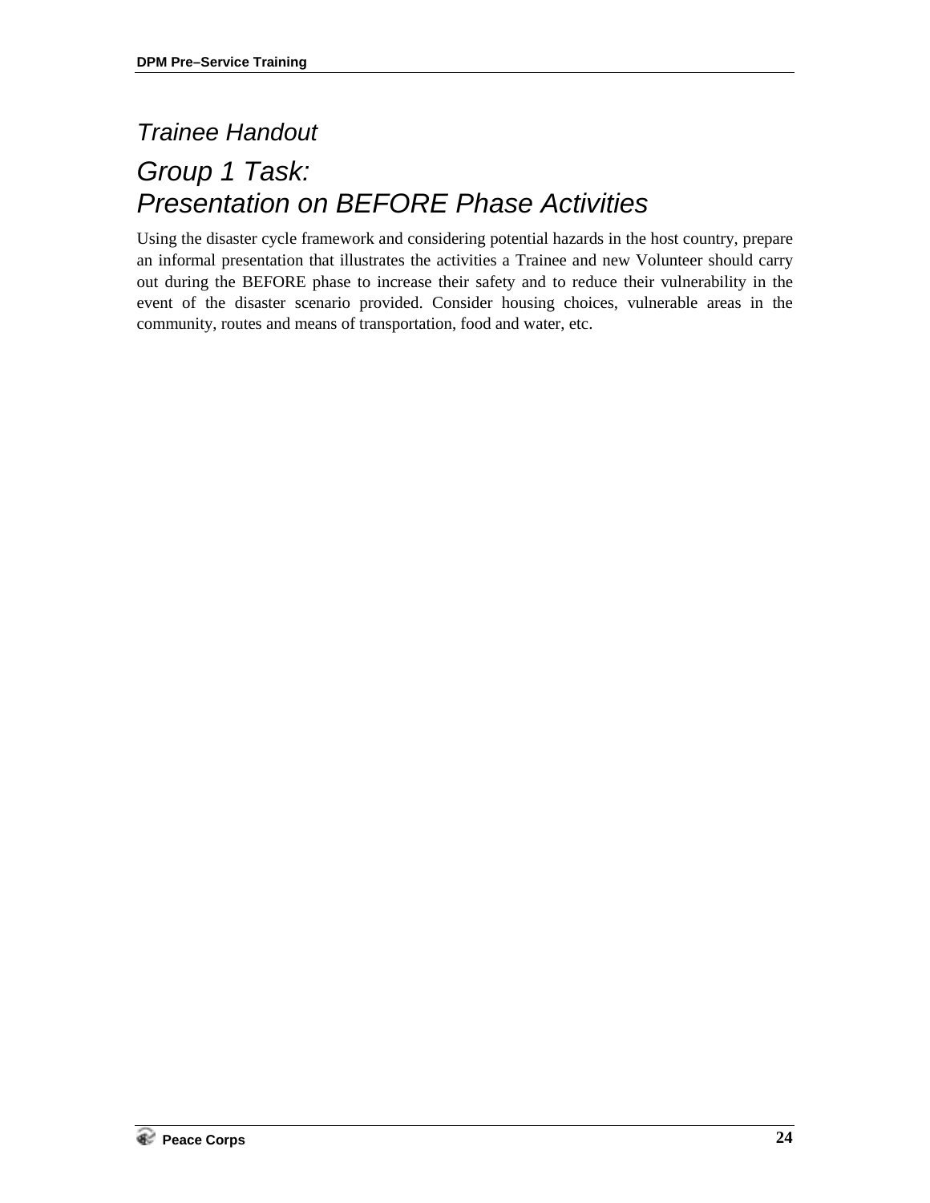*Trainee Handout*

# *Group 1 Task: Presentation on BEFORE Phase Activities*

Using the disaster cycle framework and considering potential hazards in the host country, prepare an informal presentation that illustrates the activities a Trainee and new Volunteer should carry out during the BEFORE phase to increase their safety and to reduce their vulnerability in the event of the disaster scenario provided. Consider housing choices, vulnerable areas in the community, routes and means of transportation, food and water, etc.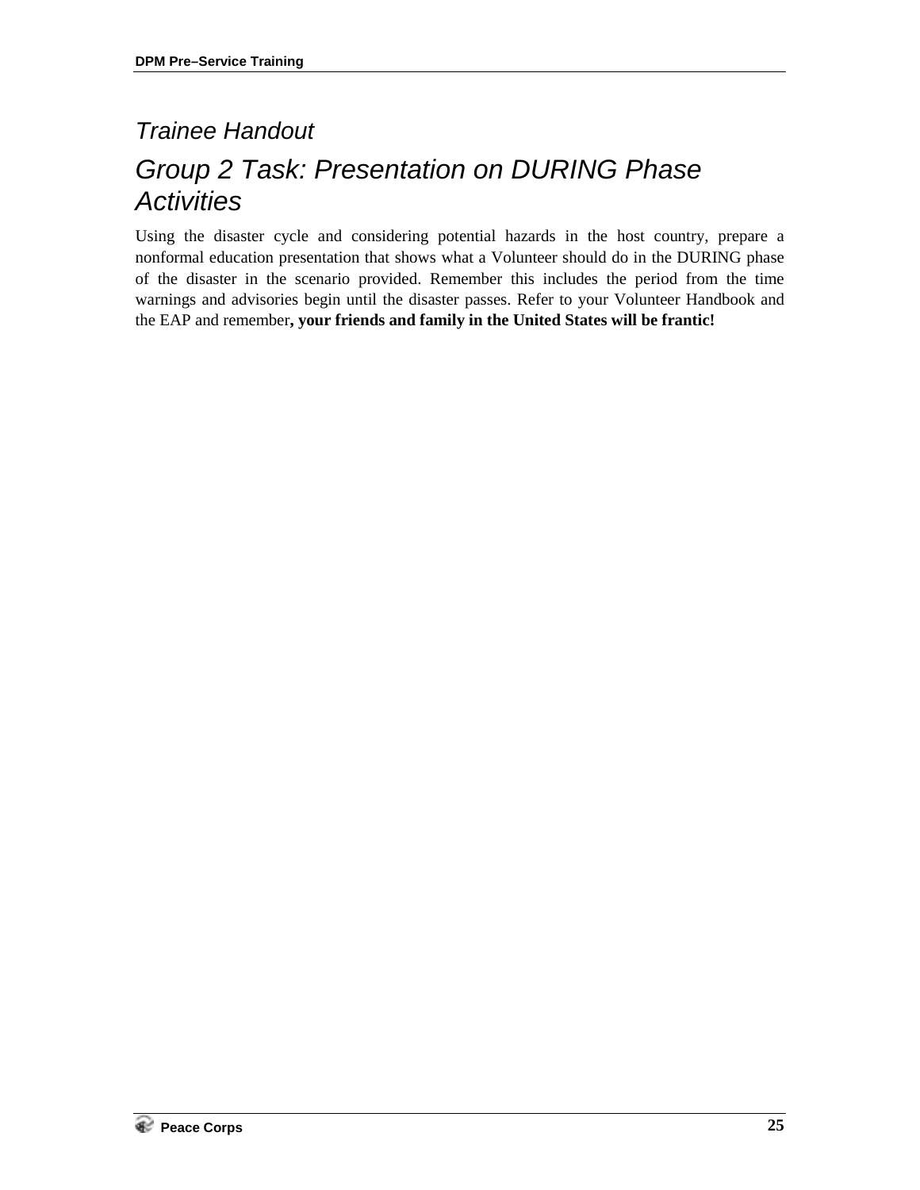## *Trainee Handout*

# *Group 2 Task: Presentation on DURING Phase Activities*

Using the disaster cycle and considering potential hazards in the host country, prepare a nonformal education presentation that shows what a Volunteer should do in the DURING phase of the disaster in the scenario provided. Remember this includes the period from the time warnings and advisories begin until the disaster passes. Refer to your Volunteer Handbook and the EAP and remember**, your friends and family in the United States will be frantic!**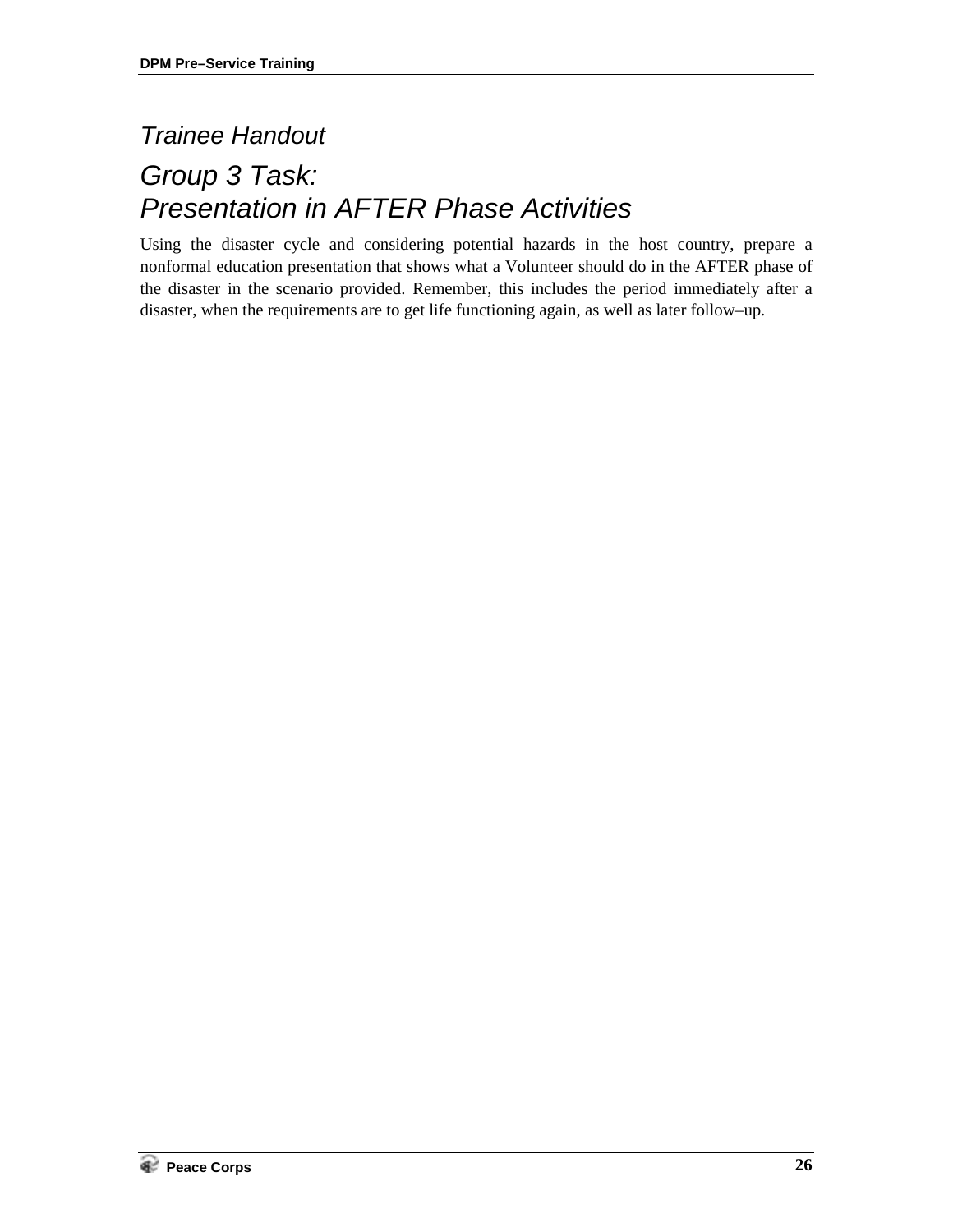*Trainee Handout*

# *Group 3 Task: Presentation in AFTER Phase Activities*

Using the disaster cycle and considering potential hazards in the host country, prepare a nonformal education presentation that shows what a Volunteer should do in the AFTER phase of the disaster in the scenario provided. Remember, this includes the period immediately after a disaster, when the requirements are to get life functioning again, as well as later follow–up.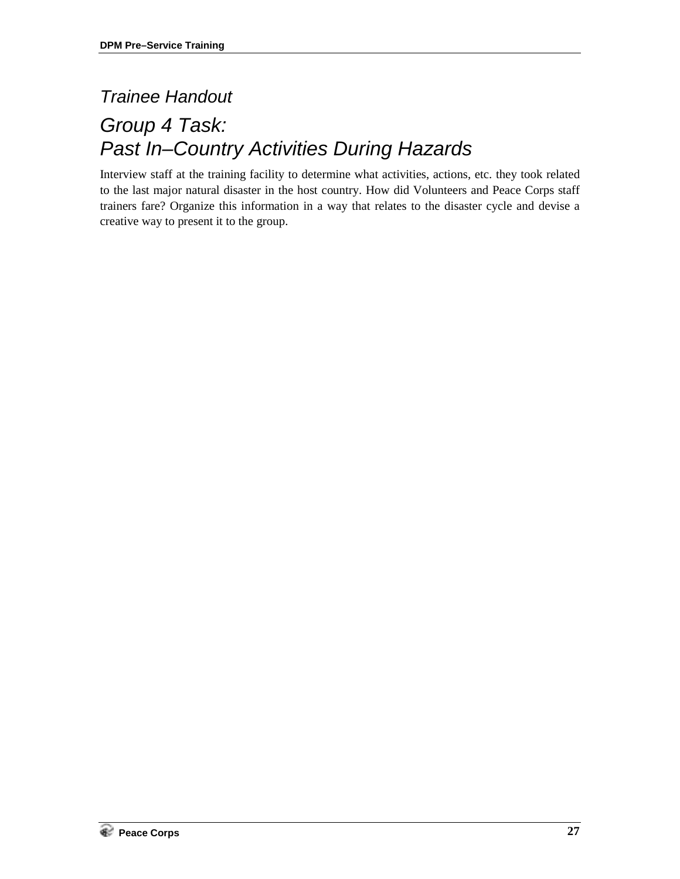## *Trainee Handout*

# *Group 4 Task: Past In–Country Activities During Hazards*

Interview staff at the training facility to determine what activities, actions, etc. they took related to the last major natural disaster in the host country. How did Volunteers and Peace Corps staff trainers fare? Organize this information in a way that relates to the disaster cycle and devise a creative way to present it to the group.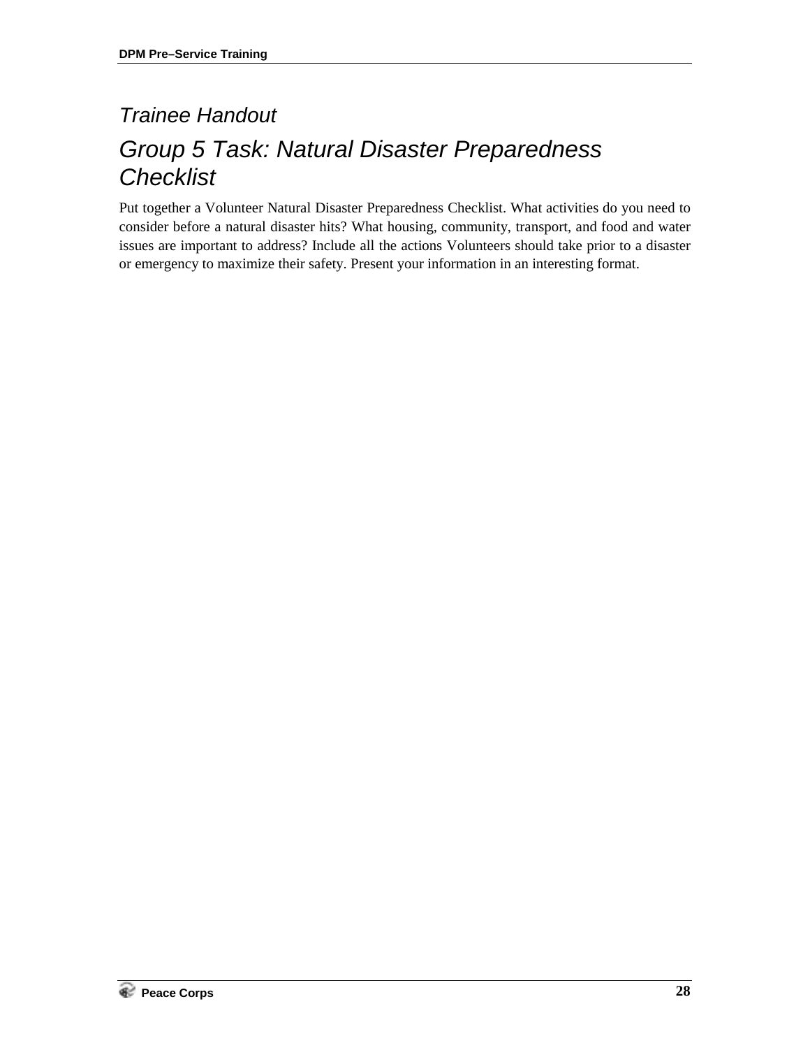*Trainee Handout*

# *Group 5 Task: Natural Disaster Preparedness Checklist*

Put together a Volunteer Natural Disaster Preparedness Checklist. What activities do you need to consider before a natural disaster hits? What housing, community, transport, and food and water issues are important to address? Include all the actions Volunteers should take prior to a disaster or emergency to maximize their safety. Present your information in an interesting format.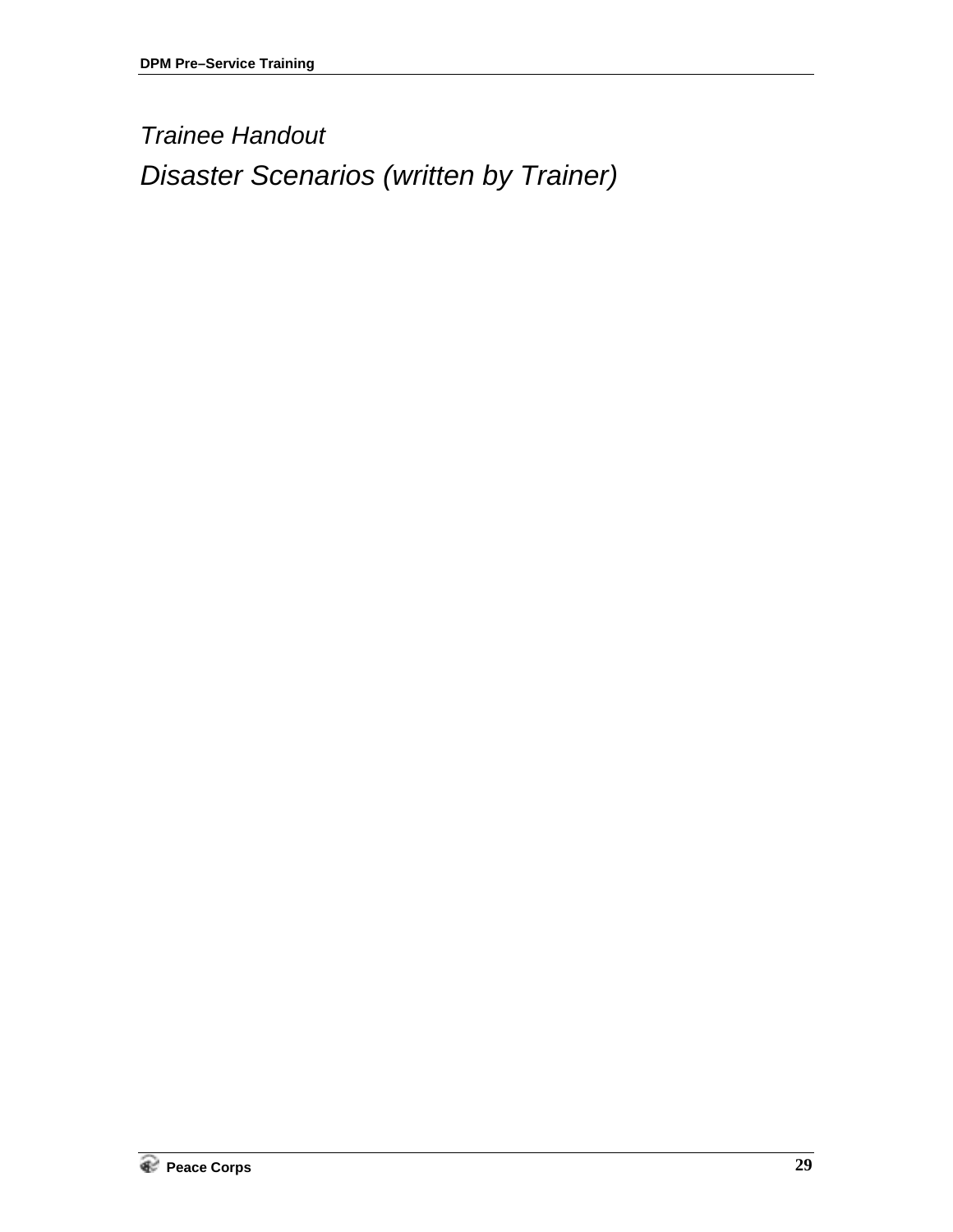*Trainee Handout*

# *Disaster Scenarios (written by Trainer)*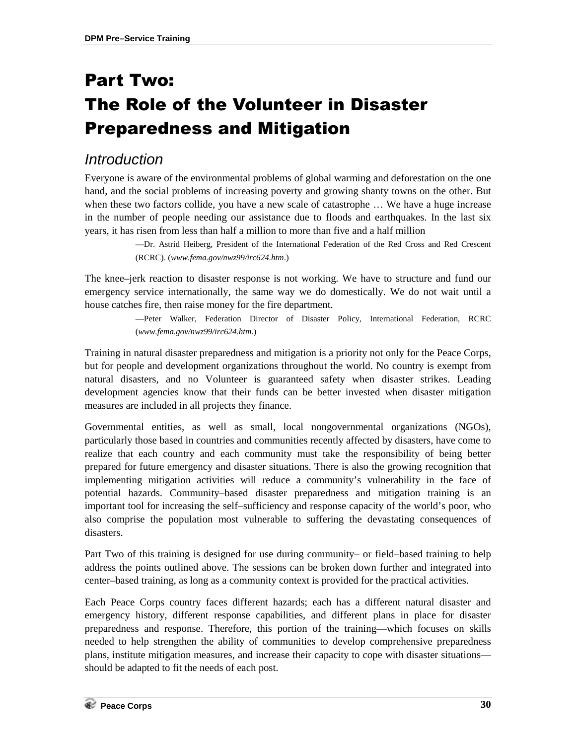# Part Two: The Role of the Volunteer in Disaster Preparedness and Mitigation

## *Introduction*

Everyone is aware of the environmental problems of global warming and deforestation on the one hand, and the social problems of increasing poverty and growing shanty towns on the other. But when these two factors collide, you have a new scale of catastrophe … We have a huge increase in the number of people needing our assistance due to floods and earthquakes. In the last six years, it has risen from less than half a million to more than five and a half million

> —Dr. Astrid Heiberg, President of the International Federation of the Red Cross and Red Crescent (RCRC). (*www.fema.gov/nwz99/irc624.htm*.)

The knee–jerk reaction to disaster response is not working. We have to structure and fund our emergency service internationally, the same way we do domestically. We do not wait until a house catches fire, then raise money for the fire department.

> —Peter Walker, Federation Director of Disaster Policy, International Federation, RCRC (*www.fema.gov/nwz99/irc624.htm*.)

Training in natural disaster preparedness and mitigation is a priority not only for the Peace Corps, but for people and development organizations throughout the world. No country is exempt from natural disasters, and no Volunteer is guaranteed safety when disaster strikes. Leading development agencies know that their funds can be better invested when disaster mitigation measures are included in all projects they finance.

Governmental entities, as well as small, local nongovernmental organizations (NGOs), particularly those based in countries and communities recently affected by disasters, have come to realize that each country and each community must take the responsibility of being better prepared for future emergency and disaster situations. There is also the growing recognition that implementing mitigation activities will reduce a community's vulnerability in the face of potential hazards. Community–based disaster preparedness and mitigation training is an important tool for increasing the self–sufficiency and response capacity of the world's poor, who also comprise the population most vulnerable to suffering the devastating consequences of disasters.

Part Two of this training is designed for use during community– or field–based training to help address the points outlined above. The sessions can be broken down further and integrated into center–based training, as long as a community context is provided for the practical activities.

Each Peace Corps country faces different hazards; each has a different natural disaster and emergency history, different response capabilities, and different plans in place for disaster preparedness and response. Therefore, this portion of the training—which focuses on skills needed to help strengthen the ability of communities to develop comprehensive preparedness plans, institute mitigation measures, and increase their capacity to cope with disaster situations—should be adapted to fit the needs of each post.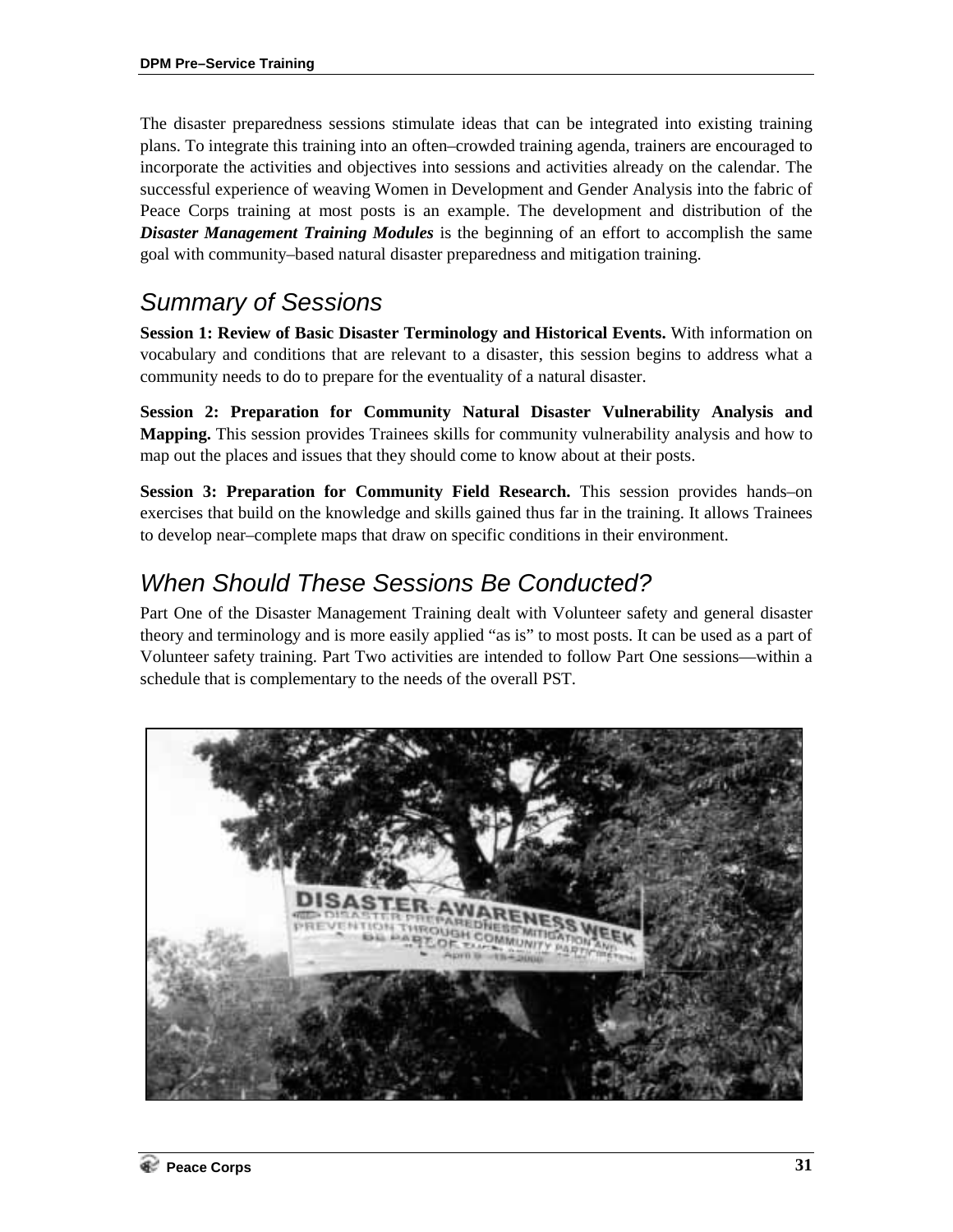The disaster preparedness sessions stimulate ideas that can be integrated into existing training plans. To integrate this training into an often–crowded training agenda, trainers are encouraged to incorporate the activities and objectives into sessions and activities already on the calendar. The successful experience of weaving Women in Development and Gender Analysis into the fabric of Peace Corps training at most posts is an example. The development and distribution of the ***Disaster Management Training Modules*** is the beginning of an effort to accomplish the same goal with community–based natural disaster preparedness and mitigation training.

## *Summary of Sessions*

**Session 1: Review of Basic Disaster Terminology and Historical Events.** With information on vocabulary and conditions that are relevant to a disaster, this session begins to address what a community needs to do to prepare for the eventuality of a natural disaster.

**Session 2: Preparation for Community Natural Disaster Vulnerability Analysis and Mapping.** This session provides Trainees skills for community vulnerability analysis and how to map out the places and issues that they should come to know about at their posts.

**Session 3: Preparation for Community Field Research.** This session provides hands–on exercises that build on the knowledge and skills gained thus far in the training. It allows Trainees to develop near–complete maps that draw on specific conditions in their environment.

## *When Should These Sessions Be Conducted?*

Part One of the Disaster Management Training dealt with Volunteer safety and general disaster theory and terminology and is more easily applied "as is" to most posts. It can be used as a part of Volunteer safety training. Part Two activities are intended to follow Part One sessions—within a schedule that is complementary to the needs of the overall PST.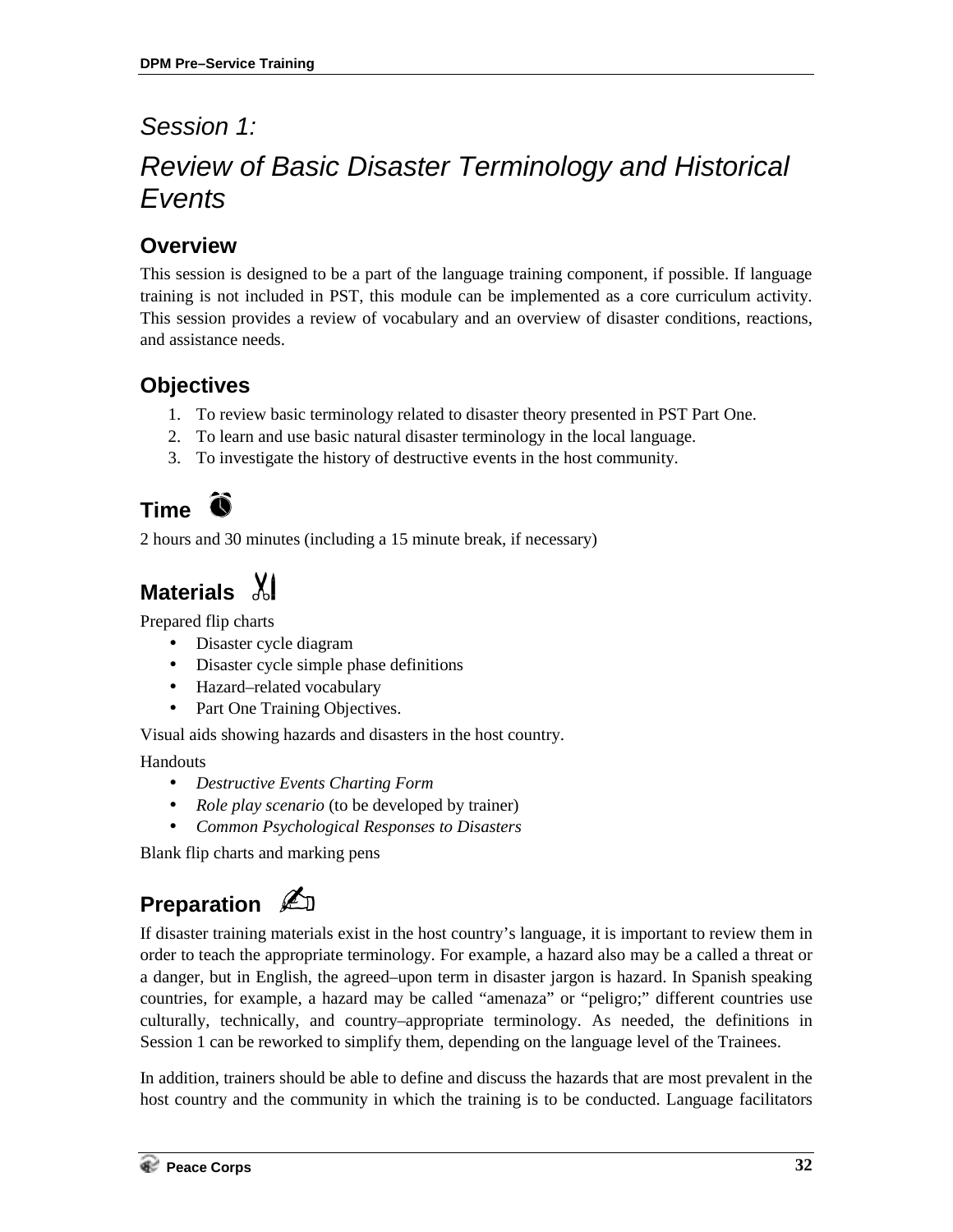# Session 1:

# Review of Basic Disaster Terminology and Historical Events

## Overview

This session is designed to be a part of the language training component, if possible. If language training is not included in PST, this module can be implemented as a core curriculum activity. This session provides a review of vocabulary and an overview of disaster conditions, reactions, and assistance needs.

## Objectives

1. To review basic terminology related to disaster theory presented in PST Part One.
2. To learn and use basic natural disaster terminology in the local language.
3. To investigate the history of destructive events in the host community.

## Time

2 hours and 30 minutes (including a 15 minute break, if necessary)

## Materials

Prepared flip charts

- Disaster cycle diagram
- Disaster cycle simple phase definitions
- Hazard–related vocabulary
- Part One Training Objectives.

Visual aids showing hazards and disasters in the host country.

Handouts

- *Destructive Events Charting Form*
- *Role play scenario* (to be developed by trainer)
- *Common Psychological Responses to Disasters*

Blank flip charts and marking pens

## Preparation

If disaster training materials exist in the host country's language, it is important to review them in order to teach the appropriate terminology. For example, a hazard also may be a called a threat or a danger, but in English, the agreed–upon term in disaster jargon is hazard. In Spanish speaking countries, for example, a hazard may be called "amenaza" or "peligro;" different countries use culturally, technically, and country–appropriate terminology. As needed, the definitions in Session 1 can be reworked to simplify them, depending on the language level of the Trainees.

In addition, trainers should be able to define and discuss the hazards that are most prevalent in the host country and the community in which the training is to be conducted. Language facilitators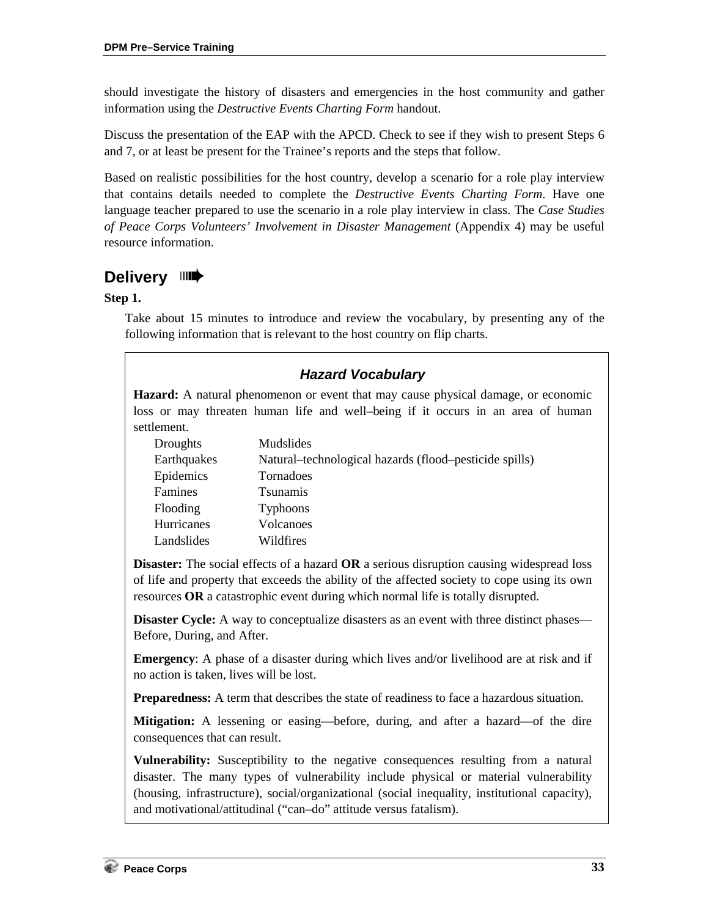should investigate the history of disasters and emergencies in the host community and gather information using the *Destructive Events Charting Form* handout.

Discuss the presentation of the EAP with the APCD. Check to see if they wish to present Steps 6 and 7, or at least be present for the Trainee's reports and the steps that follow.

Based on realistic possibilities for the host country, develop a scenario for a role play interview that contains details needed to complete the *Destructive Events Charting Form*. Have one language teacher prepared to use the scenario in a role play interview in class. The *Case Studies of Peace Corps Volunteers' Involvement in Disaster Management* (Appendix 4) may be useful resource information.

## Delivery

**Step 1.**

Take about 15 minutes to introduce and review the vocabulary, by presenting any of the following information that is relevant to the host country on flip charts.

### *Hazard Vocabulary*

**Hazard:** A natural phenomenon or event that may cause physical damage, or economic loss or may threaten human life and well–being if it occurs in an area of human settlement.

| | |
|---|---|
| Droughts | Mudslides |
| Earthquakes | Natural–technological hazards (flood–pesticide spills) |
| Epidemics | Tornadoes |
| Famines | Tsunamis |
| Flooding | Typhoons |
| Hurricanes | Volcanoes |
| Landslides | Wildfires |

**Disaster:** The social effects of a hazard **OR** a serious disruption causing widespread loss of life and property that exceeds the ability of the affected society to cope using its own resources **OR** a catastrophic event during which normal life is totally disrupted.

**Disaster Cycle:** A way to conceptualize disasters as an event with three distinct phases—Before, During, and After.

**Emergency**: A phase of a disaster during which lives and/or livelihood are at risk and if no action is taken, lives will be lost.

**Preparedness:** A term that describes the state of readiness to face a hazardous situation.

**Mitigation:** A lessening or easing—before, during, and after a hazard—of the dire consequences that can result.

**Vulnerability:** Susceptibility to the negative consequences resulting from a natural disaster. The many types of vulnerability include physical or material vulnerability (housing, infrastructure), social/organizational (social inequality, institutional capacity), and motivational/attitudinal ("can–do" attitude versus fatalism).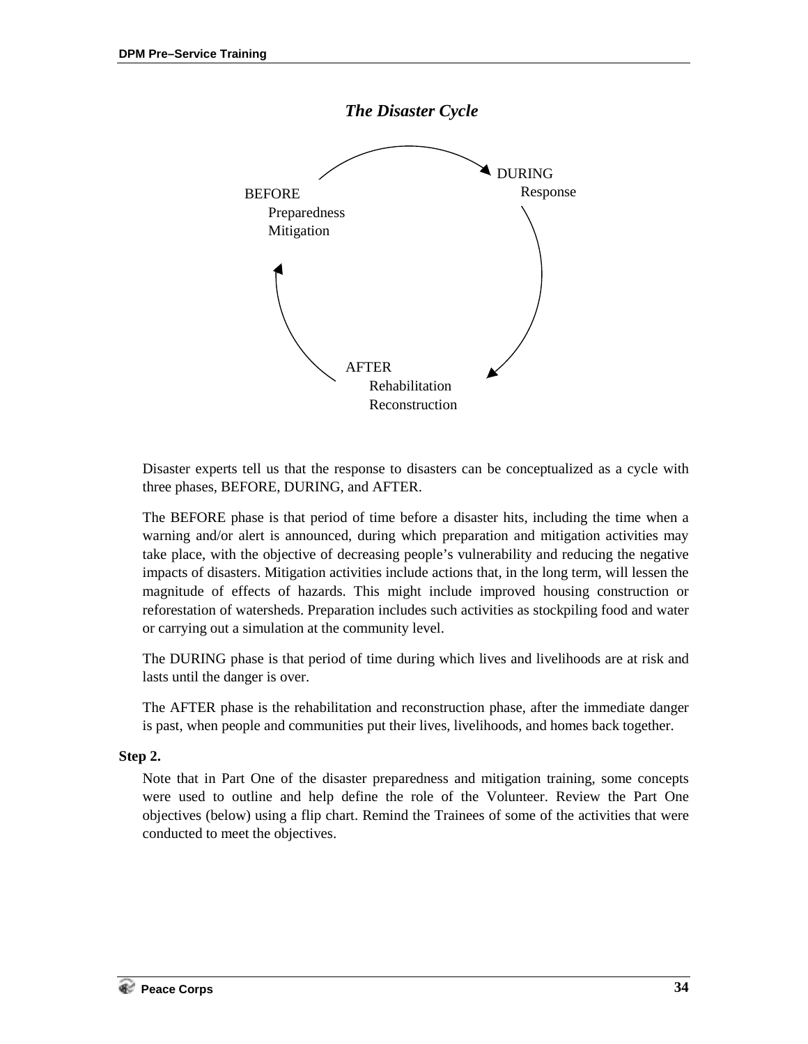### *The Disaster Cycle*

BEFORE
Preparedness
Mitigation

DURING
Response

AFTER
Rehabilitation
Reconstruction

Disaster experts tell us that the response to disasters can be conceptualized as a cycle with three phases, BEFORE, DURING, and AFTER.

The BEFORE phase is that period of time before a disaster hits, including the time when a warning and/or alert is announced, during which preparation and mitigation activities may take place, with the objective of decreasing people's vulnerability and reducing the negative impacts of disasters. Mitigation activities include actions that, in the long term, will lessen the magnitude of effects of hazards. This might include improved housing construction or reforestation of watersheds. Preparation includes such activities as stockpiling food and water or carrying out a simulation at the community level.

The DURING phase is that period of time during which lives and livelihoods are at risk and lasts until the danger is over.

The AFTER phase is the rehabilitation and reconstruction phase, after the immediate danger is past, when people and communities put their lives, livelihoods, and homes back together.

**Step 2.**

Note that in Part One of the disaster preparedness and mitigation training, some concepts were used to outline and help define the role of the Volunteer. Review the Part One objectives (below) using a flip chart. Remind the Trainees of some of the activities that were conducted to meet the objectives.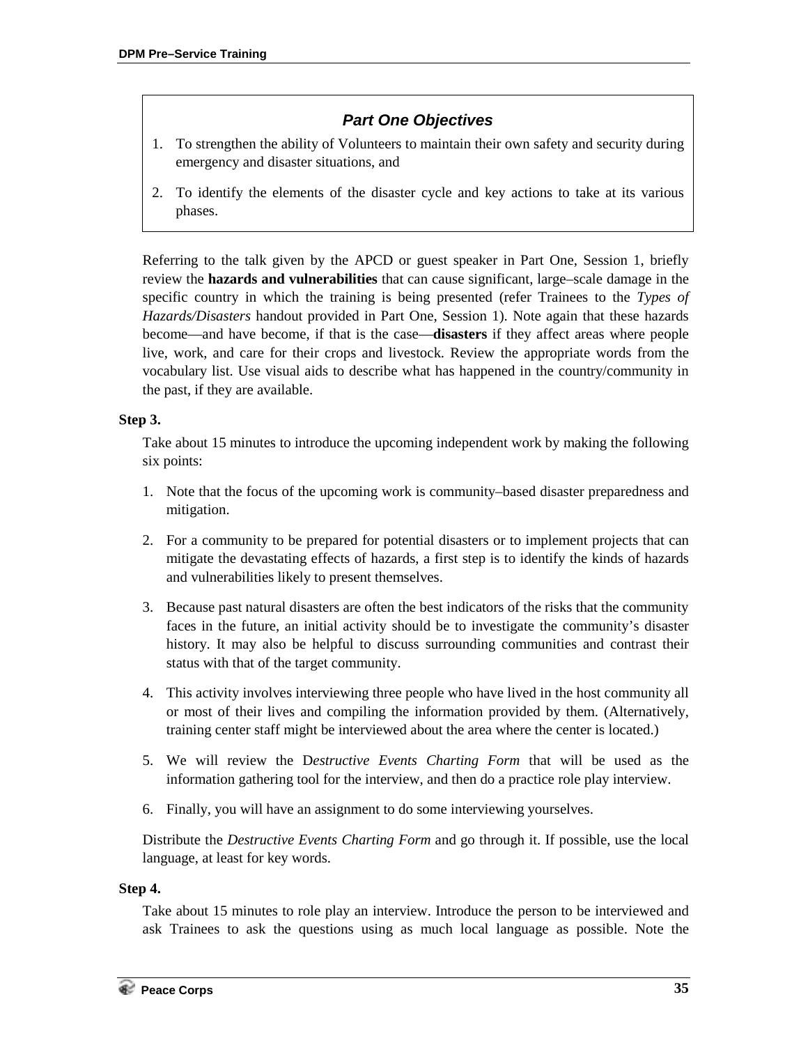> ### *Part One Objectives*
>
> 1. To strengthen the ability of Volunteers to maintain their own safety and security during emergency and disaster situations, and
> 2. To identify the elements of the disaster cycle and key actions to take at its various phases.

Referring to the talk given by the APCD or guest speaker in Part One, Session 1, briefly review the **hazards and vulnerabilities** that can cause significant, large–scale damage in the specific country in which the training is being presented (refer Trainees to the *Types of Hazards/Disasters* handout provided in Part One, Session 1). Note again that these hazards become—and have become, if that is the case—**disasters** if they affect areas where people live, work, and care for their crops and livestock. Review the appropriate words from the vocabulary list. Use visual aids to describe what has happened in the country/community in the past, if they are available.

**Step 3.**

Take about 15 minutes to introduce the upcoming independent work by making the following six points:

1. Note that the focus of the upcoming work is community–based disaster preparedness and mitigation.
2. For a community to be prepared for potential disasters or to implement projects that can mitigate the devastating effects of hazards, a first step is to identify the kinds of hazards and vulnerabilities likely to present themselves.
3. Because past natural disasters are often the best indicators of the risks that the community faces in the future, an initial activity should be to investigate the community's disaster history. It may also be helpful to discuss surrounding communities and contrast their status with that of the target community.
4. This activity involves interviewing three people who have lived in the host community all or most of their lives and compiling the information provided by them. (Alternatively, training center staff might be interviewed about the area where the center is located.)
5. We will review the D*estructive Events Charting Form* that will be used as the information gathering tool for the interview, and then do a practice role play interview.
6. Finally, you will have an assignment to do some interviewing yourselves.

Distribute the *Destructive Events Charting Form* and go through it. If possible, use the local language, at least for key words.

**Step 4.**

Take about 15 minutes to role play an interview. Introduce the person to be interviewed and ask Trainees to ask the questions using as much local language as possible. Note the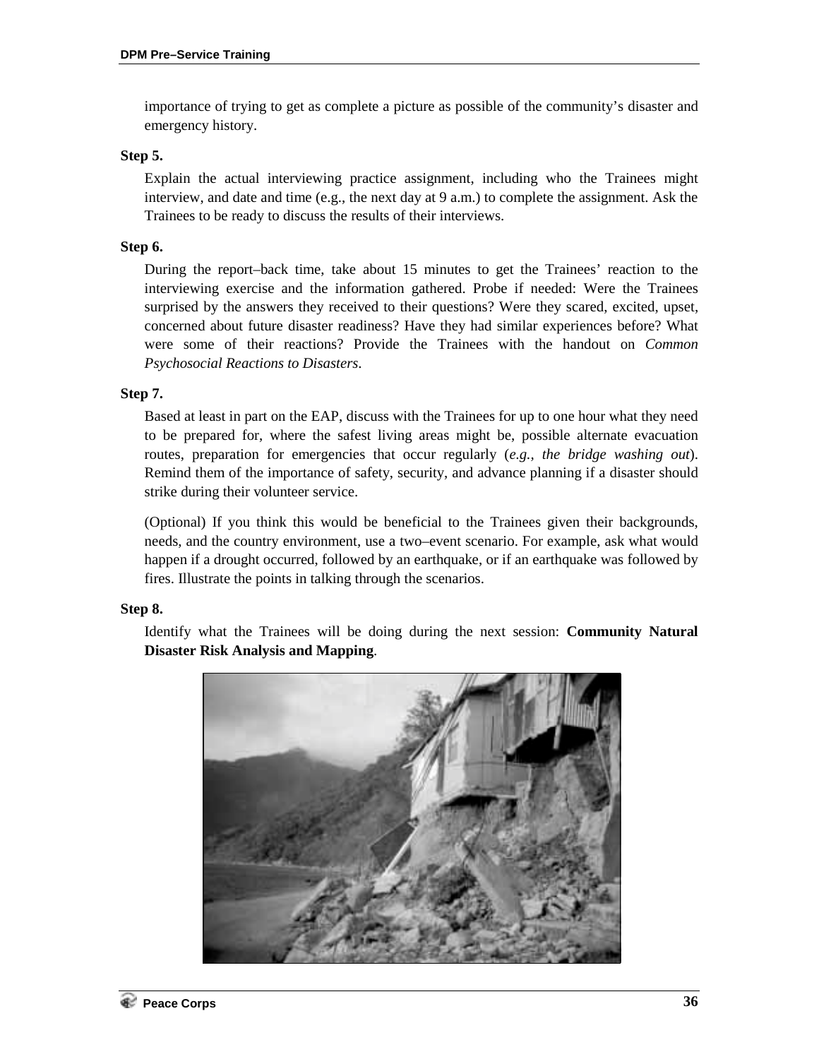importance of trying to get as complete a picture as possible of the community's disaster and emergency history.

**Step 5.**

Explain the actual interviewing practice assignment, including who the Trainees might interview, and date and time (e.g., the next day at 9 a.m.) to complete the assignment. Ask the Trainees to be ready to discuss the results of their interviews.

**Step 6.**

During the report–back time, take about 15 minutes to get the Trainees' reaction to the interviewing exercise and the information gathered. Probe if needed: Were the Trainees surprised by the answers they received to their questions? Were they scared, excited, upset, concerned about future disaster readiness? Have they had similar experiences before? What were some of their reactions? Provide the Trainees with the handout on *Common Psychosocial Reactions to Disasters*.

**Step 7.**

Based at least in part on the EAP, discuss with the Trainees for up to one hour what they need to be prepared for, where the safest living areas might be, possible alternate evacuation routes, preparation for emergencies that occur regularly (*e.g., the bridge washing out*). Remind them of the importance of safety, security, and advance planning if a disaster should strike during their volunteer service.

(Optional) If you think this would be beneficial to the Trainees given their backgrounds, needs, and the country environment, use a two–event scenario. For example, ask what would happen if a drought occurred, followed by an earthquake, or if an earthquake was followed by fires. Illustrate the points in talking through the scenarios.

**Step 8.**

Identify what the Trainees will be doing during the next session: **Community Natural Disaster Risk Analysis and Mapping**.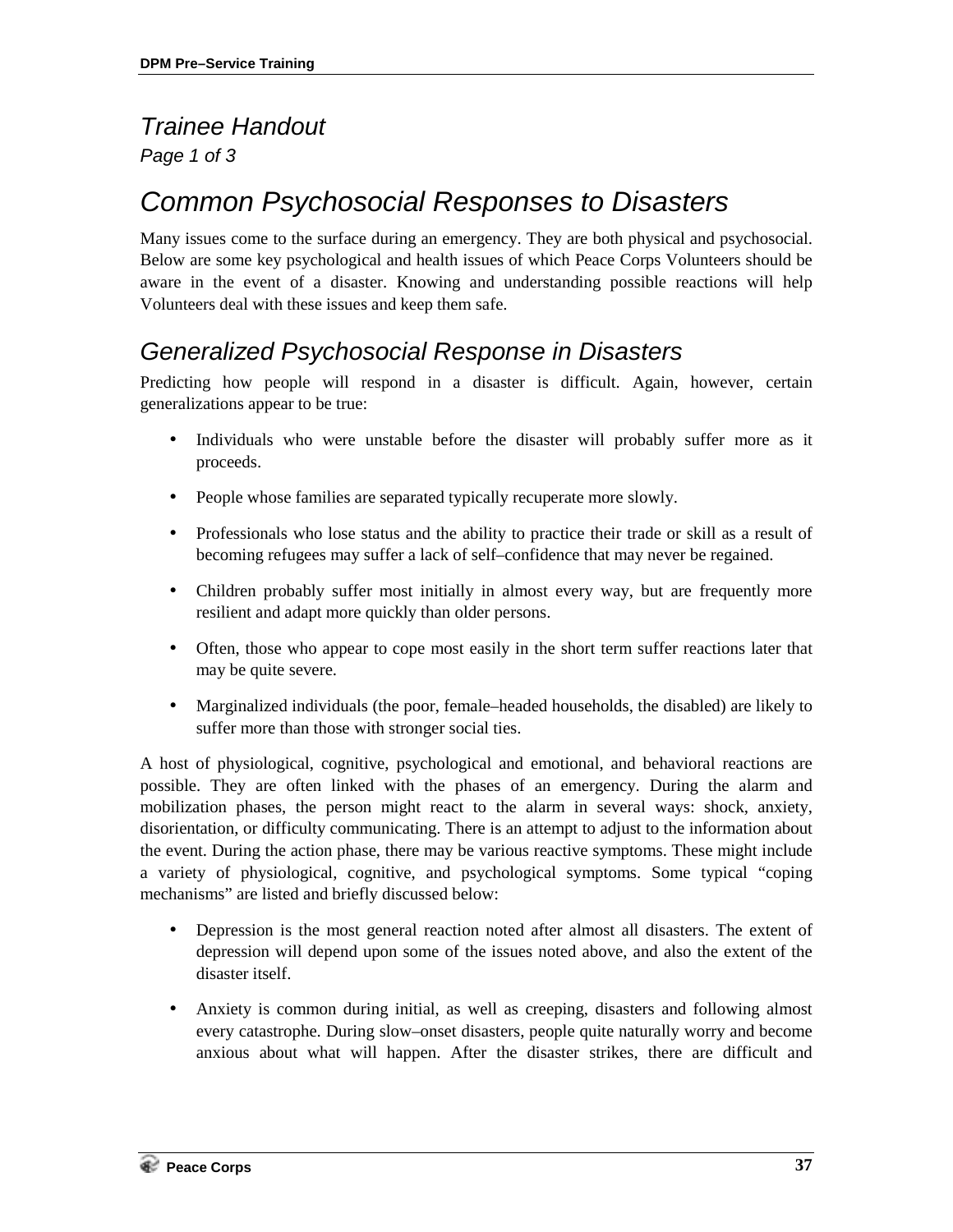*Trainee Handout*

*Page 1 of 3*

# Common Psychosocial Responses to Disasters

Many issues come to the surface during an emergency. They are both physical and psychosocial. Below are some key psychological and health issues of which Peace Corps Volunteers should be aware in the event of a disaster. Knowing and understanding possible reactions will help Volunteers deal with these issues and keep them safe.

## Generalized Psychosocial Response in Disasters

Predicting how people will respond in a disaster is difficult. Again, however, certain generalizations appear to be true:

- Individuals who were unstable before the disaster will probably suffer more as it proceeds.
- People whose families are separated typically recuperate more slowly.
- Professionals who lose status and the ability to practice their trade or skill as a result of becoming refugees may suffer a lack of self–confidence that may never be regained.
- Children probably suffer most initially in almost every way, but are frequently more resilient and adapt more quickly than older persons.
- Often, those who appear to cope most easily in the short term suffer reactions later that may be quite severe.
- Marginalized individuals (the poor, female–headed households, the disabled) are likely to suffer more than those with stronger social ties.

A host of physiological, cognitive, psychological and emotional, and behavioral reactions are possible. They are often linked with the phases of an emergency. During the alarm and mobilization phases, the person might react to the alarm in several ways: shock, anxiety, disorientation, or difficulty communicating. There is an attempt to adjust to the information about the event. During the action phase, there may be various reactive symptoms. These might include a variety of physiological, cognitive, and psychological symptoms. Some typical "coping mechanisms" are listed and briefly discussed below:

- Depression is the most general reaction noted after almost all disasters. The extent of depression will depend upon some of the issues noted above, and also the extent of the disaster itself.
- Anxiety is common during initial, as well as creeping, disasters and following almost every catastrophe. During slow–onset disasters, people quite naturally worry and become anxious about what will happen. After the disaster strikes, there are difficult and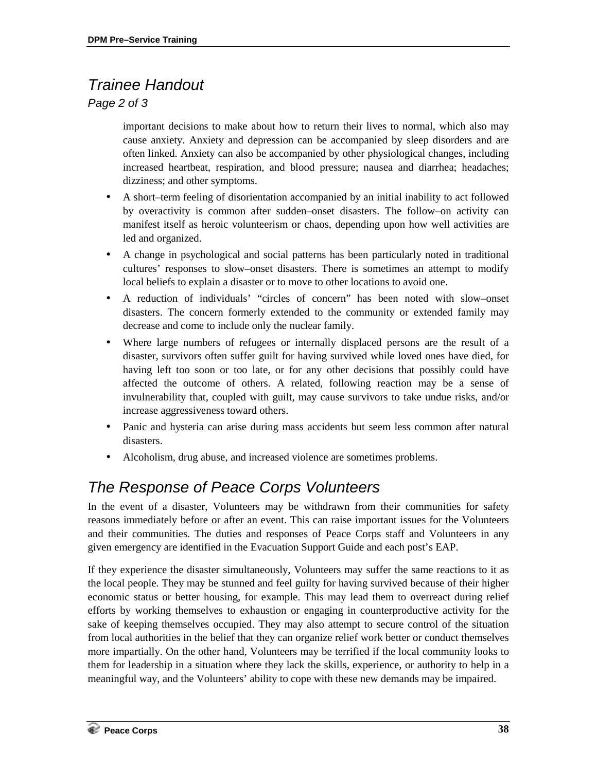## Trainee Handout

*Page 2 of 3*

important decisions to make about how to return their lives to normal, which also may cause anxiety. Anxiety and depression can be accompanied by sleep disorders and are often linked. Anxiety can also be accompanied by other physiological changes, including increased heartbeat, respiration, and blood pressure; nausea and diarrhea; headaches; dizziness; and other symptoms.

- A short–term feeling of disorientation accompanied by an initial inability to act followed by overactivity is common after sudden–onset disasters. The follow–on activity can manifest itself as heroic volunteerism or chaos, depending upon how well activities are led and organized.
- A change in psychological and social patterns has been particularly noted in traditional cultures' responses to slow–onset disasters. There is sometimes an attempt to modify local beliefs to explain a disaster or to move to other locations to avoid one.
- A reduction of individuals' "circles of concern" has been noted with slow–onset disasters. The concern formerly extended to the community or extended family may decrease and come to include only the nuclear family.
- Where large numbers of refugees or internally displaced persons are the result of a disaster, survivors often suffer guilt for having survived while loved ones have died, for having left too soon or too late, or for any other decisions that possibly could have affected the outcome of others. A related, following reaction may be a sense of invulnerability that, coupled with guilt, may cause survivors to take undue risks, and/or increase aggressiveness toward others.
- Panic and hysteria can arise during mass accidents but seem less common after natural disasters.
- Alcoholism, drug abuse, and increased violence are sometimes problems.

## The Response of Peace Corps Volunteers

In the event of a disaster, Volunteers may be withdrawn from their communities for safety reasons immediately before or after an event. This can raise important issues for the Volunteers and their communities. The duties and responses of Peace Corps staff and Volunteers in any given emergency are identified in the Evacuation Support Guide and each post's EAP.

If they experience the disaster simultaneously, Volunteers may suffer the same reactions to it as the local people. They may be stunned and feel guilty for having survived because of their higher economic status or better housing, for example. This may lead them to overreact during relief efforts by working themselves to exhaustion or engaging in counterproductive activity for the sake of keeping themselves occupied. They may also attempt to secure control of the situation from local authorities in the belief that they can organize relief work better or conduct themselves more impartially. On the other hand, Volunteers may be terrified if the local community looks to them for leadership in a situation where they lack the skills, experience, or authority to help in a meaningful way, and the Volunteers' ability to cope with these new demands may be impaired.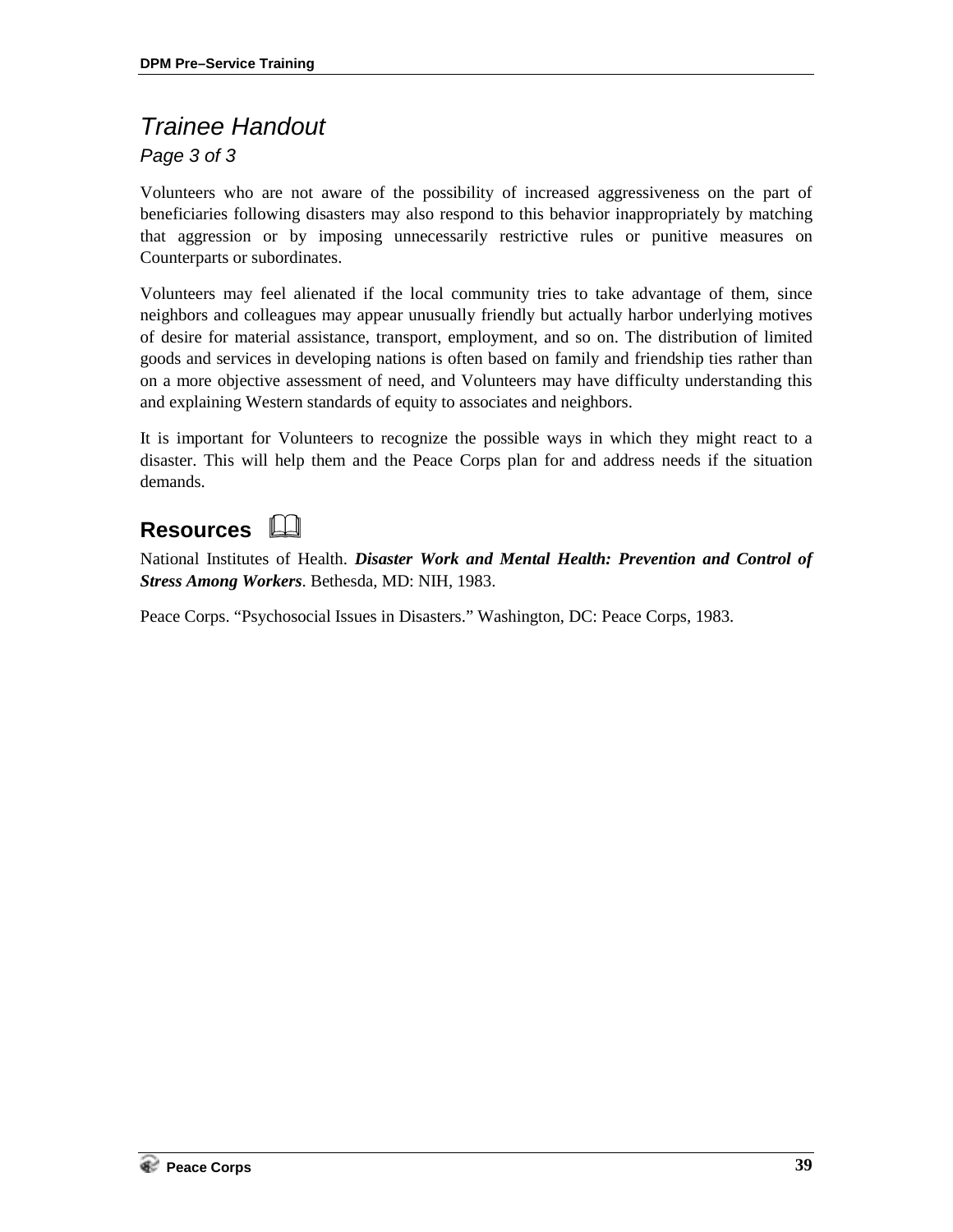## *Trainee Handout*

*Page 3 of 3*

Volunteers who are not aware of the possibility of increased aggressiveness on the part of beneficiaries following disasters may also respond to this behavior inappropriately by matching that aggression or by imposing unnecessarily restrictive rules or punitive measures on Counterparts or subordinates.

Volunteers may feel alienated if the local community tries to take advantage of them, since neighbors and colleagues may appear unusually friendly but actually harbor underlying motives of desire for material assistance, transport, employment, and so on. The distribution of limited goods and services in developing nations is often based on family and friendship ties rather than on a more objective assessment of need, and Volunteers may have difficulty understanding this and explaining Western standards of equity to associates and neighbors.

It is important for Volunteers to recognize the possible ways in which they might react to a disaster. This will help them and the Peace Corps plan for and address needs if the situation demands.

## Resources

National Institutes of Health. ***Disaster Work and Mental Health: Prevention and Control of Stress Among Workers***. Bethesda, MD: NIH, 1983.

Peace Corps. "Psychosocial Issues in Disasters." Washington, DC: Peace Corps, 1983.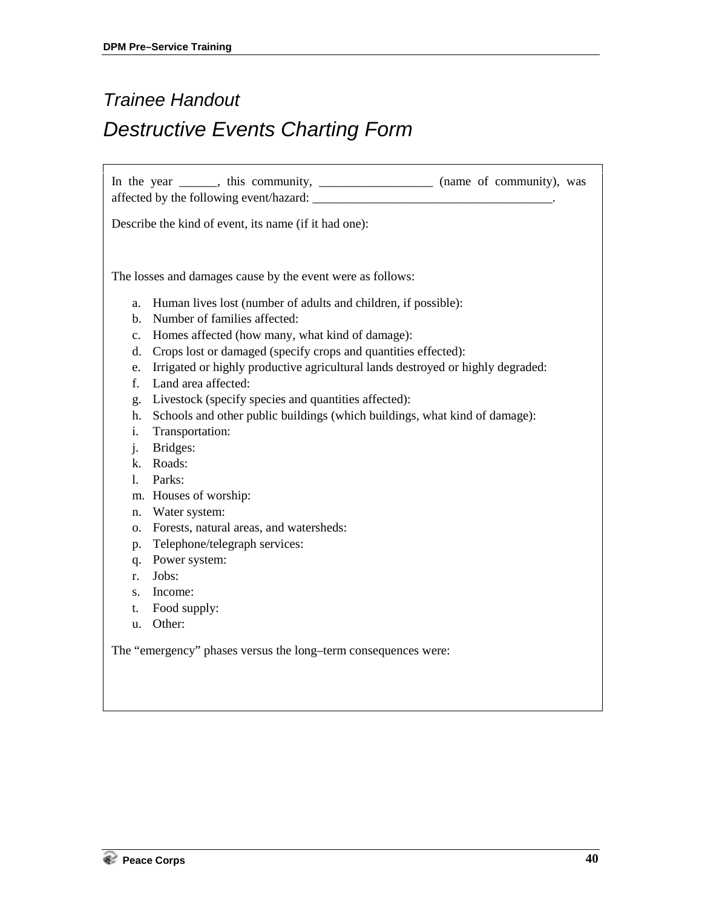# Trainee Handout

# Destructive Events Charting Form

In the year ______, this community, __________________ (name of community), was affected by the following event/hazard: ______________________________________.

Describe the kind of event, its name (if it had one):

The losses and damages cause by the event were as follows:

a. Human lives lost (number of adults and children, if possible):
b. Number of families affected:
c. Homes affected (how many, what kind of damage):
d. Crops lost or damaged (specify crops and quantities effected):
e. Irrigated or highly productive agricultural lands destroyed or highly degraded:
f. Land area affected:
g. Livestock (specify species and quantities affected):
h. Schools and other public buildings (which buildings, what kind of damage):
i. Transportation:
j. Bridges:
k. Roads:
l. Parks:
m. Houses of worship:
n. Water system:
o. Forests, natural areas, and watersheds:
p. Telephone/telegraph services:
q. Power system:
r. Jobs:
s. Income:
t. Food supply:
u. Other:

The "emergency" phases versus the long–term consequences were: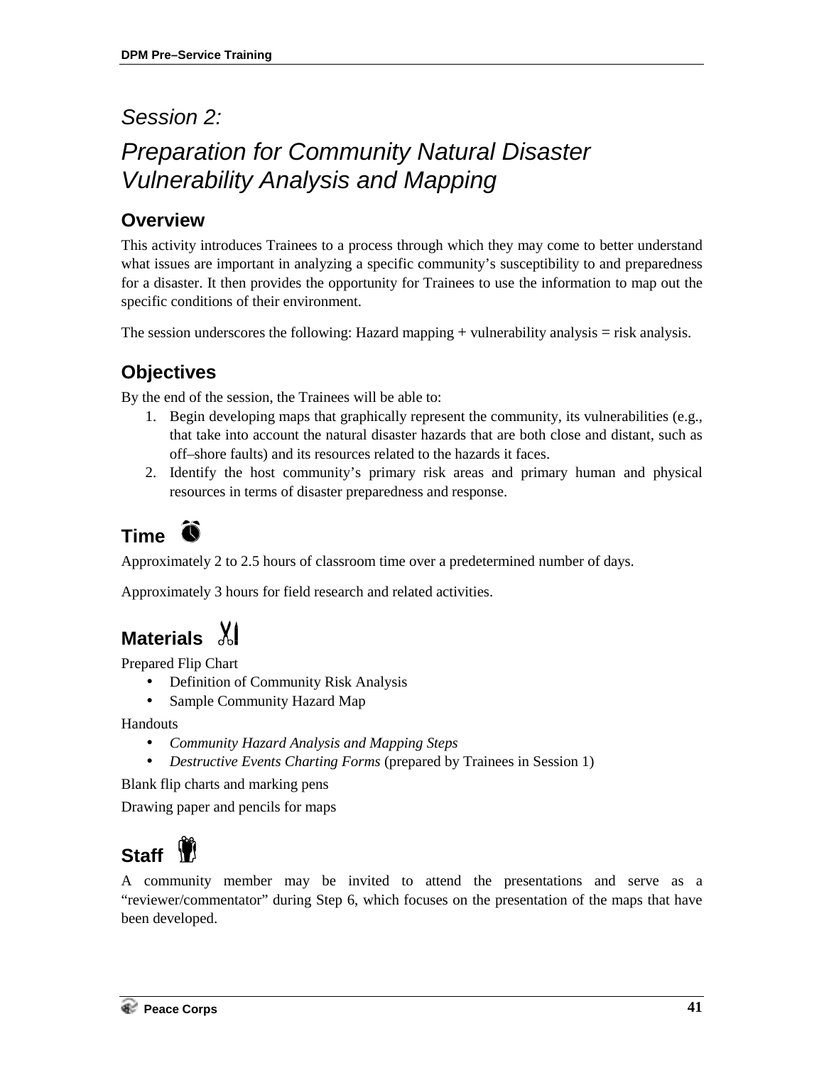# Session 2:

# *Preparation for Community Natural Disaster Vulnerability Analysis and Mapping*

## Overview

This activity introduces Trainees to a process through which they may come to better understand what issues are important in analyzing a specific community's susceptibility to and preparedness for a disaster. It then provides the opportunity for Trainees to use the information to map out the specific conditions of their environment.

The session underscores the following: Hazard mapping + vulnerability analysis = risk analysis.

## Objectives

By the end of the session, the Trainees will be able to:

1. Begin developing maps that graphically represent the community, its vulnerabilities (e.g., that take into account the natural disaster hazards that are both close and distant, such as off–shore faults) and its resources related to the hazards it faces.
2. Identify the host community's primary risk areas and primary human and physical resources in terms of disaster preparedness and response.

## Time

Approximately 2 to 2.5 hours of classroom time over a predetermined number of days.

Approximately 3 hours for field research and related activities.

## Materials

Prepared Flip Chart

- Definition of Community Risk Analysis
- Sample Community Hazard Map

Handouts

- *Community Hazard Analysis and Mapping Steps*
- *Destructive Events Charting Forms* (prepared by Trainees in Session 1)

Blank flip charts and marking pens

Drawing paper and pencils for maps

## Staff

A community member may be invited to attend the presentations and serve as a "reviewer/commentator" during Step 6, which focuses on the presentation of the maps that have been developed.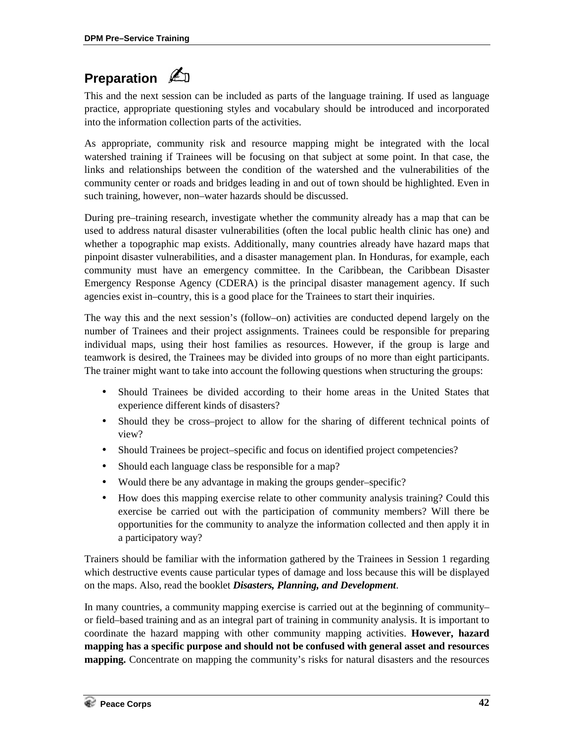## Preparation ✍

This and the next session can be included as parts of the language training. If used as language practice, appropriate questioning styles and vocabulary should be introduced and incorporated into the information collection parts of the activities.

As appropriate, community risk and resource mapping might be integrated with the local watershed training if Trainees will be focusing on that subject at some point. In that case, the links and relationships between the condition of the watershed and the vulnerabilities of the community center or roads and bridges leading in and out of town should be highlighted. Even in such training, however, non–water hazards should be discussed.

During pre–training research, investigate whether the community already has a map that can be used to address natural disaster vulnerabilities (often the local public health clinic has one) and whether a topographic map exists. Additionally, many countries already have hazard maps that pinpoint disaster vulnerabilities, and a disaster management plan. In Honduras, for example, each community must have an emergency committee. In the Caribbean, the Caribbean Disaster Emergency Response Agency (CDERA) is the principal disaster management agency. If such agencies exist in–country, this is a good place for the Trainees to start their inquiries.

The way this and the next session's (follow–on) activities are conducted depend largely on the number of Trainees and their project assignments. Trainees could be responsible for preparing individual maps, using their host families as resources. However, if the group is large and teamwork is desired, the Trainees may be divided into groups of no more than eight participants. The trainer might want to take into account the following questions when structuring the groups:

- Should Trainees be divided according to their home areas in the United States that experience different kinds of disasters?
- Should they be cross–project to allow for the sharing of different technical points of view?
- Should Trainees be project–specific and focus on identified project competencies?
- Should each language class be responsible for a map?
- Would there be any advantage in making the groups gender–specific?
- How does this mapping exercise relate to other community analysis training? Could this exercise be carried out with the participation of community members? Will there be opportunities for the community to analyze the information collected and then apply it in a participatory way?

Trainers should be familiar with the information gathered by the Trainees in Session 1 regarding which destructive events cause particular types of damage and loss because this will be displayed on the maps. Also, read the booklet ***Disasters, Planning, and Development***.

In many countries, a community mapping exercise is carried out at the beginning of community– or field–based training and as an integral part of training in community analysis. It is important to coordinate the hazard mapping with other community mapping activities. **However, hazard mapping has a specific purpose and should not be confused with general asset and resources mapping.** Concentrate on mapping the community's risks for natural disasters and the resources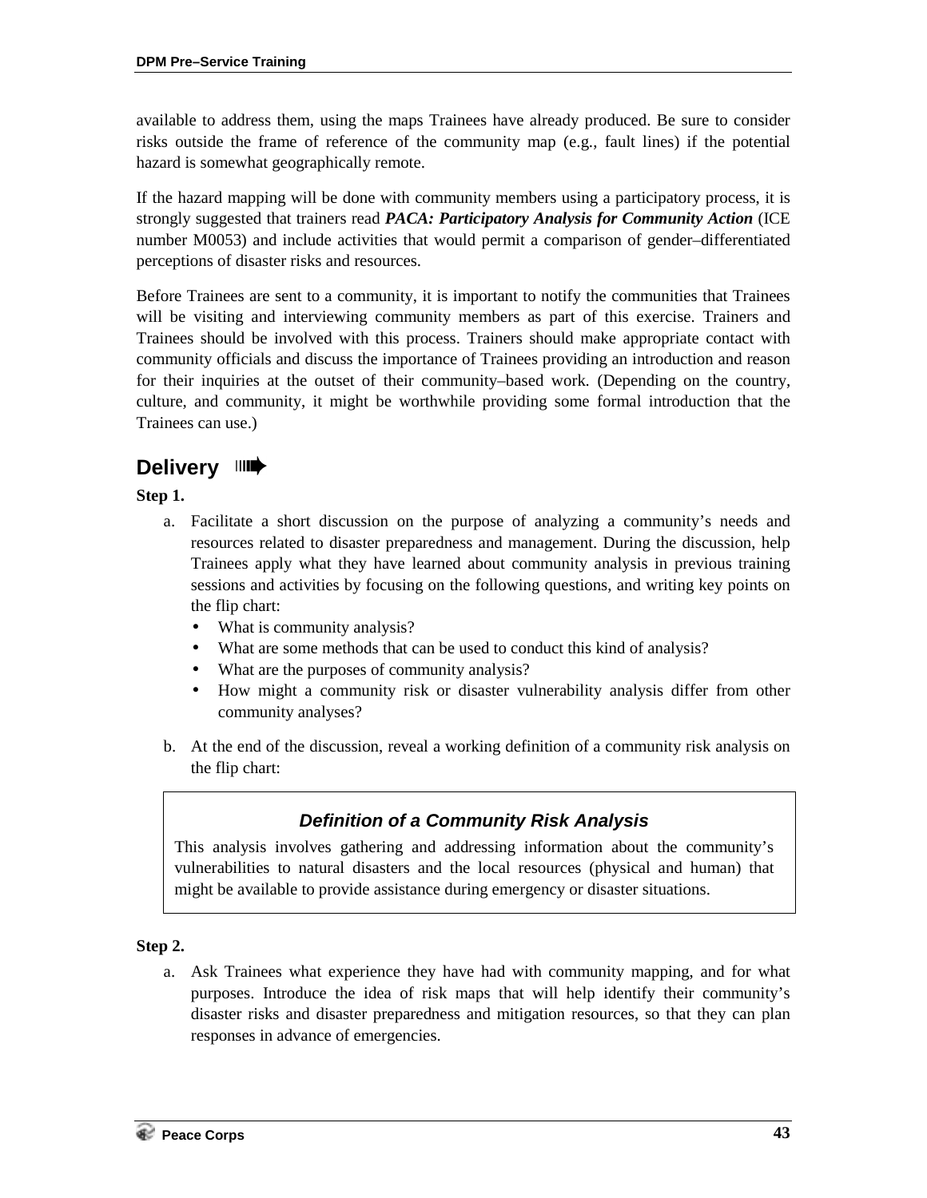available to address them, using the maps Trainees have already produced. Be sure to consider risks outside the frame of reference of the community map (e.g., fault lines) if the potential hazard is somewhat geographically remote.

If the hazard mapping will be done with community members using a participatory process, it is strongly suggested that trainers read ***PACA: Participatory Analysis for Community Action*** (ICE number M0053) and include activities that would permit a comparison of gender–differentiated perceptions of disaster risks and resources.

Before Trainees are sent to a community, it is important to notify the communities that Trainees will be visiting and interviewing community members as part of this exercise. Trainers and Trainees should be involved with this process. Trainers should make appropriate contact with community officials and discuss the importance of Trainees providing an introduction and reason for their inquiries at the outset of their community–based work. (Depending on the country, culture, and community, it might be worthwhile providing some formal introduction that the Trainees can use.)

## Delivery

**Step 1.**

a. Facilitate a short discussion on the purpose of analyzing a community's needs and resources related to disaster preparedness and management. During the discussion, help Trainees apply what they have learned about community analysis in previous training sessions and activities by focusing on the following questions, and writing key points on the flip chart:
   - What is community analysis?
   - What are some methods that can be used to conduct this kind of analysis?
   - What are the purposes of community analysis?
   - How might a community risk or disaster vulnerability analysis differ from other community analyses?

b. At the end of the discussion, reveal a working definition of a community risk analysis on the flip chart:

> ***Definition of a Community Risk Analysis***
>
> This analysis involves gathering and addressing information about the community's vulnerabilities to natural disasters and the local resources (physical and human) that might be available to provide assistance during emergency or disaster situations.

**Step 2.**

a. Ask Trainees what experience they have had with community mapping, and for what purposes. Introduce the idea of risk maps that will help identify their community's disaster risks and disaster preparedness and mitigation resources, so that they can plan responses in advance of emergencies.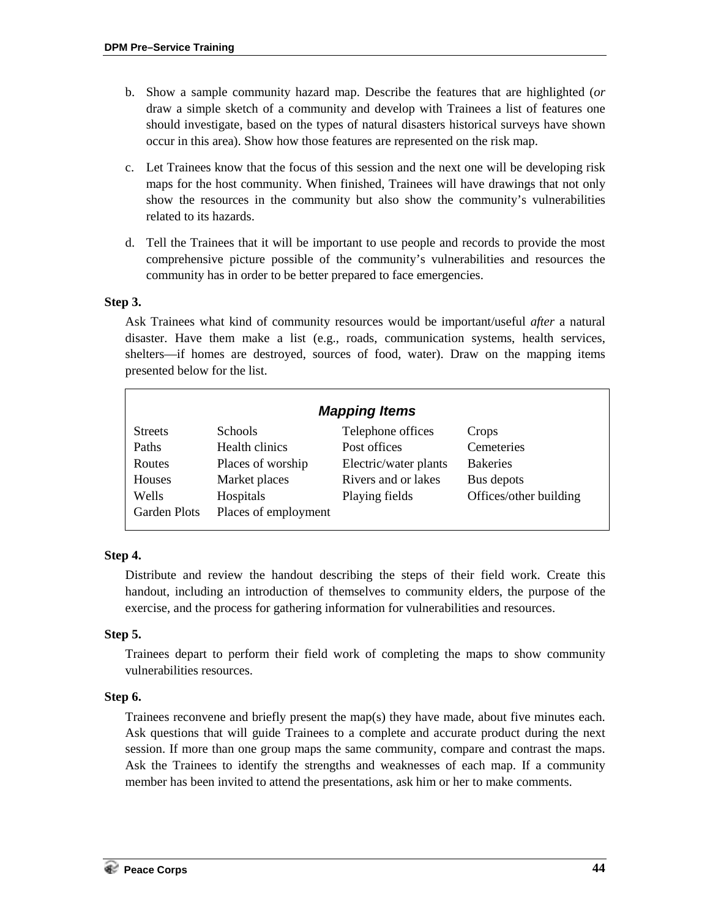b. Show a sample community hazard map. Describe the features that are highlighted (*or* draw a simple sketch of a community and develop with Trainees a list of features one should investigate, based on the types of natural disasters historical surveys have shown occur in this area). Show how those features are represented on the risk map.

c. Let Trainees know that the focus of this session and the next one will be developing risk maps for the host community. When finished, Trainees will have drawings that not only show the resources in the community but also show the community's vulnerabilities related to its hazards.

d. Tell the Trainees that it will be important to use people and records to provide the most comprehensive picture possible of the community's vulnerabilities and resources the community has in order to be better prepared to face emergencies.

**Step 3.**

Ask Trainees what kind of community resources would be important/useful *after* a natural disaster. Have them make a list (e.g., roads, communication systems, health services, shelters—if homes are destroyed, sources of food, water). Draw on the mapping items presented below for the list.

***Mapping Items***

| | | | |
|---|---|---|---|
| Streets | Schools | Telephone offices | Crops |
| Paths | Health clinics | Post offices | Cemeteries |
| Routes | Places of worship | Electric/water plants | Bakeries |
| Houses | Market places | Rivers and or lakes | Bus depots |
| Wells | Hospitals | Playing fields | Offices/other building |
| Garden Plots | Places of employment | | |

**Step 4.**

Distribute and review the handout describing the steps of their field work. Create this handout, including an introduction of themselves to community elders, the purpose of the exercise, and the process for gathering information for vulnerabilities and resources.

**Step 5.**

Trainees depart to perform their field work of completing the maps to show community vulnerabilities resources.

**Step 6.**

Trainees reconvene and briefly present the map(s) they have made, about five minutes each. Ask questions that will guide Trainees to a complete and accurate product during the next session. If more than one group maps the same community, compare and contrast the maps. Ask the Trainees to identify the strengths and weaknesses of each map. If a community member has been invited to attend the presentations, ask him or her to make comments.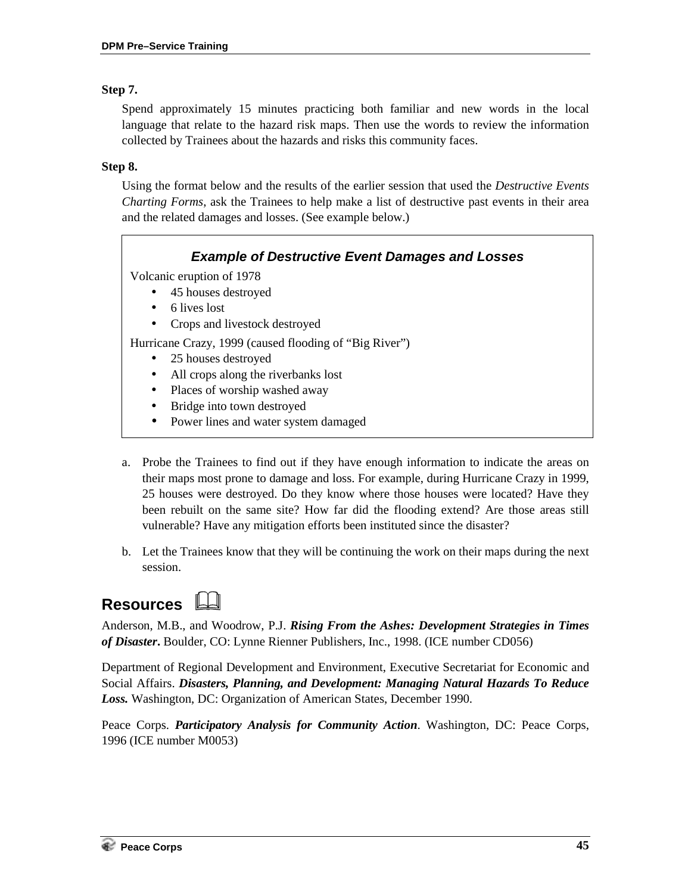**Step 7.**

Spend approximately 15 minutes practicing both familiar and new words in the local language that relate to the hazard risk maps. Then use the words to review the information collected by Trainees about the hazards and risks this community faces.

**Step 8.**

Using the format below and the results of the earlier session that used the *Destructive Events Charting Forms*, ask the Trainees to help make a list of destructive past events in their area and the related damages and losses. (See example below.)

> ***Example of Destructive Event Damages and Losses***
>
> Volcanic eruption of 1978
>
> - 45 houses destroyed
> - 6 lives lost
> - Crops and livestock destroyed
>
> Hurricane Crazy, 1999 (caused flooding of "Big River")
>
> - 25 houses destroyed
> - All crops along the riverbanks lost
> - Places of worship washed away
> - Bridge into town destroyed
> - Power lines and water system damaged

a. Probe the Trainees to find out if they have enough information to indicate the areas on their maps most prone to damage and loss. For example, during Hurricane Crazy in 1999, 25 houses were destroyed. Do they know where those houses were located? Have they been rebuilt on the same site? How far did the flooding extend? Are those areas still vulnerable? Have any mitigation efforts been instituted since the disaster?

b. Let the Trainees know that they will be continuing the work on their maps during the next session.

## Resources

Anderson, M.B., and Woodrow, P.J. ***Rising From the Ashes: Development Strategies in Times of Disaster*.** Boulder, CO: Lynne Rienner Publishers, Inc., 1998. (ICE number CD056)

Department of Regional Development and Environment, Executive Secretariat for Economic and Social Affairs. ***Disasters, Planning, and Development: Managing Natural Hazards To Reduce Loss.*** Washington, DC: Organization of American States, December 1990.

Peace Corps. ***Participatory Analysis for Community Action***. Washington, DC: Peace Corps, 1996 (ICE number M0053)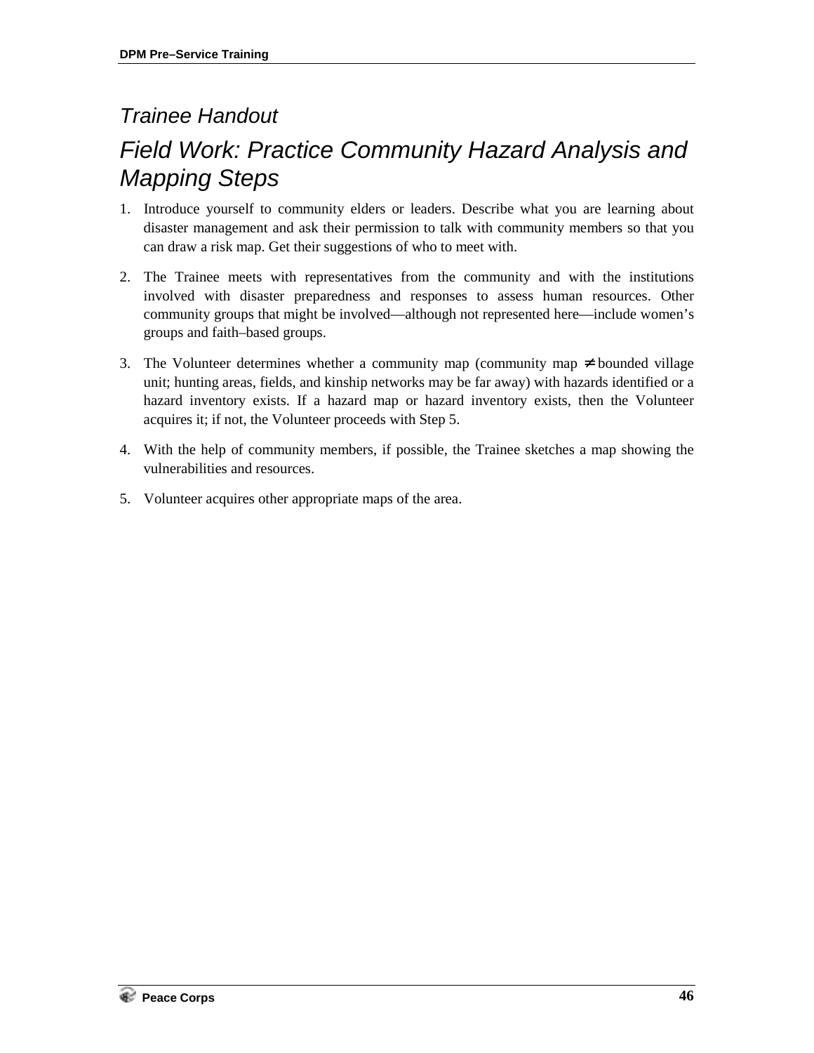*Trainee Handout*

# *Field Work: Practice Community Hazard Analysis and Mapping Steps*

1. Introduce yourself to community elders or leaders. Describe what you are learning about disaster management and ask their permission to talk with community members so that you can draw a risk map. Get their suggestions of who to meet with.

2. The Trainee meets with representatives from the community and with the institutions involved with disaster preparedness and responses to assess human resources. Other community groups that might be involved—although not represented here—include women's groups and faith–based groups.

3. The Volunteer determines whether a community map (community map ≠ bounded village unit; hunting areas, fields, and kinship networks may be far away) with hazards identified or a hazard inventory exists. If a hazard map or hazard inventory exists, then the Volunteer acquires it; if not, the Volunteer proceeds with Step 5.

4. With the help of community members, if possible, the Trainee sketches a map showing the vulnerabilities and resources.

5. Volunteer acquires other appropriate maps of the area.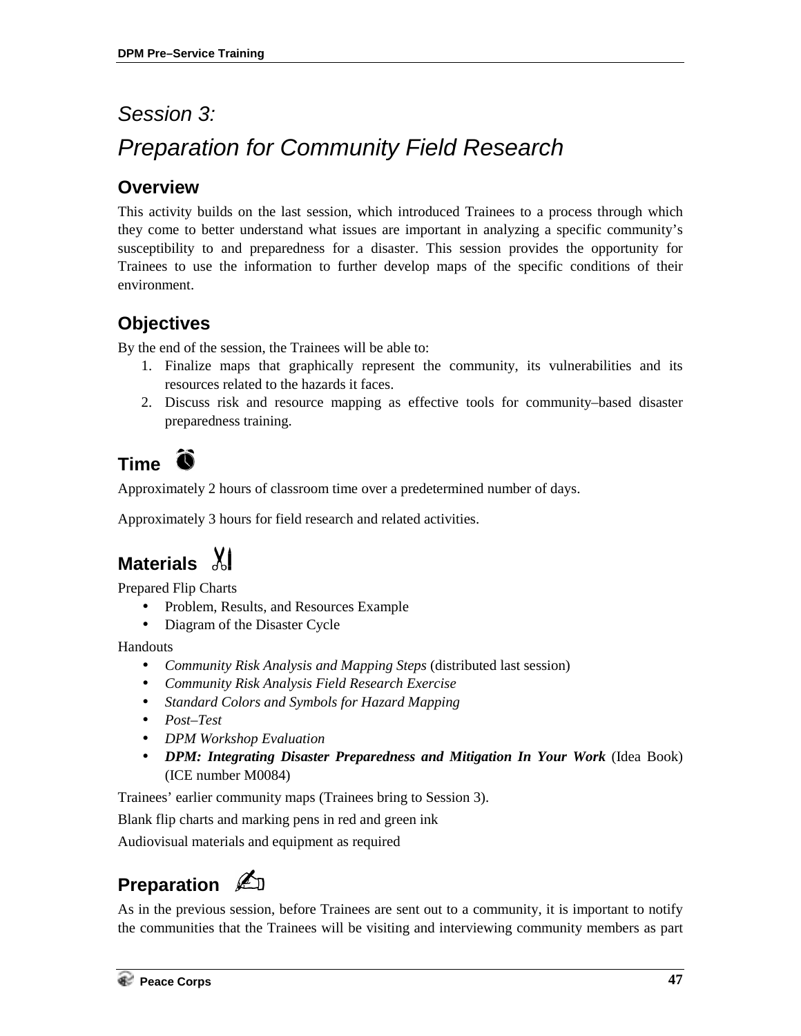# Session 3:
# Preparation for Community Field Research

## Overview

This activity builds on the last session, which introduced Trainees to a process through which they come to better understand what issues are important in analyzing a specific community's susceptibility to and preparedness for a disaster. This session provides the opportunity for Trainees to use the information to further develop maps of the specific conditions of their environment.

## Objectives

By the end of the session, the Trainees will be able to:

1. Finalize maps that graphically represent the community, its vulnerabilities and its resources related to the hazards it faces.
2. Discuss risk and resource mapping as effective tools for community–based disaster preparedness training.

## Time

Approximately 2 hours of classroom time over a predetermined number of days.

Approximately 3 hours for field research and related activities.

## Materials

Prepared Flip Charts

- Problem, Results, and Resources Example
- Diagram of the Disaster Cycle

Handouts

- *Community Risk Analysis and Mapping Steps* (distributed last session)
- *Community Risk Analysis Field Research Exercise*
- *Standard Colors and Symbols for Hazard Mapping*
- *Post–Test*
- *DPM Workshop Evaluation*
- ***DPM: Integrating Disaster Preparedness and Mitigation In Your Work*** (Idea Book) (ICE number M0084)

Trainees' earlier community maps (Trainees bring to Session 3).

Blank flip charts and marking pens in red and green ink

Audiovisual materials and equipment as required

## Preparation

As in the previous session, before Trainees are sent out to a community, it is important to notify the communities that the Trainees will be visiting and interviewing community members as part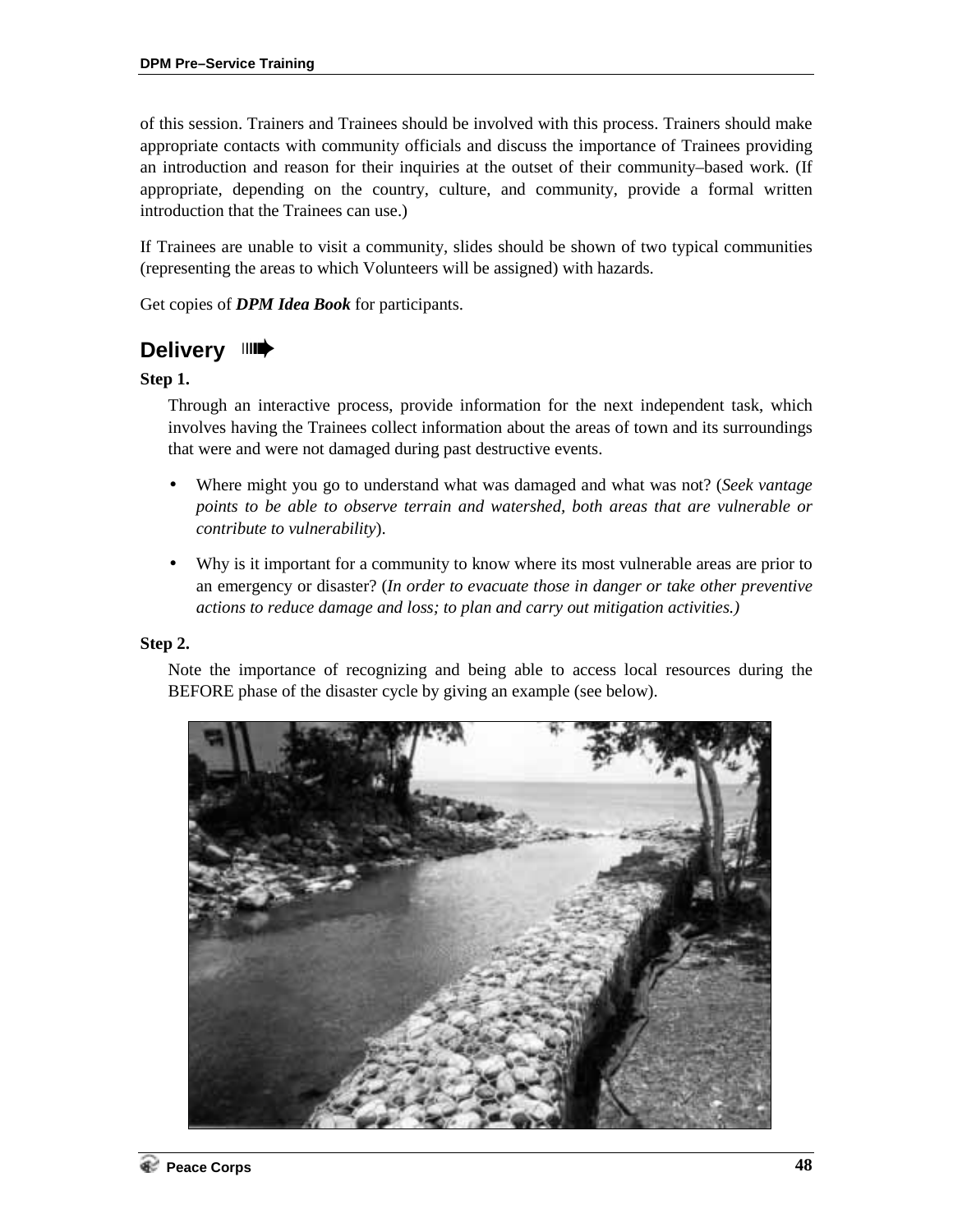of this session. Trainers and Trainees should be involved with this process. Trainers should make appropriate contacts with community officials and discuss the importance of Trainees providing an introduction and reason for their inquiries at the outset of their community–based work. (If appropriate, depending on the country, culture, and community, provide a formal written introduction that the Trainees can use.)

If Trainees are unable to visit a community, slides should be shown of two typical communities (representing the areas to which Volunteers will be assigned) with hazards.

Get copies of ***DPM Idea Book*** for participants.

## Delivery

**Step 1.**

Through an interactive process, provide information for the next independent task, which involves having the Trainees collect information about the areas of town and its surroundings that were and were not damaged during past destructive events.

- Where might you go to understand what was damaged and what was not? (*Seek vantage points to be able to observe terrain and watershed, both areas that are vulnerable or contribute to vulnerability*).
- Why is it important for a community to know where its most vulnerable areas are prior to an emergency or disaster? (*In order to evacuate those in danger or take other preventive actions to reduce damage and loss; to plan and carry out mitigation activities.)*

**Step 2.**

Note the importance of recognizing and being able to access local resources during the BEFORE phase of the disaster cycle by giving an example (see below).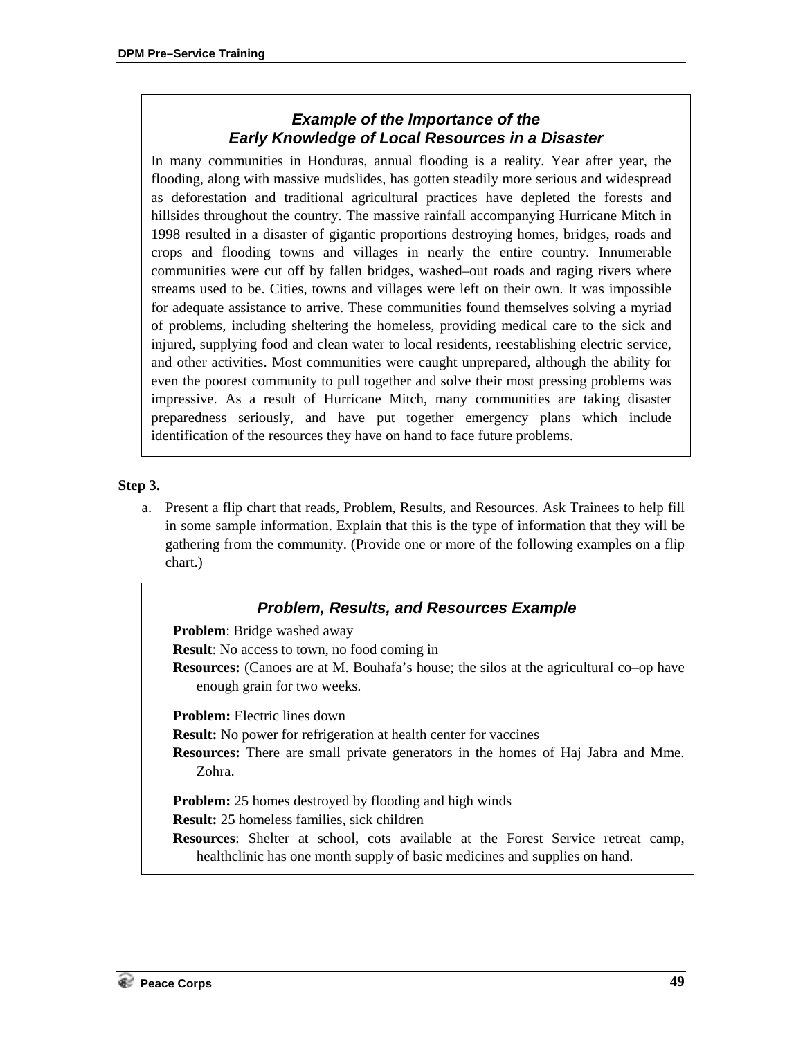### *Example of the Importance of the Early Knowledge of Local Resources in a Disaster*

In many communities in Honduras, annual flooding is a reality. Year after year, the flooding, along with massive mudslides, has gotten steadily more serious and widespread as deforestation and traditional agricultural practices have depleted the forests and hillsides throughout the country. The massive rainfall accompanying Hurricane Mitch in 1998 resulted in a disaster of gigantic proportions destroying homes, bridges, roads and crops and flooding towns and villages in nearly the entire country. Innumerable communities were cut off by fallen bridges, washed–out roads and raging rivers where streams used to be. Cities, towns and villages were left on their own. It was impossible for adequate assistance to arrive. These communities found themselves solving a myriad of problems, including sheltering the homeless, providing medical care to the sick and injured, supplying food and clean water to local residents, reestablishing electric service, and other activities. Most communities were caught unprepared, although the ability for even the poorest community to pull together and solve their most pressing problems was impressive. As a result of Hurricane Mitch, many communities are taking disaster preparedness seriously, and have put together emergency plans which include identification of the resources they have on hand to face future problems.

**Step 3.**

a. Present a flip chart that reads, Problem, Results, and Resources. Ask Trainees to help fill in some sample information. Explain that this is the type of information that they will be gathering from the community. (Provide one or more of the following examples on a flip chart.)

### *Problem, Results, and Resources Example*

**Problem**: Bridge washed away

**Result**: No access to town, no food coming in

**Resources:** (Canoes are at M. Bouhafa's house; the silos at the agricultural co–op have enough grain for two weeks.

**Problem:** Electric lines down

**Result:** No power for refrigeration at health center for vaccines

**Resources:** There are small private generators in the homes of Haj Jabra and Mme. Zohra.

**Problem:** 25 homes destroyed by flooding and high winds

**Result:** 25 homeless families, sick children

**Resources**: Shelter at school, cots available at the Forest Service retreat camp, healthclinic has one month supply of basic medicines and supplies on hand.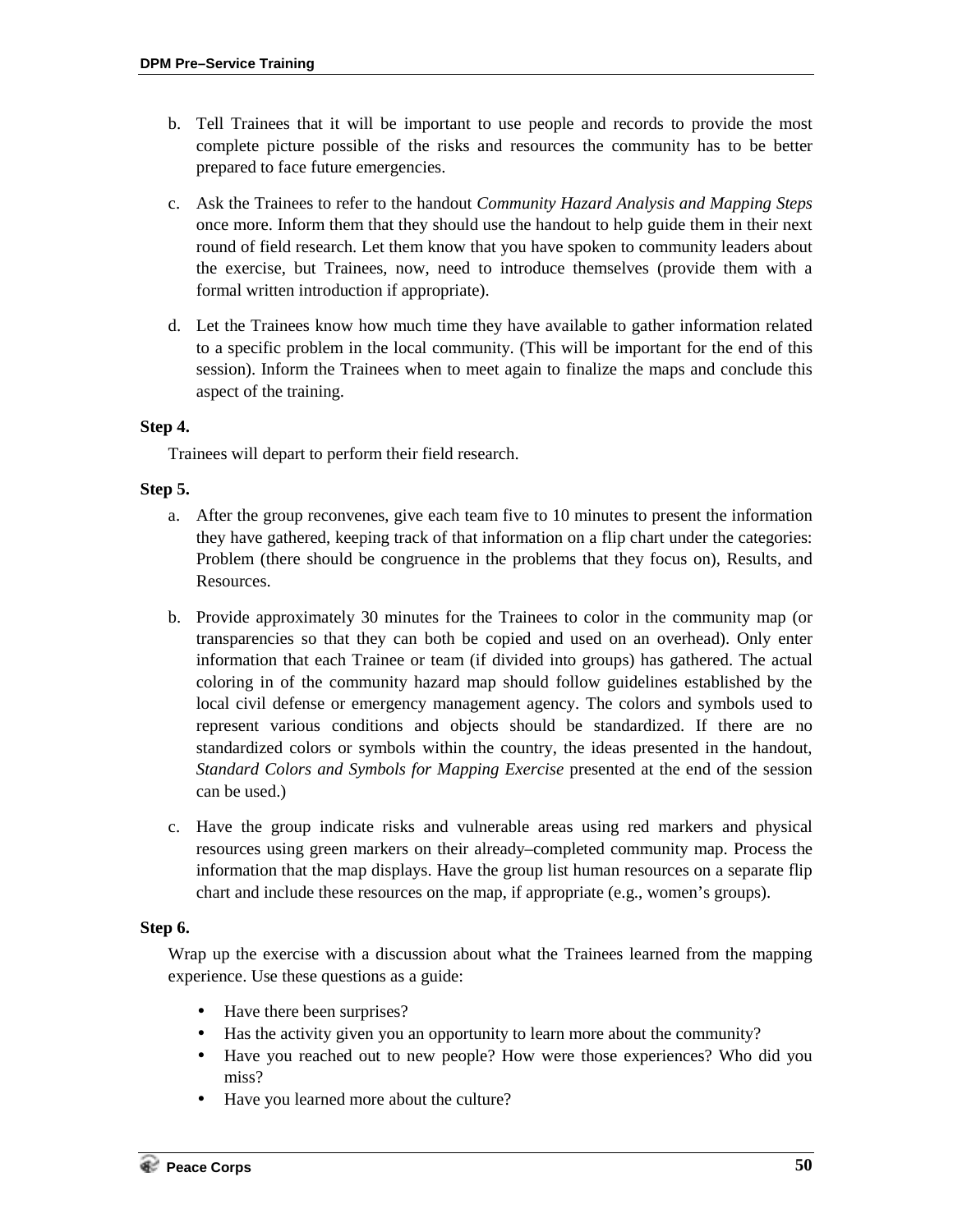b. Tell Trainees that it will be important to use people and records to provide the most complete picture possible of the risks and resources the community has to be better prepared to face future emergencies.

c. Ask the Trainees to refer to the handout *Community Hazard Analysis and Mapping Steps* once more. Inform them that they should use the handout to help guide them in their next round of field research. Let them know that you have spoken to community leaders about the exercise, but Trainees, now, need to introduce themselves (provide them with a formal written introduction if appropriate).

d. Let the Trainees know how much time they have available to gather information related to a specific problem in the local community. (This will be important for the end of this session). Inform the Trainees when to meet again to finalize the maps and conclude this aspect of the training.

**Step 4.**

Trainees will depart to perform their field research.

**Step 5.**

a. After the group reconvenes, give each team five to 10 minutes to present the information they have gathered, keeping track of that information on a flip chart under the categories: Problem (there should be congruence in the problems that they focus on), Results, and Resources.

b. Provide approximately 30 minutes for the Trainees to color in the community map (or transparencies so that they can both be copied and used on an overhead). Only enter information that each Trainee or team (if divided into groups) has gathered. The actual coloring in of the community hazard map should follow guidelines established by the local civil defense or emergency management agency. The colors and symbols used to represent various conditions and objects should be standardized. If there are no standardized colors or symbols within the country, the ideas presented in the handout, *Standard Colors and Symbols for Mapping Exercise* presented at the end of the session can be used.)

c. Have the group indicate risks and vulnerable areas using red markers and physical resources using green markers on their already–completed community map. Process the information that the map displays. Have the group list human resources on a separate flip chart and include these resources on the map, if appropriate (e.g., women's groups).

**Step 6.**

Wrap up the exercise with a discussion about what the Trainees learned from the mapping experience. Use these questions as a guide:

- Have there been surprises?
- Has the activity given you an opportunity to learn more about the community?
- Have you reached out to new people? How were those experiences? Who did you miss?
- Have you learned more about the culture?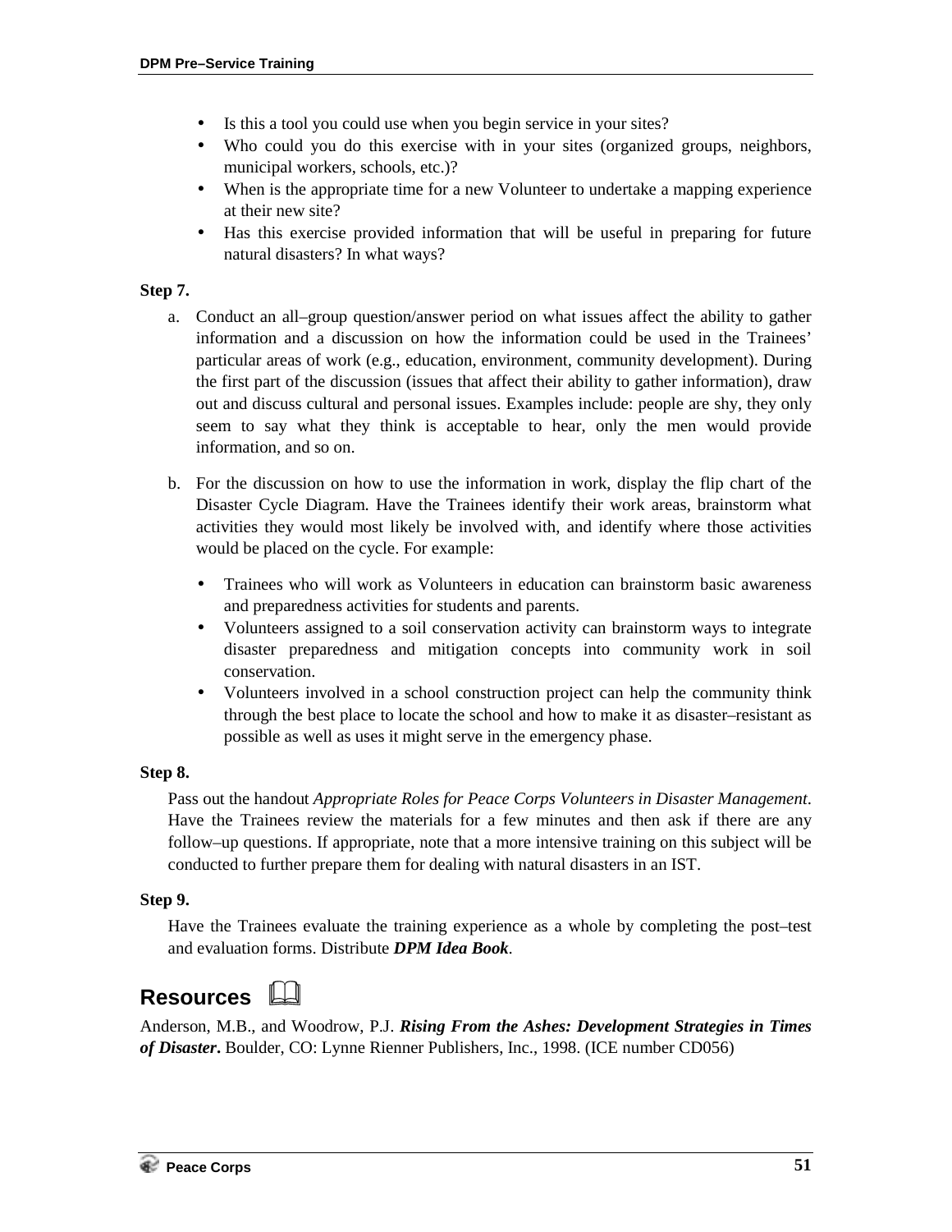- Is this a tool you could use when you begin service in your sites?
- Who could you do this exercise with in your sites (organized groups, neighbors, municipal workers, schools, etc.)?
- When is the appropriate time for a new Volunteer to undertake a mapping experience at their new site?
- Has this exercise provided information that will be useful in preparing for future natural disasters? In what ways?

**Step 7.**

a. Conduct an all–group question/answer period on what issues affect the ability to gather information and a discussion on how the information could be used in the Trainees' particular areas of work (e.g., education, environment, community development). During the first part of the discussion (issues that affect their ability to gather information), draw out and discuss cultural and personal issues. Examples include: people are shy, they only seem to say what they think is acceptable to hear, only the men would provide information, and so on.

b. For the discussion on how to use the information in work, display the flip chart of the Disaster Cycle Diagram. Have the Trainees identify their work areas, brainstorm what activities they would most likely be involved with, and identify where those activities would be placed on the cycle. For example:

   - Trainees who will work as Volunteers in education can brainstorm basic awareness and preparedness activities for students and parents.
   - Volunteers assigned to a soil conservation activity can brainstorm ways to integrate disaster preparedness and mitigation concepts into community work in soil conservation.
   - Volunteers involved in a school construction project can help the community think through the best place to locate the school and how to make it as disaster–resistant as possible as well as uses it might serve in the emergency phase.

**Step 8.**

Pass out the handout *Appropriate Roles for Peace Corps Volunteers in Disaster Management*. Have the Trainees review the materials for a few minutes and then ask if there are any follow–up questions. If appropriate, note that a more intensive training on this subject will be conducted to further prepare them for dealing with natural disasters in an IST.

**Step 9.**

Have the Trainees evaluate the training experience as a whole by completing the post–test and evaluation forms. Distribute ***DPM Idea Book***.

## Resources

Anderson, M.B., and Woodrow, P.J. ***Rising From the Ashes: Development Strategies in Times of Disaster*****.** Boulder, CO: Lynne Rienner Publishers, Inc., 1998. (ICE number CD056)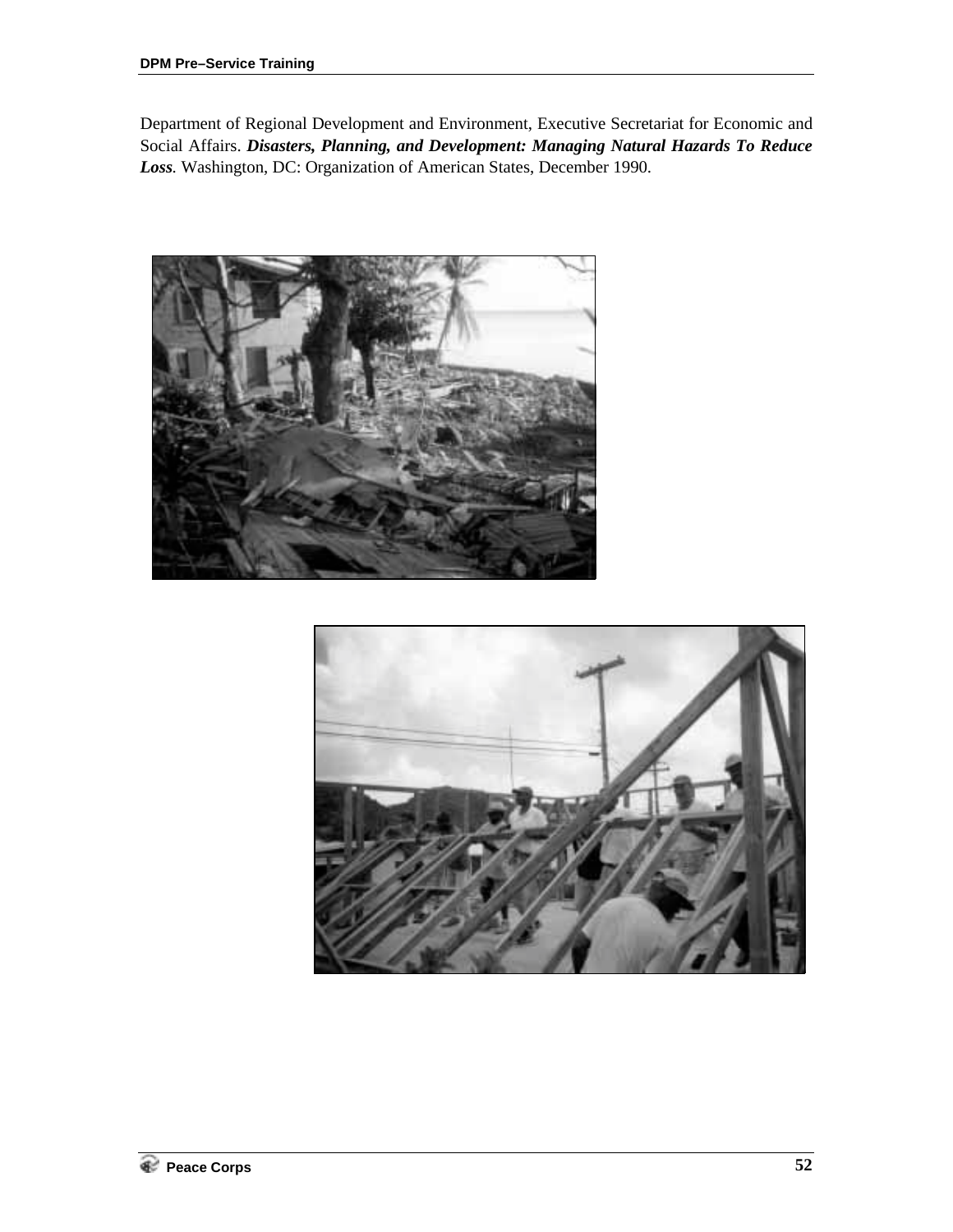Department of Regional Development and Environment, Executive Secretariat for Economic and Social Affairs. ***Disasters, Planning, and Development: Managing Natural Hazards To Reduce Loss***. Washington, DC: Organization of American States, December 1990.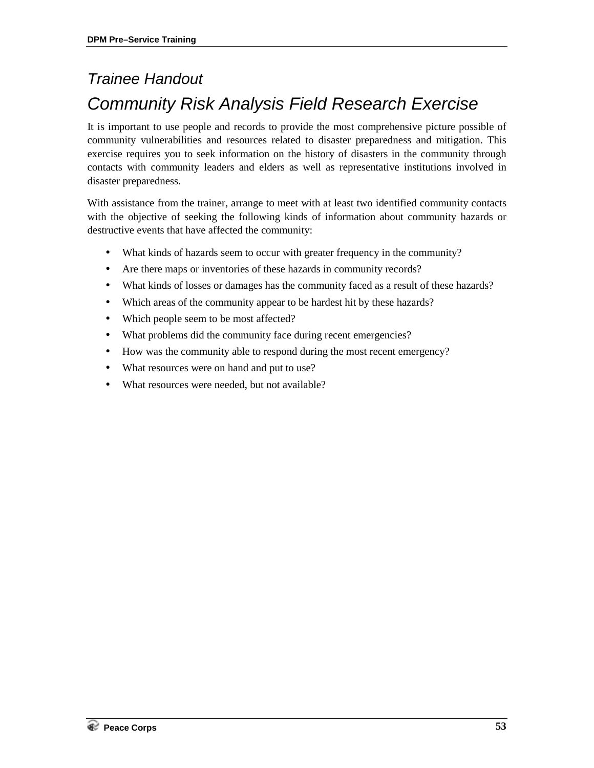## *Trainee Handout*

# *Community Risk Analysis Field Research Exercise*

It is important to use people and records to provide the most comprehensive picture possible of community vulnerabilities and resources related to disaster preparedness and mitigation. This exercise requires you to seek information on the history of disasters in the community through contacts with community leaders and elders as well as representative institutions involved in disaster preparedness.

With assistance from the trainer, arrange to meet with at least two identified community contacts with the objective of seeking the following kinds of information about community hazards or destructive events that have affected the community:

- What kinds of hazards seem to occur with greater frequency in the community?
- Are there maps or inventories of these hazards in community records?
- What kinds of losses or damages has the community faced as a result of these hazards?
- Which areas of the community appear to be hardest hit by these hazards?
- Which people seem to be most affected?
- What problems did the community face during recent emergencies?
- How was the community able to respond during the most recent emergency?
- What resources were on hand and put to use?
- What resources were needed, but not available?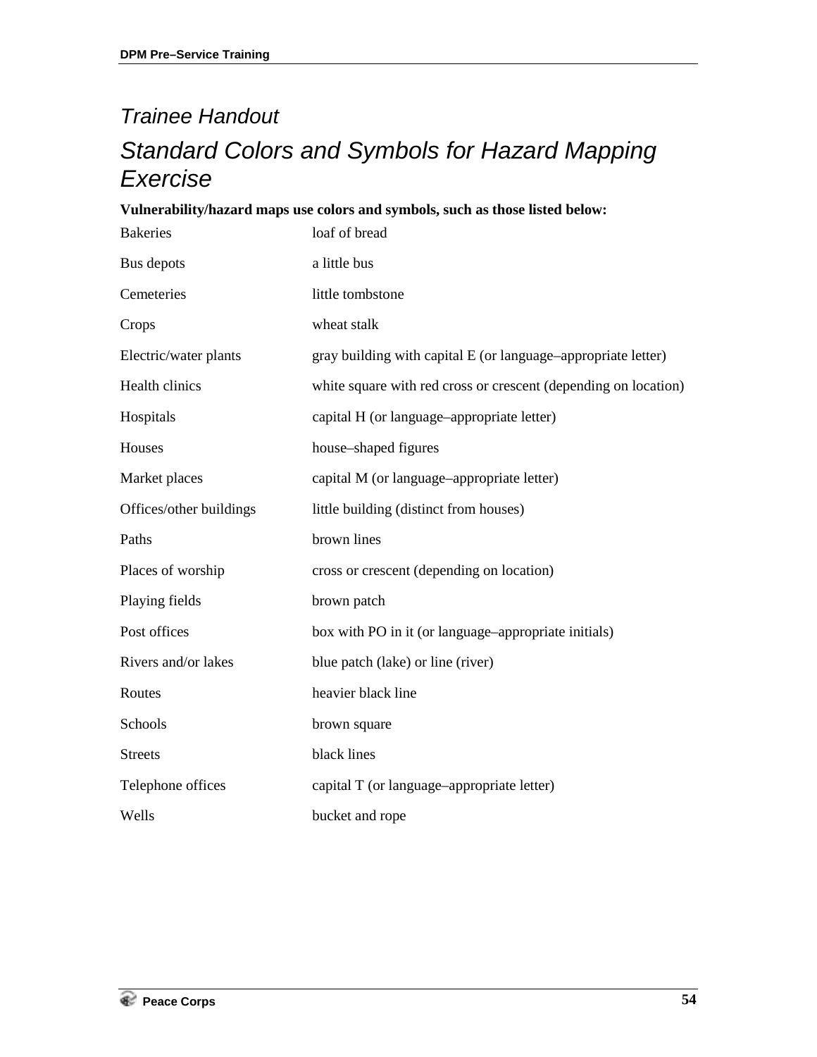*Trainee Handout*

# *Standard Colors and Symbols for Hazard Mapping Exercise*

**Vulnerability/hazard maps use colors and symbols, such as those listed below:**

| | |
|---|---|
| Bakeries | loaf of bread |
| Bus depots | a little bus |
| Cemeteries | little tombstone |
| Crops | wheat stalk |
| Electric/water plants | gray building with capital E (or language–appropriate letter) |
| Health clinics | white square with red cross or crescent (depending on location) |
| Hospitals | capital H (or language–appropriate letter) |
| Houses | house–shaped figures |
| Market places | capital M (or language–appropriate letter) |
| Offices/other buildings | little building (distinct from houses) |
| Paths | brown lines |
| Places of worship | cross or crescent (depending on location) |
| Playing fields | brown patch |
| Post offices | box with PO in it (or language–appropriate initials) |
| Rivers and/or lakes | blue patch (lake) or line (river) |
| Routes | heavier black line |
| Schools | brown square |
| Streets | black lines |
| Telephone offices | capital T (or language–appropriate letter) |
| Wells | bucket and rope |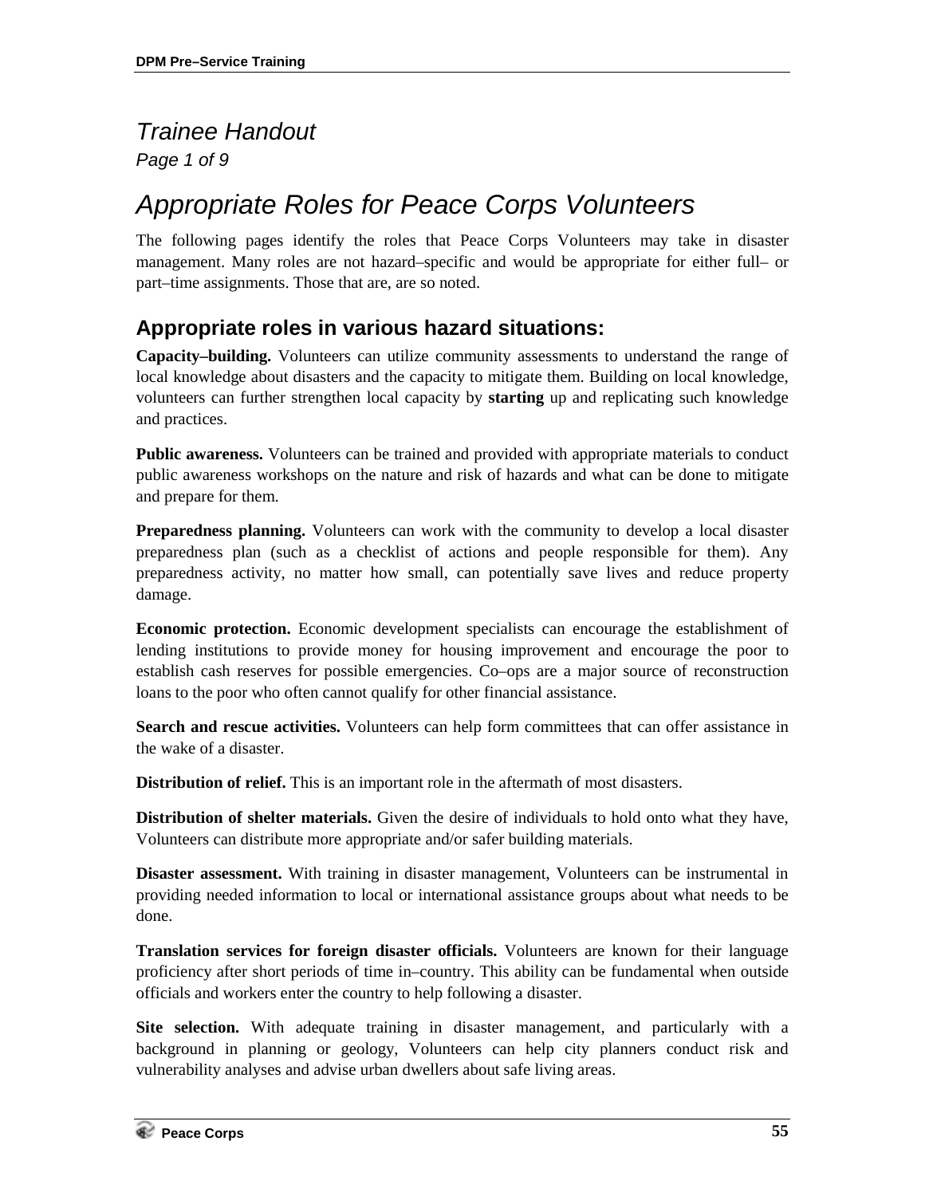*Trainee Handout*

*Page 1 of 9*

# *Appropriate Roles for Peace Corps Volunteers*

The following pages identify the roles that Peace Corps Volunteers may take in disaster management. Many roles are not hazard–specific and would be appropriate for either full– or part–time assignments. Those that are, are so noted.

## Appropriate roles in various hazard situations:

**Capacity–building.** Volunteers can utilize community assessments to understand the range of local knowledge about disasters and the capacity to mitigate them. Building on local knowledge, volunteers can further strengthen local capacity by **starting** up and replicating such knowledge and practices.

**Public awareness.** Volunteers can be trained and provided with appropriate materials to conduct public awareness workshops on the nature and risk of hazards and what can be done to mitigate and prepare for them.

**Preparedness planning.** Volunteers can work with the community to develop a local disaster preparedness plan (such as a checklist of actions and people responsible for them). Any preparedness activity, no matter how small, can potentially save lives and reduce property damage.

**Economic protection.** Economic development specialists can encourage the establishment of lending institutions to provide money for housing improvement and encourage the poor to establish cash reserves for possible emergencies. Co–ops are a major source of reconstruction loans to the poor who often cannot qualify for other financial assistance.

**Search and rescue activities.** Volunteers can help form committees that can offer assistance in the wake of a disaster.

**Distribution of relief.** This is an important role in the aftermath of most disasters.

**Distribution of shelter materials.** Given the desire of individuals to hold onto what they have, Volunteers can distribute more appropriate and/or safer building materials.

**Disaster assessment.** With training in disaster management, Volunteers can be instrumental in providing needed information to local or international assistance groups about what needs to be done.

**Translation services for foreign disaster officials.** Volunteers are known for their language proficiency after short periods of time in–country. This ability can be fundamental when outside officials and workers enter the country to help following a disaster.

**Site selection.** With adequate training in disaster management, and particularly with a background in planning or geology, Volunteers can help city planners conduct risk and vulnerability analyses and advise urban dwellers about safe living areas.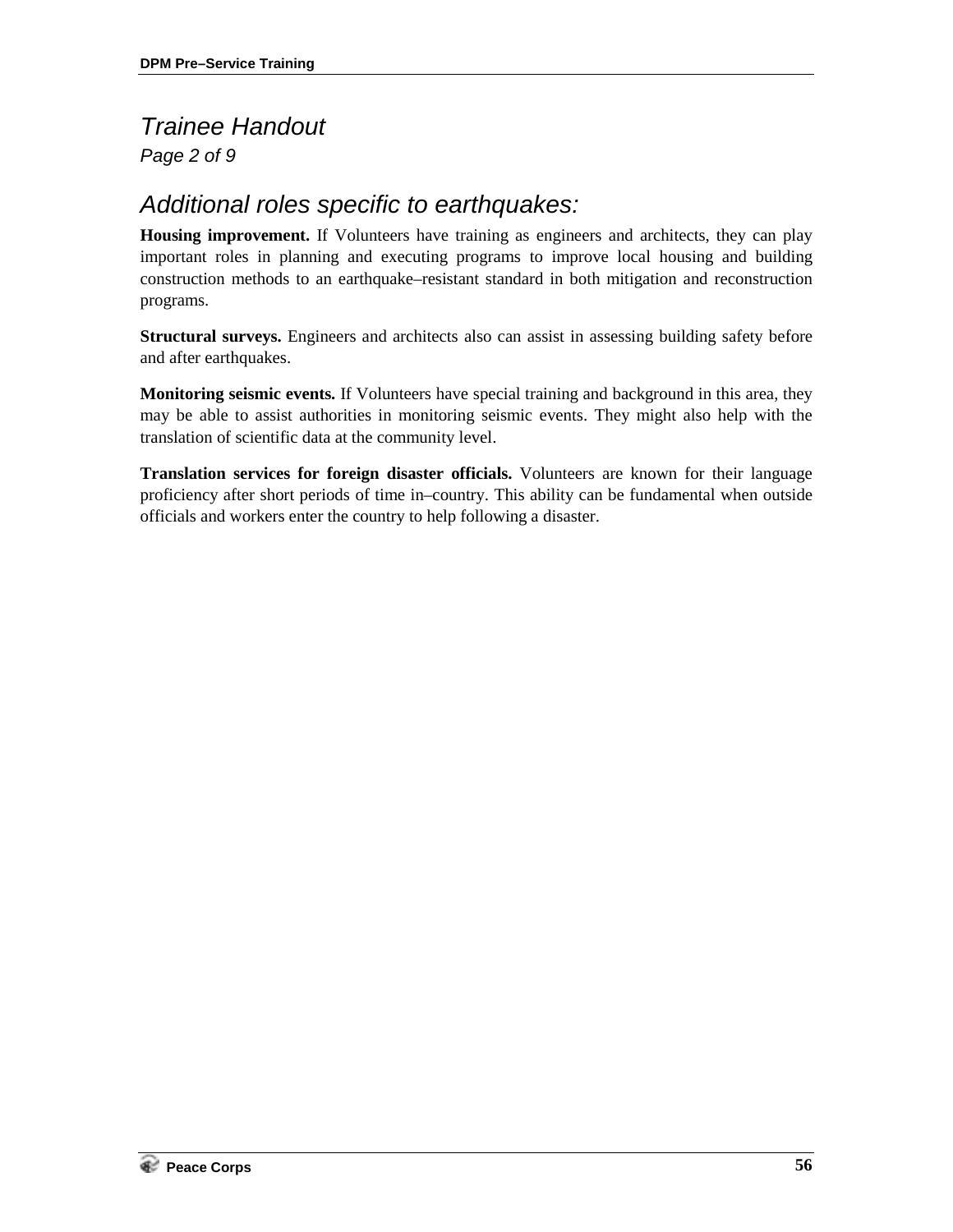# *Trainee Handout*

*Page 2 of 9*

## *Additional roles specific to earthquakes:*

**Housing improvement.** If Volunteers have training as engineers and architects, they can play important roles in planning and executing programs to improve local housing and building construction methods to an earthquake–resistant standard in both mitigation and reconstruction programs.

**Structural surveys.** Engineers and architects also can assist in assessing building safety before and after earthquakes.

**Monitoring seismic events.** If Volunteers have special training and background in this area, they may be able to assist authorities in monitoring seismic events. They might also help with the translation of scientific data at the community level.

**Translation services for foreign disaster officials.** Volunteers are known for their language proficiency after short periods of time in–country. This ability can be fundamental when outside officials and workers enter the country to help following a disaster.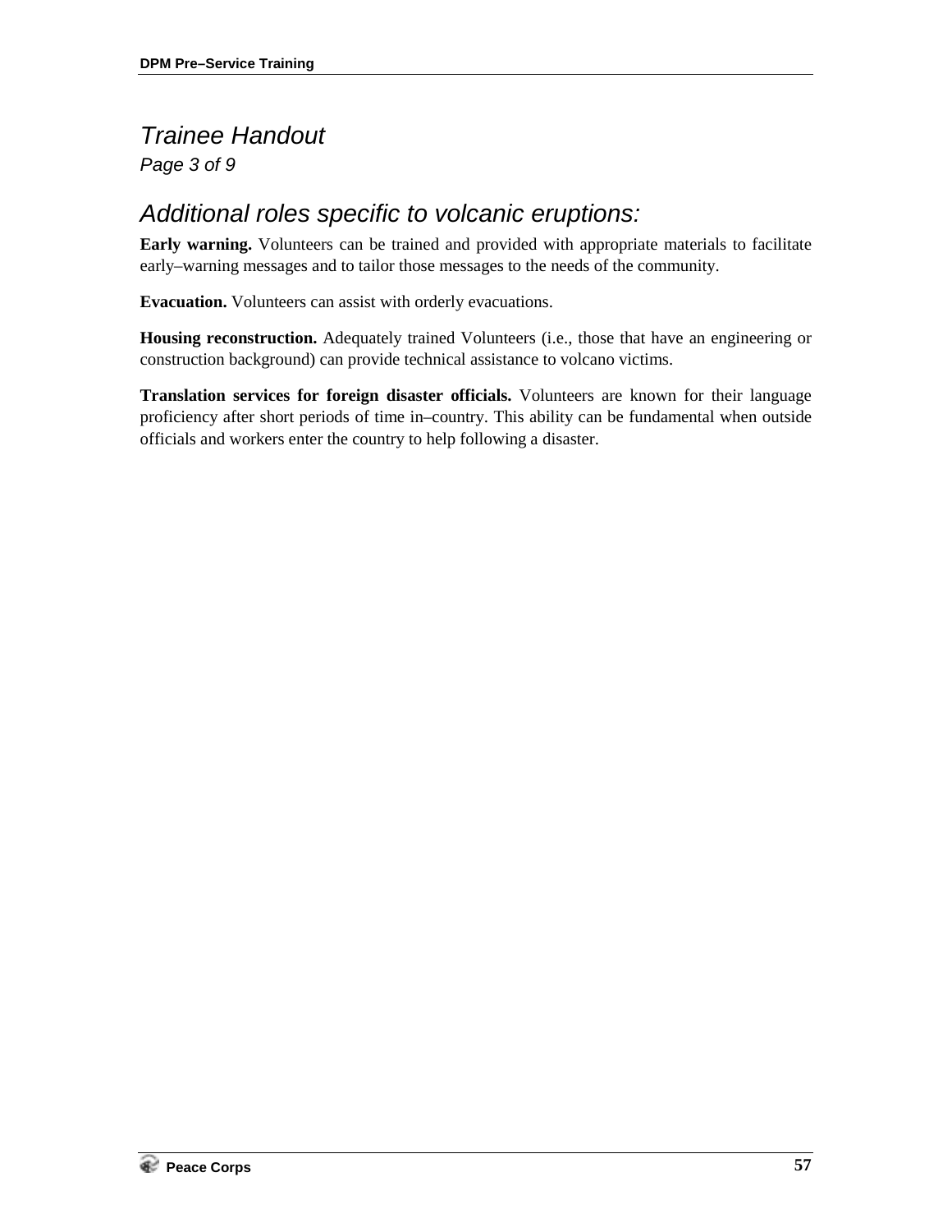## *Trainee Handout*

*Page 3 of 9*

## *Additional roles specific to volcanic eruptions:*

**Early warning.** Volunteers can be trained and provided with appropriate materials to facilitate early–warning messages and to tailor those messages to the needs of the community.

**Evacuation.** Volunteers can assist with orderly evacuations.

**Housing reconstruction.** Adequately trained Volunteers (i.e., those that have an engineering or construction background) can provide technical assistance to volcano victims.

**Translation services for foreign disaster officials.** Volunteers are known for their language proficiency after short periods of time in–country. This ability can be fundamental when outside officials and workers enter the country to help following a disaster.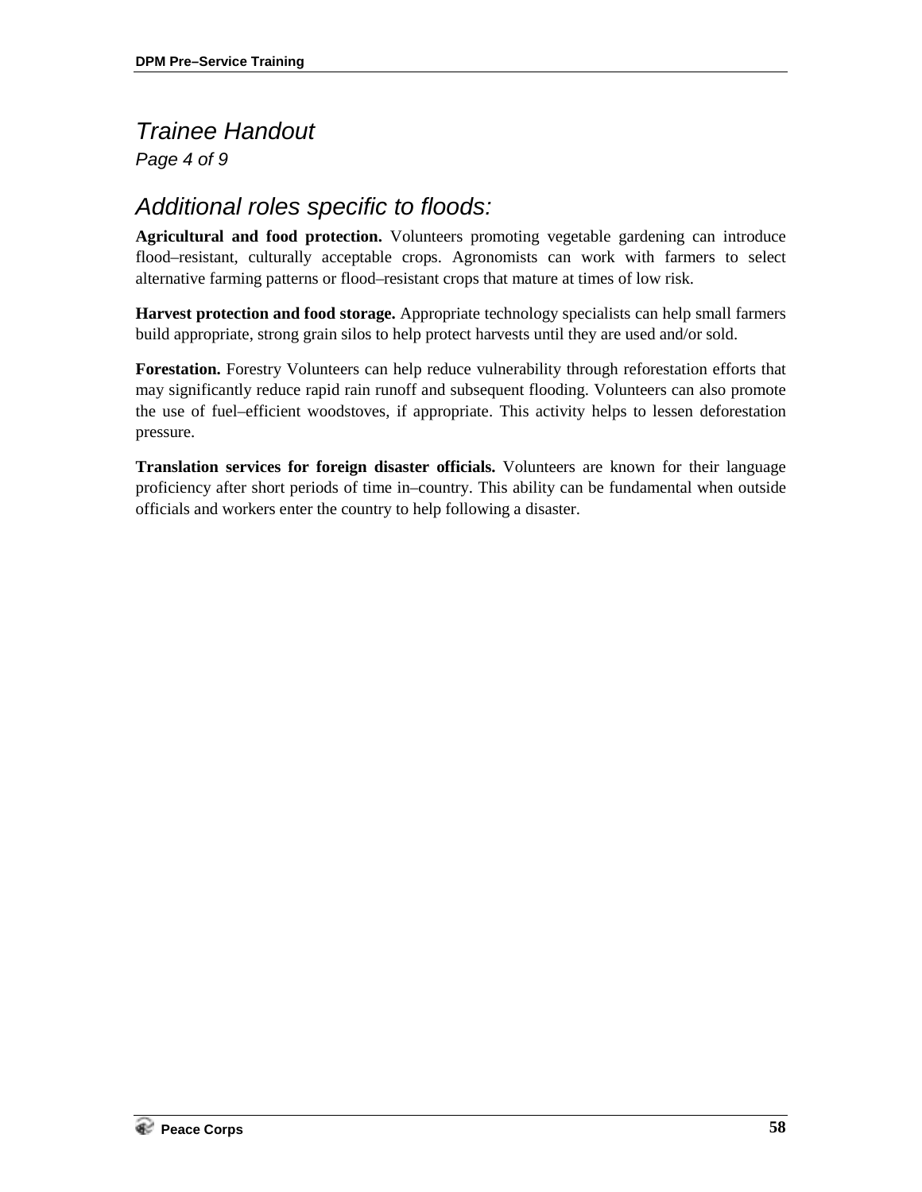# *Trainee Handout*

*Page 4 of 9*

## *Additional roles specific to floods:*

**Agricultural and food protection.** Volunteers promoting vegetable gardening can introduce flood–resistant, culturally acceptable crops. Agronomists can work with farmers to select alternative farming patterns or flood–resistant crops that mature at times of low risk.

**Harvest protection and food storage.** Appropriate technology specialists can help small farmers build appropriate, strong grain silos to help protect harvests until they are used and/or sold.

**Forestation.** Forestry Volunteers can help reduce vulnerability through reforestation efforts that may significantly reduce rapid rain runoff and subsequent flooding. Volunteers can also promote the use of fuel–efficient woodstoves, if appropriate. This activity helps to lessen deforestation pressure.

**Translation services for foreign disaster officials.** Volunteers are known for their language proficiency after short periods of time in–country. This ability can be fundamental when outside officials and workers enter the country to help following a disaster.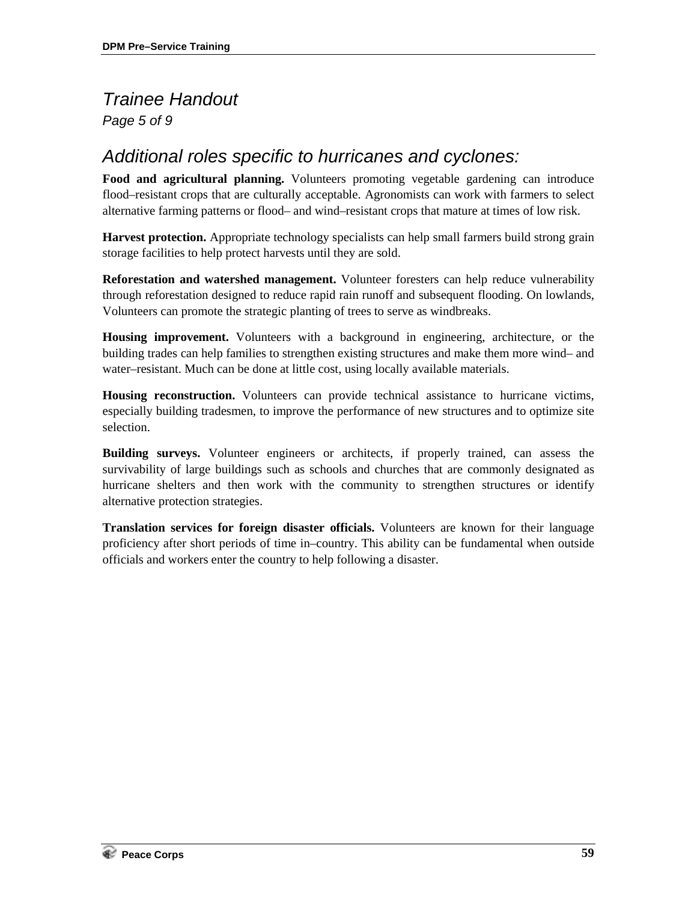## *Trainee Handout*

*Page 5 of 9*

## *Additional roles specific to hurricanes and cyclones:*

**Food and agricultural planning.** Volunteers promoting vegetable gardening can introduce flood–resistant crops that are culturally acceptable. Agronomists can work with farmers to select alternative farming patterns or flood– and wind–resistant crops that mature at times of low risk.

**Harvest protection.** Appropriate technology specialists can help small farmers build strong grain storage facilities to help protect harvests until they are sold.

**Reforestation and watershed management.** Volunteer foresters can help reduce vulnerability through reforestation designed to reduce rapid rain runoff and subsequent flooding. On lowlands, Volunteers can promote the strategic planting of trees to serve as windbreaks.

**Housing improvement.** Volunteers with a background in engineering, architecture, or the building trades can help families to strengthen existing structures and make them more wind– and water–resistant. Much can be done at little cost, using locally available materials.

**Housing reconstruction.** Volunteers can provide technical assistance to hurricane victims, especially building tradesmen, to improve the performance of new structures and to optimize site selection.

**Building surveys.** Volunteer engineers or architects, if properly trained, can assess the survivability of large buildings such as schools and churches that are commonly designated as hurricane shelters and then work with the community to strengthen structures or identify alternative protection strategies.

**Translation services for foreign disaster officials.** Volunteers are known for their language proficiency after short periods of time in–country. This ability can be fundamental when outside officials and workers enter the country to help following a disaster.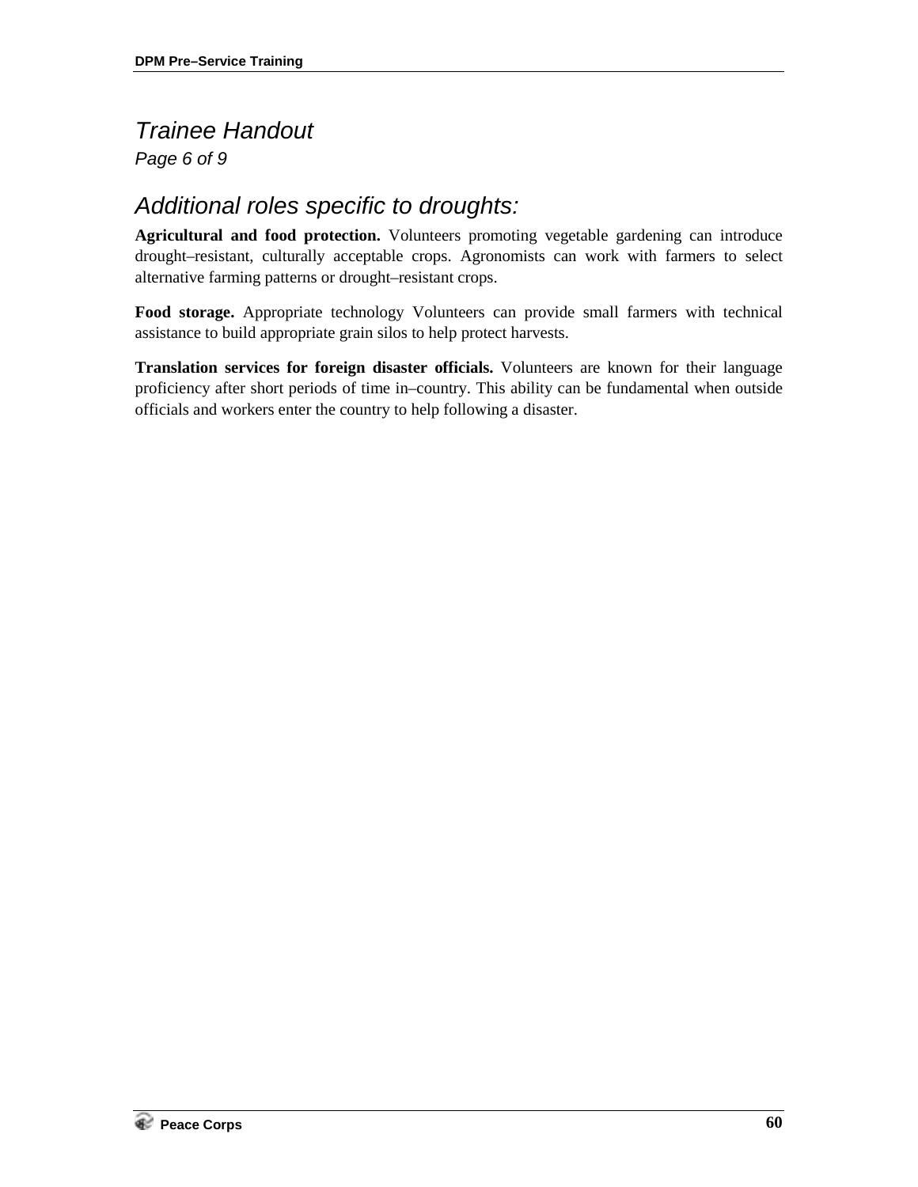*Trainee Handout*

*Page 6 of 9*

## *Additional roles specific to droughts:*

**Agricultural and food protection.** Volunteers promoting vegetable gardening can introduce drought–resistant, culturally acceptable crops. Agronomists can work with farmers to select alternative farming patterns or drought–resistant crops.

**Food storage.** Appropriate technology Volunteers can provide small farmers with technical assistance to build appropriate grain silos to help protect harvests.

**Translation services for foreign disaster officials.** Volunteers are known for their language proficiency after short periods of time in–country. This ability can be fundamental when outside officials and workers enter the country to help following a disaster.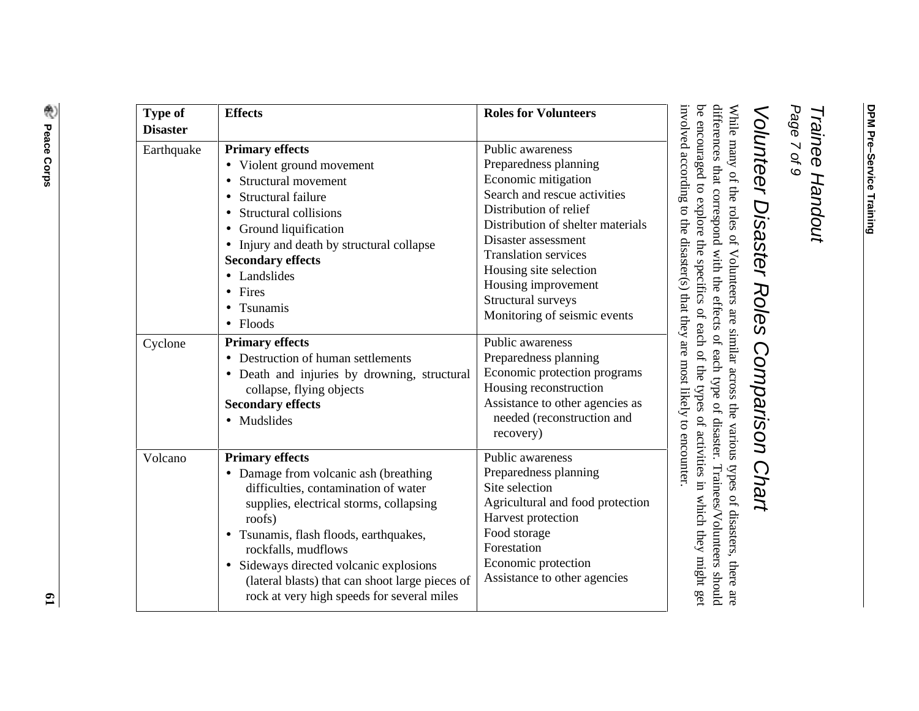# Trainee Handout

*Page 7 of 9*

## Volunteer Disaster Roles Comparison Chart

While many of the roles of Volunteers are similar across the various types of disasters, there are differences that correspond with the effects of each type of disaster. Trainees/Volunteers should be encouraged to explore the specifics of each of the types of activities in which they might get involved according to the disaster(s) that they are most likely to encounter.

| Type of Disaster | Effects | Roles for Volunteers |
|---|---|---|
| Earthquake | **Primary effects**<br>• Violent ground movement<br>• Structural movement<br>• Structural failure<br>• Structural collisions<br>• Ground liquification<br>• Injury and death by structural collapse<br>**Secondary effects**<br>• Landslides<br>• Fires<br>• Tsunamis<br>• Floods | Public awareness<br>Preparedness planning<br>Economic mitigation<br>Search and rescue activities<br>Distribution of relief<br>Distribution of shelter materials<br>Disaster assessment<br>Translation services<br>Housing site selection<br>Housing improvement<br>Structural surveys<br>Monitoring of seismic events |
| Cyclone | **Primary effects**<br>• Destruction of human settlements<br>• Death and injuries by drowning, structural collapse, flying objects<br>**Secondary effects**<br>• Mudslides | Public awareness<br>Preparedness planning<br>Economic protection programs<br>Housing reconstruction<br>Assistance to other agencies as needed (reconstruction and recovery) |
| Volcano | **Primary effects**<br>• Damage from volcanic ash (breathing difficulties, contamination of water supplies, electrical storms, collapsing roofs)<br>• Tsunamis, flash floods, earthquakes, rockfalls, mudflows<br>• Sideways directed volcanic explosions (lateral blasts) that can shoot large pieces of rock at very high speeds for several miles | Public awareness<br>Preparedness planning<br>Site selection<br>Agricultural and food protection<br>Harvest protection<br>Food storage<br>Forestation<br>Economic protection<br>Assistance to other agencies |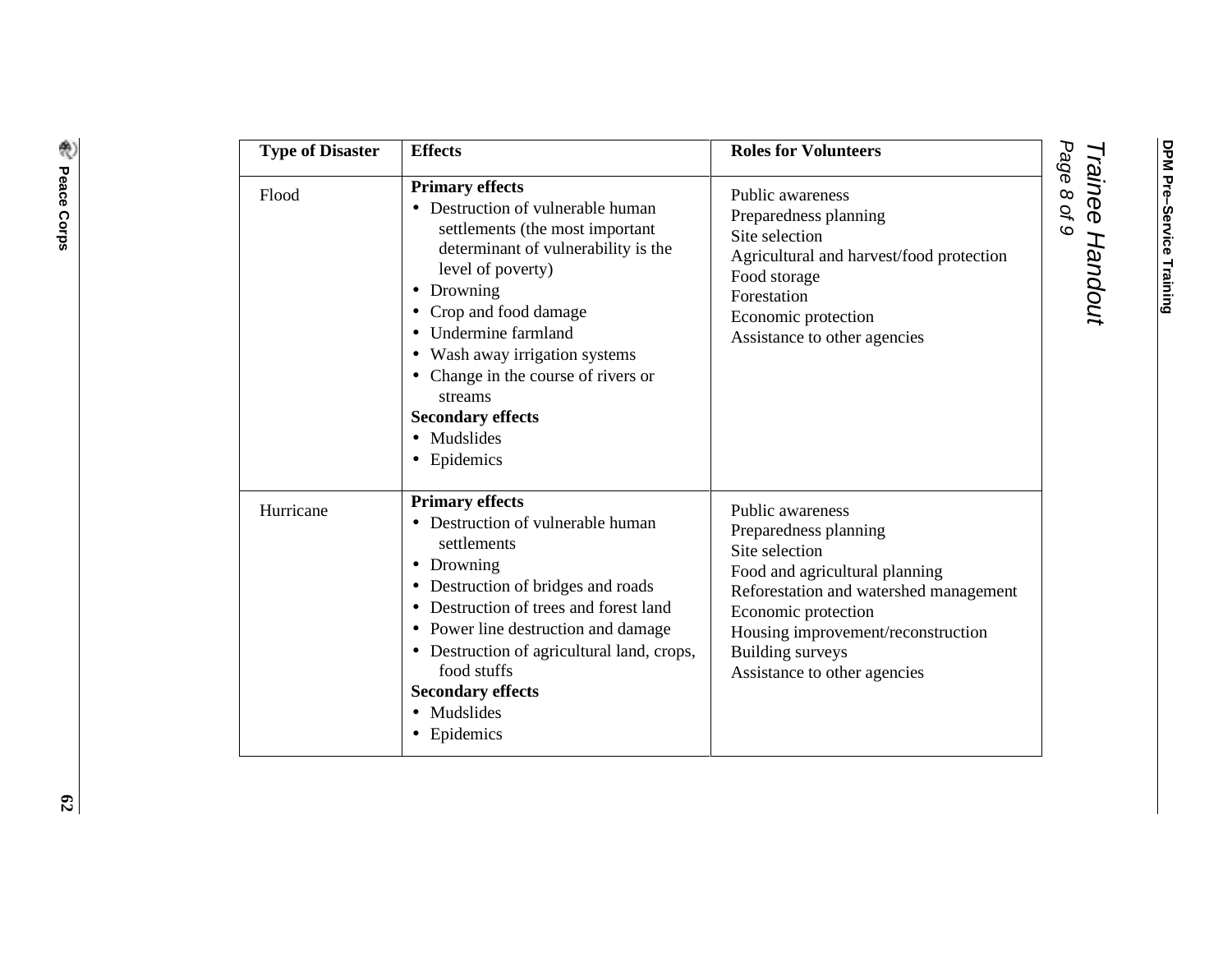| Type of Disaster | Effects | Roles for Volunteers |
|---|---|---|
| Flood | **Primary effects**<br>• Destruction of vulnerable human settlements (the most important determinant of vulnerability is the level of poverty)<br>• Drowning<br>• Crop and food damage<br>• Undermine farmland<br>• Wash away irrigation systems<br>• Change in the course of rivers or streams<br>**Secondary effects**<br>• Mudslides<br>• Epidemics | Public awareness<br>Preparedness planning<br>Site selection<br>Agricultural and harvest/food protection<br>Food storage<br>Forestation<br>Economic protection<br>Assistance to other agencies |
| Hurricane | **Primary effects**<br>• Destruction of vulnerable human settlements<br>• Drowning<br>• Destruction of bridges and roads<br>• Destruction of trees and forest land<br>• Power line destruction and damage<br>• Destruction of agricultural land, crops, food stuffs<br>**Secondary effects**<br>• Mudslides<br>• Epidemics | Public awareness<br>Preparedness planning<br>Site selection<br>Food and agricultural planning<br>Reforestation and watershed management<br>Economic protection<br>Housing improvement/reconstruction<br>Building surveys<br>Assistance to other agencies |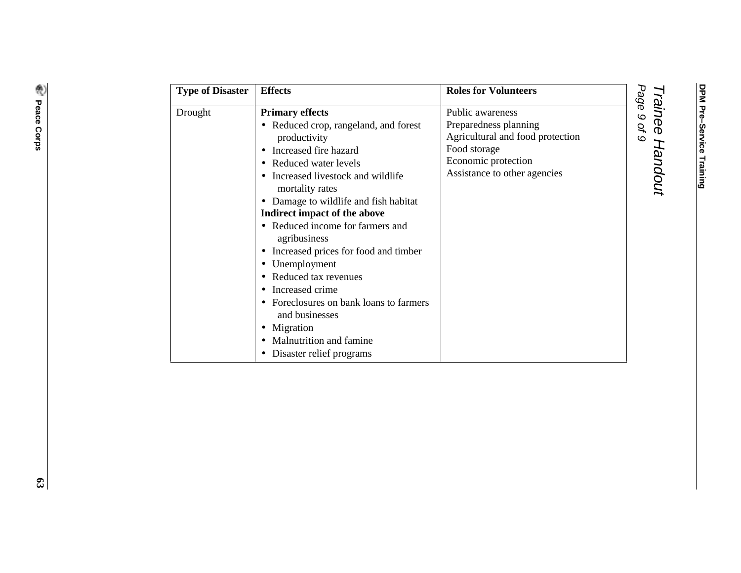| Type of Disaster | Effects | Roles for Volunteers |
|---|---|---|
| Drought | **Primary effects**<br>• Reduced crop, rangeland, and forest productivity<br>• Increased fire hazard<br>• Reduced water levels<br>• Increased livestock and wildlife mortality rates<br>• Damage to wildlife and fish habitat<br>**Indirect impact of the above**<br>• Reduced income for farmers and agribusiness<br>• Increased prices for food and timber<br>• Unemployment<br>• Reduced tax revenues<br>• Increased crime<br>• Foreclosures on bank loans to farmers and businesses<br>• Migration<br>• Malnutrition and famine<br>• Disaster relief programs | Public awareness<br>Preparedness planning<br>Agricultural and food protection<br>Food storage<br>Economic protection<br>Assistance to other agencies |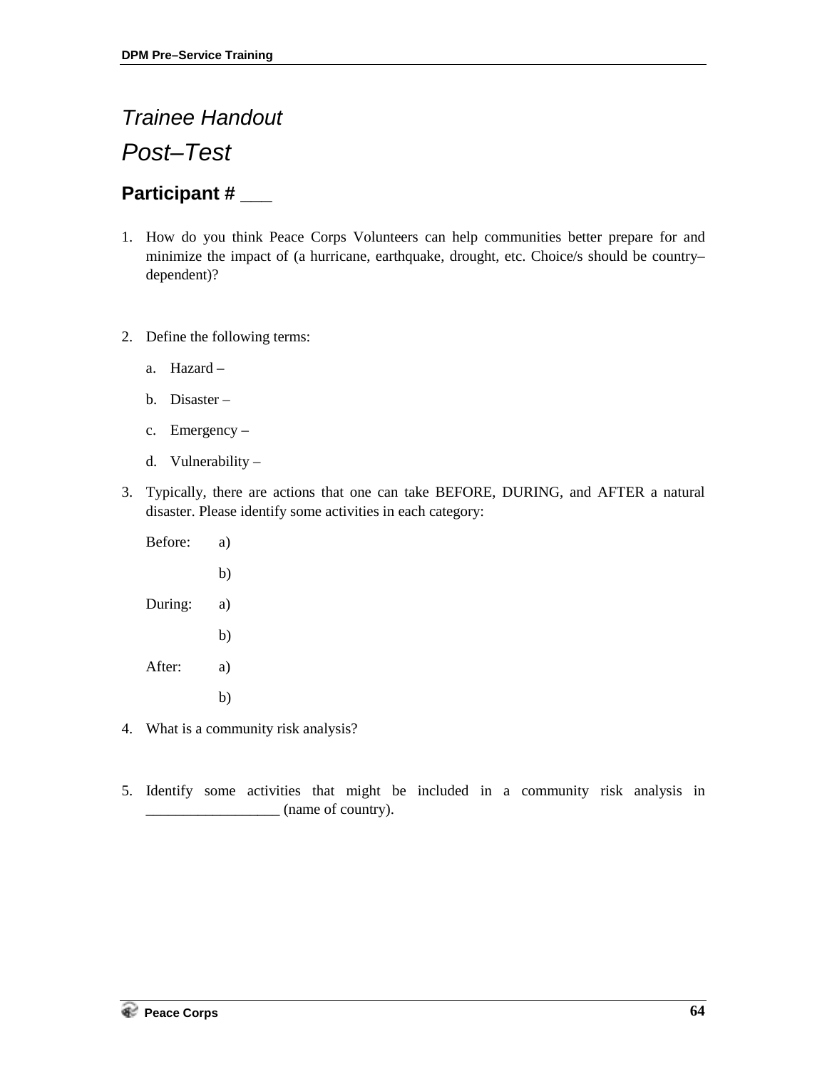*Trainee Handout*

# *Post–Test*

## Participant # ___

1. How do you think Peace Corps Volunteers can help communities better prepare for and minimize the impact of (a hurricane, earthquake, drought, etc. Choice/s should be country–dependent)?

2. Define the following terms:

   a. Hazard –

   b. Disaster –

   c. Emergency –

   d. Vulnerability –

3. Typically, there are actions that one can take BEFORE, DURING, and AFTER a natural disaster. Please identify some activities in each category:

   Before: a)

   b)

   During: a)

   b)

   After: a)

   b)

4. What is a community risk analysis?

5. Identify some activities that might be included in a community risk analysis in __________________ (name of country).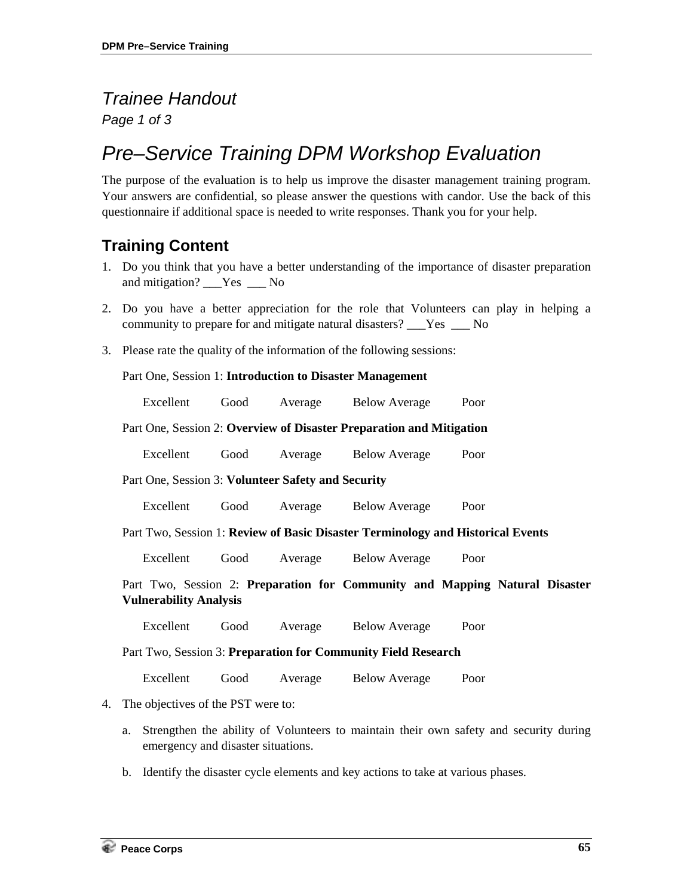*Trainee Handout*

*Page 1 of 3*

# *Pre–Service Training DPM Workshop Evaluation*

The purpose of the evaluation is to help us improve the disaster management training program. Your answers are confidential, so please answer the questions with candor. Use the back of this questionnaire if additional space is needed to write responses. Thank you for your help.

## Training Content

1. Do you think that you have a better understanding of the importance of disaster preparation and mitigation? ___Yes ___ No

2. Do you have a better appreciation for the role that Volunteers can play in helping a community to prepare for and mitigate natural disasters? ___Yes ___ No

3. Please rate the quality of the information of the following sessions:

   Part One, Session 1: **Introduction to Disaster Management**

   Excellent Good Average Below Average Poor

   Part One, Session 2: **Overview of Disaster Preparation and Mitigation**

   Excellent Good Average Below Average Poor

   Part One, Session 3: **Volunteer Safety and Security**

   Excellent Good Average Below Average Poor

   Part Two, Session 1: **Review of Basic Disaster Terminology and Historical Events**

   Excellent Good Average Below Average Poor

   Part Two, Session 2: **Preparation for Community and Mapping Natural Disaster Vulnerability Analysis**

   Excellent Good Average Below Average Poor

   Part Two, Session 3: **Preparation for Community Field Research**

   Excellent Good Average Below Average Poor

4. The objectives of the PST were to:

   a. Strengthen the ability of Volunteers to maintain their own safety and security during emergency and disaster situations.

   b. Identify the disaster cycle elements and key actions to take at various phases.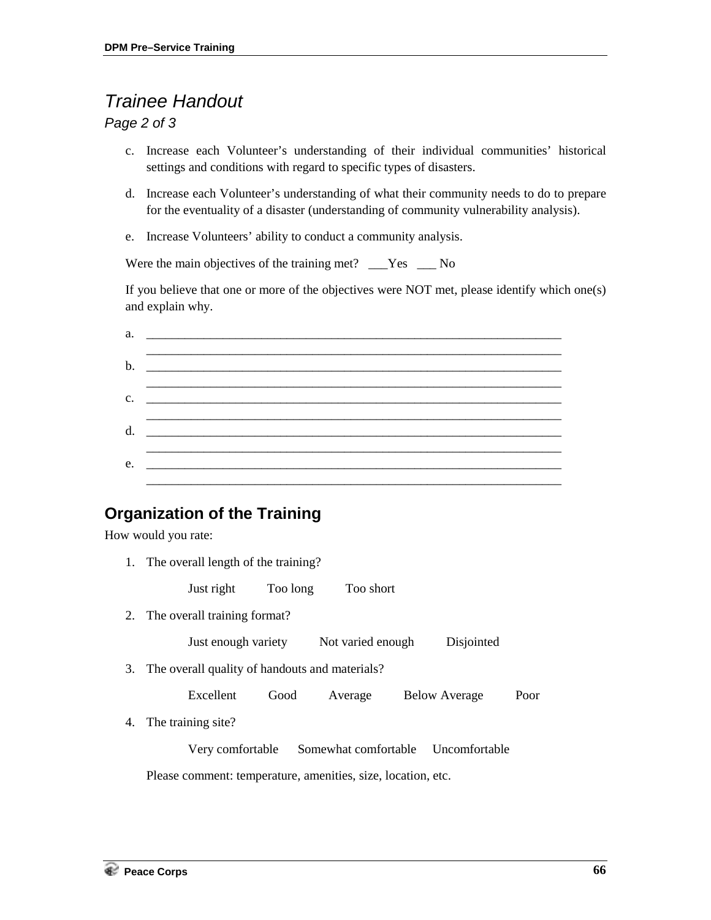## *Trainee Handout*

*Page 2 of 3*

c. Increase each Volunteer's understanding of their individual communities' historical settings and conditions with regard to specific types of disasters.

d. Increase each Volunteer's understanding of what their community needs to do to prepare for the eventuality of a disaster (understanding of community vulnerability analysis).

e. Increase Volunteers' ability to conduct a community analysis.

Were the main objectives of the training met? ___Yes ___ No

If you believe that one or more of the objectives were NOT met, please identify which one(s) and explain why.

a. ____________________________________________________________________
____________________________________________________________________

b. ____________________________________________________________________
____________________________________________________________________

c. ____________________________________________________________________
____________________________________________________________________

d. ____________________________________________________________________
____________________________________________________________________

e. ____________________________________________________________________
____________________________________________________________________

## Organization of the Training

How would you rate:

1. The overall length of the training?

   Just right  Too long  Too short

2. The overall training format?

   Just enough variety  Not varied enough  Disjointed

3. The overall quality of handouts and materials?

   Excellent  Good  Average  Below Average  Poor

4. The training site?

   Very comfortable  Somewhat comfortable  Uncomfortable

   Please comment: temperature, amenities, size, location, etc.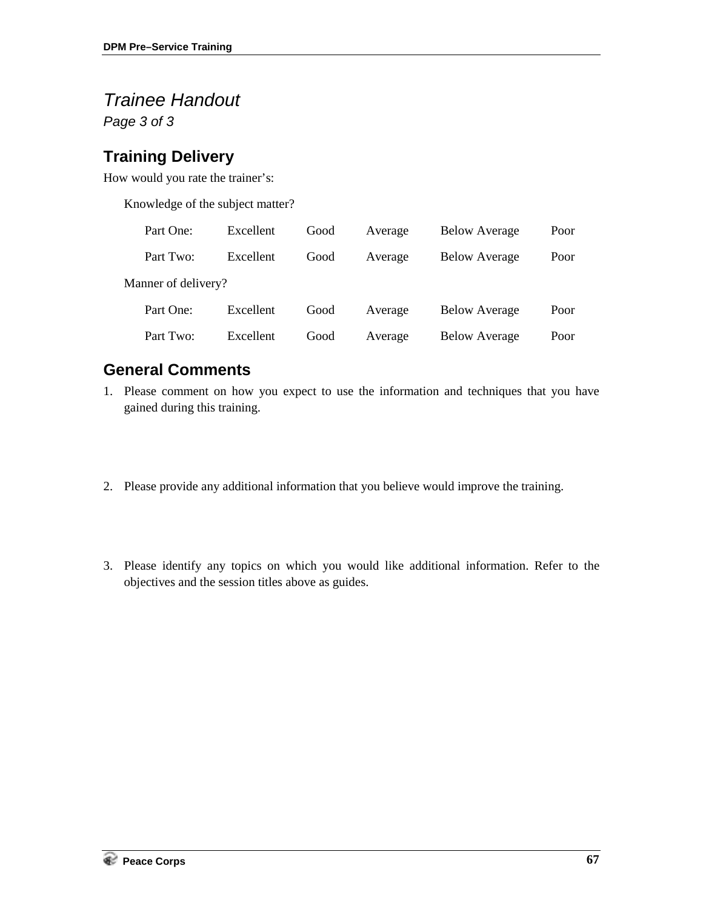# *Trainee Handout*

*Page 3 of 3*

## Training Delivery

How would you rate the trainer's:

Knowledge of the subject matter?

| | | | | | |
|---|---|---|---|---|---|
| Part One: | Excellent | Good | Average | Below Average | Poor |
| Part Two: | Excellent | Good | Average | Below Average | Poor |

Manner of delivery?

| | | | | | |
|---|---|---|---|---|---|
| Part One: | Excellent | Good | Average | Below Average | Poor |
| Part Two: | Excellent | Good | Average | Below Average | Poor |

## General Comments

1. Please comment on how you expect to use the information and techniques that you have gained during this training.

2. Please provide any additional information that you believe would improve the training.

3. Please identify any topics on which you would like additional information. Refer to the objectives and the session titles above as guides.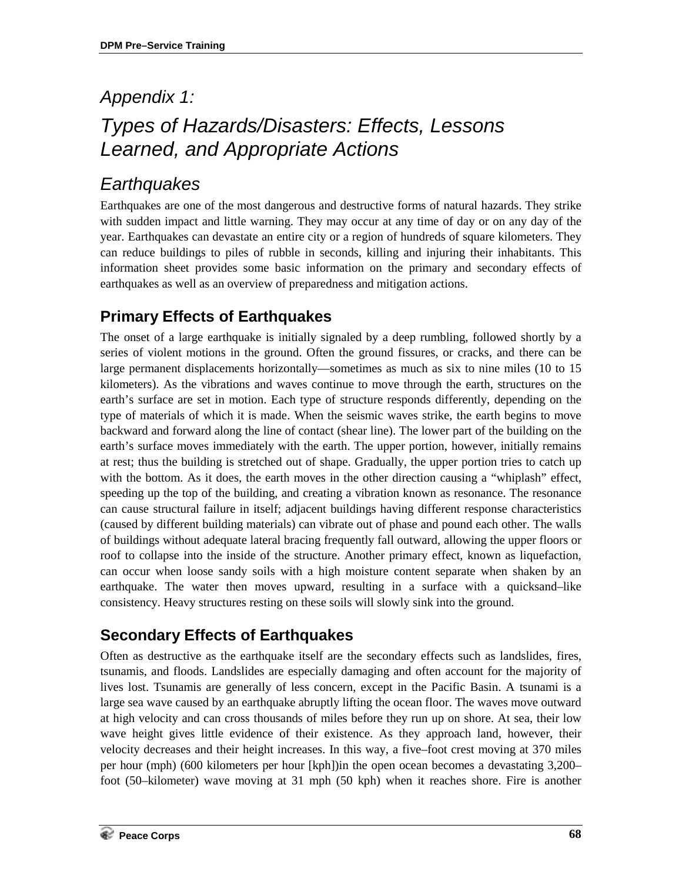# Appendix 1:

# Types of Hazards/Disasters: Effects, Lessons Learned, and Appropriate Actions

## Earthquakes

Earthquakes are one of the most dangerous and destructive forms of natural hazards. They strike with sudden impact and little warning. They may occur at any time of day or on any day of the year. Earthquakes can devastate an entire city or a region of hundreds of square kilometers. They can reduce buildings to piles of rubble in seconds, killing and injuring their inhabitants. This information sheet provides some basic information on the primary and secondary effects of earthquakes as well as an overview of preparedness and mitigation actions.

### Primary Effects of Earthquakes

The onset of a large earthquake is initially signaled by a deep rumbling, followed shortly by a series of violent motions in the ground. Often the ground fissures, or cracks, and there can be large permanent displacements horizontally—sometimes as much as six to nine miles (10 to 15 kilometers). As the vibrations and waves continue to move through the earth, structures on the earth's surface are set in motion. Each type of structure responds differently, depending on the type of materials of which it is made. When the seismic waves strike, the earth begins to move backward and forward along the line of contact (shear line). The lower part of the building on the earth's surface moves immediately with the earth. The upper portion, however, initially remains at rest; thus the building is stretched out of shape. Gradually, the upper portion tries to catch up with the bottom. As it does, the earth moves in the other direction causing a "whiplash" effect, speeding up the top of the building, and creating a vibration known as resonance. The resonance can cause structural failure in itself; adjacent buildings having different response characteristics (caused by different building materials) can vibrate out of phase and pound each other. The walls of buildings without adequate lateral bracing frequently fall outward, allowing the upper floors or roof to collapse into the inside of the structure. Another primary effect, known as liquefaction, can occur when loose sandy soils with a high moisture content separate when shaken by an earthquake. The water then moves upward, resulting in a surface with a quicksand–like consistency. Heavy structures resting on these soils will slowly sink into the ground.

### Secondary Effects of Earthquakes

Often as destructive as the earthquake itself are the secondary effects such as landslides, fires, tsunamis, and floods. Landslides are especially damaging and often account for the majority of lives lost. Tsunamis are generally of less concern, except in the Pacific Basin. A tsunami is a large sea wave caused by an earthquake abruptly lifting the ocean floor. The waves move outward at high velocity and can cross thousands of miles before they run up on shore. At sea, their low wave height gives little evidence of their existence. As they approach land, however, their velocity decreases and their height increases. In this way, a five–foot crest moving at 370 miles per hour (mph) (600 kilometers per hour [kph])in the open ocean becomes a devastating 3,200–foot (50–kilometer) wave moving at 31 mph (50 kph) when it reaches shore. Fire is another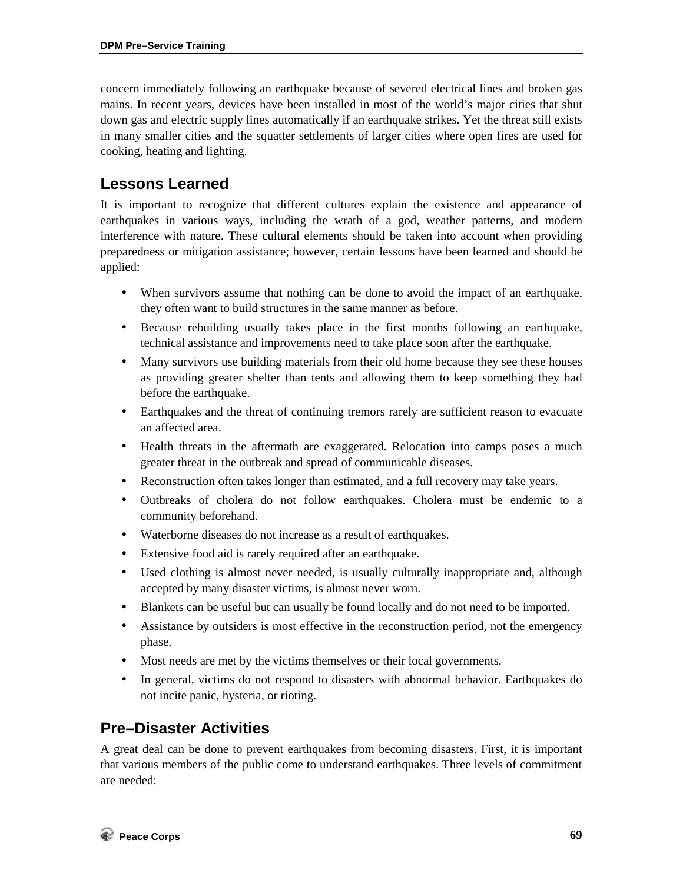concern immediately following an earthquake because of severed electrical lines and broken gas mains. In recent years, devices have been installed in most of the world's major cities that shut down gas and electric supply lines automatically if an earthquake strikes. Yet the threat still exists in many smaller cities and the squatter settlements of larger cities where open fires are used for cooking, heating and lighting.

## Lessons Learned

It is important to recognize that different cultures explain the existence and appearance of earthquakes in various ways, including the wrath of a god, weather patterns, and modern interference with nature. These cultural elements should be taken into account when providing preparedness or mitigation assistance; however, certain lessons have been learned and should be applied:

- When survivors assume that nothing can be done to avoid the impact of an earthquake, they often want to build structures in the same manner as before.
- Because rebuilding usually takes place in the first months following an earthquake, technical assistance and improvements need to take place soon after the earthquake.
- Many survivors use building materials from their old home because they see these houses as providing greater shelter than tents and allowing them to keep something they had before the earthquake.
- Earthquakes and the threat of continuing tremors rarely are sufficient reason to evacuate an affected area.
- Health threats in the aftermath are exaggerated. Relocation into camps poses a much greater threat in the outbreak and spread of communicable diseases.
- Reconstruction often takes longer than estimated, and a full recovery may take years.
- Outbreaks of cholera do not follow earthquakes. Cholera must be endemic to a community beforehand.
- Waterborne diseases do not increase as a result of earthquakes.
- Extensive food aid is rarely required after an earthquake.
- Used clothing is almost never needed, is usually culturally inappropriate and, although accepted by many disaster victims, is almost never worn.
- Blankets can be useful but can usually be found locally and do not need to be imported.
- Assistance by outsiders is most effective in the reconstruction period, not the emergency phase.
- Most needs are met by the victims themselves or their local governments.
- In general, victims do not respond to disasters with abnormal behavior. Earthquakes do not incite panic, hysteria, or rioting.

## Pre–Disaster Activities

A great deal can be done to prevent earthquakes from becoming disasters. First, it is important that various members of the public come to understand earthquakes. Three levels of commitment are needed: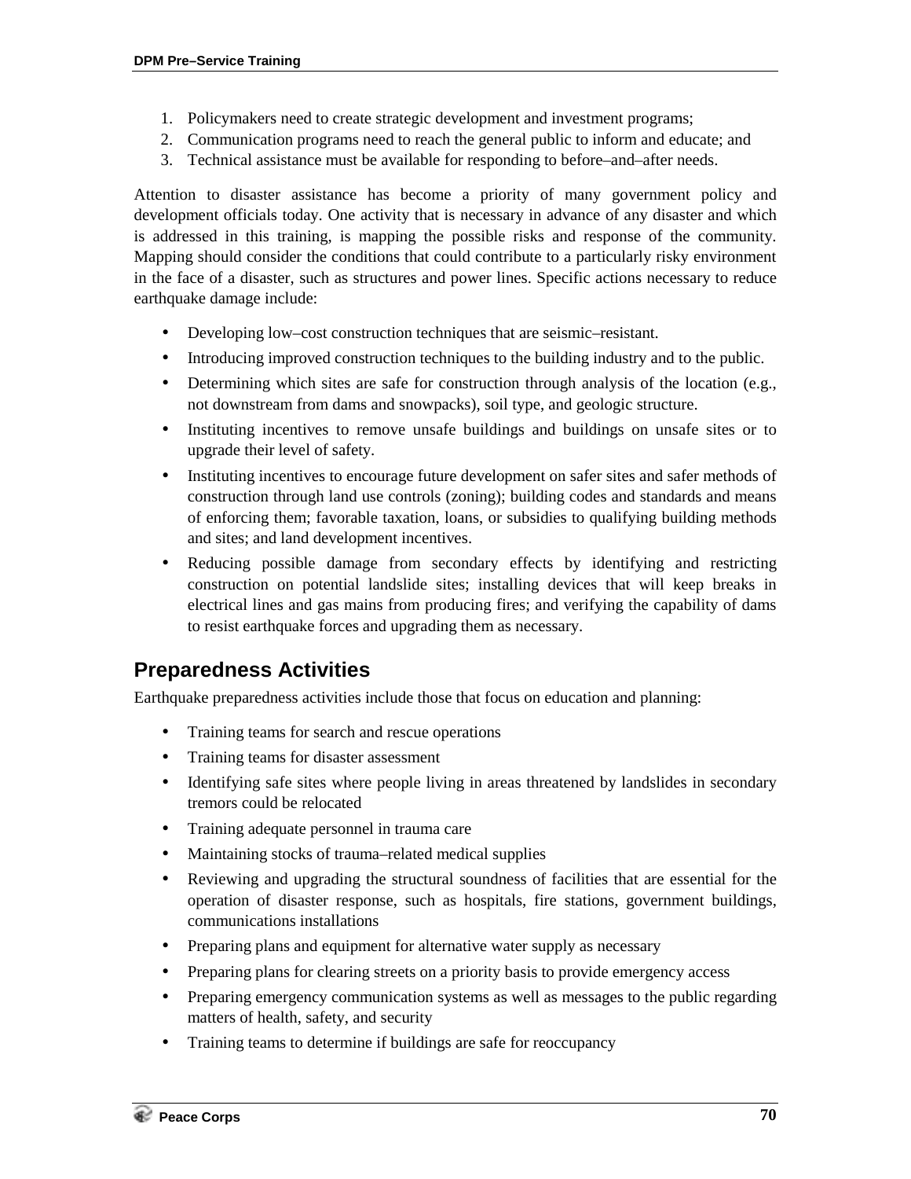1. Policymakers need to create strategic development and investment programs;
2. Communication programs need to reach the general public to inform and educate; and
3. Technical assistance must be available for responding to before–and–after needs.

Attention to disaster assistance has become a priority of many government policy and development officials today. One activity that is necessary in advance of any disaster and which is addressed in this training, is mapping the possible risks and response of the community. Mapping should consider the conditions that could contribute to a particularly risky environment in the face of a disaster, such as structures and power lines. Specific actions necessary to reduce earthquake damage include:

- Developing low–cost construction techniques that are seismic–resistant.
- Introducing improved construction techniques to the building industry and to the public.
- Determining which sites are safe for construction through analysis of the location (e.g., not downstream from dams and snowpacks), soil type, and geologic structure.
- Instituting incentives to remove unsafe buildings and buildings on unsafe sites or to upgrade their level of safety.
- Instituting incentives to encourage future development on safer sites and safer methods of construction through land use controls (zoning); building codes and standards and means of enforcing them; favorable taxation, loans, or subsidies to qualifying building methods and sites; and land development incentives.
- Reducing possible damage from secondary effects by identifying and restricting construction on potential landslide sites; installing devices that will keep breaks in electrical lines and gas mains from producing fires; and verifying the capability of dams to resist earthquake forces and upgrading them as necessary.

## Preparedness Activities

Earthquake preparedness activities include those that focus on education and planning:

- Training teams for search and rescue operations
- Training teams for disaster assessment
- Identifying safe sites where people living in areas threatened by landslides in secondary tremors could be relocated
- Training adequate personnel in trauma care
- Maintaining stocks of trauma–related medical supplies
- Reviewing and upgrading the structural soundness of facilities that are essential for the operation of disaster response, such as hospitals, fire stations, government buildings, communications installations
- Preparing plans and equipment for alternative water supply as necessary
- Preparing plans for clearing streets on a priority basis to provide emergency access
- Preparing emergency communication systems as well as messages to the public regarding matters of health, safety, and security
- Training teams to determine if buildings are safe for reoccupancy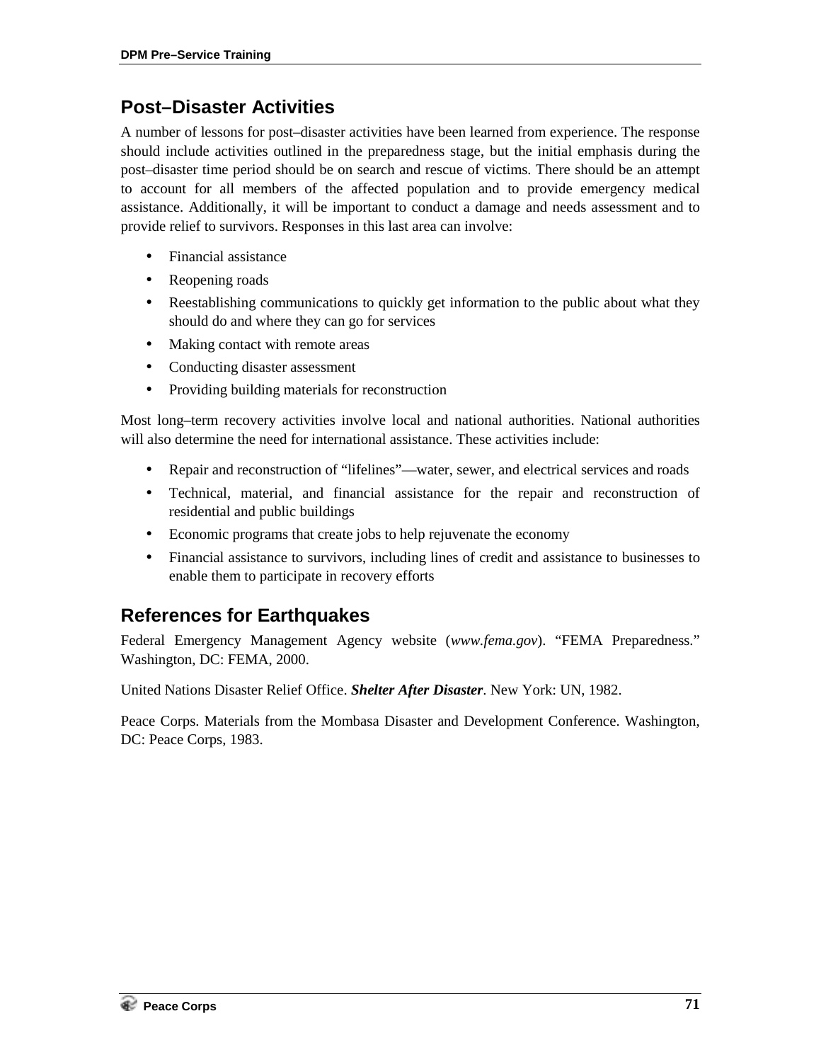## Post–Disaster Activities

A number of lessons for post–disaster activities have been learned from experience. The response should include activities outlined in the preparedness stage, but the initial emphasis during the post–disaster time period should be on search and rescue of victims. There should be an attempt to account for all members of the affected population and to provide emergency medical assistance. Additionally, it will be important to conduct a damage and needs assessment and to provide relief to survivors. Responses in this last area can involve:

- Financial assistance
- Reopening roads
- Reestablishing communications to quickly get information to the public about what they should do and where they can go for services
- Making contact with remote areas
- Conducting disaster assessment
- Providing building materials for reconstruction

Most long–term recovery activities involve local and national authorities. National authorities will also determine the need for international assistance. These activities include:

- Repair and reconstruction of "lifelines"—water, sewer, and electrical services and roads
- Technical, material, and financial assistance for the repair and reconstruction of residential and public buildings
- Economic programs that create jobs to help rejuvenate the economy
- Financial assistance to survivors, including lines of credit and assistance to businesses to enable them to participate in recovery efforts

## References for Earthquakes

Federal Emergency Management Agency website (*www.fema.gov*). "FEMA Preparedness." Washington, DC: FEMA, 2000.

United Nations Disaster Relief Office. ***Shelter After Disaster***. New York: UN, 1982.

Peace Corps. Materials from the Mombasa Disaster and Development Conference. Washington, DC: Peace Corps, 1983.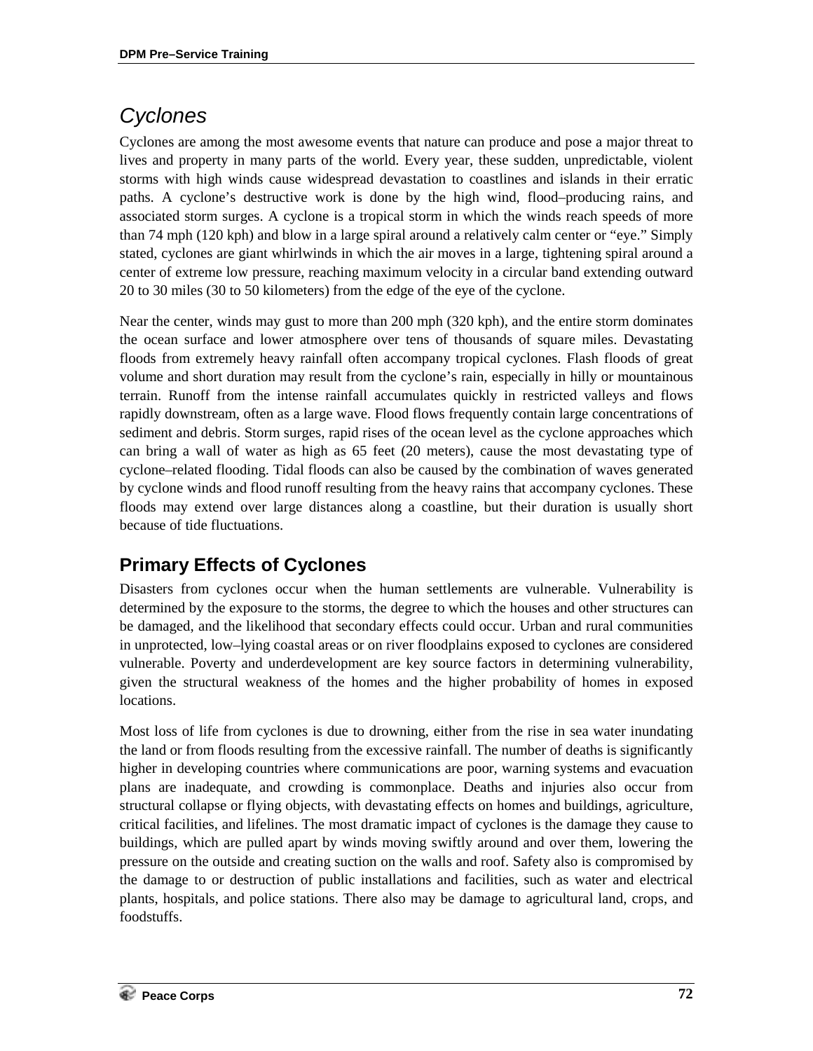## *Cyclones*

Cyclones are among the most awesome events that nature can produce and pose a major threat to lives and property in many parts of the world. Every year, these sudden, unpredictable, violent storms with high winds cause widespread devastation to coastlines and islands in their erratic paths. A cyclone's destructive work is done by the high wind, flood–producing rains, and associated storm surges. A cyclone is a tropical storm in which the winds reach speeds of more than 74 mph (120 kph) and blow in a large spiral around a relatively calm center or "eye." Simply stated, cyclones are giant whirlwinds in which the air moves in a large, tightening spiral around a center of extreme low pressure, reaching maximum velocity in a circular band extending outward 20 to 30 miles (30 to 50 kilometers) from the edge of the eye of the cyclone.

Near the center, winds may gust to more than 200 mph (320 kph), and the entire storm dominates the ocean surface and lower atmosphere over tens of thousands of square miles. Devastating floods from extremely heavy rainfall often accompany tropical cyclones. Flash floods of great volume and short duration may result from the cyclone's rain, especially in hilly or mountainous terrain. Runoff from the intense rainfall accumulates quickly in restricted valleys and flows rapidly downstream, often as a large wave. Flood flows frequently contain large concentrations of sediment and debris. Storm surges, rapid rises of the ocean level as the cyclone approaches which can bring a wall of water as high as 65 feet (20 meters), cause the most devastating type of cyclone–related flooding. Tidal floods can also be caused by the combination of waves generated by cyclone winds and flood runoff resulting from the heavy rains that accompany cyclones. These floods may extend over large distances along a coastline, but their duration is usually short because of tide fluctuations.

### Primary Effects of Cyclones

Disasters from cyclones occur when the human settlements are vulnerable. Vulnerability is determined by the exposure to the storms, the degree to which the houses and other structures can be damaged, and the likelihood that secondary effects could occur. Urban and rural communities in unprotected, low–lying coastal areas or on river floodplains exposed to cyclones are considered vulnerable. Poverty and underdevelopment are key source factors in determining vulnerability, given the structural weakness of the homes and the higher probability of homes in exposed locations.

Most loss of life from cyclones is due to drowning, either from the rise in sea water inundating the land or from floods resulting from the excessive rainfall. The number of deaths is significantly higher in developing countries where communications are poor, warning systems and evacuation plans are inadequate, and crowding is commonplace. Deaths and injuries also occur from structural collapse or flying objects, with devastating effects on homes and buildings, agriculture, critical facilities, and lifelines. The most dramatic impact of cyclones is the damage they cause to buildings, which are pulled apart by winds moving swiftly around and over them, lowering the pressure on the outside and creating suction on the walls and roof. Safety also is compromised by the damage to or destruction of public installations and facilities, such as water and electrical plants, hospitals, and police stations. There also may be damage to agricultural land, crops, and foodstuffs.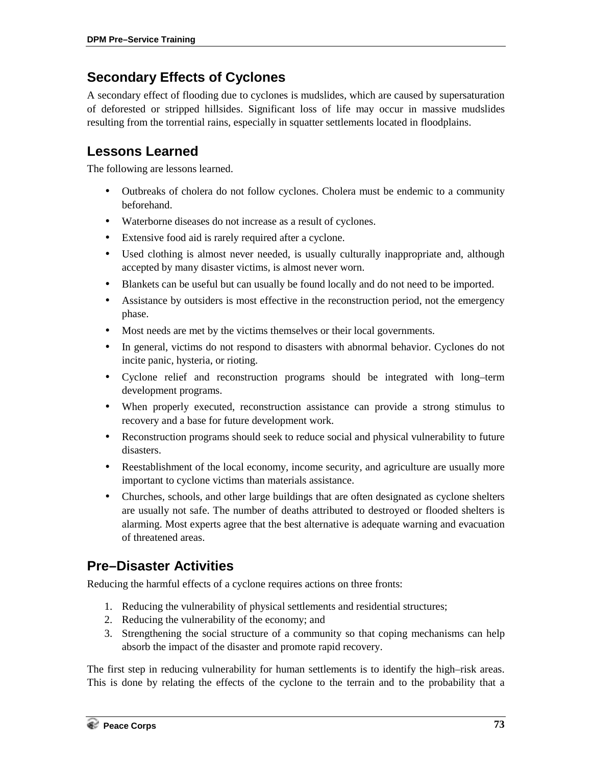## Secondary Effects of Cyclones

A secondary effect of flooding due to cyclones is mudslides, which are caused by supersaturation of deforested or stripped hillsides. Significant loss of life may occur in massive mudslides resulting from the torrential rains, especially in squatter settlements located in floodplains.

## Lessons Learned

The following are lessons learned.

- Outbreaks of cholera do not follow cyclones. Cholera must be endemic to a community beforehand.
- Waterborne diseases do not increase as a result of cyclones.
- Extensive food aid is rarely required after a cyclone.
- Used clothing is almost never needed, is usually culturally inappropriate and, although accepted by many disaster victims, is almost never worn.
- Blankets can be useful but can usually be found locally and do not need to be imported.
- Assistance by outsiders is most effective in the reconstruction period, not the emergency phase.
- Most needs are met by the victims themselves or their local governments.
- In general, victims do not respond to disasters with abnormal behavior. Cyclones do not incite panic, hysteria, or rioting.
- Cyclone relief and reconstruction programs should be integrated with long–term development programs.
- When properly executed, reconstruction assistance can provide a strong stimulus to recovery and a base for future development work.
- Reconstruction programs should seek to reduce social and physical vulnerability to future disasters.
- Reestablishment of the local economy, income security, and agriculture are usually more important to cyclone victims than materials assistance.
- Churches, schools, and other large buildings that are often designated as cyclone shelters are usually not safe. The number of deaths attributed to destroyed or flooded shelters is alarming. Most experts agree that the best alternative is adequate warning and evacuation of threatened areas.

## Pre–Disaster Activities

Reducing the harmful effects of a cyclone requires actions on three fronts:

1. Reducing the vulnerability of physical settlements and residential structures;
2. Reducing the vulnerability of the economy; and
3. Strengthening the social structure of a community so that coping mechanisms can help absorb the impact of the disaster and promote rapid recovery.

The first step in reducing vulnerability for human settlements is to identify the high–risk areas. This is done by relating the effects of the cyclone to the terrain and to the probability that a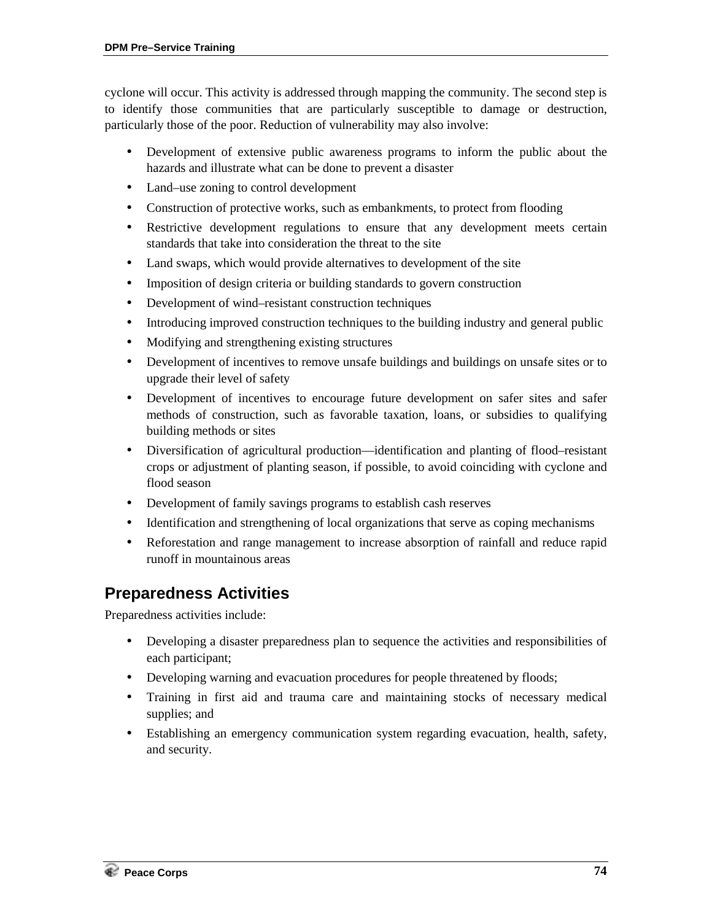cyclone will occur. This activity is addressed through mapping the community. The second step is to identify those communities that are particularly susceptible to damage or destruction, particularly those of the poor. Reduction of vulnerability may also involve:

- Development of extensive public awareness programs to inform the public about the hazards and illustrate what can be done to prevent a disaster
- Land–use zoning to control development
- Construction of protective works, such as embankments, to protect from flooding
- Restrictive development regulations to ensure that any development meets certain standards that take into consideration the threat to the site
- Land swaps, which would provide alternatives to development of the site
- Imposition of design criteria or building standards to govern construction
- Development of wind–resistant construction techniques
- Introducing improved construction techniques to the building industry and general public
- Modifying and strengthening existing structures
- Development of incentives to remove unsafe buildings and buildings on unsafe sites or to upgrade their level of safety
- Development of incentives to encourage future development on safer sites and safer methods of construction, such as favorable taxation, loans, or subsidies to qualifying building methods or sites
- Diversification of agricultural production—identification and planting of flood–resistant crops or adjustment of planting season, if possible, to avoid coinciding with cyclone and flood season
- Development of family savings programs to establish cash reserves
- Identification and strengthening of local organizations that serve as coping mechanisms
- Reforestation and range management to increase absorption of rainfall and reduce rapid runoff in mountainous areas

## Preparedness Activities

Preparedness activities include:

- Developing a disaster preparedness plan to sequence the activities and responsibilities of each participant;
- Developing warning and evacuation procedures for people threatened by floods;
- Training in first aid and trauma care and maintaining stocks of necessary medical supplies; and
- Establishing an emergency communication system regarding evacuation, health, safety, and security.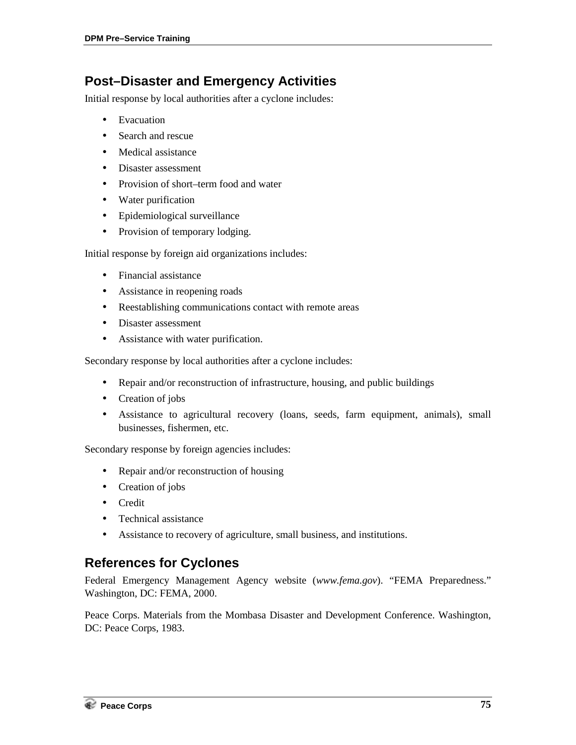## Post–Disaster and Emergency Activities

Initial response by local authorities after a cyclone includes:

- Evacuation
- Search and rescue
- Medical assistance
- Disaster assessment
- Provision of short–term food and water
- Water purification
- Epidemiological surveillance
- Provision of temporary lodging.

Initial response by foreign aid organizations includes:

- Financial assistance
- Assistance in reopening roads
- Reestablishing communications contact with remote areas
- Disaster assessment
- Assistance with water purification.

Secondary response by local authorities after a cyclone includes:

- Repair and/or reconstruction of infrastructure, housing, and public buildings
- Creation of jobs
- Assistance to agricultural recovery (loans, seeds, farm equipment, animals), small businesses, fishermen, etc.

Secondary response by foreign agencies includes:

- Repair and/or reconstruction of housing
- Creation of jobs
- Credit
- Technical assistance
- Assistance to recovery of agriculture, small business, and institutions.

## References for Cyclones

Federal Emergency Management Agency website (*www.fema.gov*). "FEMA Preparedness." Washington, DC: FEMA, 2000.

Peace Corps. Materials from the Mombasa Disaster and Development Conference. Washington, DC: Peace Corps, 1983.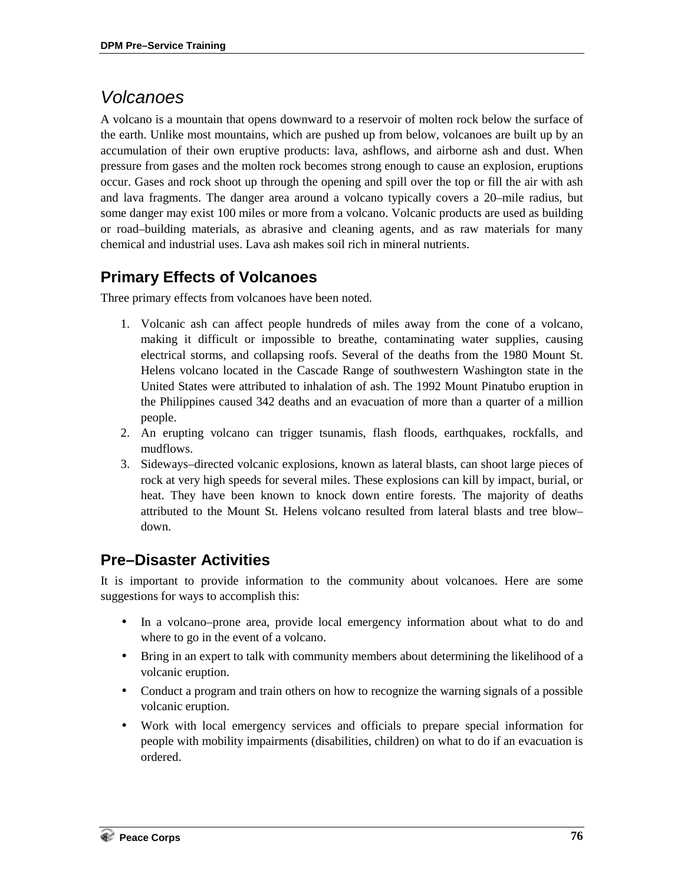## *Volcanoes*

A volcano is a mountain that opens downward to a reservoir of molten rock below the surface of the earth. Unlike most mountains, which are pushed up from below, volcanoes are built up by an accumulation of their own eruptive products: lava, ashflows, and airborne ash and dust. When pressure from gases and the molten rock becomes strong enough to cause an explosion, eruptions occur. Gases and rock shoot up through the opening and spill over the top or fill the air with ash and lava fragments. The danger area around a volcano typically covers a 20–mile radius, but some danger may exist 100 miles or more from a volcano. Volcanic products are used as building or road–building materials, as abrasive and cleaning agents, and as raw materials for many chemical and industrial uses. Lava ash makes soil rich in mineral nutrients.

### Primary Effects of Volcanoes

Three primary effects from volcanoes have been noted.

1. Volcanic ash can affect people hundreds of miles away from the cone of a volcano, making it difficult or impossible to breathe, contaminating water supplies, causing electrical storms, and collapsing roofs. Several of the deaths from the 1980 Mount St. Helens volcano located in the Cascade Range of southwestern Washington state in the United States were attributed to inhalation of ash. The 1992 Mount Pinatubo eruption in the Philippines caused 342 deaths and an evacuation of more than a quarter of a million people.
2. An erupting volcano can trigger tsunamis, flash floods, earthquakes, rockfalls, and mudflows.
3. Sideways–directed volcanic explosions, known as lateral blasts, can shoot large pieces of rock at very high speeds for several miles. These explosions can kill by impact, burial, or heat. They have been known to knock down entire forests. The majority of deaths attributed to the Mount St. Helens volcano resulted from lateral blasts and tree blow–down.

### Pre–Disaster Activities

It is important to provide information to the community about volcanoes. Here are some suggestions for ways to accomplish this:

- In a volcano–prone area, provide local emergency information about what to do and where to go in the event of a volcano.
- Bring in an expert to talk with community members about determining the likelihood of a volcanic eruption.
- Conduct a program and train others on how to recognize the warning signals of a possible volcanic eruption.
- Work with local emergency services and officials to prepare special information for people with mobility impairments (disabilities, children) on what to do if an evacuation is ordered.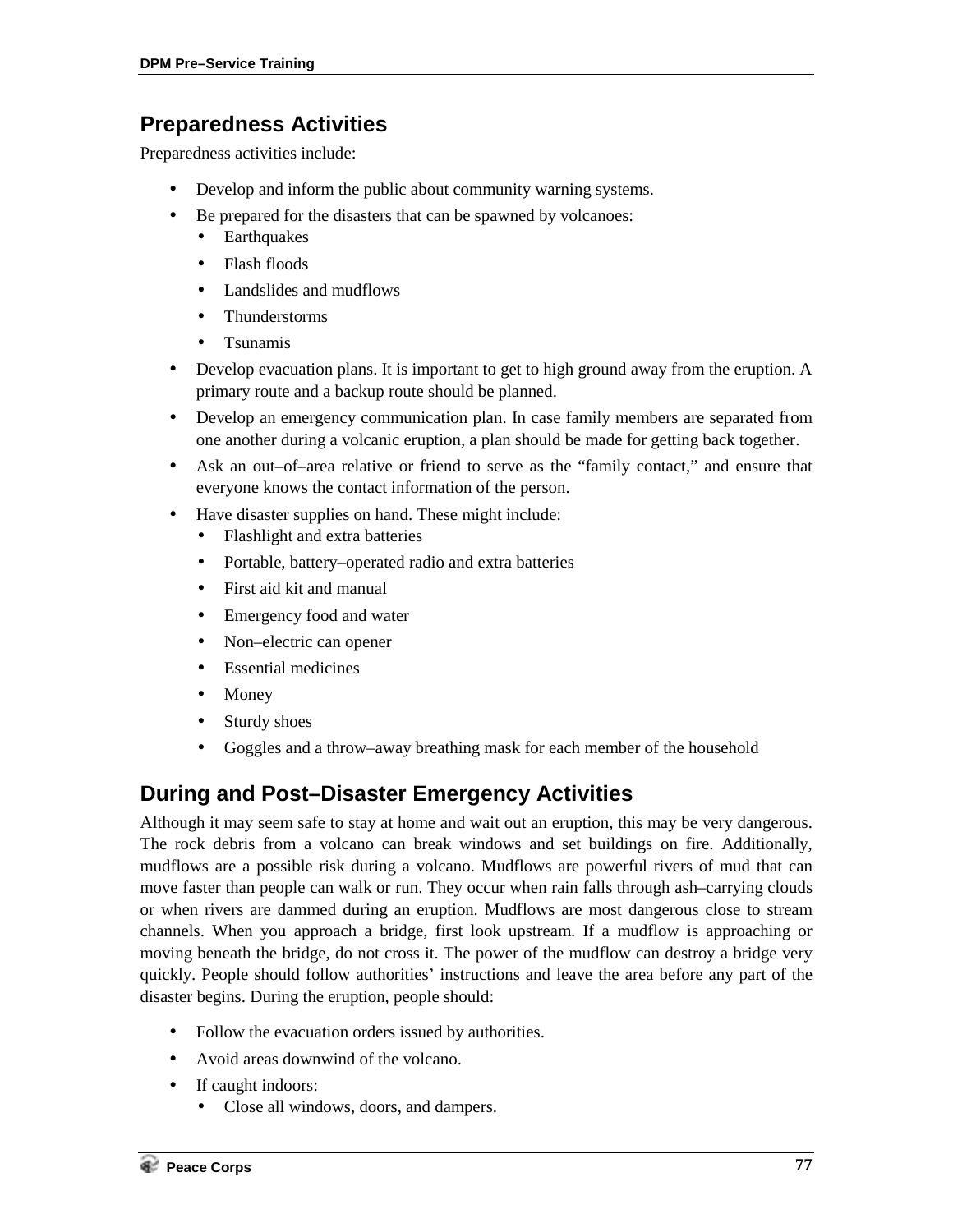## Preparedness Activities

Preparedness activities include:

- Develop and inform the public about community warning systems.
- Be prepared for the disasters that can be spawned by volcanoes:
  - Earthquakes
  - Flash floods
  - Landslides and mudflows
  - Thunderstorms
  - Tsunamis
- Develop evacuation plans. It is important to get to high ground away from the eruption. A primary route and a backup route should be planned.
- Develop an emergency communication plan. In case family members are separated from one another during a volcanic eruption, a plan should be made for getting back together.
- Ask an out–of–area relative or friend to serve as the "family contact," and ensure that everyone knows the contact information of the person.
- Have disaster supplies on hand. These might include:
  - Flashlight and extra batteries
  - Portable, battery–operated radio and extra batteries
  - First aid kit and manual
  - Emergency food and water
  - Non–electric can opener
  - Essential medicines
  - Money
  - Sturdy shoes
  - Goggles and a throw–away breathing mask for each member of the household

## During and Post–Disaster Emergency Activities

Although it may seem safe to stay at home and wait out an eruption, this may be very dangerous. The rock debris from a volcano can break windows and set buildings on fire. Additionally, mudflows are a possible risk during a volcano. Mudflows are powerful rivers of mud that can move faster than people can walk or run. They occur when rain falls through ash–carrying clouds or when rivers are dammed during an eruption. Mudflows are most dangerous close to stream channels. When you approach a bridge, first look upstream. If a mudflow is approaching or moving beneath the bridge, do not cross it. The power of the mudflow can destroy a bridge very quickly. People should follow authorities' instructions and leave the area before any part of the disaster begins. During the eruption, people should:

- Follow the evacuation orders issued by authorities.
- Avoid areas downwind of the volcano.
- If caught indoors:
  - Close all windows, doors, and dampers.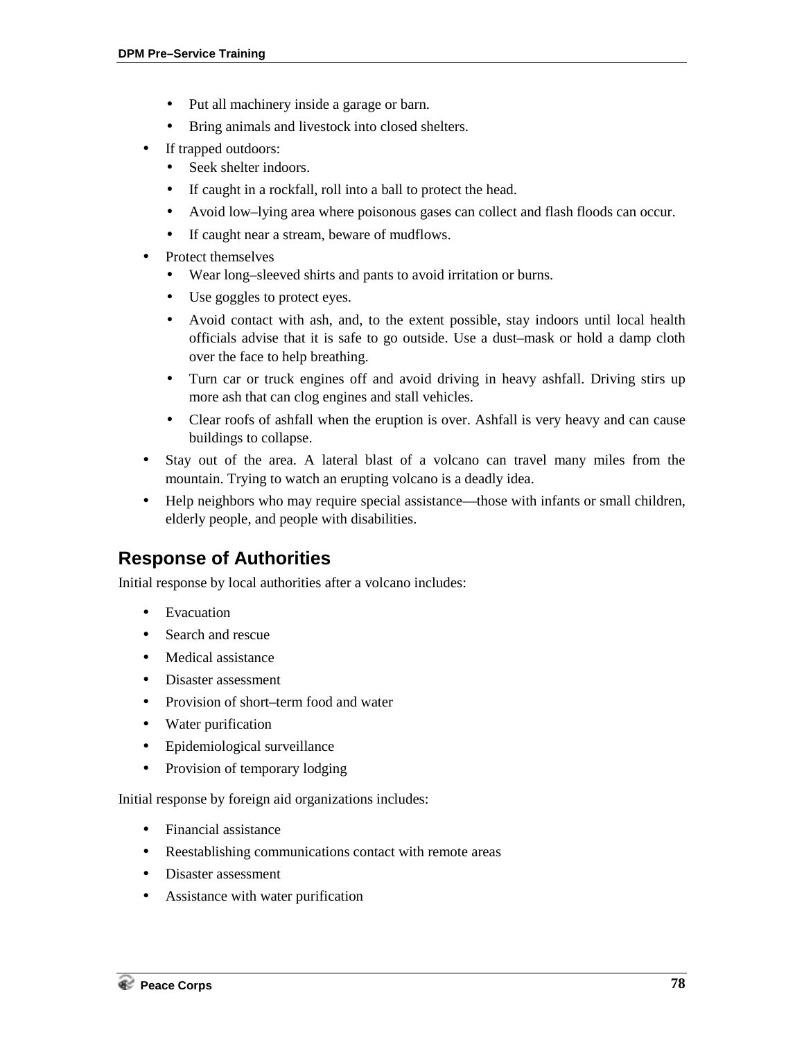- Put all machinery inside a garage or barn.
- Bring animals and livestock into closed shelters.
- If trapped outdoors:
  - Seek shelter indoors.
  - If caught in a rockfall, roll into a ball to protect the head.
  - Avoid low–lying area where poisonous gases can collect and flash floods can occur.
  - If caught near a stream, beware of mudflows.
- Protect themselves
  - Wear long–sleeved shirts and pants to avoid irritation or burns.
  - Use goggles to protect eyes.
  - Avoid contact with ash, and, to the extent possible, stay indoors until local health officials advise that it is safe to go outside. Use a dust–mask or hold a damp cloth over the face to help breathing.
  - Turn car or truck engines off and avoid driving in heavy ashfall. Driving stirs up more ash that can clog engines and stall vehicles.
  - Clear roofs of ashfall when the eruption is over. Ashfall is very heavy and can cause buildings to collapse.
- Stay out of the area. A lateral blast of a volcano can travel many miles from the mountain. Trying to watch an erupting volcano is a deadly idea.
- Help neighbors who may require special assistance—those with infants or small children, elderly people, and people with disabilities.

## Response of Authorities

Initial response by local authorities after a volcano includes:

- Evacuation
- Search and rescue
- Medical assistance
- Disaster assessment
- Provision of short–term food and water
- Water purification
- Epidemiological surveillance
- Provision of temporary lodging

Initial response by foreign aid organizations includes:

- Financial assistance
- Reestablishing communications contact with remote areas
- Disaster assessment
- Assistance with water purification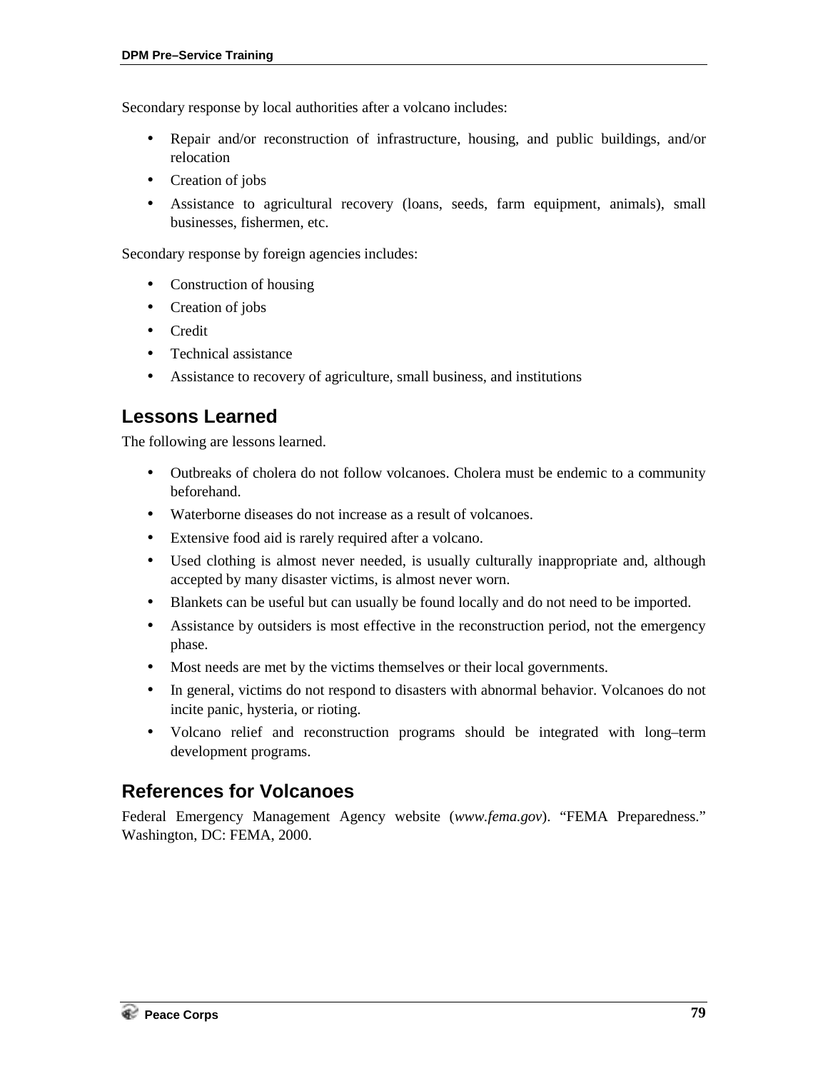Secondary response by local authorities after a volcano includes:

- Repair and/or reconstruction of infrastructure, housing, and public buildings, and/or relocation
- Creation of jobs
- Assistance to agricultural recovery (loans, seeds, farm equipment, animals), small businesses, fishermen, etc.

Secondary response by foreign agencies includes:

- Construction of housing
- Creation of jobs
- Credit
- Technical assistance
- Assistance to recovery of agriculture, small business, and institutions

## Lessons Learned

The following are lessons learned.

- Outbreaks of cholera do not follow volcanoes. Cholera must be endemic to a community beforehand.
- Waterborne diseases do not increase as a result of volcanoes.
- Extensive food aid is rarely required after a volcano.
- Used clothing is almost never needed, is usually culturally inappropriate and, although accepted by many disaster victims, is almost never worn.
- Blankets can be useful but can usually be found locally and do not need to be imported.
- Assistance by outsiders is most effective in the reconstruction period, not the emergency phase.
- Most needs are met by the victims themselves or their local governments.
- In general, victims do not respond to disasters with abnormal behavior. Volcanoes do not incite panic, hysteria, or rioting.
- Volcano relief and reconstruction programs should be integrated with long–term development programs.

## References for Volcanoes

Federal Emergency Management Agency website (*www.fema.gov*). "FEMA Preparedness." Washington, DC: FEMA, 2000.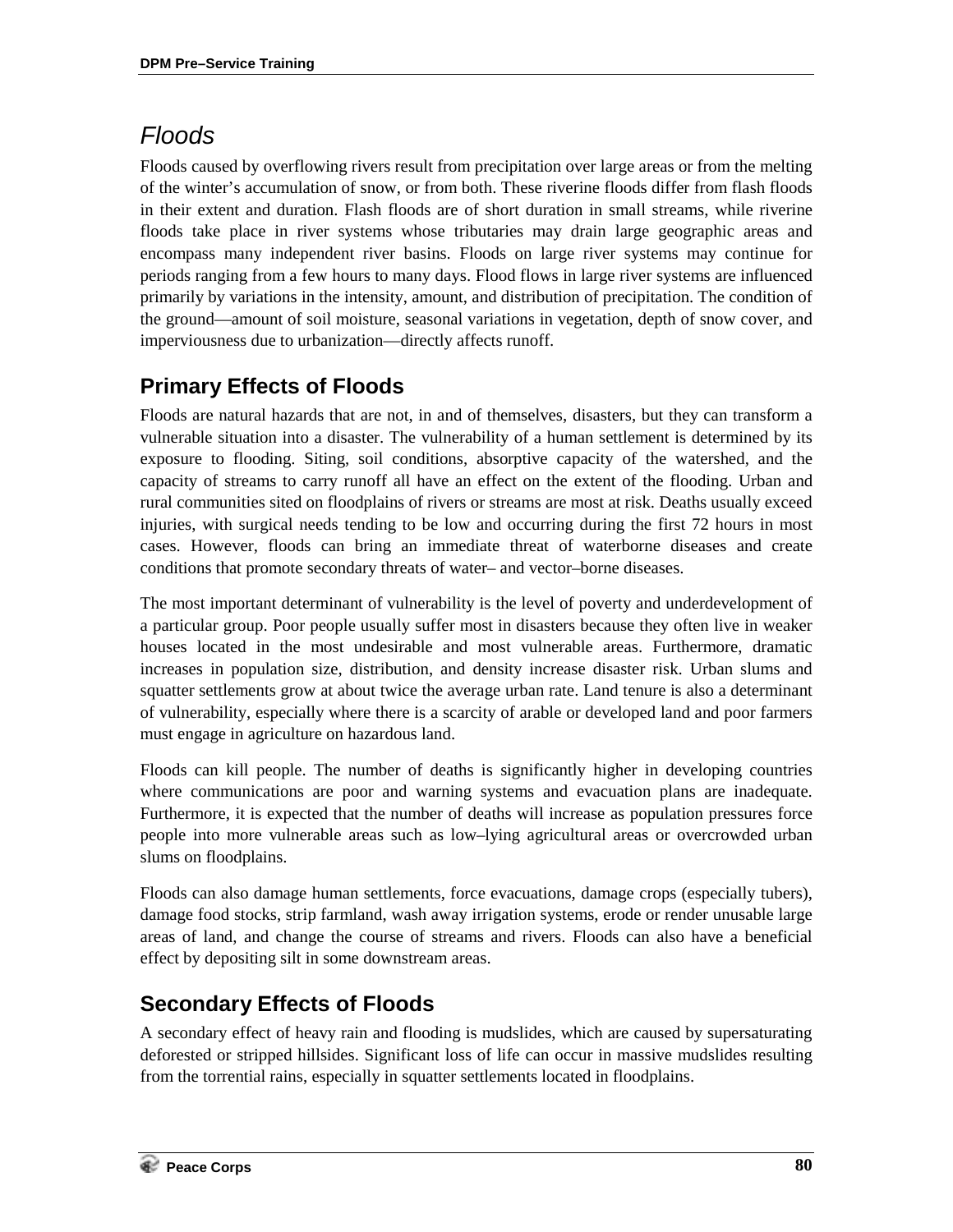## *Floods*

Floods caused by overflowing rivers result from precipitation over large areas or from the melting of the winter's accumulation of snow, or from both. These riverine floods differ from flash floods in their extent and duration. Flash floods are of short duration in small streams, while riverine floods take place in river systems whose tributaries may drain large geographic areas and encompass many independent river basins. Floods on large river systems may continue for periods ranging from a few hours to many days. Flood flows in large river systems are influenced primarily by variations in the intensity, amount, and distribution of precipitation. The condition of the ground—amount of soil moisture, seasonal variations in vegetation, depth of snow cover, and imperviousness due to urbanization—directly affects runoff.

### Primary Effects of Floods

Floods are natural hazards that are not, in and of themselves, disasters, but they can transform a vulnerable situation into a disaster. The vulnerability of a human settlement is determined by its exposure to flooding. Siting, soil conditions, absorptive capacity of the watershed, and the capacity of streams to carry runoff all have an effect on the extent of the flooding. Urban and rural communities sited on floodplains of rivers or streams are most at risk. Deaths usually exceed injuries, with surgical needs tending to be low and occurring during the first 72 hours in most cases. However, floods can bring an immediate threat of waterborne diseases and create conditions that promote secondary threats of water– and vector–borne diseases.

The most important determinant of vulnerability is the level of poverty and underdevelopment of a particular group. Poor people usually suffer most in disasters because they often live in weaker houses located in the most undesirable and most vulnerable areas. Furthermore, dramatic increases in population size, distribution, and density increase disaster risk. Urban slums and squatter settlements grow at about twice the average urban rate. Land tenure is also a determinant of vulnerability, especially where there is a scarcity of arable or developed land and poor farmers must engage in agriculture on hazardous land.

Floods can kill people. The number of deaths is significantly higher in developing countries where communications are poor and warning systems and evacuation plans are inadequate. Furthermore, it is expected that the number of deaths will increase as population pressures force people into more vulnerable areas such as low–lying agricultural areas or overcrowded urban slums on floodplains.

Floods can also damage human settlements, force evacuations, damage crops (especially tubers), damage food stocks, strip farmland, wash away irrigation systems, erode or render unusable large areas of land, and change the course of streams and rivers. Floods can also have a beneficial effect by depositing silt in some downstream areas.

### Secondary Effects of Floods

A secondary effect of heavy rain and flooding is mudslides, which are caused by supersaturating deforested or stripped hillsides. Significant loss of life can occur in massive mudslides resulting from the torrential rains, especially in squatter settlements located in floodplains.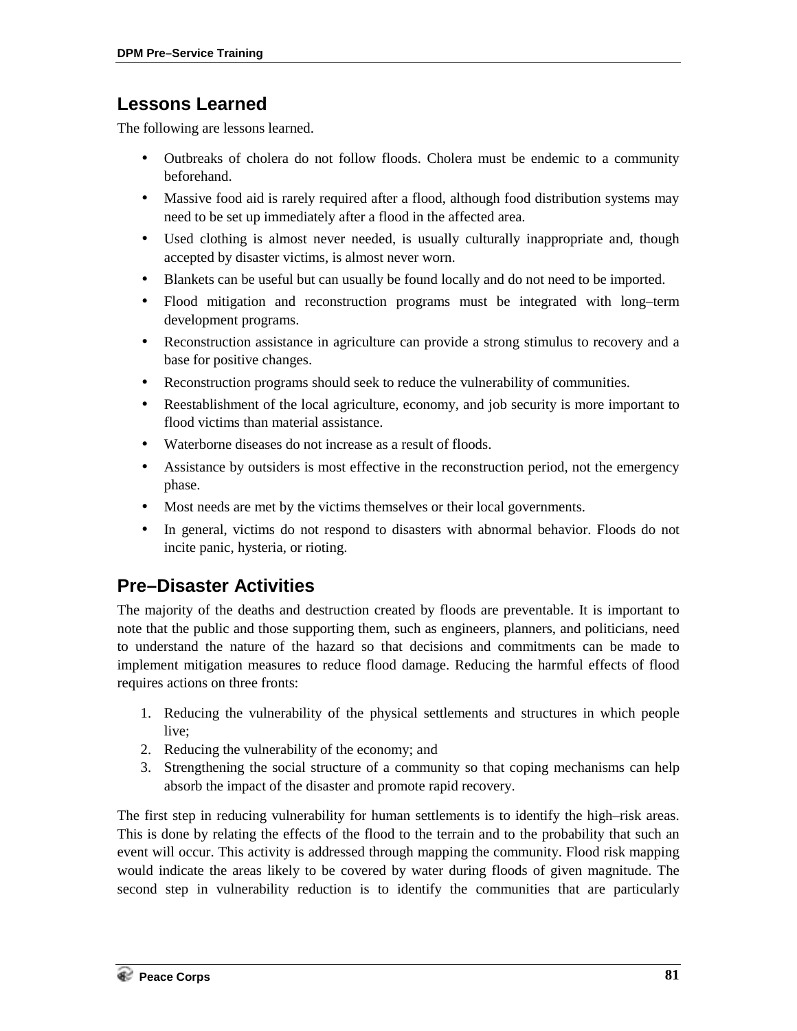## Lessons Learned

The following are lessons learned.

- Outbreaks of cholera do not follow floods. Cholera must be endemic to a community beforehand.
- Massive food aid is rarely required after a flood, although food distribution systems may need to be set up immediately after a flood in the affected area.
- Used clothing is almost never needed, is usually culturally inappropriate and, though accepted by disaster victims, is almost never worn.
- Blankets can be useful but can usually be found locally and do not need to be imported.
- Flood mitigation and reconstruction programs must be integrated with long–term development programs.
- Reconstruction assistance in agriculture can provide a strong stimulus to recovery and a base for positive changes.
- Reconstruction programs should seek to reduce the vulnerability of communities.
- Reestablishment of the local agriculture, economy, and job security is more important to flood victims than material assistance.
- Waterborne diseases do not increase as a result of floods.
- Assistance by outsiders is most effective in the reconstruction period, not the emergency phase.
- Most needs are met by the victims themselves or their local governments.
- In general, victims do not respond to disasters with abnormal behavior. Floods do not incite panic, hysteria, or rioting.

## Pre–Disaster Activities

The majority of the deaths and destruction created by floods are preventable. It is important to note that the public and those supporting them, such as engineers, planners, and politicians, need to understand the nature of the hazard so that decisions and commitments can be made to implement mitigation measures to reduce flood damage. Reducing the harmful effects of flood requires actions on three fronts:

1. Reducing the vulnerability of the physical settlements and structures in which people live;
2. Reducing the vulnerability of the economy; and
3. Strengthening the social structure of a community so that coping mechanisms can help absorb the impact of the disaster and promote rapid recovery.

The first step in reducing vulnerability for human settlements is to identify the high–risk areas. This is done by relating the effects of the flood to the terrain and to the probability that such an event will occur. This activity is addressed through mapping the community. Flood risk mapping would indicate the areas likely to be covered by water during floods of given magnitude. The second step in vulnerability reduction is to identify the communities that are particularly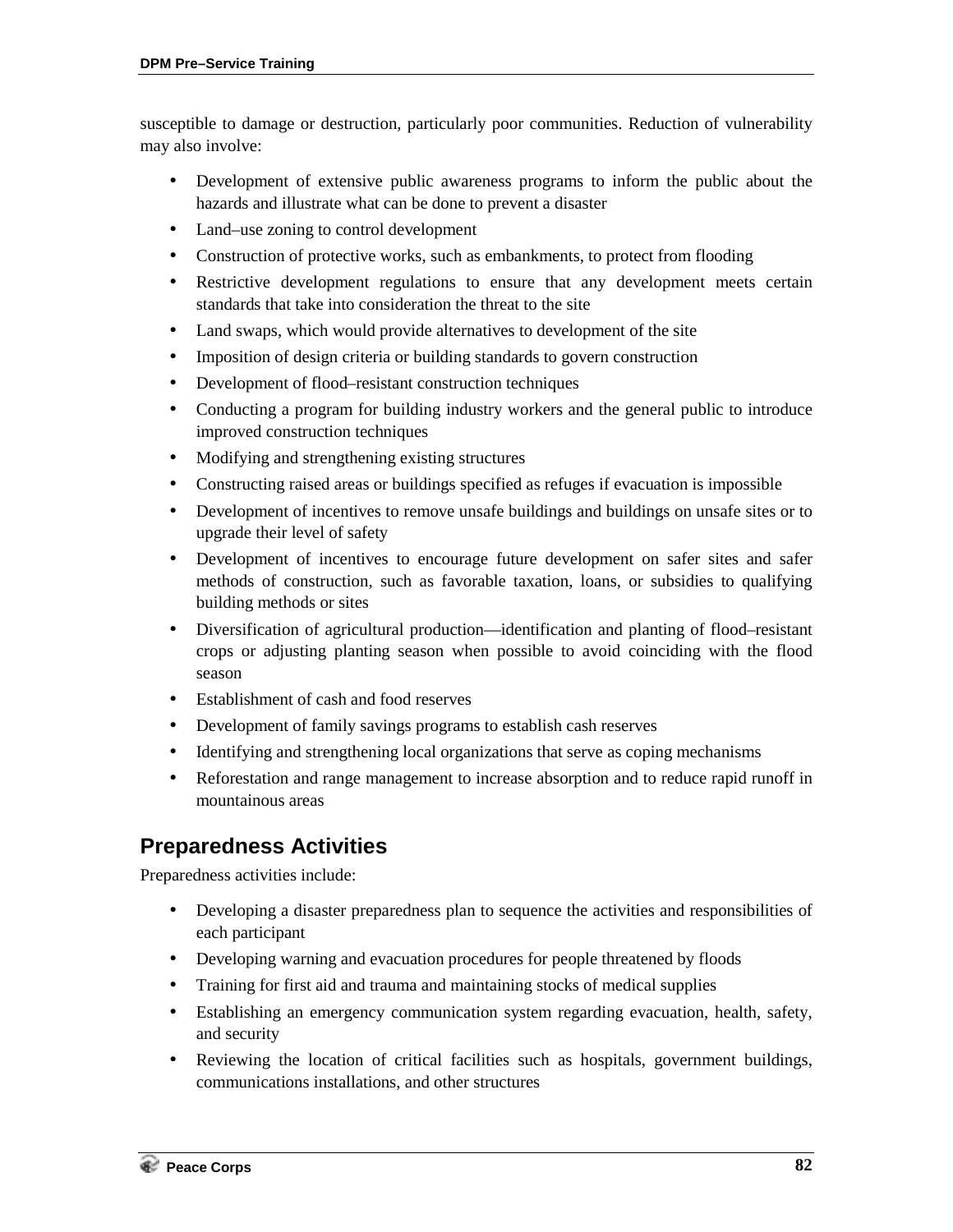susceptible to damage or destruction, particularly poor communities. Reduction of vulnerability may also involve:

- Development of extensive public awareness programs to inform the public about the hazards and illustrate what can be done to prevent a disaster
- Land–use zoning to control development
- Construction of protective works, such as embankments, to protect from flooding
- Restrictive development regulations to ensure that any development meets certain standards that take into consideration the threat to the site
- Land swaps, which would provide alternatives to development of the site
- Imposition of design criteria or building standards to govern construction
- Development of flood–resistant construction techniques
- Conducting a program for building industry workers and the general public to introduce improved construction techniques
- Modifying and strengthening existing structures
- Constructing raised areas or buildings specified as refuges if evacuation is impossible
- Development of incentives to remove unsafe buildings and buildings on unsafe sites or to upgrade their level of safety
- Development of incentives to encourage future development on safer sites and safer methods of construction, such as favorable taxation, loans, or subsidies to qualifying building methods or sites
- Diversification of agricultural production—identification and planting of flood–resistant crops or adjusting planting season when possible to avoid coinciding with the flood season
- Establishment of cash and food reserves
- Development of family savings programs to establish cash reserves
- Identifying and strengthening local organizations that serve as coping mechanisms
- Reforestation and range management to increase absorption and to reduce rapid runoff in mountainous areas

## Preparedness Activities

Preparedness activities include:

- Developing a disaster preparedness plan to sequence the activities and responsibilities of each participant
- Developing warning and evacuation procedures for people threatened by floods
- Training for first aid and trauma and maintaining stocks of medical supplies
- Establishing an emergency communication system regarding evacuation, health, safety, and security
- Reviewing the location of critical facilities such as hospitals, government buildings, communications installations, and other structures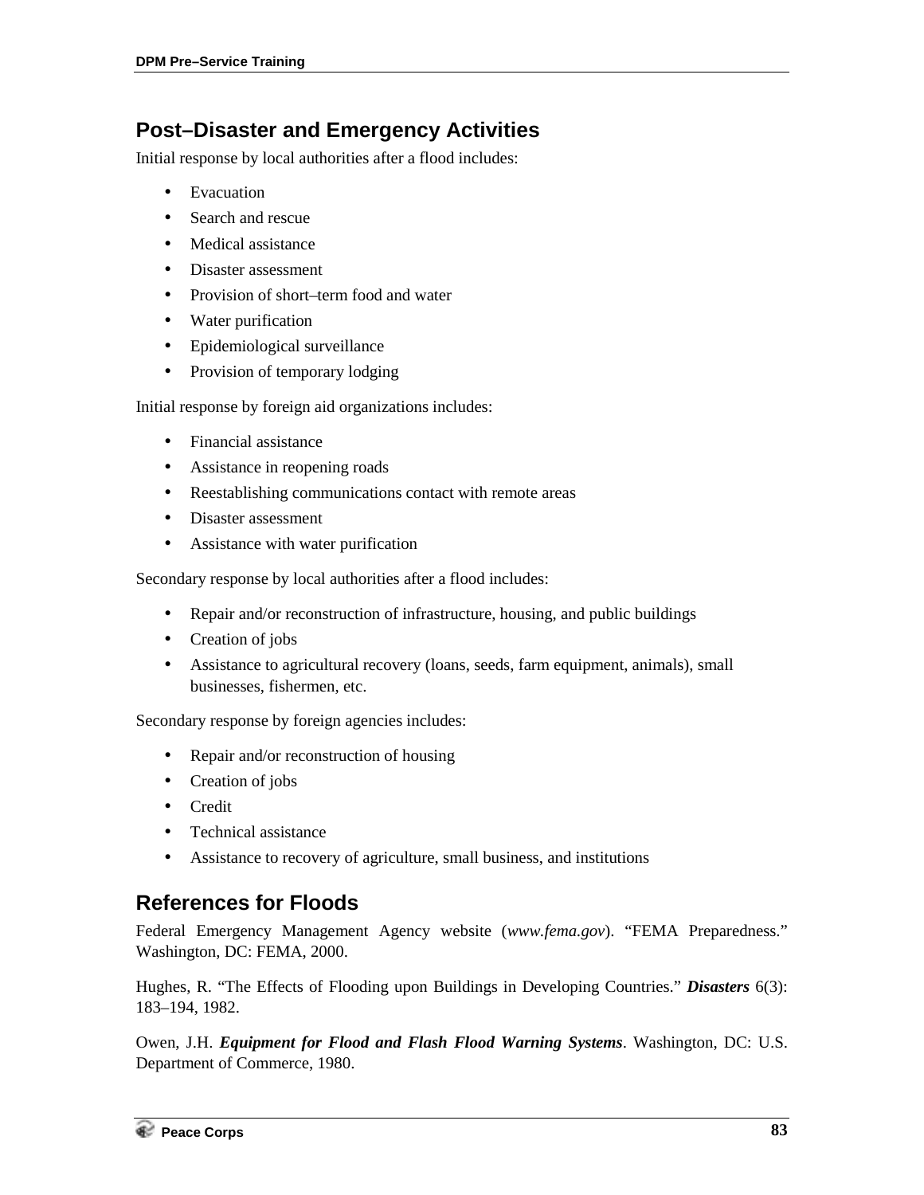## Post–Disaster and Emergency Activities

Initial response by local authorities after a flood includes:

- Evacuation
- Search and rescue
- Medical assistance
- Disaster assessment
- Provision of short–term food and water
- Water purification
- Epidemiological surveillance
- Provision of temporary lodging

Initial response by foreign aid organizations includes:

- Financial assistance
- Assistance in reopening roads
- Reestablishing communications contact with remote areas
- Disaster assessment
- Assistance with water purification

Secondary response by local authorities after a flood includes:

- Repair and/or reconstruction of infrastructure, housing, and public buildings
- Creation of jobs
- Assistance to agricultural recovery (loans, seeds, farm equipment, animals), small businesses, fishermen, etc.

Secondary response by foreign agencies includes:

- Repair and/or reconstruction of housing
- Creation of jobs
- Credit
- Technical assistance
- Assistance to recovery of agriculture, small business, and institutions

## References for Floods

Federal Emergency Management Agency website (*www.fema.gov*). "FEMA Preparedness." Washington, DC: FEMA, 2000.

Hughes, R. "The Effects of Flooding upon Buildings in Developing Countries." ***Disasters*** 6(3): 183–194, 1982.

Owen, J.H. ***Equipment for Flood and Flash Flood Warning Systems***. Washington, DC: U.S. Department of Commerce, 1980.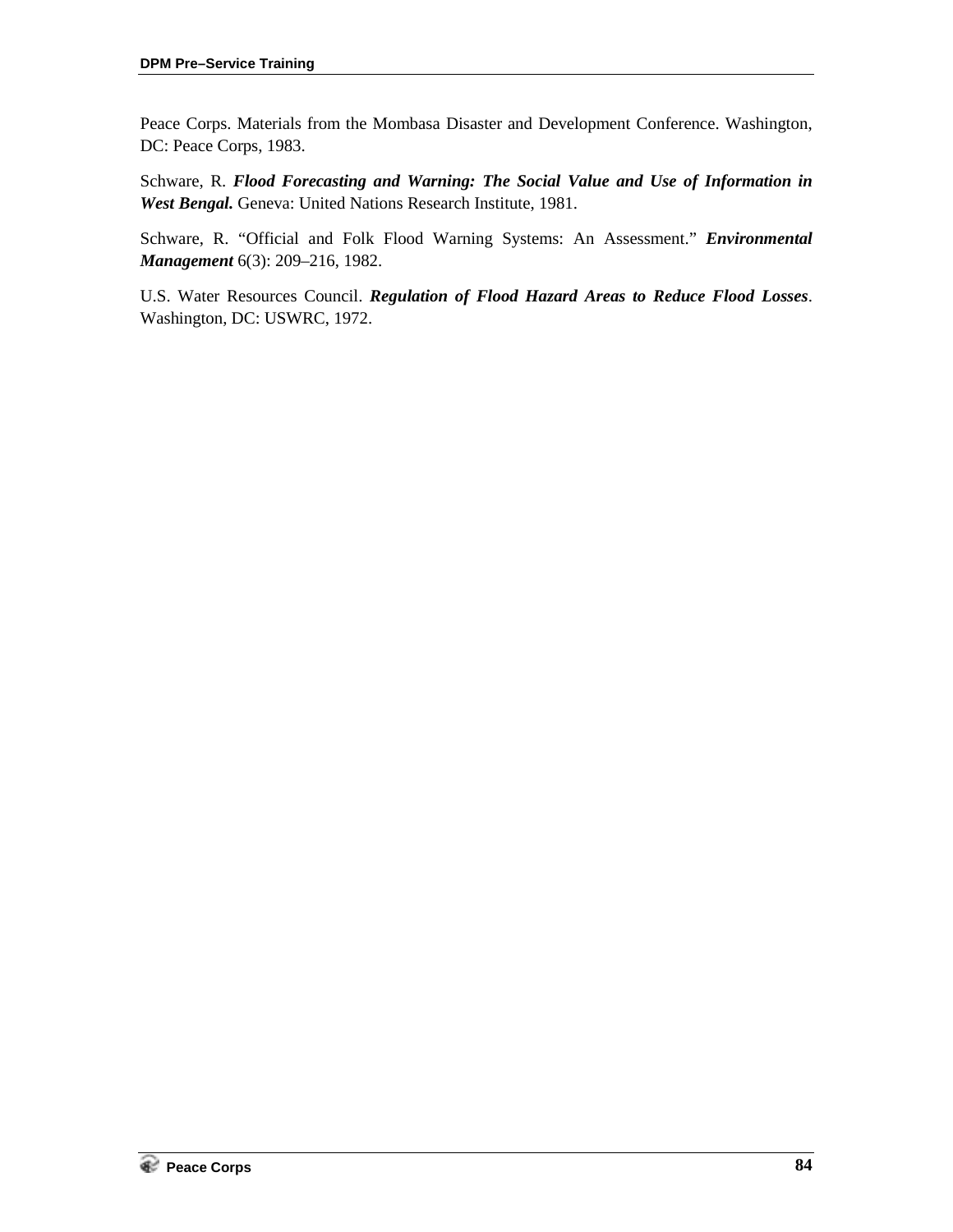Peace Corps. Materials from the Mombasa Disaster and Development Conference. Washington, DC: Peace Corps, 1983.

Schware, R. ***Flood Forecasting and Warning: The Social Value and Use of Information in West Bengal.*** Geneva: United Nations Research Institute, 1981.

Schware, R. "Official and Folk Flood Warning Systems: An Assessment." ***Environmental Management*** 6(3): 209–216, 1982.

U.S. Water Resources Council. ***Regulation of Flood Hazard Areas to Reduce Flood Losses***. Washington, DC: USWRC, 1972.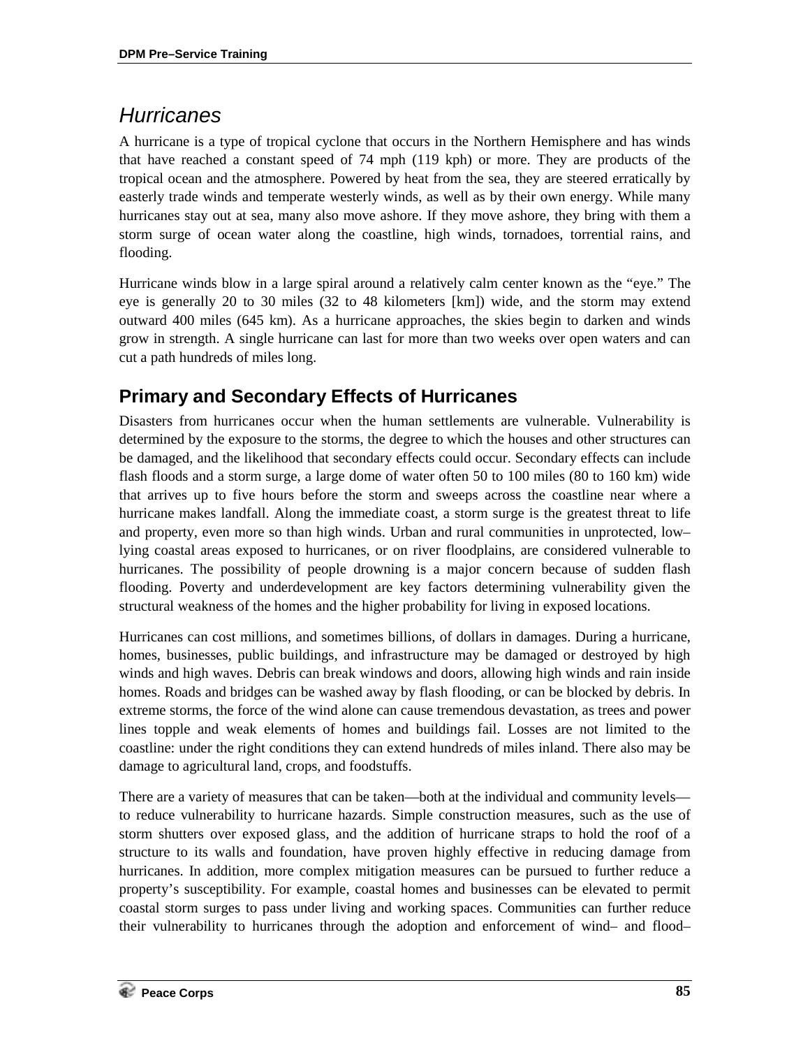## *Hurricanes*

A hurricane is a type of tropical cyclone that occurs in the Northern Hemisphere and has winds that have reached a constant speed of 74 mph (119 kph) or more. They are products of the tropical ocean and the atmosphere. Powered by heat from the sea, they are steered erratically by easterly trade winds and temperate westerly winds, as well as by their own energy. While many hurricanes stay out at sea, many also move ashore. If they move ashore, they bring with them a storm surge of ocean water along the coastline, high winds, tornadoes, torrential rains, and flooding.

Hurricane winds blow in a large spiral around a relatively calm center known as the "eye." The eye is generally 20 to 30 miles (32 to 48 kilometers [km]) wide, and the storm may extend outward 400 miles (645 km). As a hurricane approaches, the skies begin to darken and winds grow in strength. A single hurricane can last for more than two weeks over open waters and can cut a path hundreds of miles long.

### Primary and Secondary Effects of Hurricanes

Disasters from hurricanes occur when the human settlements are vulnerable. Vulnerability is determined by the exposure to the storms, the degree to which the houses and other structures can be damaged, and the likelihood that secondary effects could occur. Secondary effects can include flash floods and a storm surge, a large dome of water often 50 to 100 miles (80 to 160 km) wide that arrives up to five hours before the storm and sweeps across the coastline near where a hurricane makes landfall. Along the immediate coast, a storm surge is the greatest threat to life and property, even more so than high winds. Urban and rural communities in unprotected, low–lying coastal areas exposed to hurricanes, or on river floodplains, are considered vulnerable to hurricanes. The possibility of people drowning is a major concern because of sudden flash flooding. Poverty and underdevelopment are key factors determining vulnerability given the structural weakness of the homes and the higher probability for living in exposed locations.

Hurricanes can cost millions, and sometimes billions, of dollars in damages. During a hurricane, homes, businesses, public buildings, and infrastructure may be damaged or destroyed by high winds and high waves. Debris can break windows and doors, allowing high winds and rain inside homes. Roads and bridges can be washed away by flash flooding, or can be blocked by debris. In extreme storms, the force of the wind alone can cause tremendous devastation, as trees and power lines topple and weak elements of homes and buildings fail. Losses are not limited to the coastline: under the right conditions they can extend hundreds of miles inland. There also may be damage to agricultural land, crops, and foodstuffs.

There are a variety of measures that can be taken—both at the individual and community levels—to reduce vulnerability to hurricane hazards. Simple construction measures, such as the use of storm shutters over exposed glass, and the addition of hurricane straps to hold the roof of a structure to its walls and foundation, have proven highly effective in reducing damage from hurricanes. In addition, more complex mitigation measures can be pursued to further reduce a property's susceptibility. For example, coastal homes and businesses can be elevated to permit coastal storm surges to pass under living and working spaces. Communities can further reduce their vulnerability to hurricanes through the adoption and enforcement of wind– and flood–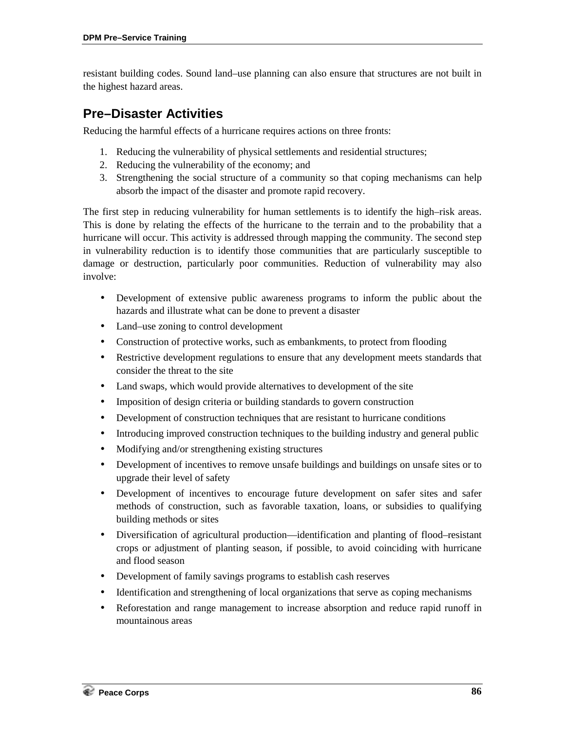resistant building codes. Sound land–use planning can also ensure that structures are not built in the highest hazard areas.

## Pre–Disaster Activities

Reducing the harmful effects of a hurricane requires actions on three fronts:

1. Reducing the vulnerability of physical settlements and residential structures;
2. Reducing the vulnerability of the economy; and
3. Strengthening the social structure of a community so that coping mechanisms can help absorb the impact of the disaster and promote rapid recovery.

The first step in reducing vulnerability for human settlements is to identify the high–risk areas. This is done by relating the effects of the hurricane to the terrain and to the probability that a hurricane will occur. This activity is addressed through mapping the community. The second step in vulnerability reduction is to identify those communities that are particularly susceptible to damage or destruction, particularly poor communities. Reduction of vulnerability may also involve:

- Development of extensive public awareness programs to inform the public about the hazards and illustrate what can be done to prevent a disaster
- Land–use zoning to control development
- Construction of protective works, such as embankments, to protect from flooding
- Restrictive development regulations to ensure that any development meets standards that consider the threat to the site
- Land swaps, which would provide alternatives to development of the site
- Imposition of design criteria or building standards to govern construction
- Development of construction techniques that are resistant to hurricane conditions
- Introducing improved construction techniques to the building industry and general public
- Modifying and/or strengthening existing structures
- Development of incentives to remove unsafe buildings and buildings on unsafe sites or to upgrade their level of safety
- Development of incentives to encourage future development on safer sites and safer methods of construction, such as favorable taxation, loans, or subsidies to qualifying building methods or sites
- Diversification of agricultural production—identification and planting of flood–resistant crops or adjustment of planting season, if possible, to avoid coinciding with hurricane and flood season
- Development of family savings programs to establish cash reserves
- Identification and strengthening of local organizations that serve as coping mechanisms
- Reforestation and range management to increase absorption and reduce rapid runoff in mountainous areas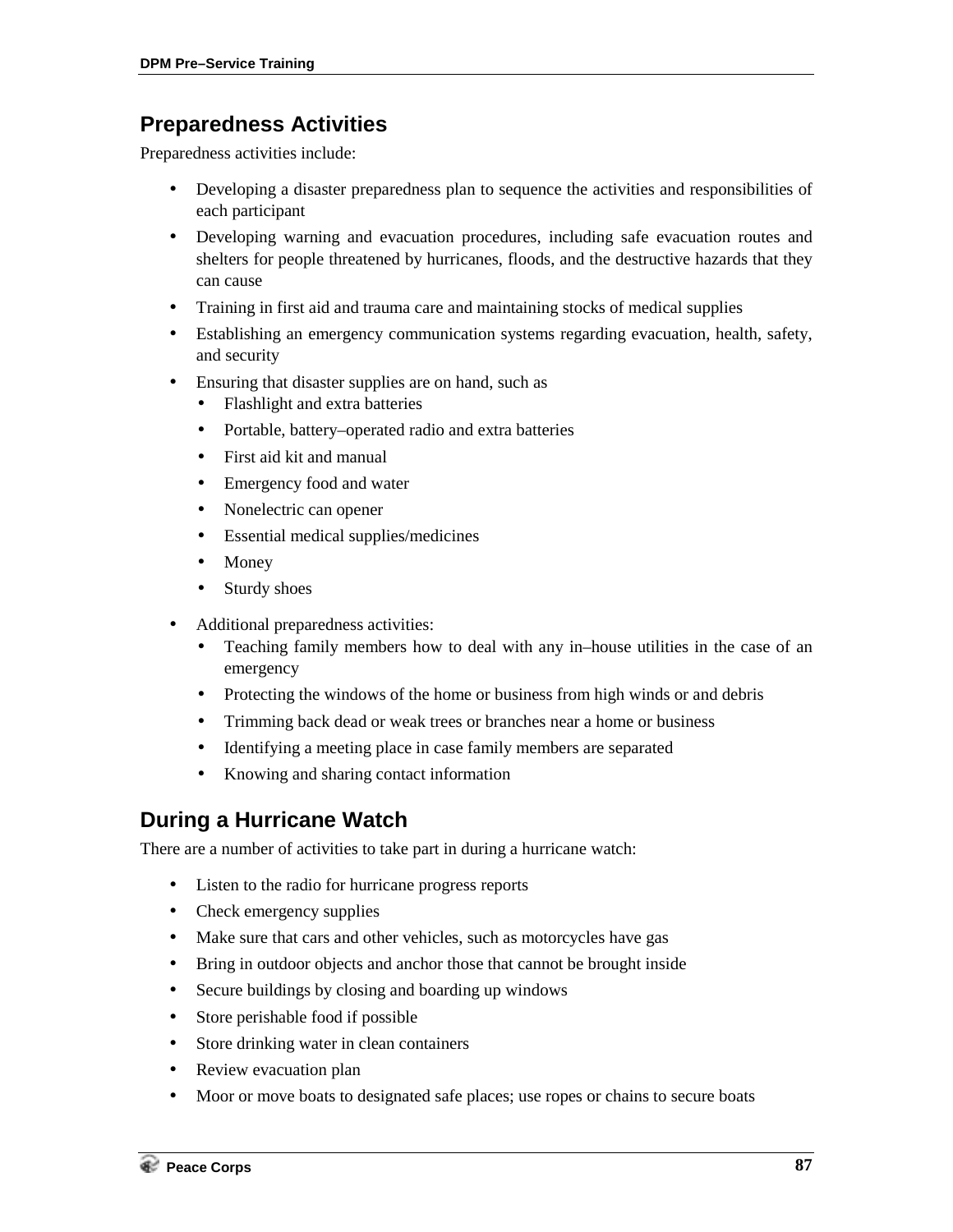## Preparedness Activities

Preparedness activities include:

- Developing a disaster preparedness plan to sequence the activities and responsibilities of each participant
- Developing warning and evacuation procedures, including safe evacuation routes and shelters for people threatened by hurricanes, floods, and the destructive hazards that they can cause
- Training in first aid and trauma care and maintaining stocks of medical supplies
- Establishing an emergency communication systems regarding evacuation, health, safety, and security
- Ensuring that disaster supplies are on hand, such as
  - Flashlight and extra batteries
  - Portable, battery–operated radio and extra batteries
  - First aid kit and manual
  - Emergency food and water
  - Nonelectric can opener
  - Essential medical supplies/medicines
  - Money
  - Sturdy shoes
- Additional preparedness activities:
  - Teaching family members how to deal with any in–house utilities in the case of an emergency
  - Protecting the windows of the home or business from high winds or and debris
  - Trimming back dead or weak trees or branches near a home or business
  - Identifying a meeting place in case family members are separated
  - Knowing and sharing contact information

## During a Hurricane Watch

There are a number of activities to take part in during a hurricane watch:

- Listen to the radio for hurricane progress reports
- Check emergency supplies
- Make sure that cars and other vehicles, such as motorcycles have gas
- Bring in outdoor objects and anchor those that cannot be brought inside
- Secure buildings by closing and boarding up windows
- Store perishable food if possible
- Store drinking water in clean containers
- Review evacuation plan
- Moor or move boats to designated safe places; use ropes or chains to secure boats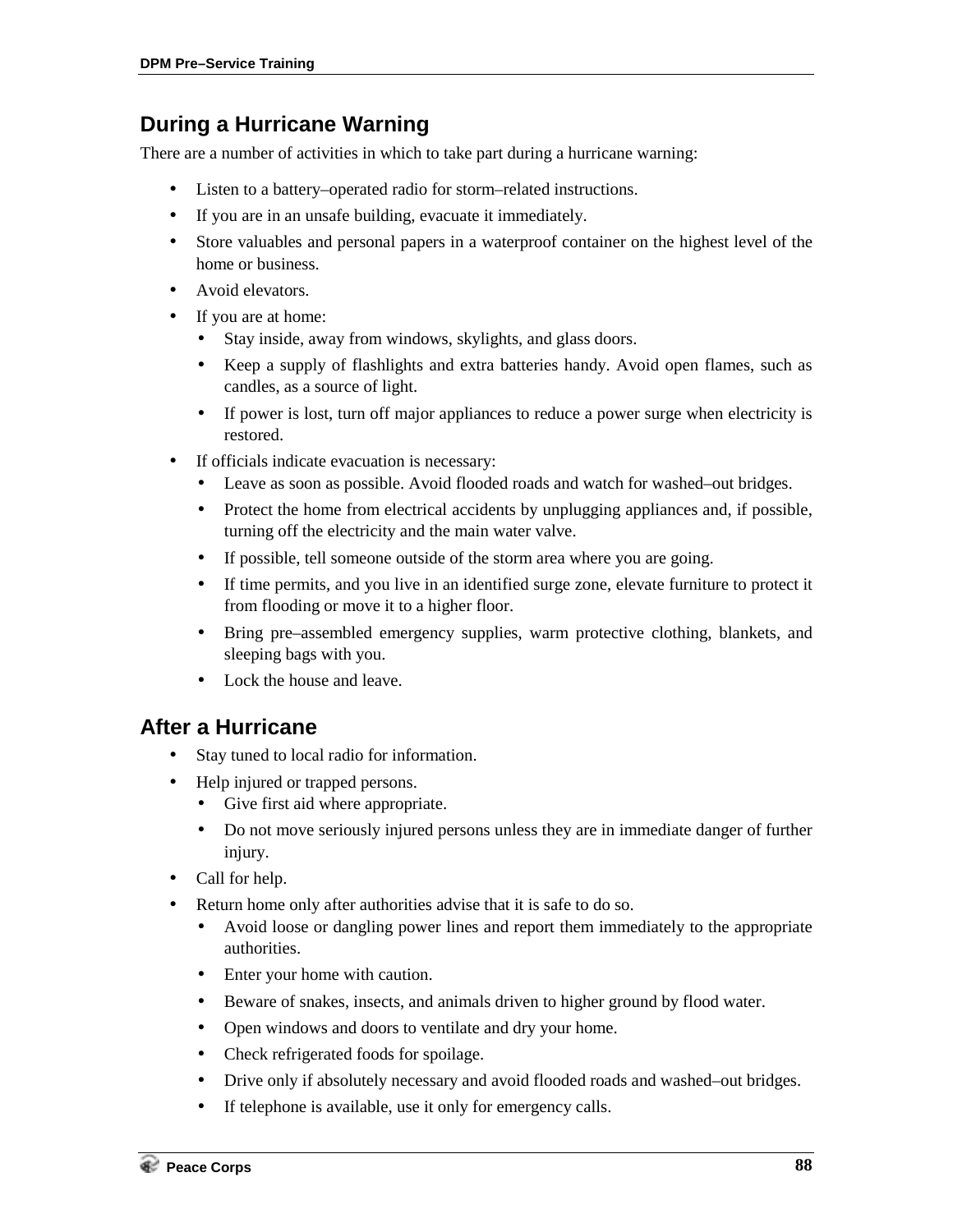## During a Hurricane Warning

There are a number of activities in which to take part during a hurricane warning:

- Listen to a battery–operated radio for storm–related instructions.
- If you are in an unsafe building, evacuate it immediately.
- Store valuables and personal papers in a waterproof container on the highest level of the home or business.
- Avoid elevators.
- If you are at home:
  - Stay inside, away from windows, skylights, and glass doors.
  - Keep a supply of flashlights and extra batteries handy. Avoid open flames, such as candles, as a source of light.
  - If power is lost, turn off major appliances to reduce a power surge when electricity is restored.
- If officials indicate evacuation is necessary:
  - Leave as soon as possible. Avoid flooded roads and watch for washed–out bridges.
  - Protect the home from electrical accidents by unplugging appliances and, if possible, turning off the electricity and the main water valve.
  - If possible, tell someone outside of the storm area where you are going.
  - If time permits, and you live in an identified surge zone, elevate furniture to protect it from flooding or move it to a higher floor.
  - Bring pre–assembled emergency supplies, warm protective clothing, blankets, and sleeping bags with you.
  - Lock the house and leave.

## After a Hurricane

- Stay tuned to local radio for information.
- Help injured or trapped persons.
  - Give first aid where appropriate.
  - Do not move seriously injured persons unless they are in immediate danger of further injury.
- Call for help.
- Return home only after authorities advise that it is safe to do so.
  - Avoid loose or dangling power lines and report them immediately to the appropriate authorities.
  - Enter your home with caution.
  - Beware of snakes, insects, and animals driven to higher ground by flood water.
  - Open windows and doors to ventilate and dry your home.
  - Check refrigerated foods for spoilage.
  - Drive only if absolutely necessary and avoid flooded roads and washed–out bridges.
  - If telephone is available, use it only for emergency calls.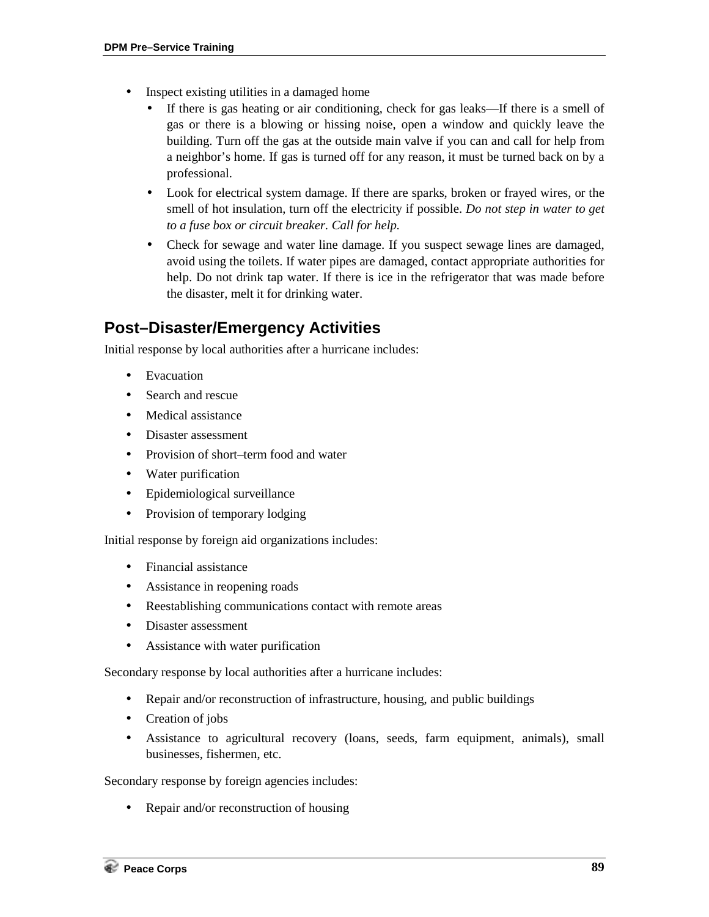- Inspect existing utilities in a damaged home
  - If there is gas heating or air conditioning, check for gas leaks—If there is a smell of gas or there is a blowing or hissing noise, open a window and quickly leave the building. Turn off the gas at the outside main valve if you can and call for help from a neighbor's home. If gas is turned off for any reason, it must be turned back on by a professional.
  - Look for electrical system damage. If there are sparks, broken or frayed wires, or the smell of hot insulation, turn off the electricity if possible. *Do not step in water to get to a fuse box or circuit breaker. Call for help.*
  - Check for sewage and water line damage. If you suspect sewage lines are damaged, avoid using the toilets. If water pipes are damaged, contact appropriate authorities for help. Do not drink tap water. If there is ice in the refrigerator that was made before the disaster, melt it for drinking water.

## Post–Disaster/Emergency Activities

Initial response by local authorities after a hurricane includes:

- Evacuation
- Search and rescue
- Medical assistance
- Disaster assessment
- Provision of short–term food and water
- Water purification
- Epidemiological surveillance
- Provision of temporary lodging

Initial response by foreign aid organizations includes:

- Financial assistance
- Assistance in reopening roads
- Reestablishing communications contact with remote areas
- Disaster assessment
- Assistance with water purification

Secondary response by local authorities after a hurricane includes:

- Repair and/or reconstruction of infrastructure, housing, and public buildings
- Creation of jobs
- Assistance to agricultural recovery (loans, seeds, farm equipment, animals), small businesses, fishermen, etc.

Secondary response by foreign agencies includes:

- Repair and/or reconstruction of housing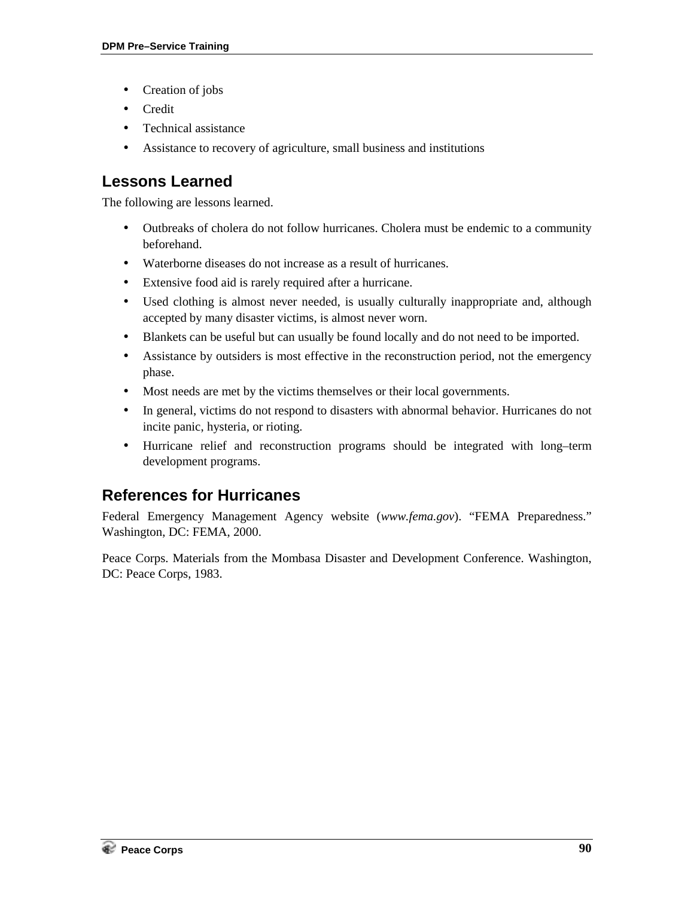- Creation of jobs
- Credit
- Technical assistance
- Assistance to recovery of agriculture, small business and institutions

## Lessons Learned

The following are lessons learned.

- Outbreaks of cholera do not follow hurricanes. Cholera must be endemic to a community beforehand.
- Waterborne diseases do not increase as a result of hurricanes.
- Extensive food aid is rarely required after a hurricane.
- Used clothing is almost never needed, is usually culturally inappropriate and, although accepted by many disaster victims, is almost never worn.
- Blankets can be useful but can usually be found locally and do not need to be imported.
- Assistance by outsiders is most effective in the reconstruction period, not the emergency phase.
- Most needs are met by the victims themselves or their local governments.
- In general, victims do not respond to disasters with abnormal behavior. Hurricanes do not incite panic, hysteria, or rioting.
- Hurricane relief and reconstruction programs should be integrated with long–term development programs.

## References for Hurricanes

Federal Emergency Management Agency website (*www.fema.gov*). "FEMA Preparedness." Washington, DC: FEMA, 2000.

Peace Corps. Materials from the Mombasa Disaster and Development Conference. Washington, DC: Peace Corps, 1983.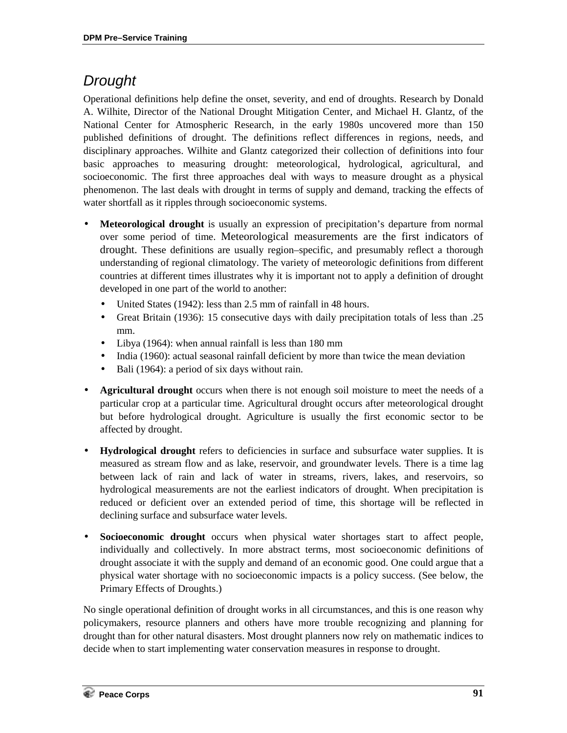## Drought

Operational definitions help define the onset, severity, and end of droughts. Research by Donald A. Wilhite, Director of the National Drought Mitigation Center, and Michael H. Glantz, of the National Center for Atmospheric Research, in the early 1980s uncovered more than 150 published definitions of drought. The definitions reflect differences in regions, needs, and disciplinary approaches. Wilhite and Glantz categorized their collection of definitions into four basic approaches to measuring drought: meteorological, hydrological, agricultural, and socioeconomic. The first three approaches deal with ways to measure drought as a physical phenomenon. The last deals with drought in terms of supply and demand, tracking the effects of water shortfall as it ripples through socioeconomic systems.

- **Meteorological drought** is usually an expression of precipitation's departure from normal over some period of time. Meteorological measurements are the first indicators of drought. These definitions are usually region–specific, and presumably reflect a thorough understanding of regional climatology. The variety of meteorologic definitions from different countries at different times illustrates why it is important not to apply a definition of drought developed in one part of the world to another:
  - United States (1942): less than 2.5 mm of rainfall in 48 hours.
  - Great Britain (1936): 15 consecutive days with daily precipitation totals of less than .25 mm.
  - Libya (1964): when annual rainfall is less than 180 mm
  - India (1960): actual seasonal rainfall deficient by more than twice the mean deviation
  - Bali (1964): a period of six days without rain.
- **Agricultural drought** occurs when there is not enough soil moisture to meet the needs of a particular crop at a particular time. Agricultural drought occurs after meteorological drought but before hydrological drought. Agriculture is usually the first economic sector to be affected by drought.
- **Hydrological drought** refers to deficiencies in surface and subsurface water supplies. It is measured as stream flow and as lake, reservoir, and groundwater levels. There is a time lag between lack of rain and lack of water in streams, rivers, lakes, and reservoirs, so hydrological measurements are not the earliest indicators of drought. When precipitation is reduced or deficient over an extended period of time, this shortage will be reflected in declining surface and subsurface water levels.
- **Socioeconomic drought** occurs when physical water shortages start to affect people, individually and collectively. In more abstract terms, most socioeconomic definitions of drought associate it with the supply and demand of an economic good. One could argue that a physical water shortage with no socioeconomic impacts is a policy success. (See below, the Primary Effects of Droughts.)

No single operational definition of drought works in all circumstances, and this is one reason why policymakers, resource planners and others have more trouble recognizing and planning for drought than for other natural disasters. Most drought planners now rely on mathematic indices to decide when to start implementing water conservation measures in response to drought.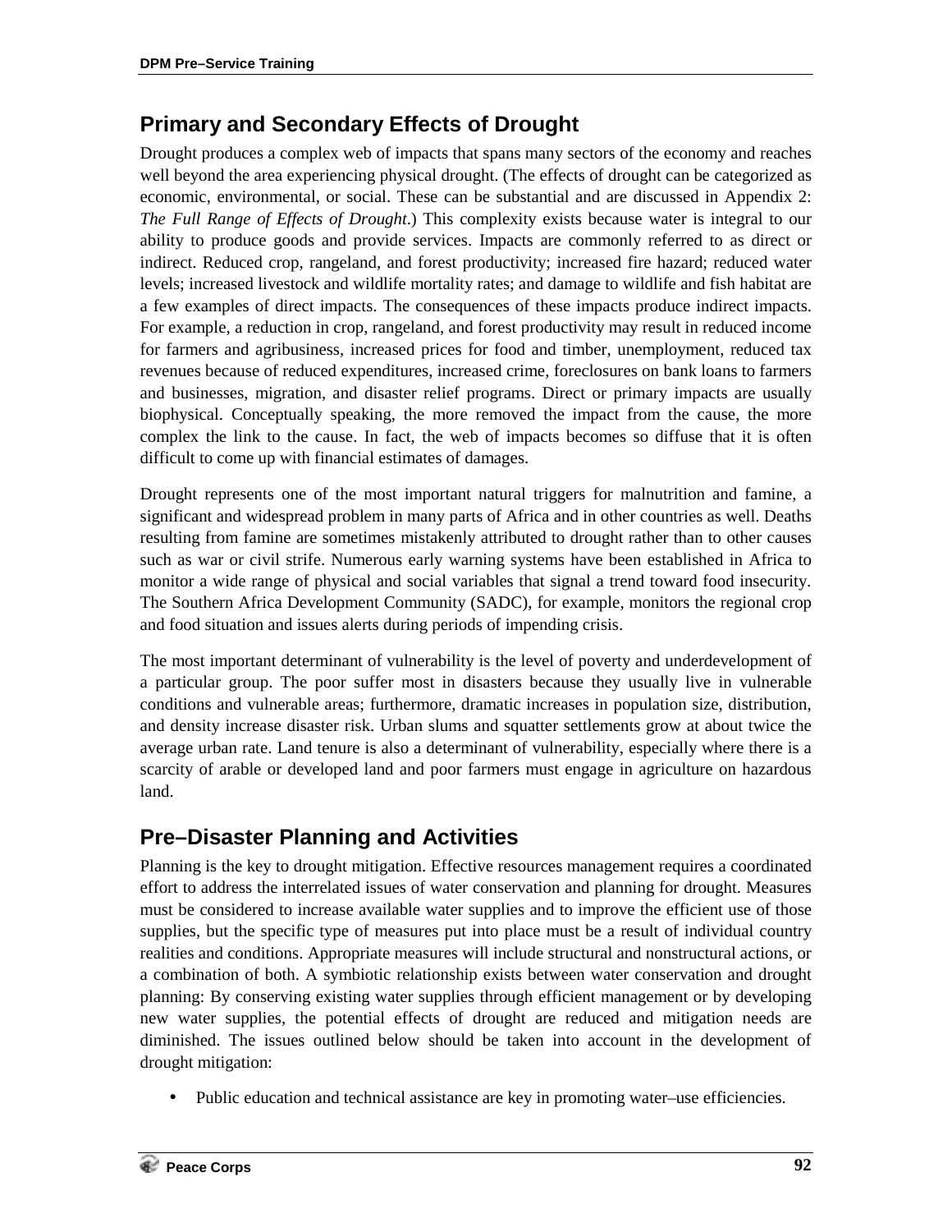## Primary and Secondary Effects of Drought

Drought produces a complex web of impacts that spans many sectors of the economy and reaches well beyond the area experiencing physical drought. (The effects of drought can be categorized as economic, environmental, or social. These can be substantial and are discussed in Appendix 2: *The Full Range of Effects of Drought*.) This complexity exists because water is integral to our ability to produce goods and provide services. Impacts are commonly referred to as direct or indirect. Reduced crop, rangeland, and forest productivity; increased fire hazard; reduced water levels; increased livestock and wildlife mortality rates; and damage to wildlife and fish habitat are a few examples of direct impacts. The consequences of these impacts produce indirect impacts. For example, a reduction in crop, rangeland, and forest productivity may result in reduced income for farmers and agribusiness, increased prices for food and timber, unemployment, reduced tax revenues because of reduced expenditures, increased crime, foreclosures on bank loans to farmers and businesses, migration, and disaster relief programs. Direct or primary impacts are usually biophysical. Conceptually speaking, the more removed the impact from the cause, the more complex the link to the cause. In fact, the web of impacts becomes so diffuse that it is often difficult to come up with financial estimates of damages.

Drought represents one of the most important natural triggers for malnutrition and famine, a significant and widespread problem in many parts of Africa and in other countries as well. Deaths resulting from famine are sometimes mistakenly attributed to drought rather than to other causes such as war or civil strife. Numerous early warning systems have been established in Africa to monitor a wide range of physical and social variables that signal a trend toward food insecurity. The Southern Africa Development Community (SADC), for example, monitors the regional crop and food situation and issues alerts during periods of impending crisis.

The most important determinant of vulnerability is the level of poverty and underdevelopment of a particular group. The poor suffer most in disasters because they usually live in vulnerable conditions and vulnerable areas; furthermore, dramatic increases in population size, distribution, and density increase disaster risk. Urban slums and squatter settlements grow at about twice the average urban rate. Land tenure is also a determinant of vulnerability, especially where there is a scarcity of arable or developed land and poor farmers must engage in agriculture on hazardous land.

## Pre–Disaster Planning and Activities

Planning is the key to drought mitigation. Effective resources management requires a coordinated effort to address the interrelated issues of water conservation and planning for drought. Measures must be considered to increase available water supplies and to improve the efficient use of those supplies, but the specific type of measures put into place must be a result of individual country realities and conditions. Appropriate measures will include structural and nonstructural actions, or a combination of both. A symbiotic relationship exists between water conservation and drought planning: By conserving existing water supplies through efficient management or by developing new water supplies, the potential effects of drought are reduced and mitigation needs are diminished. The issues outlined below should be taken into account in the development of drought mitigation:

- Public education and technical assistance are key in promoting water–use efficiencies.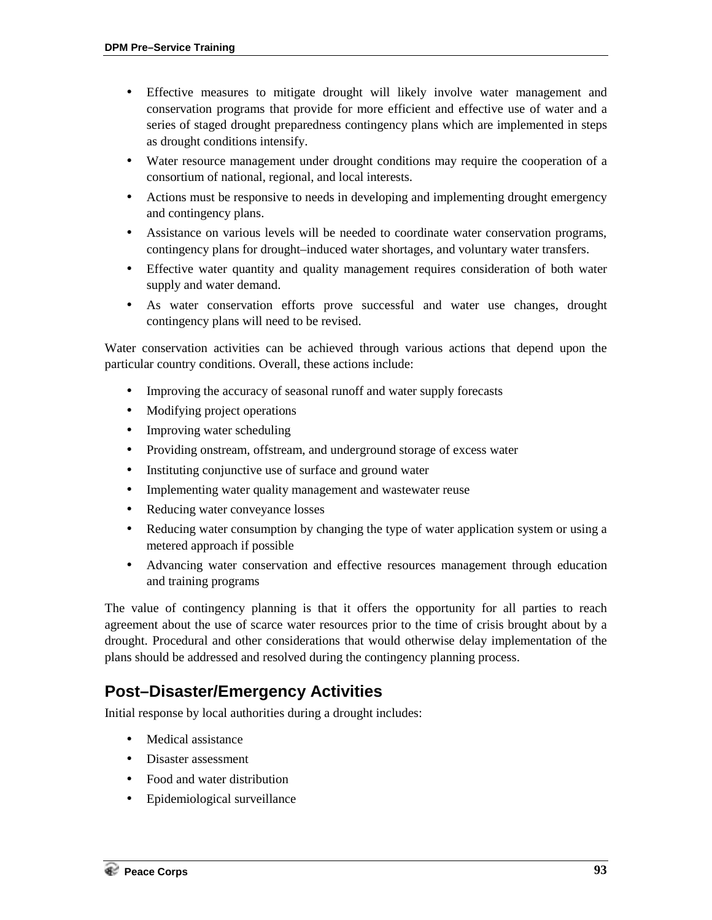- Effective measures to mitigate drought will likely involve water management and conservation programs that provide for more efficient and effective use of water and a series of staged drought preparedness contingency plans which are implemented in steps as drought conditions intensify.
- Water resource management under drought conditions may require the cooperation of a consortium of national, regional, and local interests.
- Actions must be responsive to needs in developing and implementing drought emergency and contingency plans.
- Assistance on various levels will be needed to coordinate water conservation programs, contingency plans for drought–induced water shortages, and voluntary water transfers.
- Effective water quantity and quality management requires consideration of both water supply and water demand.
- As water conservation efforts prove successful and water use changes, drought contingency plans will need to be revised.

Water conservation activities can be achieved through various actions that depend upon the particular country conditions. Overall, these actions include:

- Improving the accuracy of seasonal runoff and water supply forecasts
- Modifying project operations
- Improving water scheduling
- Providing onstream, offstream, and underground storage of excess water
- Instituting conjunctive use of surface and ground water
- Implementing water quality management and wastewater reuse
- Reducing water conveyance losses
- Reducing water consumption by changing the type of water application system or using a metered approach if possible
- Advancing water conservation and effective resources management through education and training programs

The value of contingency planning is that it offers the opportunity for all parties to reach agreement about the use of scarce water resources prior to the time of crisis brought about by a drought. Procedural and other considerations that would otherwise delay implementation of the plans should be addressed and resolved during the contingency planning process.

## Post–Disaster/Emergency Activities

Initial response by local authorities during a drought includes:

- Medical assistance
- Disaster assessment
- Food and water distribution
- Epidemiological surveillance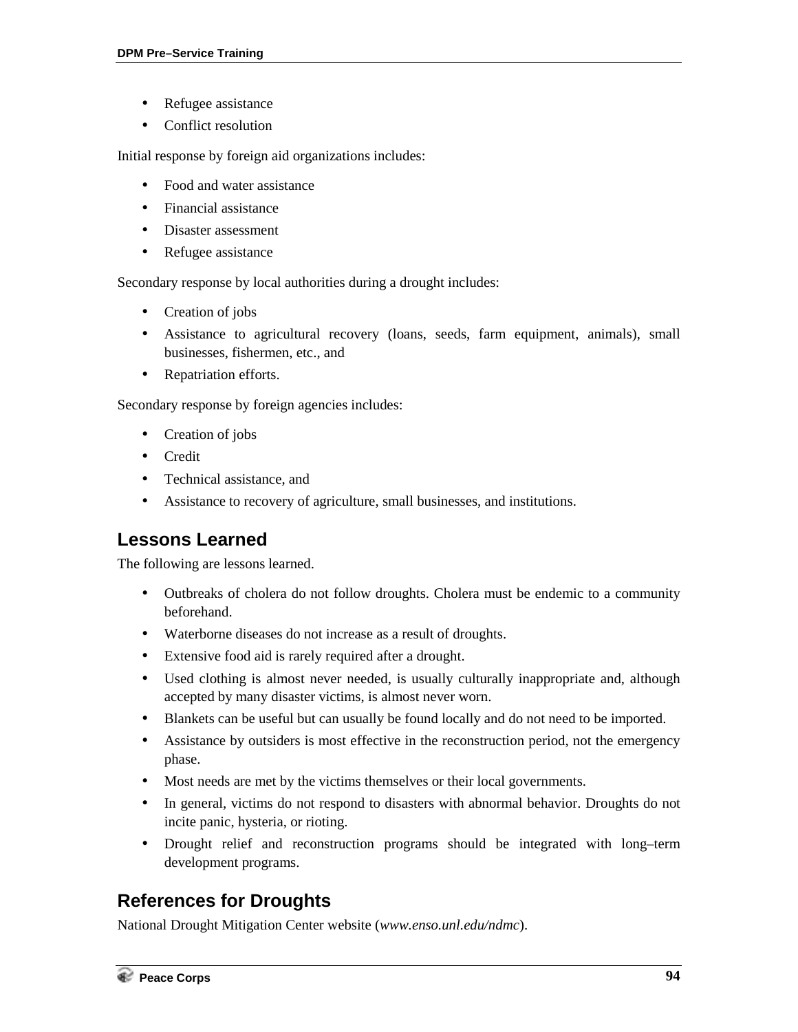- Refugee assistance
- Conflict resolution

Initial response by foreign aid organizations includes:

- Food and water assistance
- Financial assistance
- Disaster assessment
- Refugee assistance

Secondary response by local authorities during a drought includes:

- Creation of jobs
- Assistance to agricultural recovery (loans, seeds, farm equipment, animals), small businesses, fishermen, etc., and
- Repatriation efforts.

Secondary response by foreign agencies includes:

- Creation of jobs
- Credit
- Technical assistance, and
- Assistance to recovery of agriculture, small businesses, and institutions.

## Lessons Learned

The following are lessons learned.

- Outbreaks of cholera do not follow droughts. Cholera must be endemic to a community beforehand.
- Waterborne diseases do not increase as a result of droughts.
- Extensive food aid is rarely required after a drought.
- Used clothing is almost never needed, is usually culturally inappropriate and, although accepted by many disaster victims, is almost never worn.
- Blankets can be useful but can usually be found locally and do not need to be imported.
- Assistance by outsiders is most effective in the reconstruction period, not the emergency phase.
- Most needs are met by the victims themselves or their local governments.
- In general, victims do not respond to disasters with abnormal behavior. Droughts do not incite panic, hysteria, or rioting.
- Drought relief and reconstruction programs should be integrated with long–term development programs.

## References for Droughts

National Drought Mitigation Center website (*www.enso.unl.edu/ndmc*).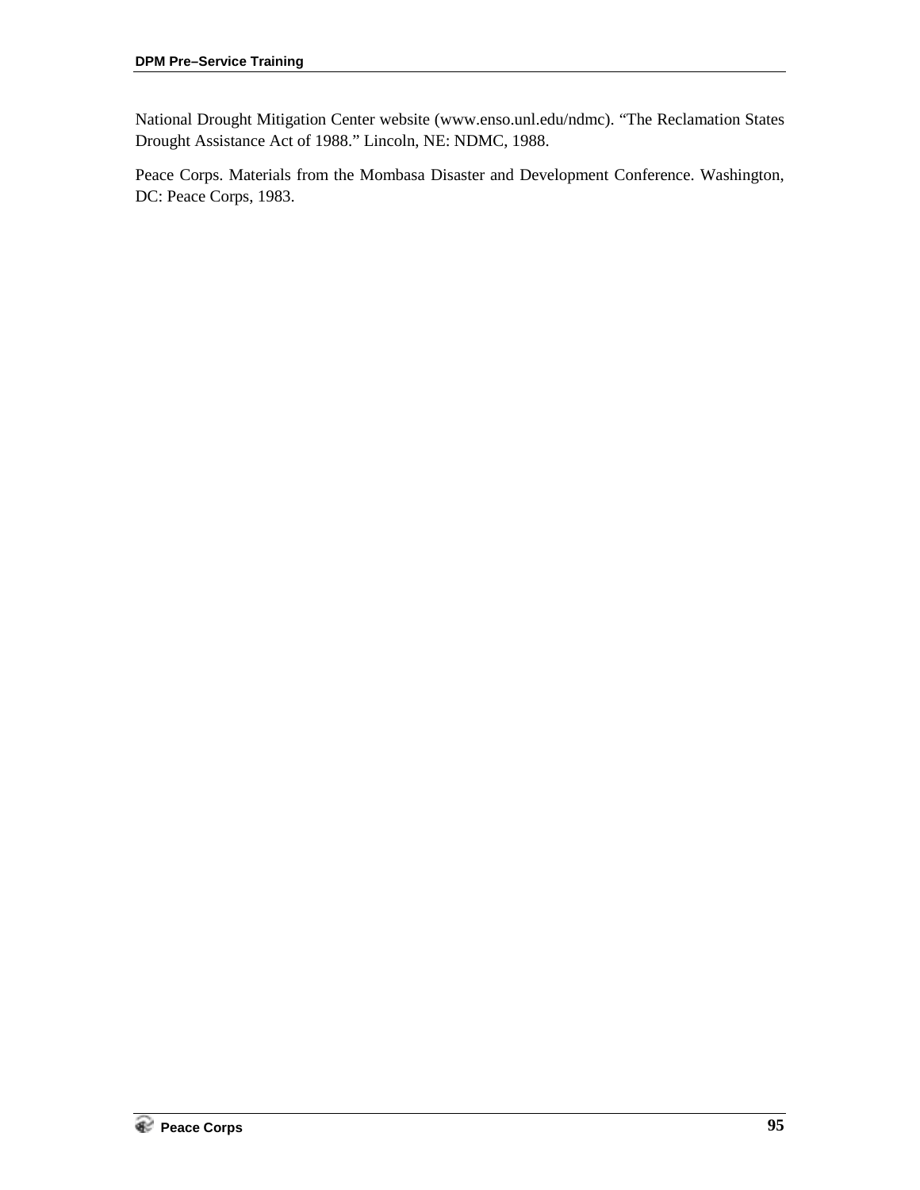National Drought Mitigation Center website (www.enso.unl.edu/ndmc). “The Reclamation States Drought Assistance Act of 1988.” Lincoln, NE: NDMC, 1988.

Peace Corps. Materials from the Mombasa Disaster and Development Conference. Washington, DC: Peace Corps, 1983.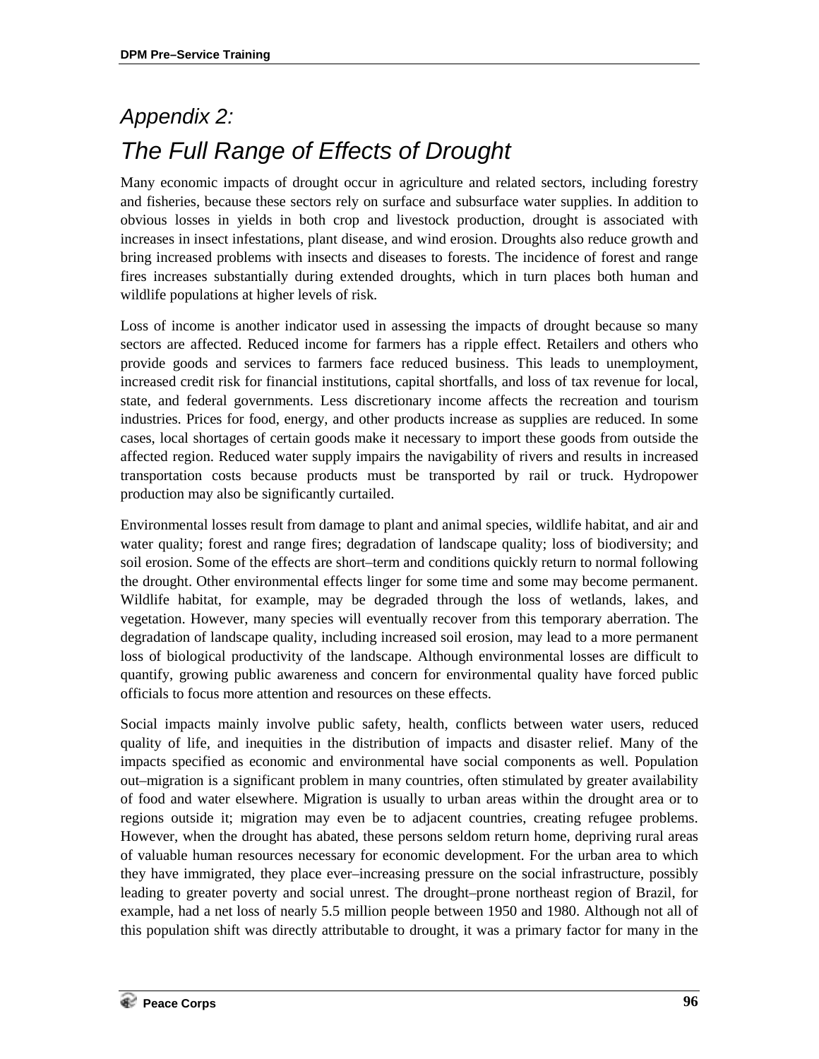# *Appendix 2:*
# *The Full Range of Effects of Drought*

Many economic impacts of drought occur in agriculture and related sectors, including forestry and fisheries, because these sectors rely on surface and subsurface water supplies. In addition to obvious losses in yields in both crop and livestock production, drought is associated with increases in insect infestations, plant disease, and wind erosion. Droughts also reduce growth and bring increased problems with insects and diseases to forests. The incidence of forest and range fires increases substantially during extended droughts, which in turn places both human and wildlife populations at higher levels of risk.

Loss of income is another indicator used in assessing the impacts of drought because so many sectors are affected. Reduced income for farmers has a ripple effect. Retailers and others who provide goods and services to farmers face reduced business. This leads to unemployment, increased credit risk for financial institutions, capital shortfalls, and loss of tax revenue for local, state, and federal governments. Less discretionary income affects the recreation and tourism industries. Prices for food, energy, and other products increase as supplies are reduced. In some cases, local shortages of certain goods make it necessary to import these goods from outside the affected region. Reduced water supply impairs the navigability of rivers and results in increased transportation costs because products must be transported by rail or truck. Hydropower production may also be significantly curtailed.

Environmental losses result from damage to plant and animal species, wildlife habitat, and air and water quality; forest and range fires; degradation of landscape quality; loss of biodiversity; and soil erosion. Some of the effects are short–term and conditions quickly return to normal following the drought. Other environmental effects linger for some time and some may become permanent. Wildlife habitat, for example, may be degraded through the loss of wetlands, lakes, and vegetation. However, many species will eventually recover from this temporary aberration. The degradation of landscape quality, including increased soil erosion, may lead to a more permanent loss of biological productivity of the landscape. Although environmental losses are difficult to quantify, growing public awareness and concern for environmental quality have forced public officials to focus more attention and resources on these effects.

Social impacts mainly involve public safety, health, conflicts between water users, reduced quality of life, and inequities in the distribution of impacts and disaster relief. Many of the impacts specified as economic and environmental have social components as well. Population out–migration is a significant problem in many countries, often stimulated by greater availability of food and water elsewhere. Migration is usually to urban areas within the drought area or to regions outside it; migration may even be to adjacent countries, creating refugee problems. However, when the drought has abated, these persons seldom return home, depriving rural areas of valuable human resources necessary for economic development. For the urban area to which they have immigrated, they place ever–increasing pressure on the social infrastructure, possibly leading to greater poverty and social unrest. The drought–prone northeast region of Brazil, for example, had a net loss of nearly 5.5 million people between 1950 and 1980. Although not all of this population shift was directly attributable to drought, it was a primary factor for many in the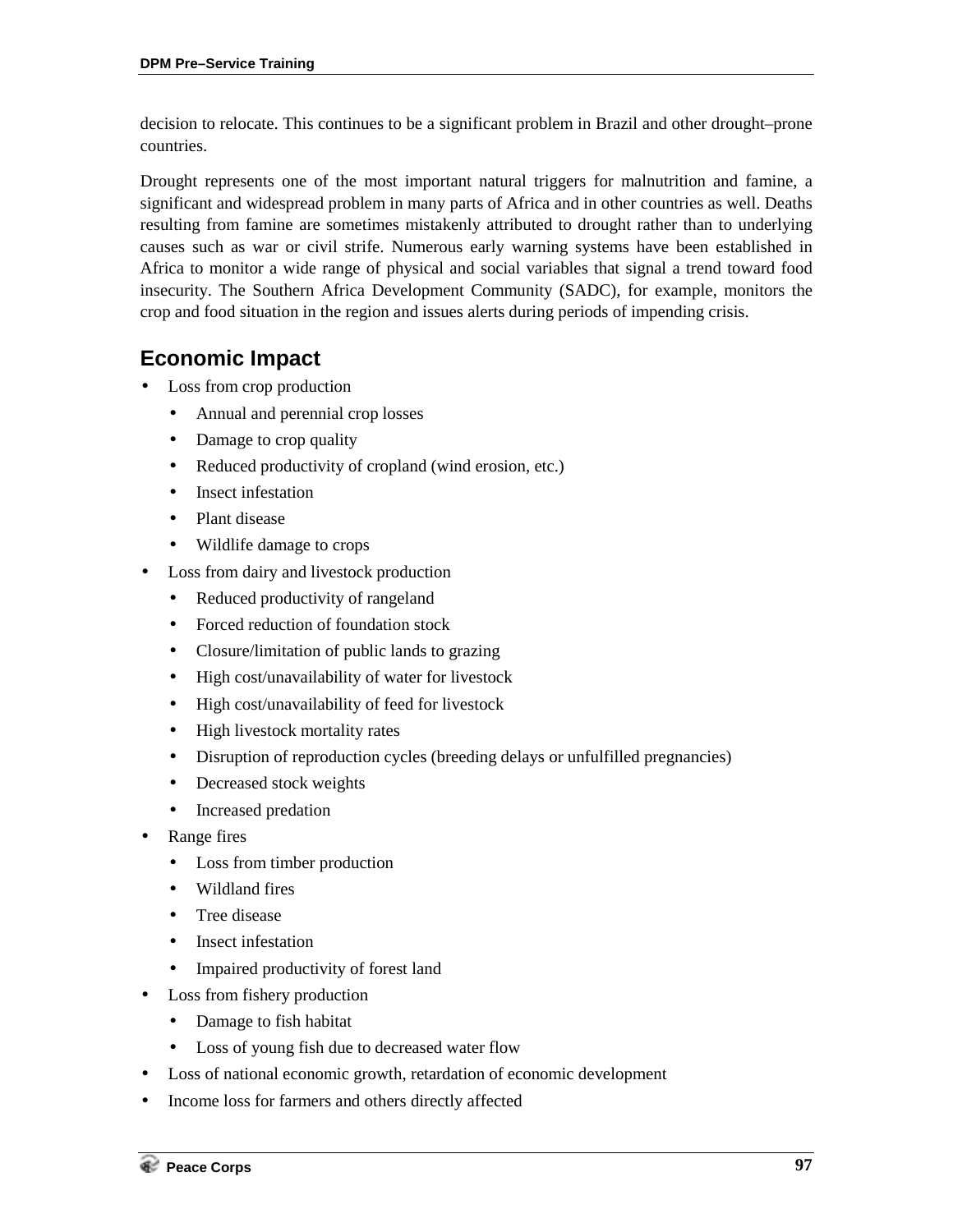decision to relocate. This continues to be a significant problem in Brazil and other drought–prone countries.

Drought represents one of the most important natural triggers for malnutrition and famine, a significant and widespread problem in many parts of Africa and in other countries as well. Deaths resulting from famine are sometimes mistakenly attributed to drought rather than to underlying causes such as war or civil strife. Numerous early warning systems have been established in Africa to monitor a wide range of physical and social variables that signal a trend toward food insecurity. The Southern Africa Development Community (SADC), for example, monitors the crop and food situation in the region and issues alerts during periods of impending crisis.

## Economic Impact

- Loss from crop production
  - Annual and perennial crop losses
  - Damage to crop quality
  - Reduced productivity of cropland (wind erosion, etc.)
  - Insect infestation
  - Plant disease
  - Wildlife damage to crops
- Loss from dairy and livestock production
  - Reduced productivity of rangeland
  - Forced reduction of foundation stock
  - Closure/limitation of public lands to grazing
  - High cost/unavailability of water for livestock
  - High cost/unavailability of feed for livestock
  - High livestock mortality rates
  - Disruption of reproduction cycles (breeding delays or unfulfilled pregnancies)
  - Decreased stock weights
  - Increased predation
- Range fires
  - Loss from timber production
  - Wildland fires
  - Tree disease
  - Insect infestation
  - Impaired productivity of forest land
- Loss from fishery production
  - Damage to fish habitat
  - Loss of young fish due to decreased water flow
- Loss of national economic growth, retardation of economic development
- Income loss for farmers and others directly affected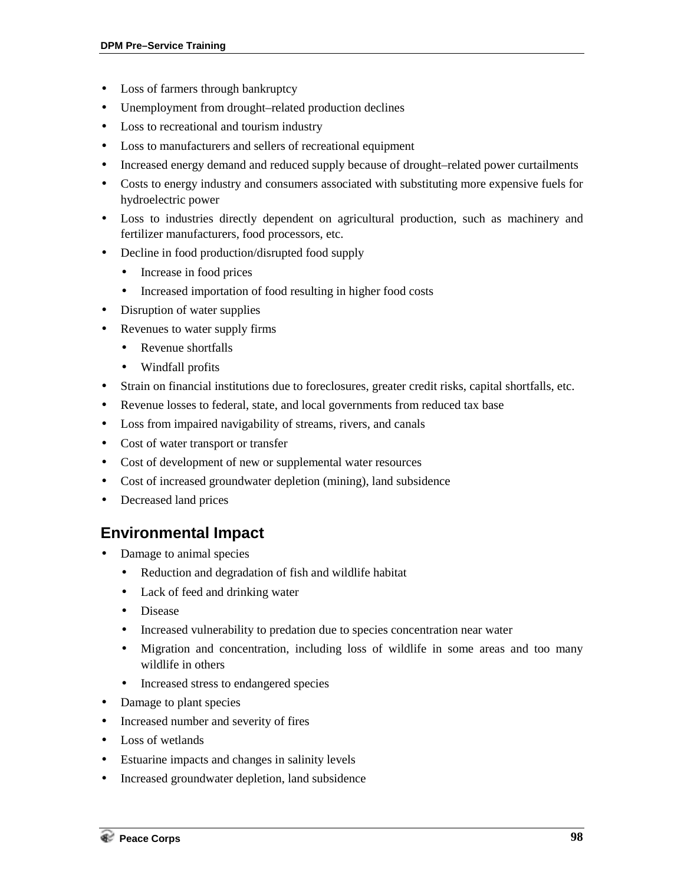- Loss of farmers through bankruptcy
- Unemployment from drought–related production declines
- Loss to recreational and tourism industry
- Loss to manufacturers and sellers of recreational equipment
- Increased energy demand and reduced supply because of drought–related power curtailments
- Costs to energy industry and consumers associated with substituting more expensive fuels for hydroelectric power
- Loss to industries directly dependent on agricultural production, such as machinery and fertilizer manufacturers, food processors, etc.
- Decline in food production/disrupted food supply
    - Increase in food prices
    - Increased importation of food resulting in higher food costs
- Disruption of water supplies
- Revenues to water supply firms
    - Revenue shortfalls
    - Windfall profits
- Strain on financial institutions due to foreclosures, greater credit risks, capital shortfalls, etc.
- Revenue losses to federal, state, and local governments from reduced tax base
- Loss from impaired navigability of streams, rivers, and canals
- Cost of water transport or transfer
- Cost of development of new or supplemental water resources
- Cost of increased groundwater depletion (mining), land subsidence
- Decreased land prices

## Environmental Impact

- Damage to animal species
    - Reduction and degradation of fish and wildlife habitat
    - Lack of feed and drinking water
    - Disease
    - Increased vulnerability to predation due to species concentration near water
    - Migration and concentration, including loss of wildlife in some areas and too many wildlife in others
    - Increased stress to endangered species
- Damage to plant species
- Increased number and severity of fires
- Loss of wetlands
- Estuarine impacts and changes in salinity levels
- Increased groundwater depletion, land subsidence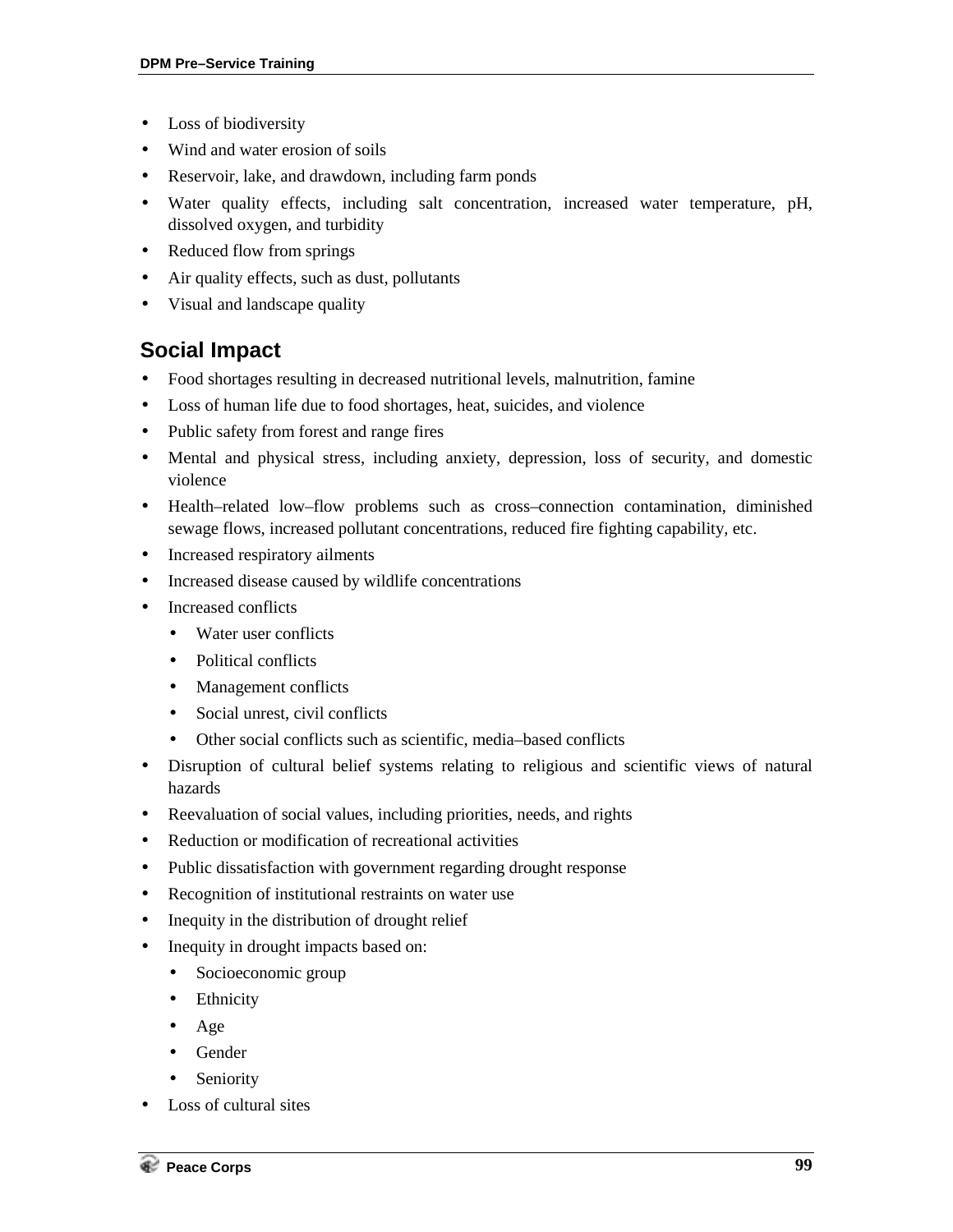- Loss of biodiversity
- Wind and water erosion of soils
- Reservoir, lake, and drawdown, including farm ponds
- Water quality effects, including salt concentration, increased water temperature, pH, dissolved oxygen, and turbidity
- Reduced flow from springs
- Air quality effects, such as dust, pollutants
- Visual and landscape quality

## Social Impact

- Food shortages resulting in decreased nutritional levels, malnutrition, famine
- Loss of human life due to food shortages, heat, suicides, and violence
- Public safety from forest and range fires
- Mental and physical stress, including anxiety, depression, loss of security, and domestic violence
- Health–related low–flow problems such as cross–connection contamination, diminished sewage flows, increased pollutant concentrations, reduced fire fighting capability, etc.
- Increased respiratory ailments
- Increased disease caused by wildlife concentrations
- Increased conflicts
  - Water user conflicts
  - Political conflicts
  - Management conflicts
  - Social unrest, civil conflicts
  - Other social conflicts such as scientific, media–based conflicts
- Disruption of cultural belief systems relating to religious and scientific views of natural hazards
- Reevaluation of social values, including priorities, needs, and rights
- Reduction or modification of recreational activities
- Public dissatisfaction with government regarding drought response
- Recognition of institutional restraints on water use
- Inequity in the distribution of drought relief
- Inequity in drought impacts based on:
  - Socioeconomic group
  - Ethnicity
  - Age
  - Gender
  - Seniority
- Loss of cultural sites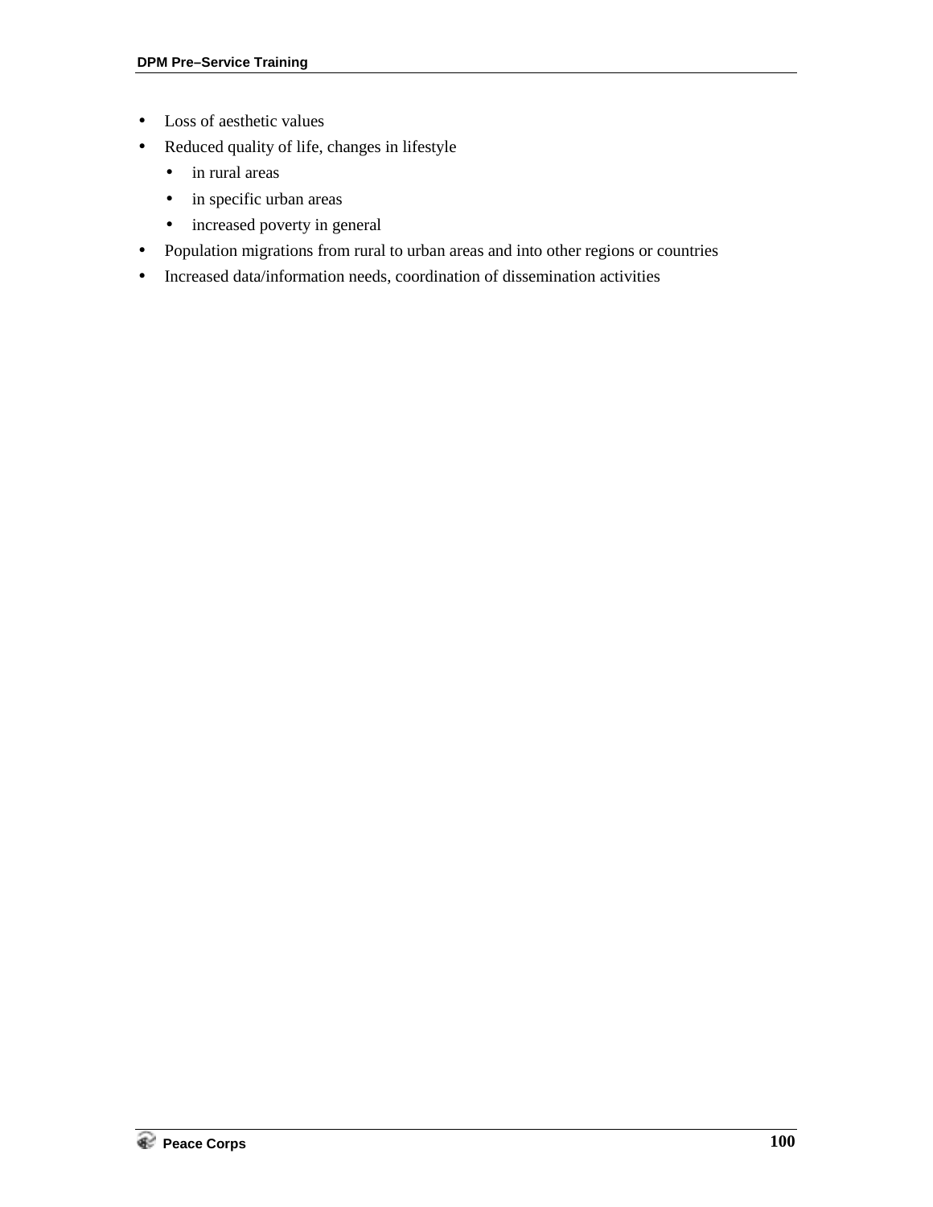- Loss of aesthetic values
- Reduced quality of life, changes in lifestyle
  - in rural areas
  - in specific urban areas
  - increased poverty in general
- Population migrations from rural to urban areas and into other regions or countries
- Increased data/information needs, coordination of dissemination activities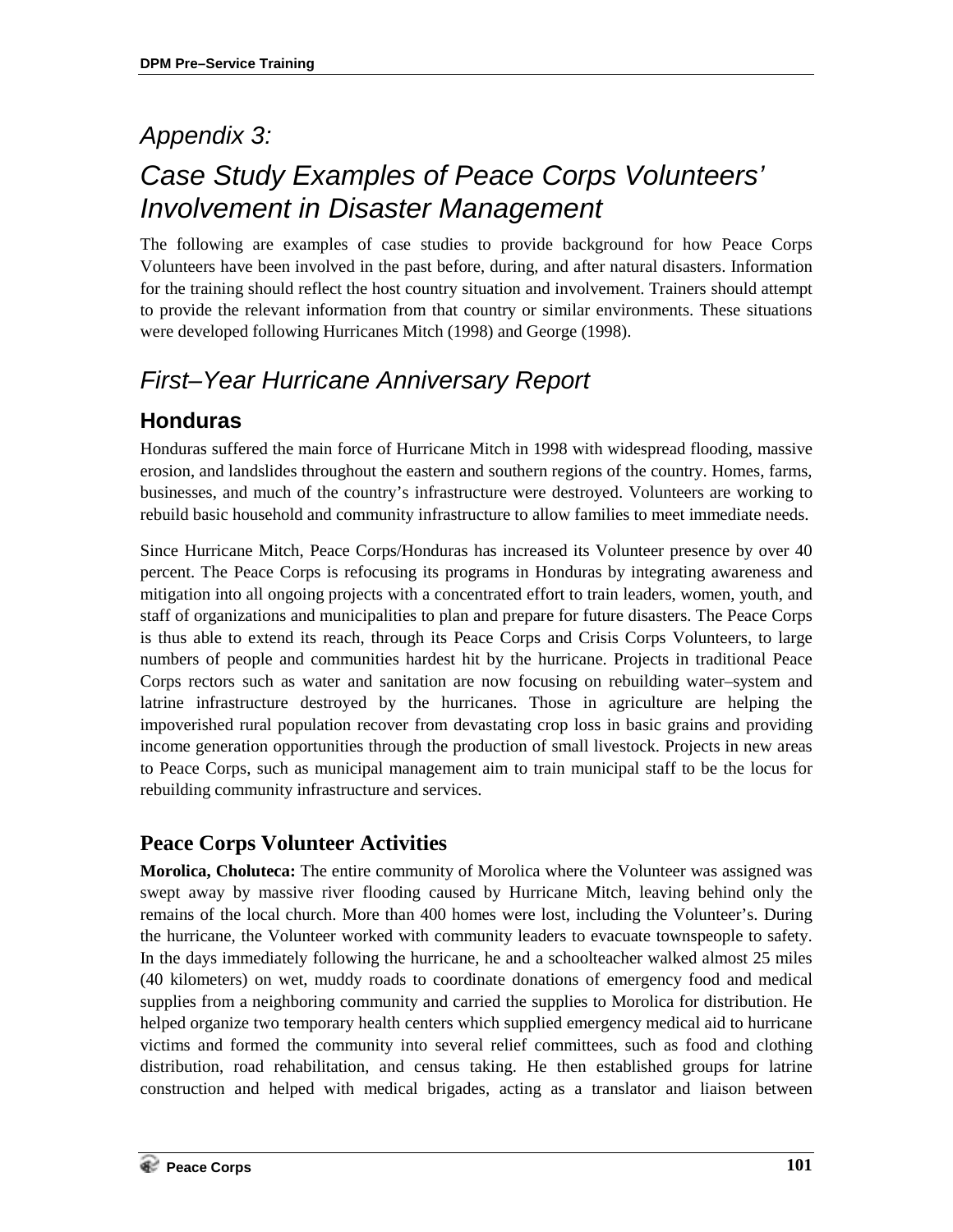# Appendix 3:

# Case Study Examples of Peace Corps Volunteers' Involvement in Disaster Management

The following are examples of case studies to provide background for how Peace Corps Volunteers have been involved in the past before, during, and after natural disasters. Information for the training should reflect the host country situation and involvement. Trainers should attempt to provide the relevant information from that country or similar environments. These situations were developed following Hurricanes Mitch (1998) and George (1998).

# First–Year Hurricane Anniversary Report

## Honduras

Honduras suffered the main force of Hurricane Mitch in 1998 with widespread flooding, massive erosion, and landslides throughout the eastern and southern regions of the country. Homes, farms, businesses, and much of the country's infrastructure were destroyed. Volunteers are working to rebuild basic household and community infrastructure to allow families to meet immediate needs.

Since Hurricane Mitch, Peace Corps/Honduras has increased its Volunteer presence by over 40 percent. The Peace Corps is refocusing its programs in Honduras by integrating awareness and mitigation into all ongoing projects with a concentrated effort to train leaders, women, youth, and staff of organizations and municipalities to plan and prepare for future disasters. The Peace Corps is thus able to extend its reach, through its Peace Corps and Crisis Corps Volunteers, to large numbers of people and communities hardest hit by the hurricane. Projects in traditional Peace Corps rectors such as water and sanitation are now focusing on rebuilding water–system and latrine infrastructure destroyed by the hurricanes. Those in agriculture are helping the impoverished rural population recover from devastating crop loss in basic grains and providing income generation opportunities through the production of small livestock. Projects in new areas to Peace Corps, such as municipal management aim to train municipal staff to be the locus for rebuilding community infrastructure and services.

### Peace Corps Volunteer Activities

**Morolica, Choluteca:** The entire community of Morolica where the Volunteer was assigned was swept away by massive river flooding caused by Hurricane Mitch, leaving behind only the remains of the local church. More than 400 homes were lost, including the Volunteer's. During the hurricane, the Volunteer worked with community leaders to evacuate townspeople to safety. In the days immediately following the hurricane, he and a schoolteacher walked almost 25 miles (40 kilometers) on wet, muddy roads to coordinate donations of emergency food and medical supplies from a neighboring community and carried the supplies to Morolica for distribution. He helped organize two temporary health centers which supplied emergency medical aid to hurricane victims and formed the community into several relief committees, such as food and clothing distribution, road rehabilitation, and census taking. He then established groups for latrine construction and helped with medical brigades, acting as a translator and liaison between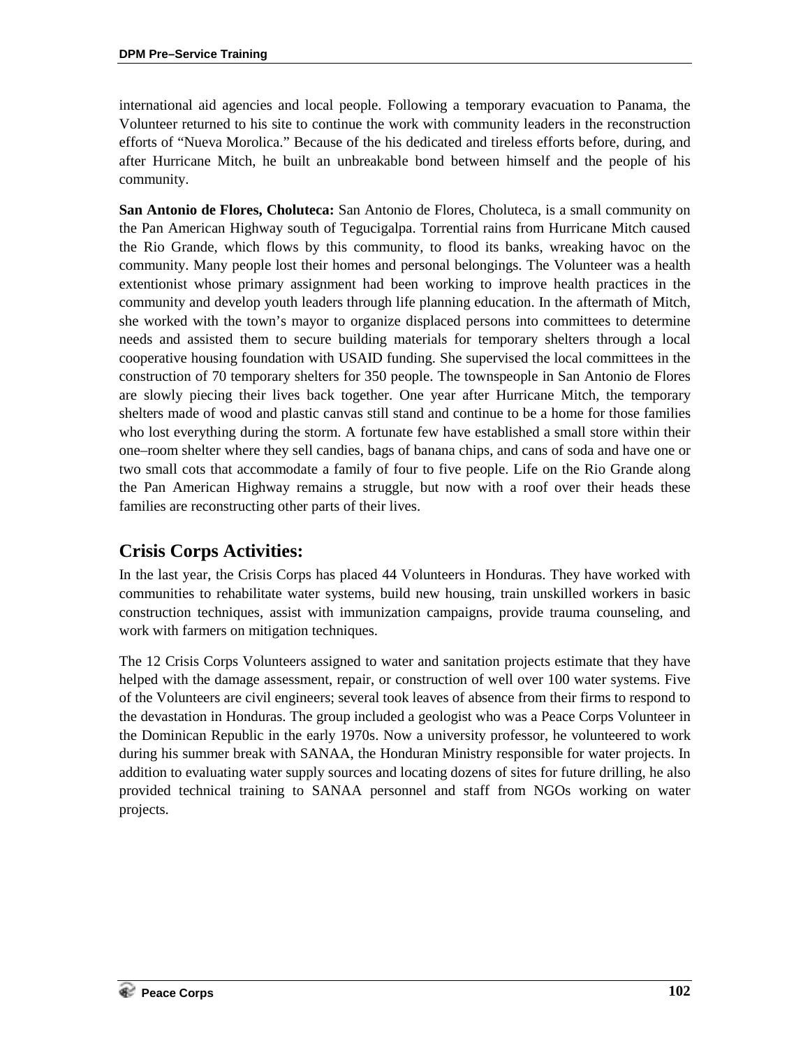international aid agencies and local people. Following a temporary evacuation to Panama, the Volunteer returned to his site to continue the work with community leaders in the reconstruction efforts of "Nueva Morolica." Because of the his dedicated and tireless efforts before, during, and after Hurricane Mitch, he built an unbreakable bond between himself and the people of his community.

**San Antonio de Flores, Choluteca:** San Antonio de Flores, Choluteca, is a small community on the Pan American Highway south of Tegucigalpa. Torrential rains from Hurricane Mitch caused the Rio Grande, which flows by this community, to flood its banks, wreaking havoc on the community. Many people lost their homes and personal belongings. The Volunteer was a health extentionist whose primary assignment had been working to improve health practices in the community and develop youth leaders through life planning education. In the aftermath of Mitch, she worked with the town's mayor to organize displaced persons into committees to determine needs and assisted them to secure building materials for temporary shelters through a local cooperative housing foundation with USAID funding. She supervised the local committees in the construction of 70 temporary shelters for 350 people. The townspeople in San Antonio de Flores are slowly piecing their lives back together. One year after Hurricane Mitch, the temporary shelters made of wood and plastic canvas still stand and continue to be a home for those families who lost everything during the storm. A fortunate few have established a small store within their one–room shelter where they sell candies, bags of banana chips, and cans of soda and have one or two small cots that accommodate a family of four to five people. Life on the Rio Grande along the Pan American Highway remains a struggle, but now with a roof over their heads these families are reconstructing other parts of their lives.

## Crisis Corps Activities:

In the last year, the Crisis Corps has placed 44 Volunteers in Honduras. They have worked with communities to rehabilitate water systems, build new housing, train unskilled workers in basic construction techniques, assist with immunization campaigns, provide trauma counseling, and work with farmers on mitigation techniques.

The 12 Crisis Corps Volunteers assigned to water and sanitation projects estimate that they have helped with the damage assessment, repair, or construction of well over 100 water systems. Five of the Volunteers are civil engineers; several took leaves of absence from their firms to respond to the devastation in Honduras. The group included a geologist who was a Peace Corps Volunteer in the Dominican Republic in the early 1970s. Now a university professor, he volunteered to work during his summer break with SANAA, the Honduran Ministry responsible for water projects. In addition to evaluating water supply sources and locating dozens of sites for future drilling, he also provided technical training to SANAA personnel and staff from NGOs working on water projects.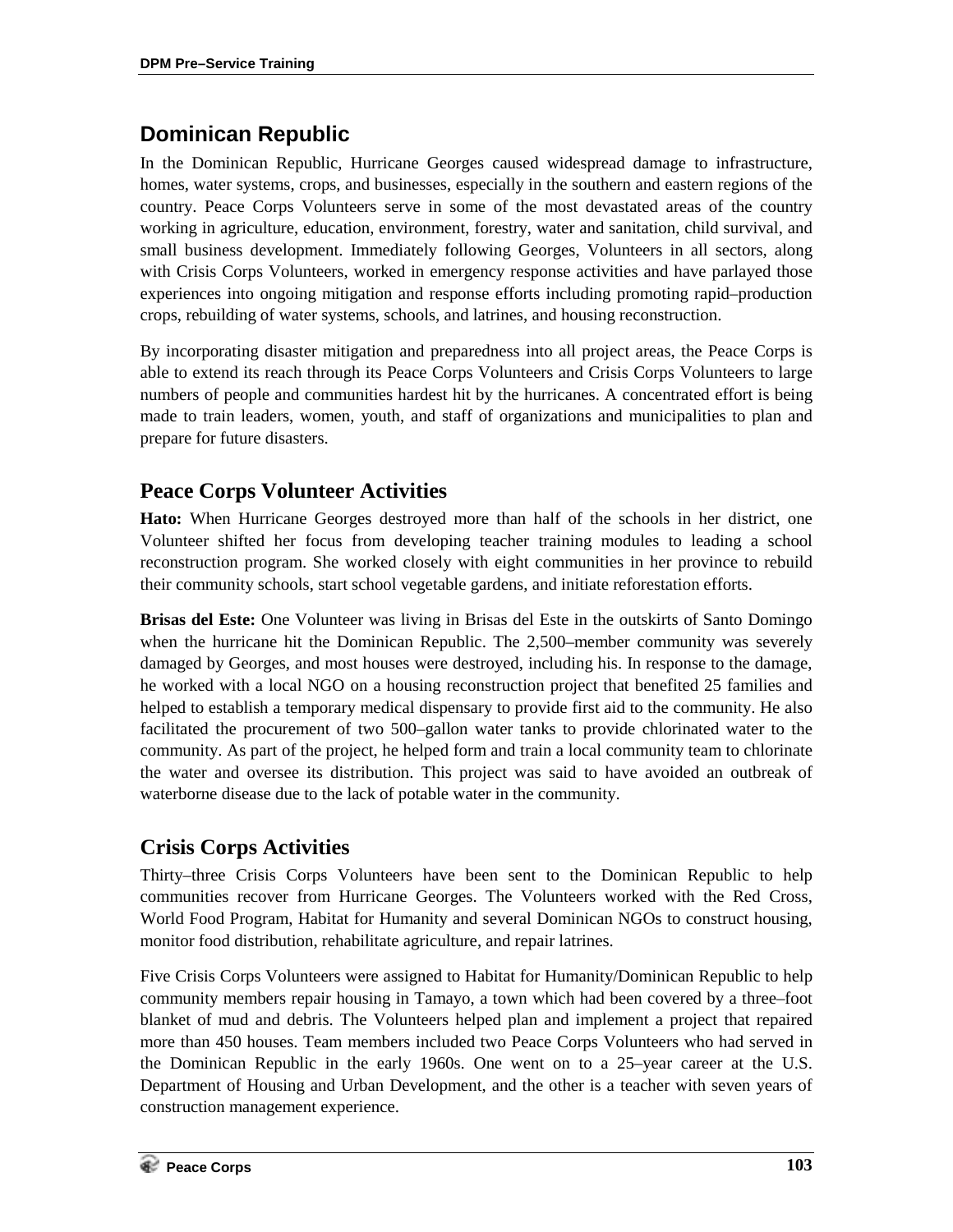## Dominican Republic

In the Dominican Republic, Hurricane Georges caused widespread damage to infrastructure, homes, water systems, crops, and businesses, especially in the southern and eastern regions of the country. Peace Corps Volunteers serve in some of the most devastated areas of the country working in agriculture, education, environment, forestry, water and sanitation, child survival, and small business development. Immediately following Georges, Volunteers in all sectors, along with Crisis Corps Volunteers, worked in emergency response activities and have parlayed those experiences into ongoing mitigation and response efforts including promoting rapid–production crops, rebuilding of water systems, schools, and latrines, and housing reconstruction.

By incorporating disaster mitigation and preparedness into all project areas, the Peace Corps is able to extend its reach through its Peace Corps Volunteers and Crisis Corps Volunteers to large numbers of people and communities hardest hit by the hurricanes. A concentrated effort is being made to train leaders, women, youth, and staff of organizations and municipalities to plan and prepare for future disasters.

## Peace Corps Volunteer Activities

**Hato:** When Hurricane Georges destroyed more than half of the schools in her district, one Volunteer shifted her focus from developing teacher training modules to leading a school reconstruction program. She worked closely with eight communities in her province to rebuild their community schools, start school vegetable gardens, and initiate reforestation efforts.

**Brisas del Este:** One Volunteer was living in Brisas del Este in the outskirts of Santo Domingo when the hurricane hit the Dominican Republic. The 2,500–member community was severely damaged by Georges, and most houses were destroyed, including his. In response to the damage, he worked with a local NGO on a housing reconstruction project that benefited 25 families and helped to establish a temporary medical dispensary to provide first aid to the community. He also facilitated the procurement of two 500–gallon water tanks to provide chlorinated water to the community. As part of the project, he helped form and train a local community team to chlorinate the water and oversee its distribution. This project was said to have avoided an outbreak of waterborne disease due to the lack of potable water in the community.

## Crisis Corps Activities

Thirty–three Crisis Corps Volunteers have been sent to the Dominican Republic to help communities recover from Hurricane Georges. The Volunteers worked with the Red Cross, World Food Program, Habitat for Humanity and several Dominican NGOs to construct housing, monitor food distribution, rehabilitate agriculture, and repair latrines.

Five Crisis Corps Volunteers were assigned to Habitat for Humanity/Dominican Republic to help community members repair housing in Tamayo, a town which had been covered by a three–foot blanket of mud and debris. The Volunteers helped plan and implement a project that repaired more than 450 houses. Team members included two Peace Corps Volunteers who had served in the Dominican Republic in the early 1960s. One went on to a 25–year career at the U.S. Department of Housing and Urban Development, and the other is a teacher with seven years of construction management experience.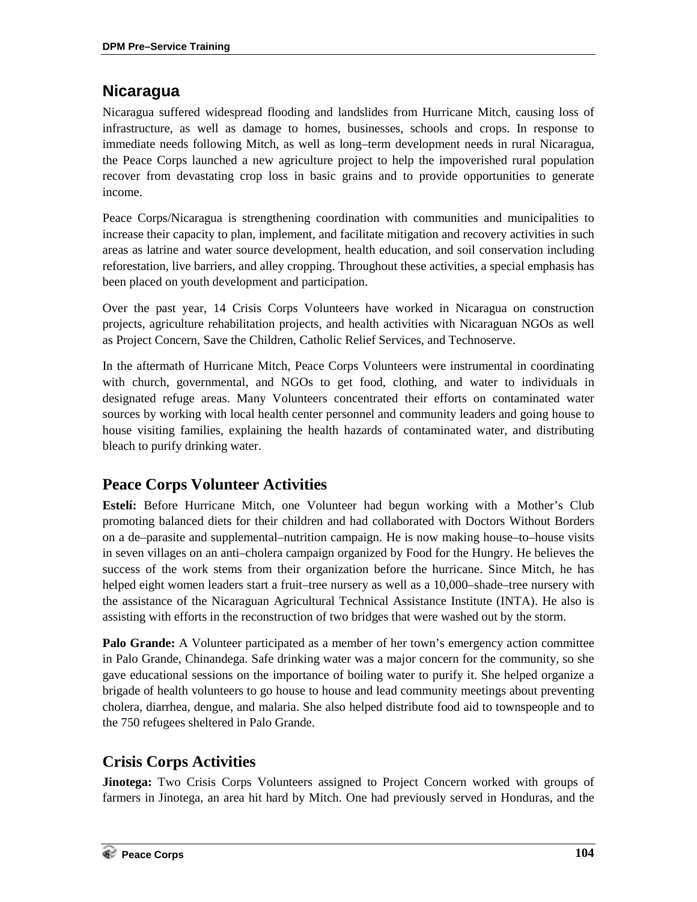## Nicaragua

Nicaragua suffered widespread flooding and landslides from Hurricane Mitch, causing loss of infrastructure, as well as damage to homes, businesses, schools and crops. In response to immediate needs following Mitch, as well as long–term development needs in rural Nicaragua, the Peace Corps launched a new agriculture project to help the impoverished rural population recover from devastating crop loss in basic grains and to provide opportunities to generate income.

Peace Corps/Nicaragua is strengthening coordination with communities and municipalities to increase their capacity to plan, implement, and facilitate mitigation and recovery activities in such areas as latrine and water source development, health education, and soil conservation including reforestation, live barriers, and alley cropping. Throughout these activities, a special emphasis has been placed on youth development and participation.

Over the past year, 14 Crisis Corps Volunteers have worked in Nicaragua on construction projects, agriculture rehabilitation projects, and health activities with Nicaraguan NGOs as well as Project Concern, Save the Children, Catholic Relief Services, and Technoserve.

In the aftermath of Hurricane Mitch, Peace Corps Volunteers were instrumental in coordinating with church, governmental, and NGOs to get food, clothing, and water to individuals in designated refuge areas. Many Volunteers concentrated their efforts on contaminated water sources by working with local health center personnel and community leaders and going house to house visiting families, explaining the health hazards of contaminated water, and distributing bleach to purify drinking water.

## Peace Corps Volunteer Activities

**Estelí:** Before Hurricane Mitch, one Volunteer had begun working with a Mother's Club promoting balanced diets for their children and had collaborated with Doctors Without Borders on a de–parasite and supplemental–nutrition campaign. He is now making house–to–house visits in seven villages on an anti–cholera campaign organized by Food for the Hungry. He believes the success of the work stems from their organization before the hurricane. Since Mitch, he has helped eight women leaders start a fruit–tree nursery as well as a 10,000–shade–tree nursery with the assistance of the Nicaraguan Agricultural Technical Assistance Institute (INTA). He also is assisting with efforts in the reconstruction of two bridges that were washed out by the storm.

**Palo Grande:** A Volunteer participated as a member of her town's emergency action committee in Palo Grande, Chinandega. Safe drinking water was a major concern for the community, so she gave educational sessions on the importance of boiling water to purify it. She helped organize a brigade of health volunteers to go house to house and lead community meetings about preventing cholera, diarrhea, dengue, and malaria. She also helped distribute food aid to townspeople and to the 750 refugees sheltered in Palo Grande.

## Crisis Corps Activities

**Jinotega:** Two Crisis Corps Volunteers assigned to Project Concern worked with groups of farmers in Jinotega, an area hit hard by Mitch. One had previously served in Honduras, and the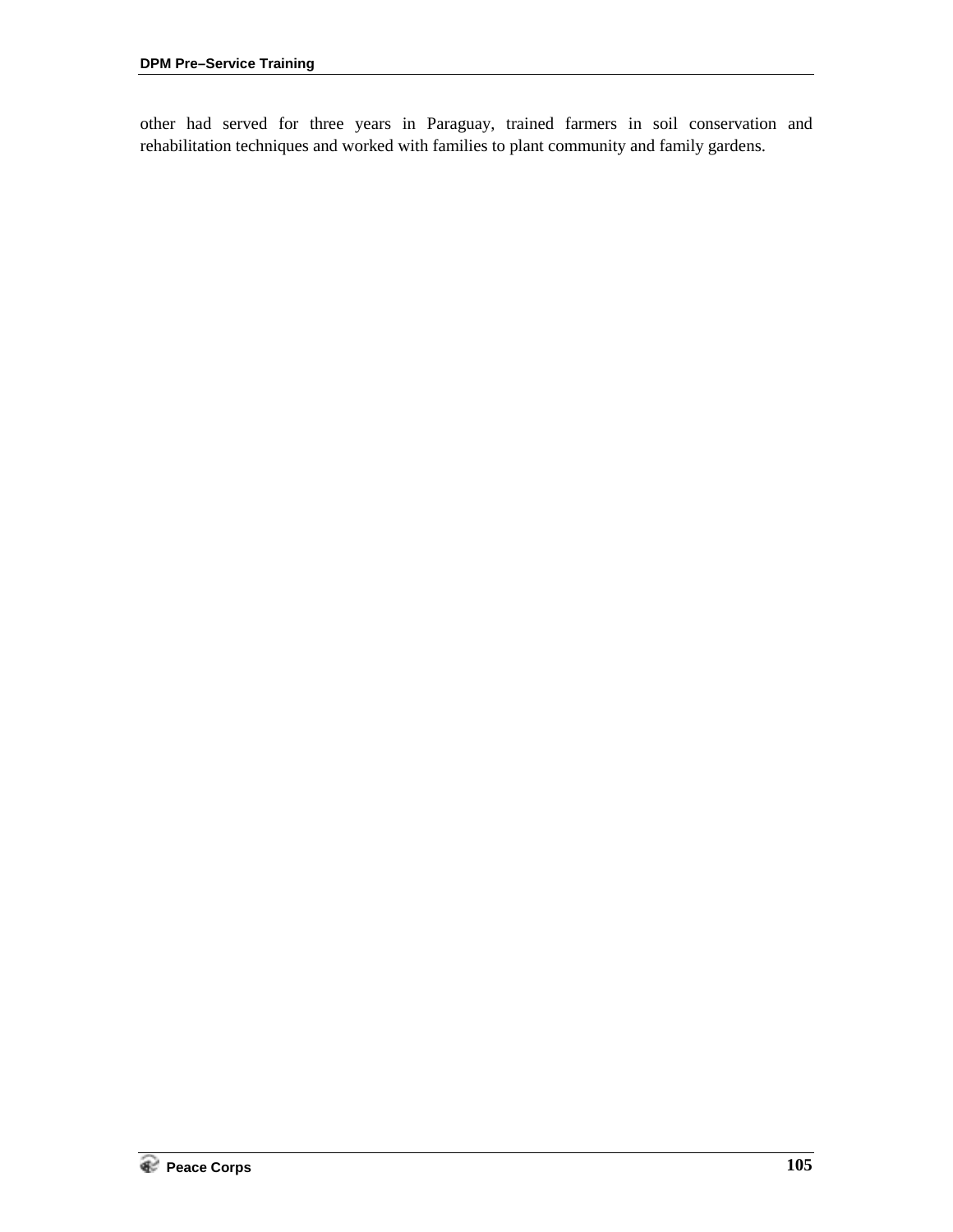other had served for three years in Paraguay, trained farmers in soil conservation and rehabilitation techniques and worked with families to plant community and family gardens.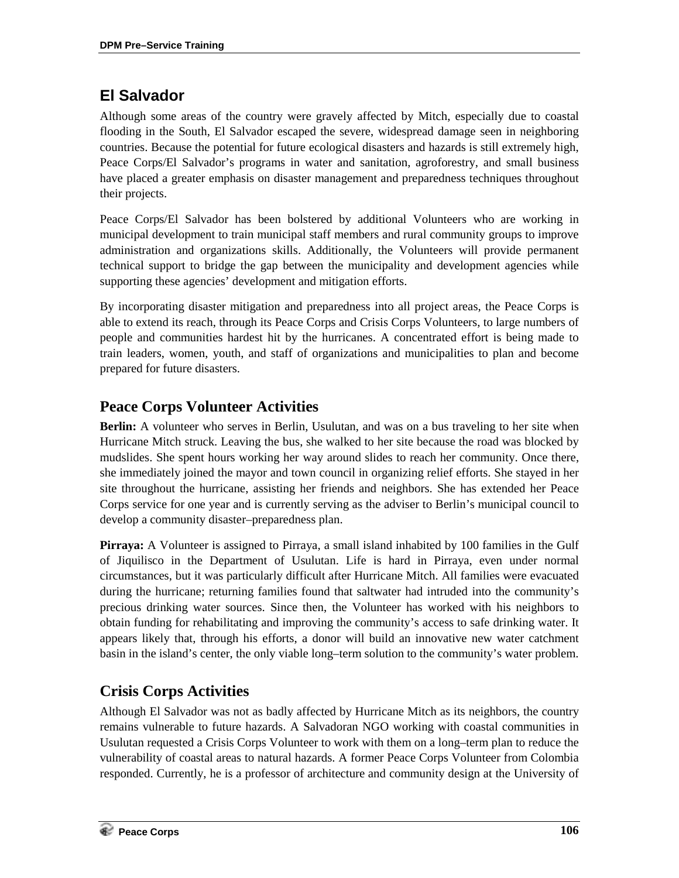## El Salvador

Although some areas of the country were gravely affected by Mitch, especially due to coastal flooding in the South, El Salvador escaped the severe, widespread damage seen in neighboring countries. Because the potential for future ecological disasters and hazards is still extremely high, Peace Corps/El Salvador's programs in water and sanitation, agroforestry, and small business have placed a greater emphasis on disaster management and preparedness techniques throughout their projects.

Peace Corps/El Salvador has been bolstered by additional Volunteers who are working in municipal development to train municipal staff members and rural community groups to improve administration and organizations skills. Additionally, the Volunteers will provide permanent technical support to bridge the gap between the municipality and development agencies while supporting these agencies' development and mitigation efforts.

By incorporating disaster mitigation and preparedness into all project areas, the Peace Corps is able to extend its reach, through its Peace Corps and Crisis Corps Volunteers, to large numbers of people and communities hardest hit by the hurricanes. A concentrated effort is being made to train leaders, women, youth, and staff of organizations and municipalities to plan and become prepared for future disasters.

## Peace Corps Volunteer Activities

**Berlin:** A volunteer who serves in Berlin, Usulutan, and was on a bus traveling to her site when Hurricane Mitch struck. Leaving the bus, she walked to her site because the road was blocked by mudslides. She spent hours working her way around slides to reach her community. Once there, she immediately joined the mayor and town council in organizing relief efforts. She stayed in her site throughout the hurricane, assisting her friends and neighbors. She has extended her Peace Corps service for one year and is currently serving as the adviser to Berlin's municipal council to develop a community disaster–preparedness plan.

**Pirraya:** A Volunteer is assigned to Pirraya, a small island inhabited by 100 families in the Gulf of Jiquilisco in the Department of Usulutan. Life is hard in Pirraya, even under normal circumstances, but it was particularly difficult after Hurricane Mitch. All families were evacuated during the hurricane; returning families found that saltwater had intruded into the community's precious drinking water sources. Since then, the Volunteer has worked with his neighbors to obtain funding for rehabilitating and improving the community's access to safe drinking water. It appears likely that, through his efforts, a donor will build an innovative new water catchment basin in the island's center, the only viable long–term solution to the community's water problem.

## Crisis Corps Activities

Although El Salvador was not as badly affected by Hurricane Mitch as its neighbors, the country remains vulnerable to future hazards. A Salvadoran NGO working with coastal communities in Usulutan requested a Crisis Corps Volunteer to work with them on a long–term plan to reduce the vulnerability of coastal areas to natural hazards. A former Peace Corps Volunteer from Colombia responded. Currently, he is a professor of architecture and community design at the University of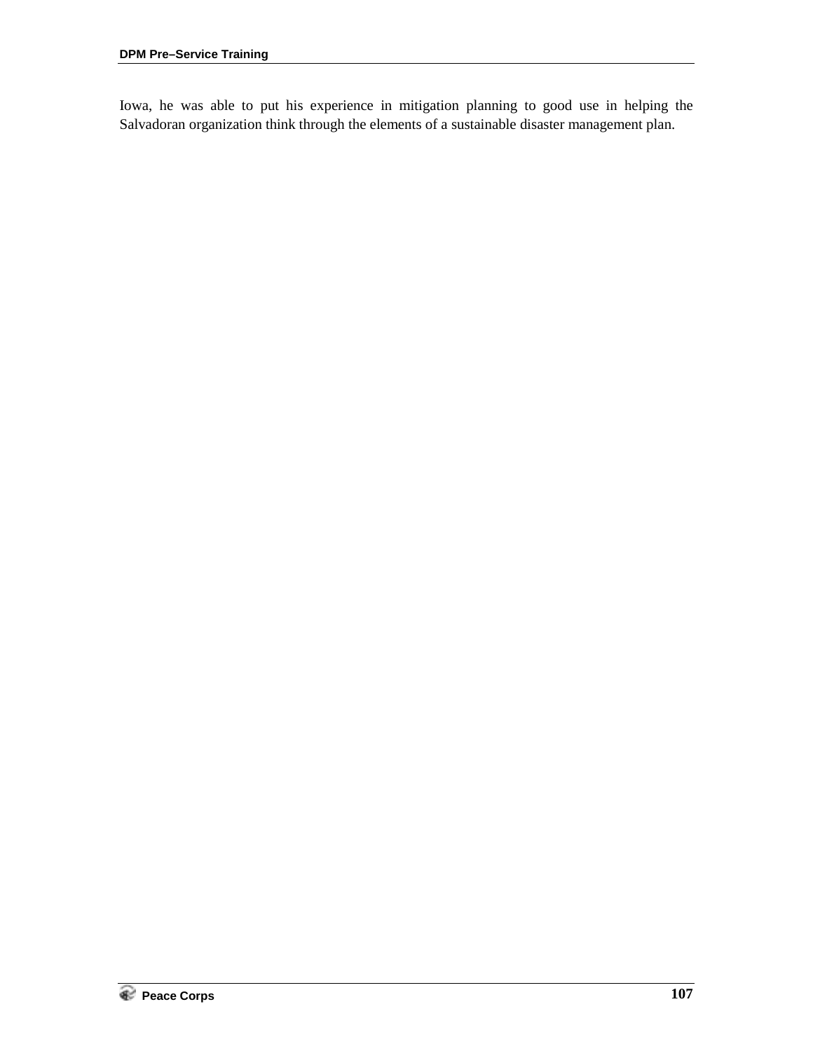Iowa, he was able to put his experience in mitigation planning to good use in helping the Salvadoran organization think through the elements of a sustainable disaster management plan.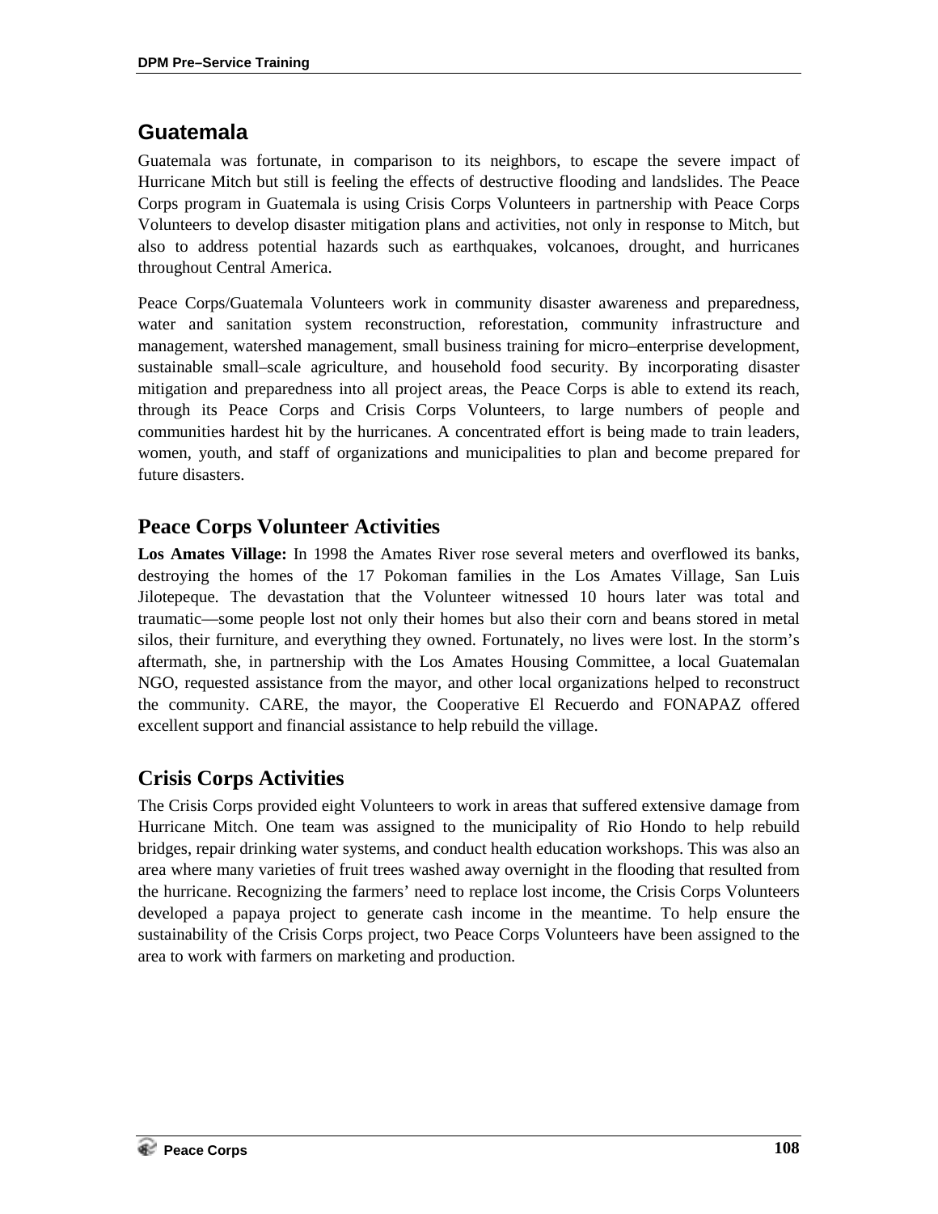## Guatemala

Guatemala was fortunate, in comparison to its neighbors, to escape the severe impact of Hurricane Mitch but still is feeling the effects of destructive flooding and landslides. The Peace Corps program in Guatemala is using Crisis Corps Volunteers in partnership with Peace Corps Volunteers to develop disaster mitigation plans and activities, not only in response to Mitch, but also to address potential hazards such as earthquakes, volcanoes, drought, and hurricanes throughout Central America.

Peace Corps/Guatemala Volunteers work in community disaster awareness and preparedness, water and sanitation system reconstruction, reforestation, community infrastructure and management, watershed management, small business training for micro–enterprise development, sustainable small–scale agriculture, and household food security. By incorporating disaster mitigation and preparedness into all project areas, the Peace Corps is able to extend its reach, through its Peace Corps and Crisis Corps Volunteers, to large numbers of people and communities hardest hit by the hurricanes. A concentrated effort is being made to train leaders, women, youth, and staff of organizations and municipalities to plan and become prepared for future disasters.

## Peace Corps Volunteer Activities

**Los Amates Village:** In 1998 the Amates River rose several meters and overflowed its banks, destroying the homes of the 17 Pokoman families in the Los Amates Village, San Luis Jilotepeque. The devastation that the Volunteer witnessed 10 hours later was total and traumatic—some people lost not only their homes but also their corn and beans stored in metal silos, their furniture, and everything they owned. Fortunately, no lives were lost. In the storm's aftermath, she, in partnership with the Los Amates Housing Committee, a local Guatemalan NGO, requested assistance from the mayor, and other local organizations helped to reconstruct the community. CARE, the mayor, the Cooperative El Recuerdo and FONAPAZ offered excellent support and financial assistance to help rebuild the village.

## Crisis Corps Activities

The Crisis Corps provided eight Volunteers to work in areas that suffered extensive damage from Hurricane Mitch. One team was assigned to the municipality of Rio Hondo to help rebuild bridges, repair drinking water systems, and conduct health education workshops. This was also an area where many varieties of fruit trees washed away overnight in the flooding that resulted from the hurricane. Recognizing the farmers' need to replace lost income, the Crisis Corps Volunteers developed a papaya project to generate cash income in the meantime. To help ensure the sustainability of the Crisis Corps project, two Peace Corps Volunteers have been assigned to the area to work with farmers on marketing and production.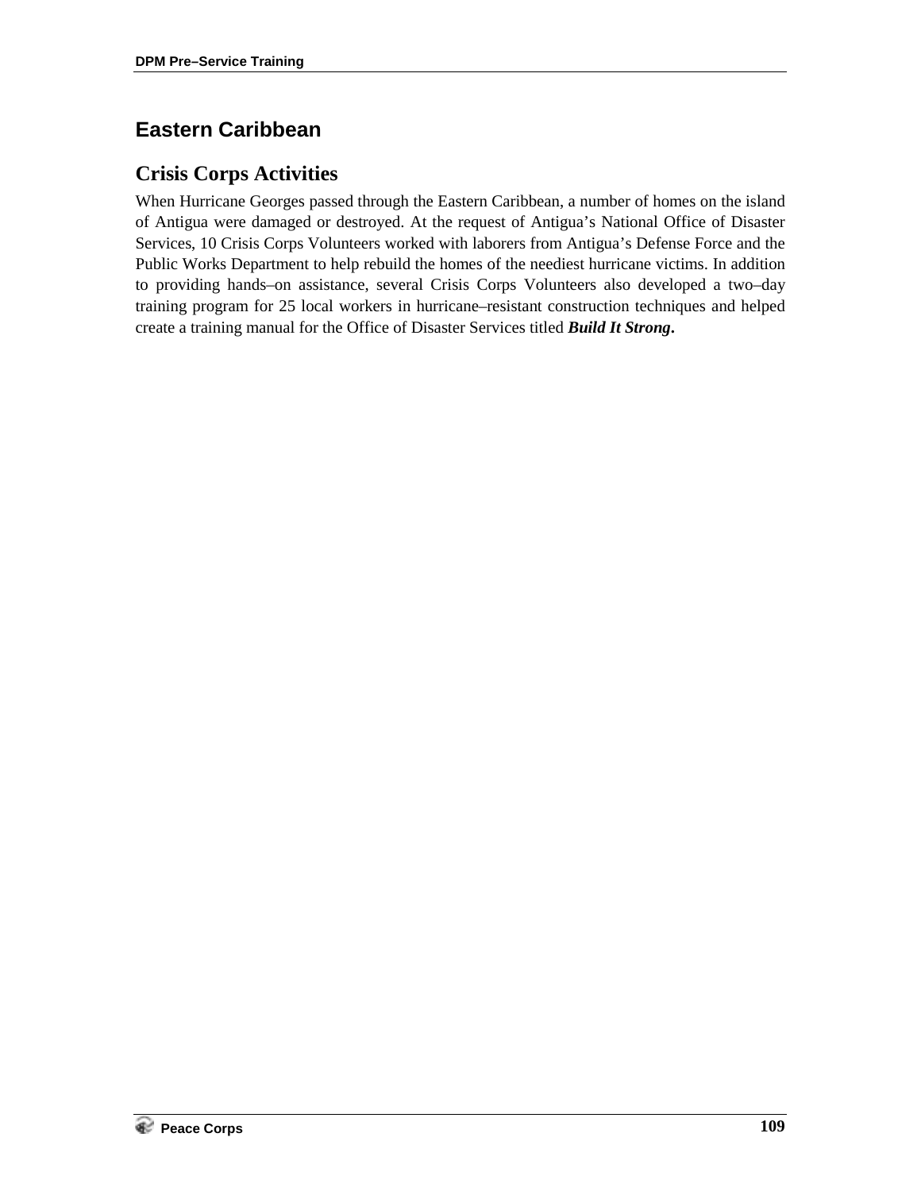## Eastern Caribbean

### Crisis Corps Activities

When Hurricane Georges passed through the Eastern Caribbean, a number of homes on the island of Antigua were damaged or destroyed. At the request of Antigua's National Office of Disaster Services, 10 Crisis Corps Volunteers worked with laborers from Antigua's Defense Force and the Public Works Department to help rebuild the homes of the neediest hurricane victims. In addition to providing hands–on assistance, several Crisis Corps Volunteers also developed a two–day training program for 25 local workers in hurricane–resistant construction techniques and helped create a training manual for the Office of Disaster Services titled ***Build It Strong*.**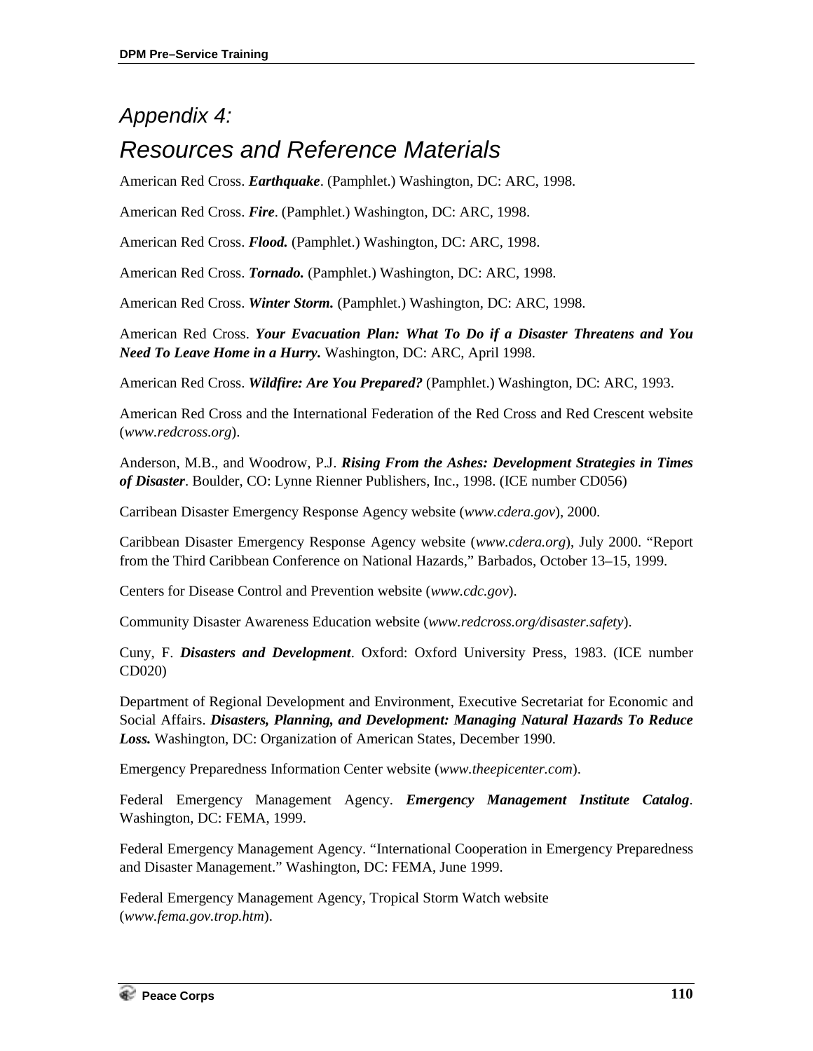# Appendix 4:
# Resources and Reference Materials

American Red Cross. ***Earthquake***. (Pamphlet.) Washington, DC: ARC, 1998.

American Red Cross. ***Fire***. (Pamphlet.) Washington, DC: ARC, 1998.

American Red Cross. ***Flood.*** (Pamphlet.) Washington, DC: ARC, 1998.

American Red Cross. ***Tornado.*** (Pamphlet.) Washington, DC: ARC, 1998.

American Red Cross. ***Winter Storm.*** (Pamphlet.) Washington, DC: ARC, 1998.

American Red Cross. ***Your Evacuation Plan: What To Do if a Disaster Threatens and You Need To Leave Home in a Hurry.*** Washington, DC: ARC, April 1998.

American Red Cross. ***Wildfire: Are You Prepared?*** (Pamphlet.) Washington, DC: ARC, 1993.

American Red Cross and the International Federation of the Red Cross and Red Crescent website (*www.redcross.org*).

Anderson, M.B., and Woodrow, P.J. ***Rising From the Ashes: Development Strategies in Times of Disaster***. Boulder, CO: Lynne Rienner Publishers, Inc., 1998. (ICE number CD056)

Carribean Disaster Emergency Response Agency website (*www.cdera.gov*), 2000.

Caribbean Disaster Emergency Response Agency website (*www.cdera.org*), July 2000. "Report from the Third Caribbean Conference on National Hazards," Barbados, October 13–15, 1999.

Centers for Disease Control and Prevention website (*www.cdc.gov*).

Community Disaster Awareness Education website (*www.redcross.org/disaster.safety*).

Cuny, F. ***Disasters and Development***. Oxford: Oxford University Press, 1983. (ICE number CD020)

Department of Regional Development and Environment, Executive Secretariat for Economic and Social Affairs. ***Disasters, Planning, and Development: Managing Natural Hazards To Reduce Loss.*** Washington, DC: Organization of American States, December 1990.

Emergency Preparedness Information Center website (*www.theepicenter.com*).

Federal Emergency Management Agency. ***Emergency Management Institute Catalog***. Washington, DC: FEMA, 1999.

Federal Emergency Management Agency. "International Cooperation in Emergency Preparedness and Disaster Management." Washington, DC: FEMA, June 1999.

Federal Emergency Management Agency, Tropical Storm Watch website (*www.fema.gov.trop.htm*).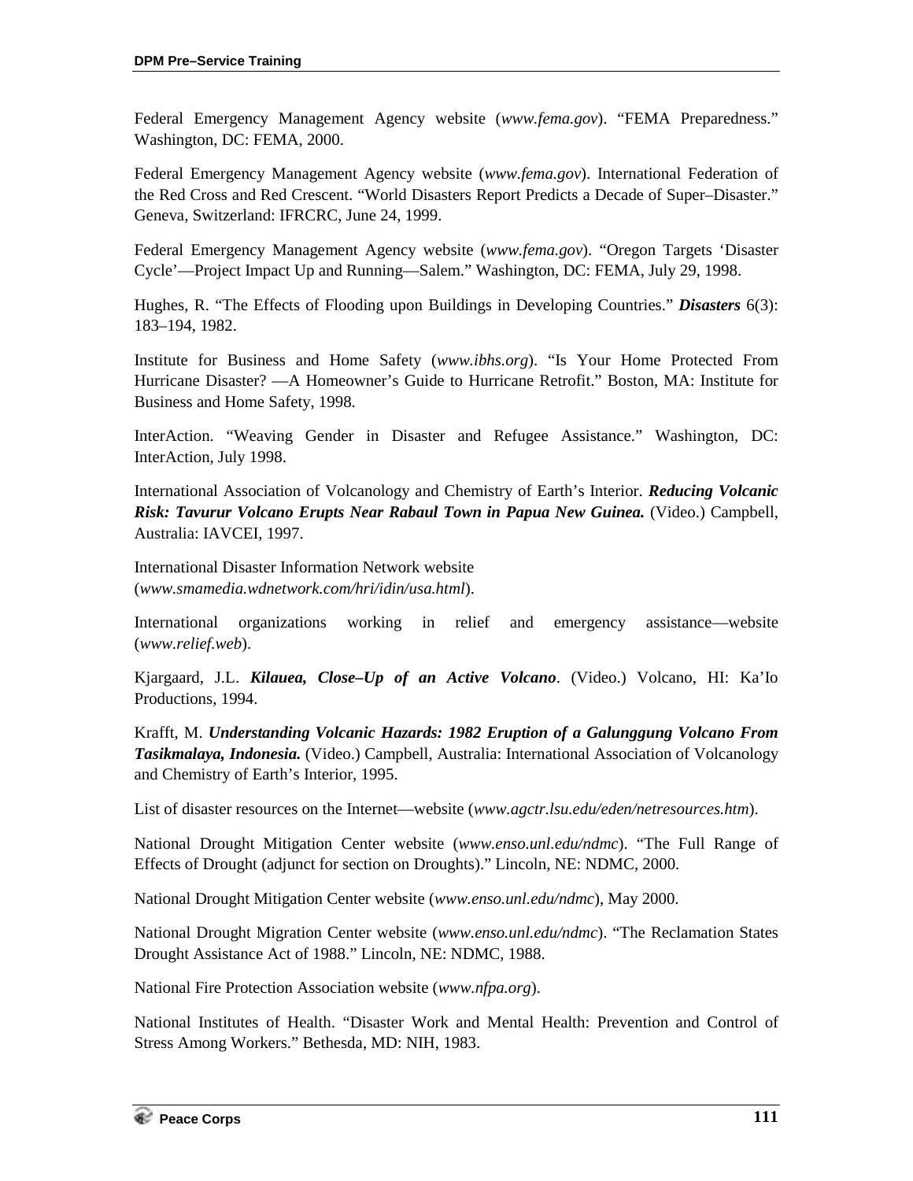Federal Emergency Management Agency website (*www.fema.gov*). "FEMA Preparedness." Washington, DC: FEMA, 2000.

Federal Emergency Management Agency website (*www.fema.gov*). International Federation of the Red Cross and Red Crescent. "World Disasters Report Predicts a Decade of Super–Disaster." Geneva, Switzerland: IFRCRC, June 24, 1999.

Federal Emergency Management Agency website (*www.fema.gov*). "Oregon Targets 'Disaster Cycle'—Project Impact Up and Running—Salem." Washington, DC: FEMA, July 29, 1998.

Hughes, R. "The Effects of Flooding upon Buildings in Developing Countries." ***Disasters*** 6(3): 183–194, 1982.

Institute for Business and Home Safety (*www.ibhs.org*). "Is Your Home Protected From Hurricane Disaster? —A Homeowner's Guide to Hurricane Retrofit." Boston, MA: Institute for Business and Home Safety, 1998.

InterAction. "Weaving Gender in Disaster and Refugee Assistance." Washington, DC: InterAction, July 1998.

International Association of Volcanology and Chemistry of Earth's Interior. ***Reducing Volcanic Risk: Tavurur Volcano Erupts Near Rabaul Town in Papua New Guinea.*** (Video.) Campbell, Australia: IAVCEI, 1997.

International Disaster Information Network website (*www.smamedia.wdnetwork.com/hri/idin/usa.html*).

International organizations working in relief and emergency assistance—website (*www.relief.web*).

Kjargaard, J.L. ***Kilauea, Close–Up of an Active Volcano***. (Video.) Volcano, HI: Ka'Io Productions, 1994.

Krafft, M. ***Understanding Volcanic Hazards: 1982 Eruption of a Galunggung Volcano From Tasikmalaya, Indonesia.*** (Video.) Campbell, Australia: International Association of Volcanology and Chemistry of Earth's Interior, 1995.

List of disaster resources on the Internet—website (*www.agctr.lsu.edu/eden/netresources.htm*).

National Drought Mitigation Center website (*www.enso.unl.edu/ndmc*). "The Full Range of Effects of Drought (adjunct for section on Droughts)." Lincoln, NE: NDMC, 2000.

National Drought Mitigation Center website (*www.enso.unl.edu/ndmc*), May 2000.

National Drought Migration Center website (*www.enso.unl.edu/ndmc*). "The Reclamation States Drought Assistance Act of 1988." Lincoln, NE: NDMC, 1988.

National Fire Protection Association website (*www.nfpa.org*).

National Institutes of Health. "Disaster Work and Mental Health: Prevention and Control of Stress Among Workers." Bethesda, MD: NIH, 1983.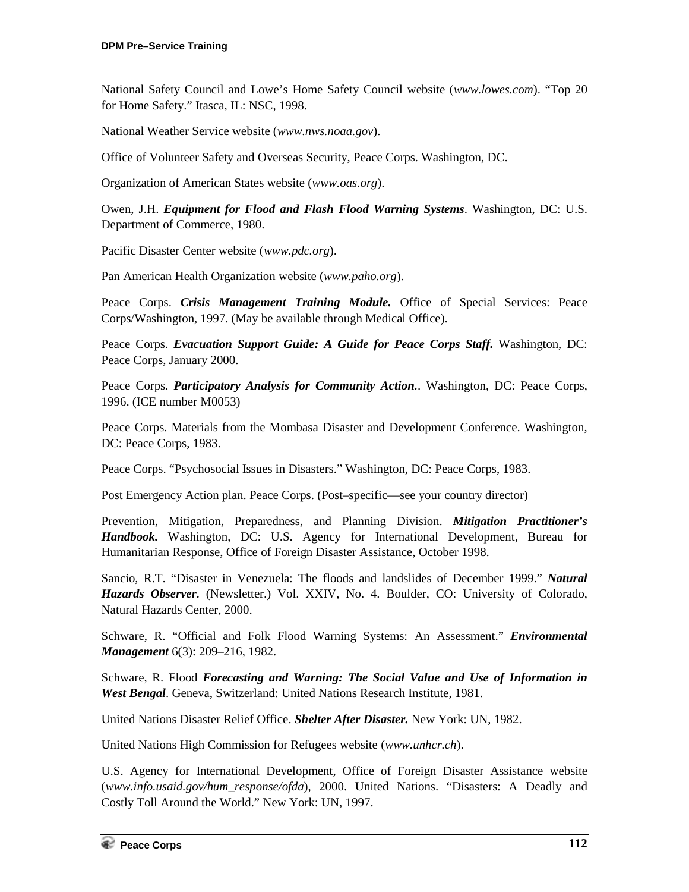National Safety Council and Lowe's Home Safety Council website (*www.lowes.com*). "Top 20 for Home Safety." Itasca, IL: NSC, 1998.

National Weather Service website (*www.nws.noaa.gov*).

Office of Volunteer Safety and Overseas Security, Peace Corps. Washington, DC.

Organization of American States website (*www.oas.org*).

Owen, J.H. ***Equipment for Flood and Flash Flood Warning Systems***. Washington, DC: U.S. Department of Commerce, 1980.

Pacific Disaster Center website (*www.pdc.org*).

Pan American Health Organization website (*www.paho.org*).

Peace Corps. ***Crisis Management Training Module.*** Office of Special Services: Peace Corps/Washington, 1997. (May be available through Medical Office).

Peace Corps. ***Evacuation Support Guide: A Guide for Peace Corps Staff.*** Washington, DC: Peace Corps, January 2000.

Peace Corps. ***Participatory Analysis for Community Action.***. Washington, DC: Peace Corps, 1996. (ICE number M0053)

Peace Corps. Materials from the Mombasa Disaster and Development Conference. Washington, DC: Peace Corps, 1983.

Peace Corps. "Psychosocial Issues in Disasters." Washington, DC: Peace Corps, 1983.

Post Emergency Action plan. Peace Corps. (Post–specific—see your country director)

Prevention, Mitigation, Preparedness, and Planning Division. ***Mitigation Practitioner's Handbook.*** Washington, DC: U.S. Agency for International Development, Bureau for Humanitarian Response, Office of Foreign Disaster Assistance, October 1998.

Sancio, R.T. "Disaster in Venezuela: The floods and landslides of December 1999." ***Natural Hazards Observer.*** (Newsletter.) Vol. XXIV, No. 4. Boulder, CO: University of Colorado, Natural Hazards Center, 2000.

Schware, R. "Official and Folk Flood Warning Systems: An Assessment." ***Environmental Management*** 6(3): 209–216, 1982.

Schware, R. Flood ***Forecasting and Warning: The Social Value and Use of Information in West Bengal***. Geneva, Switzerland: United Nations Research Institute, 1981.

United Nations Disaster Relief Office. ***Shelter After Disaster.*** New York: UN, 1982.

United Nations High Commission for Refugees website (*www.unhcr.ch*).

U.S. Agency for International Development, Office of Foreign Disaster Assistance website (*www.info.usaid.gov/hum_response/ofda*), 2000. United Nations. "Disasters: A Deadly and Costly Toll Around the World." New York: UN, 1997.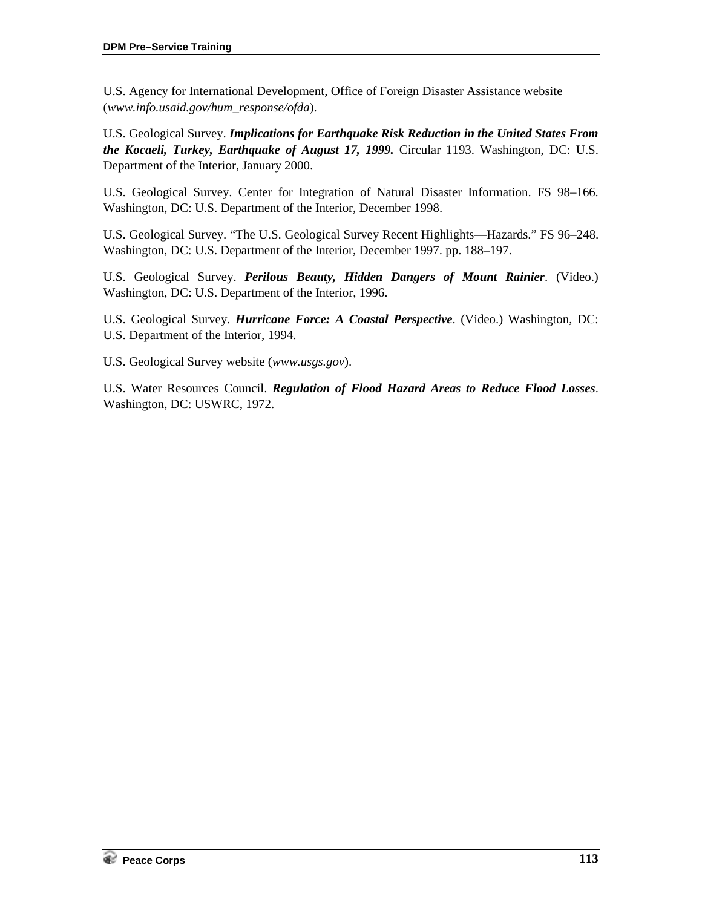U.S. Agency for International Development, Office of Foreign Disaster Assistance website (*www.info.usaid.gov/hum_response/ofda*).

U.S. Geological Survey. ***Implications for Earthquake Risk Reduction in the United States From the Kocaeli, Turkey, Earthquake of August 17, 1999.*** Circular 1193. Washington, DC: U.S. Department of the Interior, January 2000.

U.S. Geological Survey. Center for Integration of Natural Disaster Information. FS 98–166. Washington, DC: U.S. Department of the Interior, December 1998.

U.S. Geological Survey. "The U.S. Geological Survey Recent Highlights—Hazards." FS 96–248. Washington, DC: U.S. Department of the Interior, December 1997. pp. 188–197.

U.S. Geological Survey. ***Perilous Beauty, Hidden Dangers of Mount Rainier***. (Video.) Washington, DC: U.S. Department of the Interior, 1996.

U.S. Geological Survey. ***Hurricane Force: A Coastal Perspective***. (Video.) Washington, DC: U.S. Department of the Interior, 1994.

U.S. Geological Survey website (*www.usgs.gov*).

U.S. Water Resources Council. ***Regulation of Flood Hazard Areas to Reduce Flood Losses***. Washington, DC: USWRC, 1972.